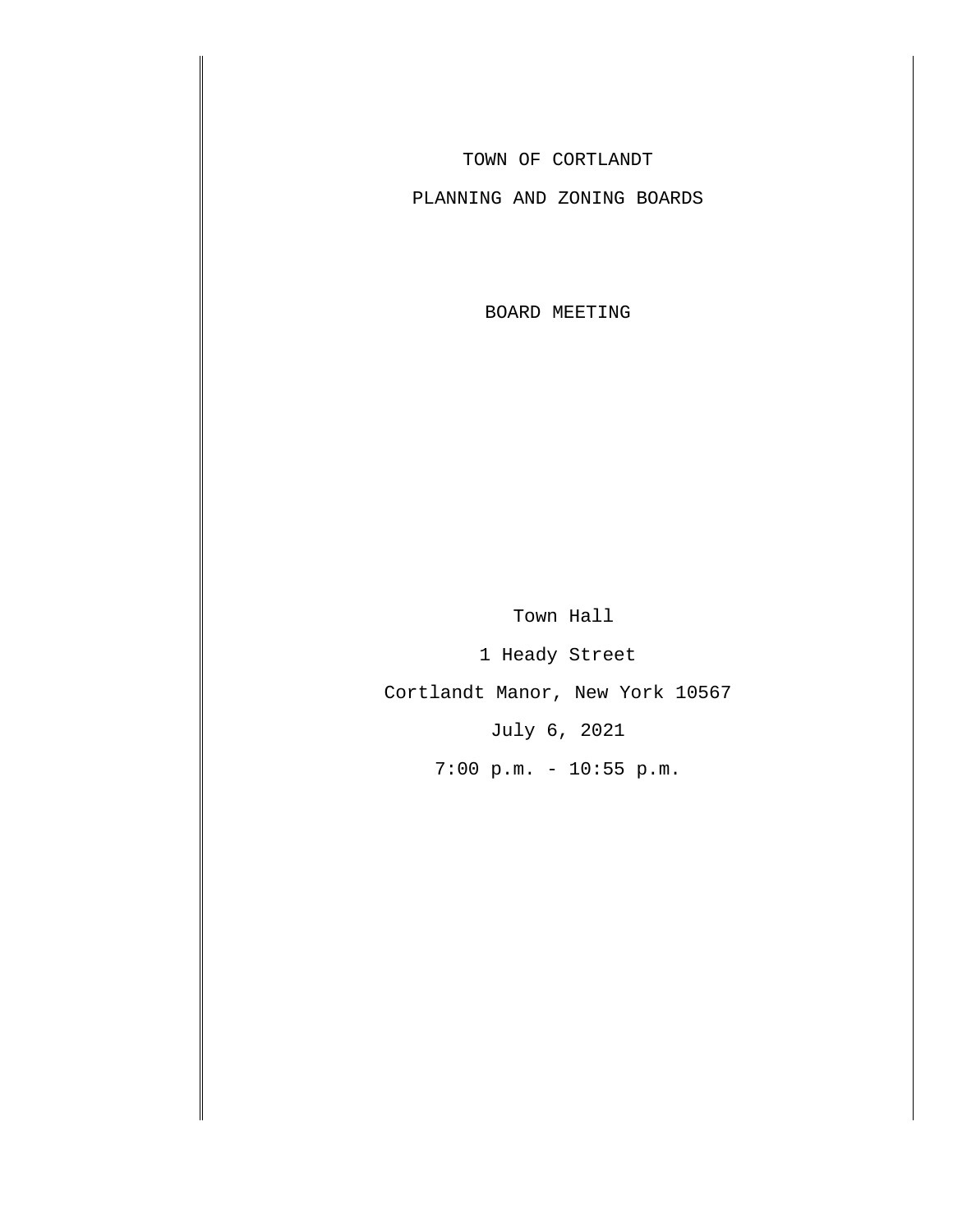TOWN OF CORTLANDT

PLANNING AND ZONING BOARDS

BOARD MEETING

Town Hall

1 Heady Street

Cortlandt Manor, New York 10567

July 6, 2021

7:00 p.m. - 10:55 p.m.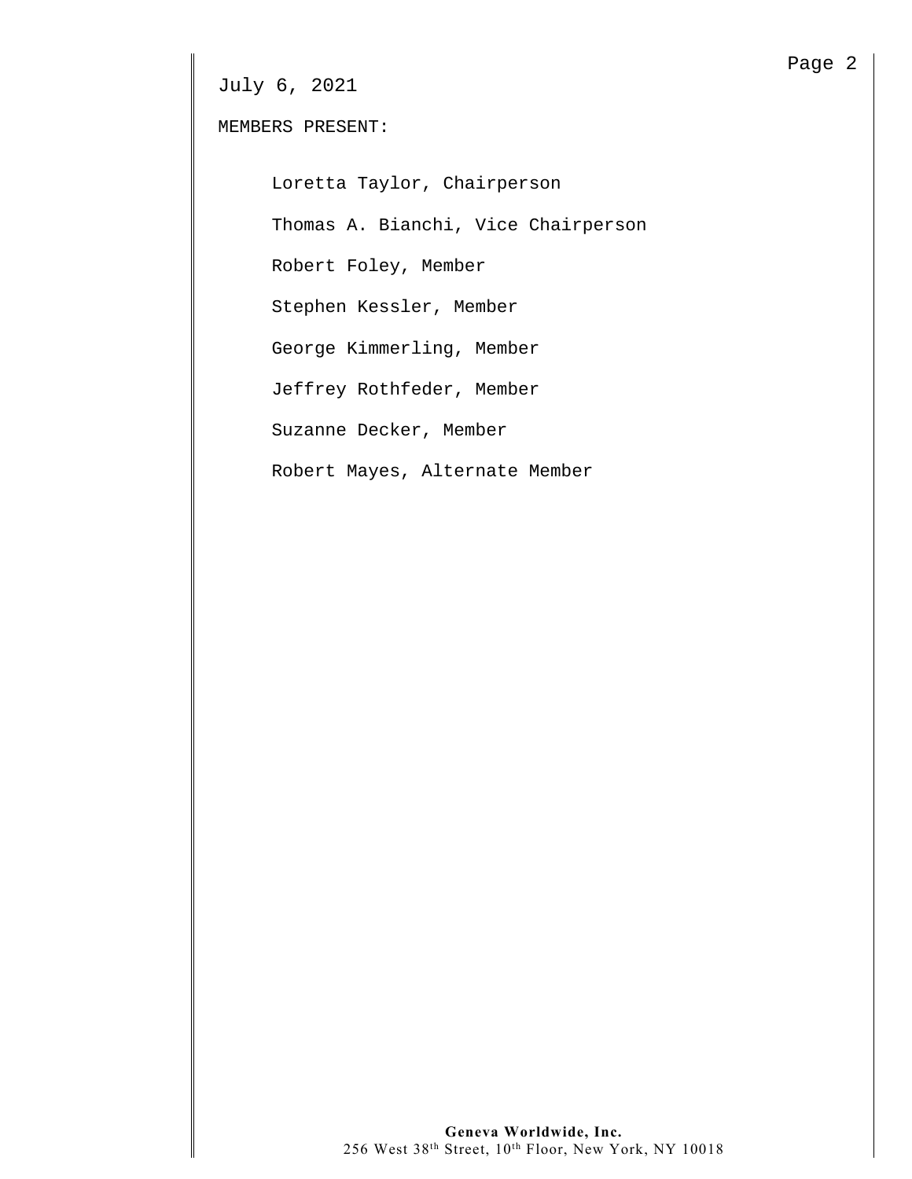July 6, 2021

MEMBERS PRESENT:

Loretta Taylor, Chairperson

Thomas A. Bianchi, Vice Chairperson

Robert Foley, Member

Stephen Kessler, Member

George Kimmerling, Member

Jeffrey Rothfeder, Member

Suzanne Decker, Member

Robert Mayes, Alternate Member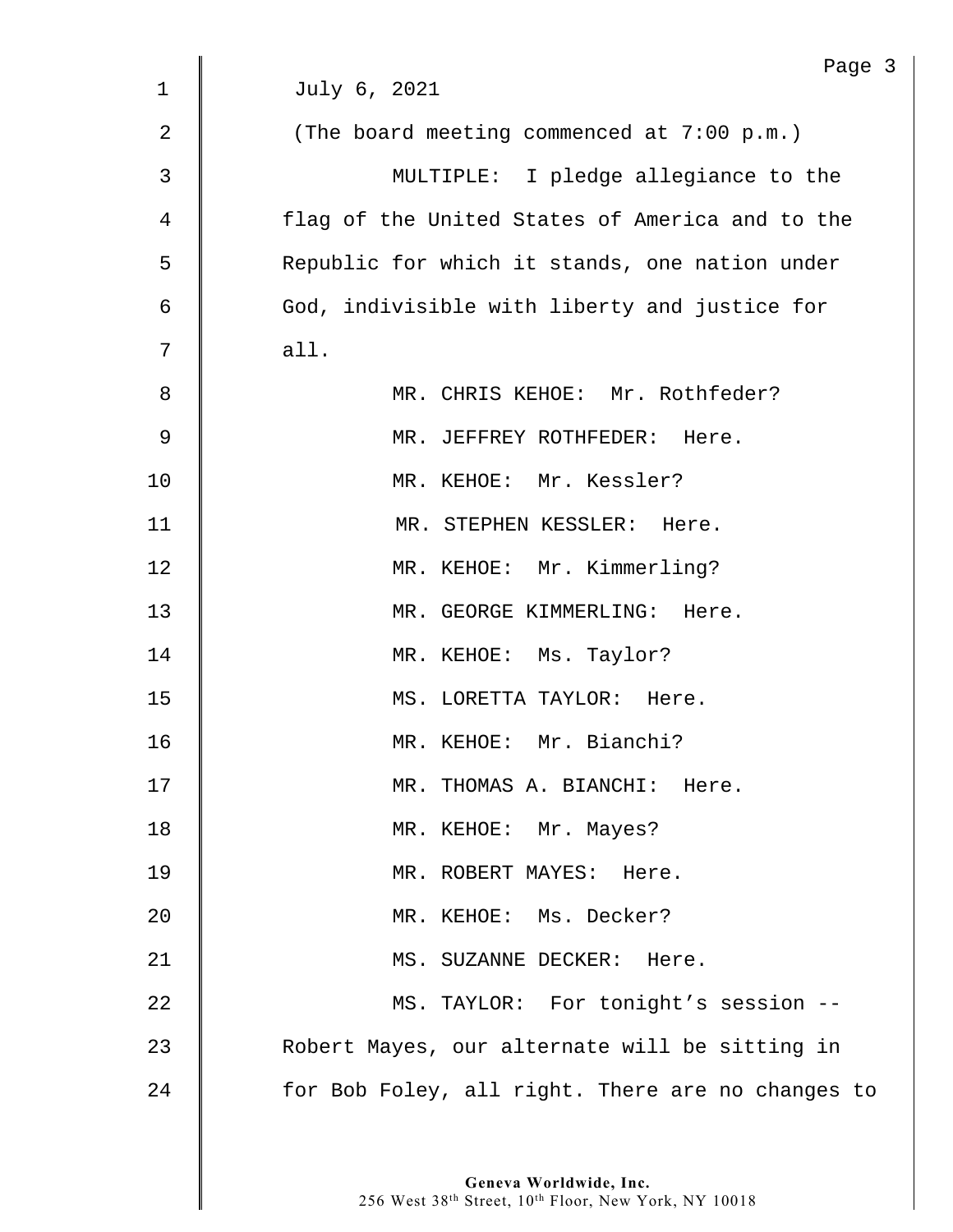July 6, 2021

(The board meeting commenced at 7:00 p.m.)

MULTIPLE: I pledge allegiance to the flag of the United States of America and to the Republic for which it stands, one nation under God, indivisible with liberty and justice for all.

MR. CHRIS KEHOE: Mr. Rothfeder?

MR. JEFFREY ROTHFEDER: Here.

MR. KEHOE: Mr. Kessler?

MR. STEPHEN KESSLER: Here.

MR. KEHOE: Mr. Kimmerling?

MR. GEORGE KIMMERLING: Here.

MR. KEHOE: Ms. Taylor?

MS. LORETTA TAYLOR: Here.

MR. KEHOE: Mr. Bianchi?

MR. THOMAS A. BIANCHI: Here.

MR. KEHOE: Mr. Mayes?

MR. ROBERT MAYES: Here.

MR. KEHOE: Ms. Decker?

MS. SUZANNE DECKER: Here.

MS. TAYLOR: For tonight's session -- Robert Mayes, our alternate will be sitting in for Bob Foley, all right. There are no changes to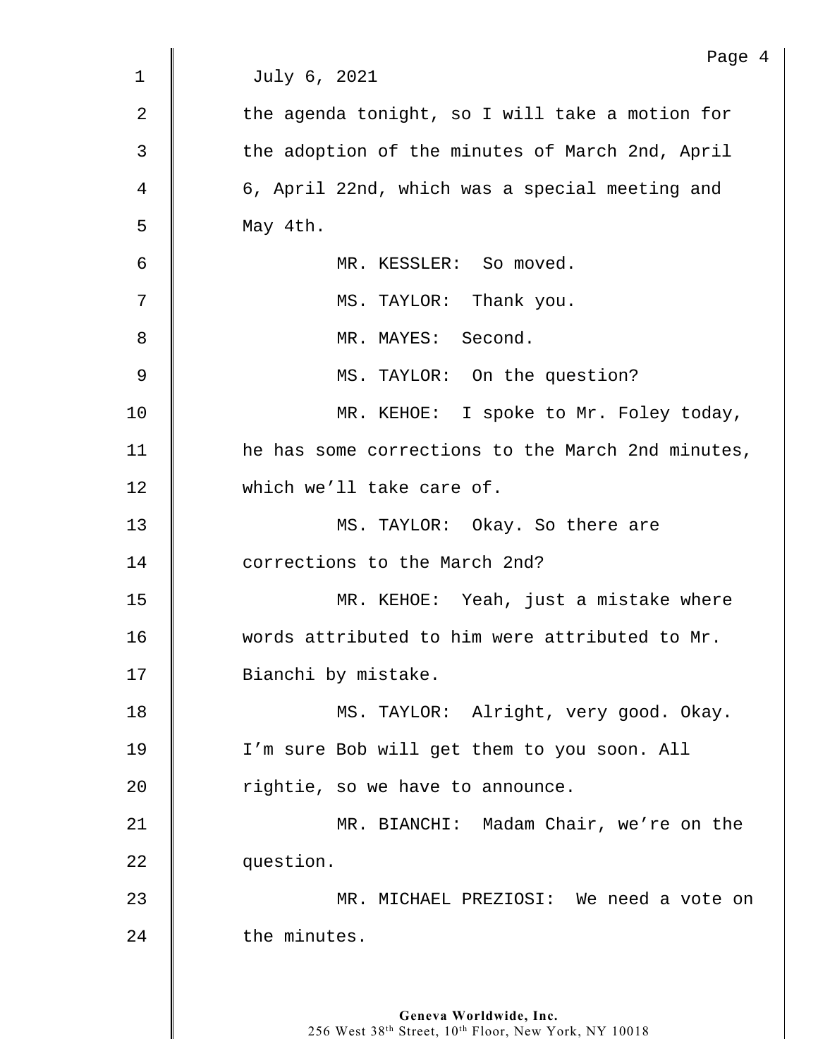July 6, 2021

the agenda tonight, so I will take a motion for the adoption of the minutes of March 2nd, April 6, April 22nd, which was a special meeting and May 4th.

MR. KESSLER: So moved.

MS. TAYLOR: Thank you.

MR. MAYES: Second.

MS. TAYLOR: On the question?

MR. KEHOE: I spoke to Mr. Foley today, he has some corrections to the March 2nd minutes, which we'll take care of.

MS. TAYLOR: Okay. So there are corrections to the March 2nd?

MR. KEHOE: Yeah, just a mistake where words attributed to him were attributed to Mr. Bianchi by mistake.

MS. TAYLOR: Alright, very good. Okay. I'm sure Bob will get them to you soon. All rightie, so we have to announce.

MR. BIANCHI: Madam Chair, we're on the question.

MR. MICHAEL PREZIOSI: We need a vote on the minutes.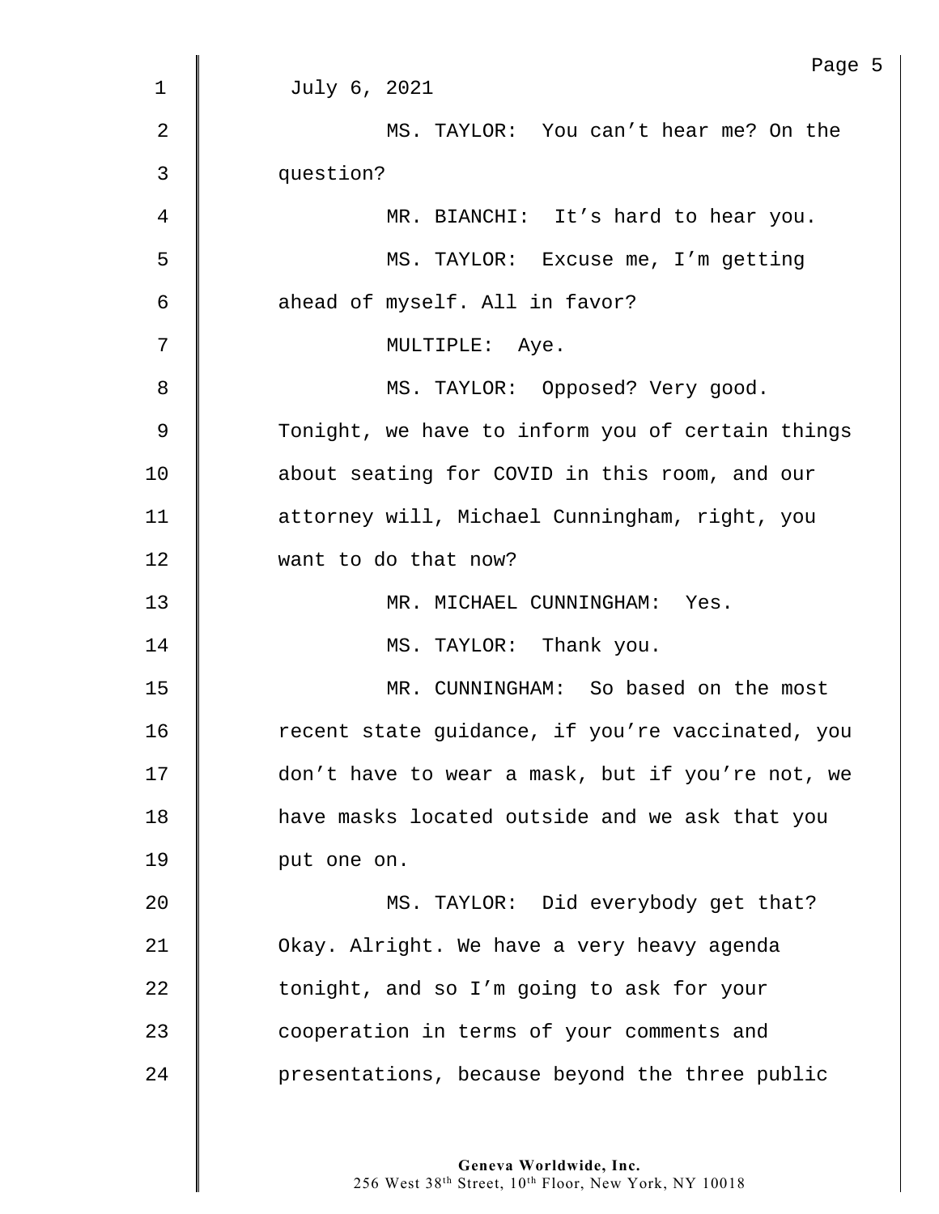July 6, 2021

MS. TAYLOR: You can't hear me? On the question?

MR. BIANCHI: It's hard to hear you.

MS. TAYLOR: Excuse me, I'm getting ahead of myself. All in favor?

MULTIPLE: Aye.

MS. TAYLOR: Opposed? Very good. Tonight, we have to inform you of certain things about seating for COVID in this room, and our attorney will, Michael Cunningham, right, you want to do that now?

MR. MICHAEL CUNNINGHAM: Yes.

MS. TAYLOR: Thank you.

MR. CUNNINGHAM: So based on the most recent state guidance, if you're vaccinated, you don't have to wear a mask, but if you're not, we have masks located outside and we ask that you put one on.

MS. TAYLOR: Did everybody get that? Okay. Alright. We have a very heavy agenda tonight, and so I'm going to ask for your cooperation in terms of your comments and presentations, because beyond the three public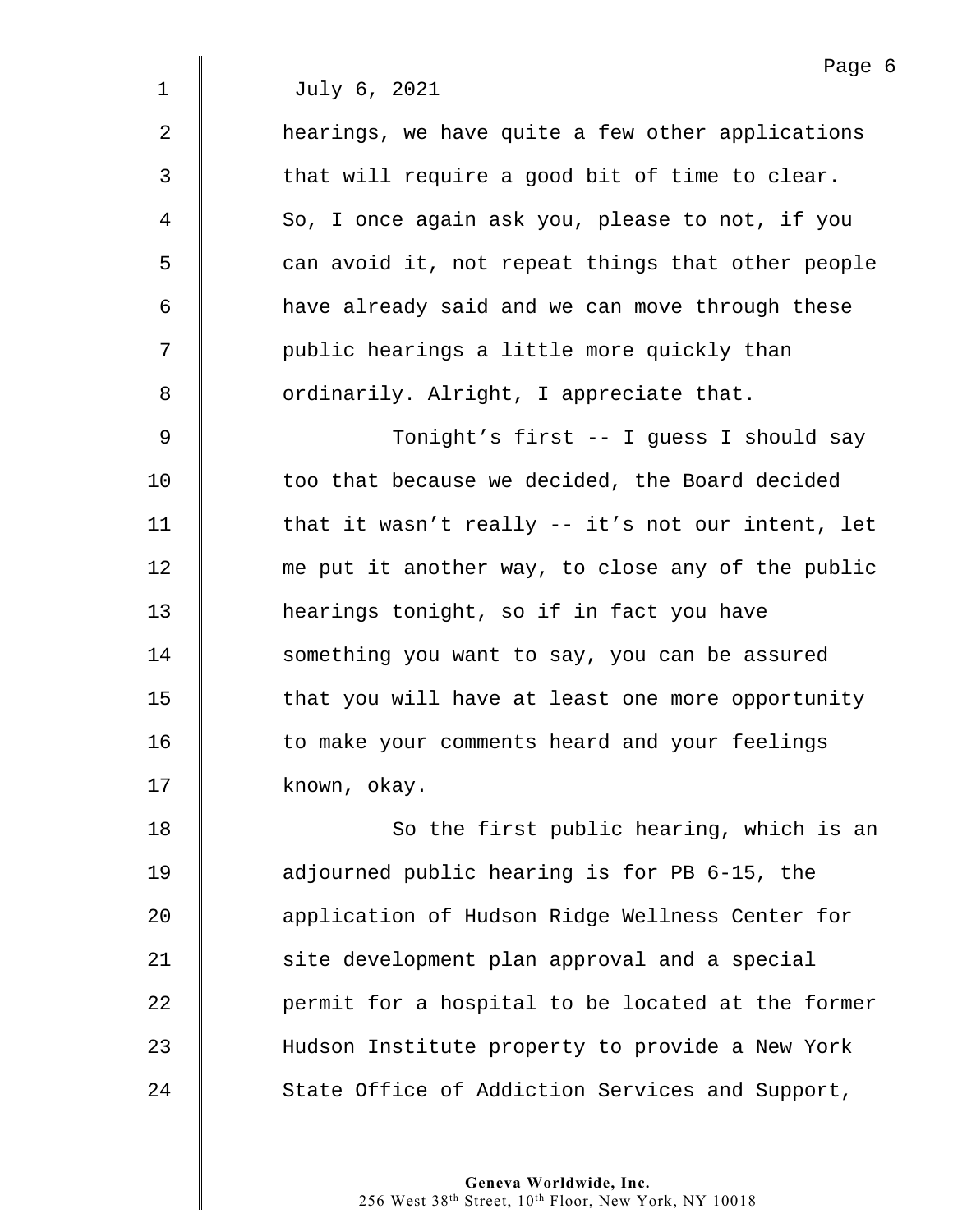July 6, 2021

hearings, we have quite a few other applications that will require a good bit of time to clear. So, I once again ask you, please to not, if you can avoid it, not repeat things that other people have already said and we can move through these public hearings a little more quickly than ordinarily. Alright, I appreciate that.

Tonight's first -- I guess I should say too that because we decided, the Board decided that it wasn't really -- it's not our intent, let me put it another way, to close any of the public hearings tonight, so if in fact you have something you want to say, you can be assured that you will have at least one more opportunity to make your comments heard and your feelings known, okay.

So the first public hearing, which is an adjourned public hearing is for PB 6-15, the application of Hudson Ridge Wellness Center for site development plan approval and a special permit for a hospital to be located at the former Hudson Institute property to provide a New York State Office of Addiction Services and Support,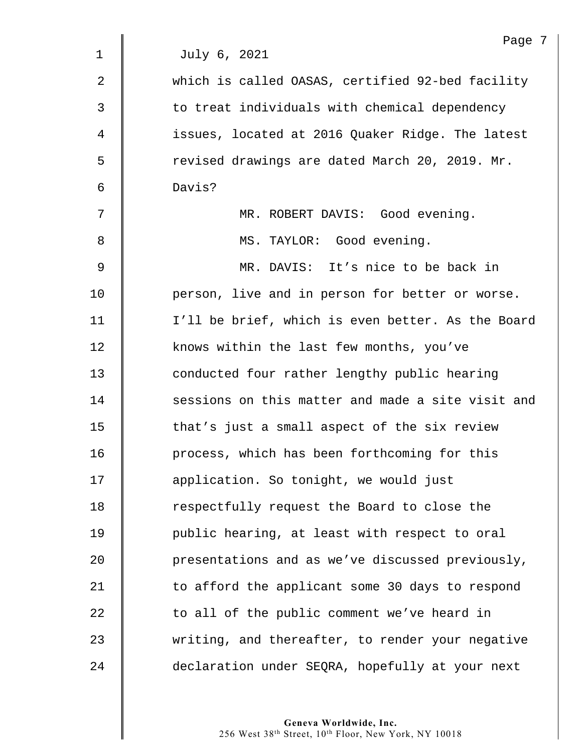July 6, 2021

which is called OASAS, certified 92-bed facility to treat individuals with chemical dependency issues, located at 2016 Quaker Ridge. The latest revised drawings are dated March 20, 2019. Mr. Davis?

MR. ROBERT DAVIS: Good evening.

MS. TAYLOR: Good evening.

MR. DAVIS: It's nice to be back in person, live and in person for better or worse. I'll be brief, which is even better. As the Board knows within the last few months, you've conducted four rather lengthy public hearing sessions on this matter and made a site visit and that's just a small aspect of the six review process, which has been forthcoming for this application. So tonight, we would just respectfully request the Board to close the public hearing, at least with respect to oral presentations and as we've discussed previously, to afford the applicant some 30 days to respond to all of the public comment we've heard in writing, and thereafter, to render your negative declaration under SEQRA, hopefully at your next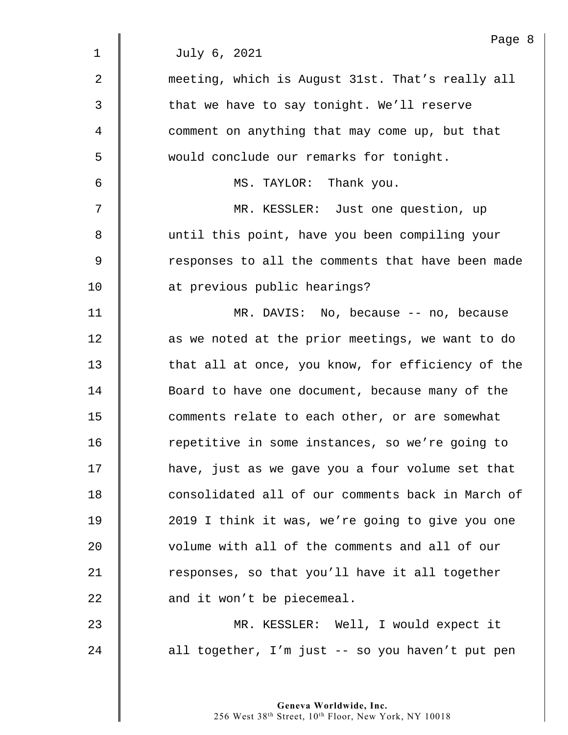July 6, 2021

meeting, which is August 31st. That's really all that we have to say tonight. We'll reserve comment on anything that may come up, but that would conclude our remarks for tonight.

MS. TAYLOR: Thank you.

MR. KESSLER: Just one question, up until this point, have you been compiling your responses to all the comments that have been made at previous public hearings?

MR. DAVIS: No, because -- no, because as we noted at the prior meetings, we want to do that all at once, you know, for efficiency of the Board to have one document, because many of the comments relate to each other, or are somewhat repetitive in some instances, so we're going to have, just as we gave you a four volume set that consolidated all of our comments back in March of 2019 I think it was, we're going to give you one volume with all of the comments and all of our responses, so that you'll have it all together and it won't be piecemeal.

MR. KESSLER: Well, I would expect it all together, I'm just -- so you haven't put pen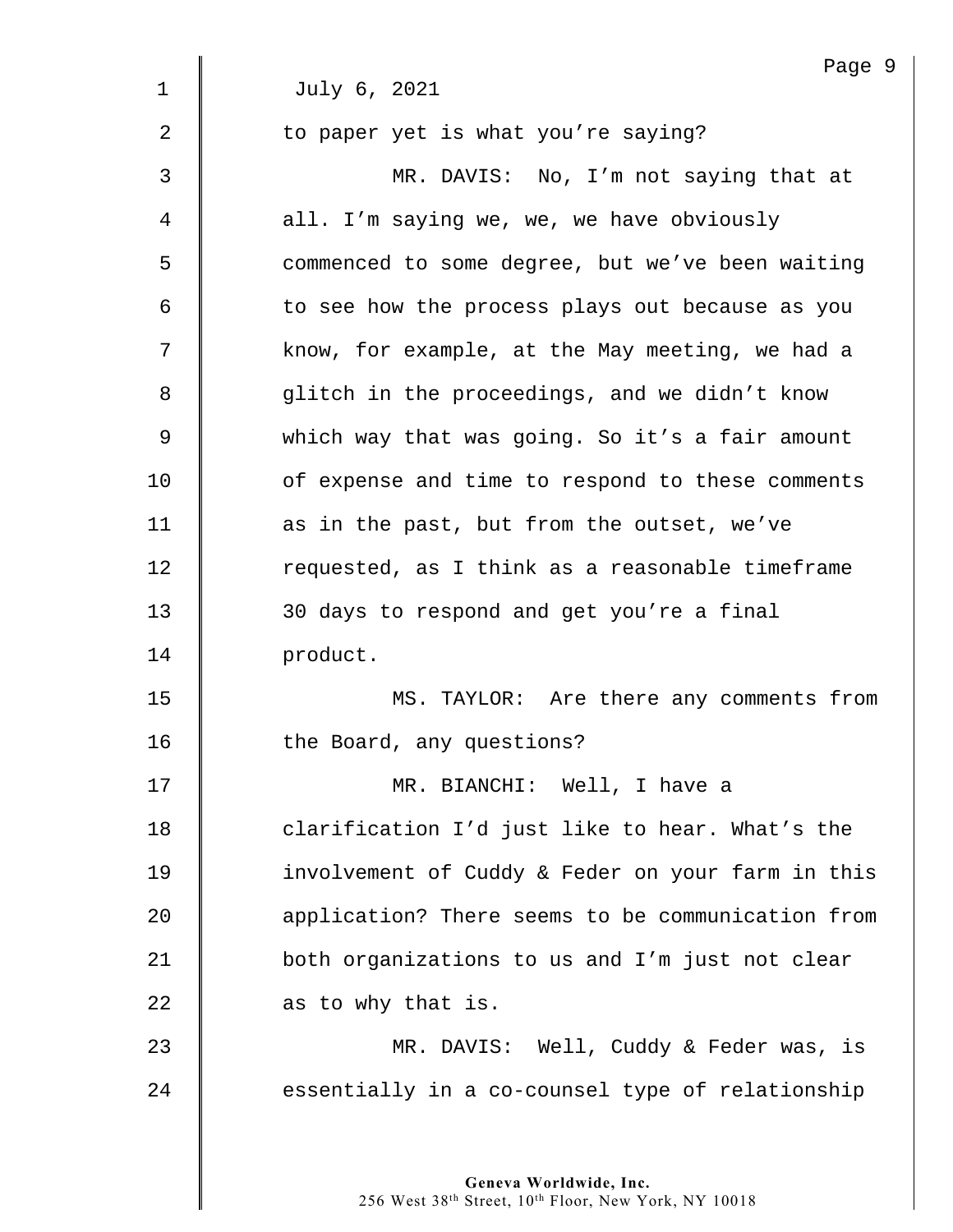July 6, 2021

to paper yet is what you're saying?

MR. DAVIS: No, I'm not saying that at all. I'm saying we, we, we have obviously commenced to some degree, but we've been waiting to see how the process plays out because as you know, for example, at the May meeting, we had a glitch in the proceedings, and we didn't know which way that was going. So it's a fair amount of expense and time to respond to these comments as in the past, but from the outset, we've requested, as I think as a reasonable timeframe 30 days to respond and get you're a final product.

MS. TAYLOR: Are there any comments from the Board, any questions?

MR. BIANCHI: Well, I have a clarification I'd just like to hear. What's the involvement of Cuddy & Feder on your farm in this application? There seems to be communication from both organizations to us and I'm just not clear as to why that is.

MR. DAVIS: Well, Cuddy & Feder was, is essentially in a co-counsel type of relationship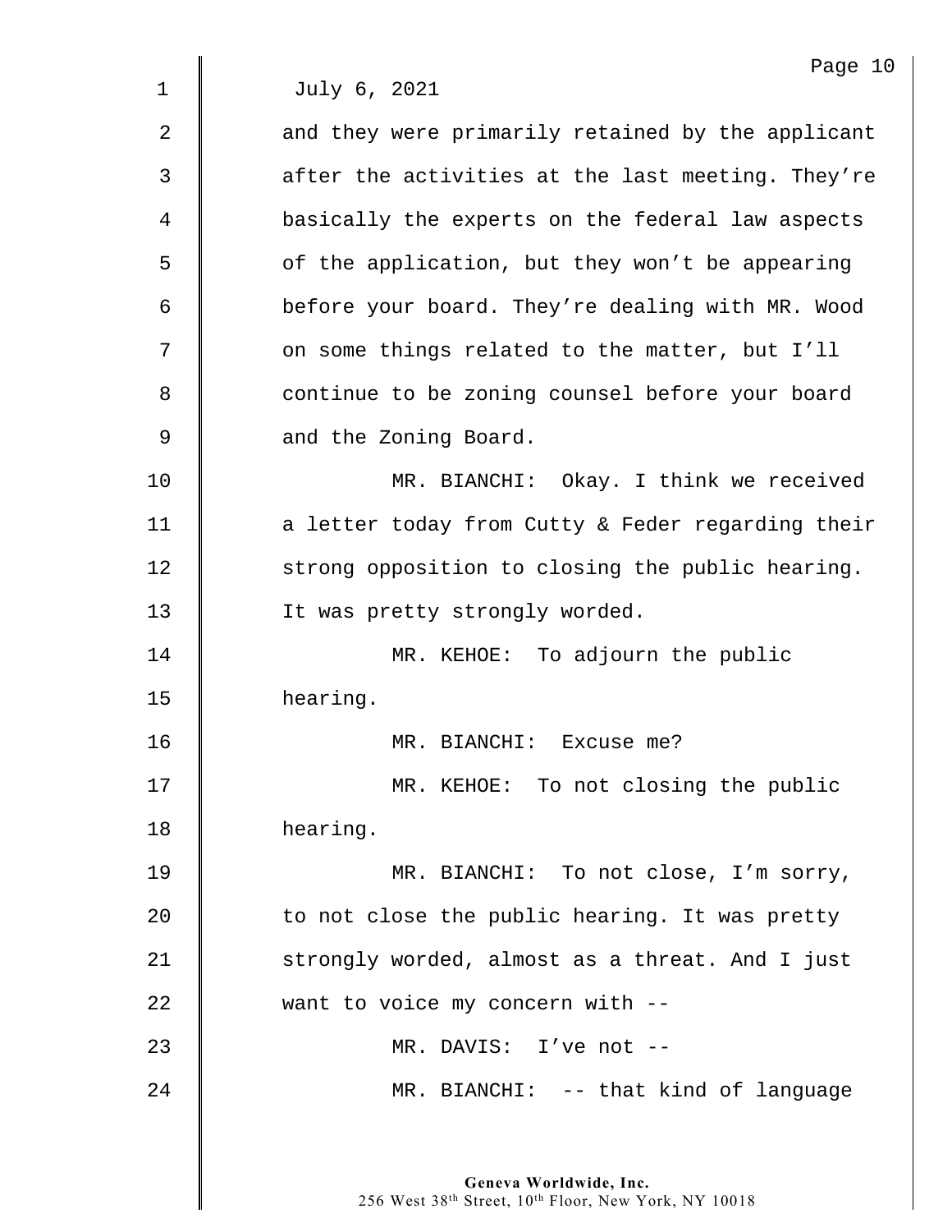July 6, 2021

and they were primarily retained by the applicant after the activities at the last meeting. They're basically the experts on the federal law aspects of the application, but they won't be appearing before your board. They're dealing with MR. Wood on some things related to the matter, but I'll continue to be zoning counsel before your board and the Zoning Board.

MR. BIANCHI: Okay. I think we received a letter today from Cutty & Feder regarding their strong opposition to closing the public hearing. It was pretty strongly worded.

MR. KEHOE: To adjourn the public hearing.

MR. BIANCHI: Excuse me?

MR. KEHOE: To not closing the public hearing.

MR. BIANCHI: To not close, I'm sorry, to not close the public hearing. It was pretty strongly worded, almost as a threat. And I just want to voice my concern with --

MR. DAVIS: I've not --

MR. BIANCHI: -- that kind of language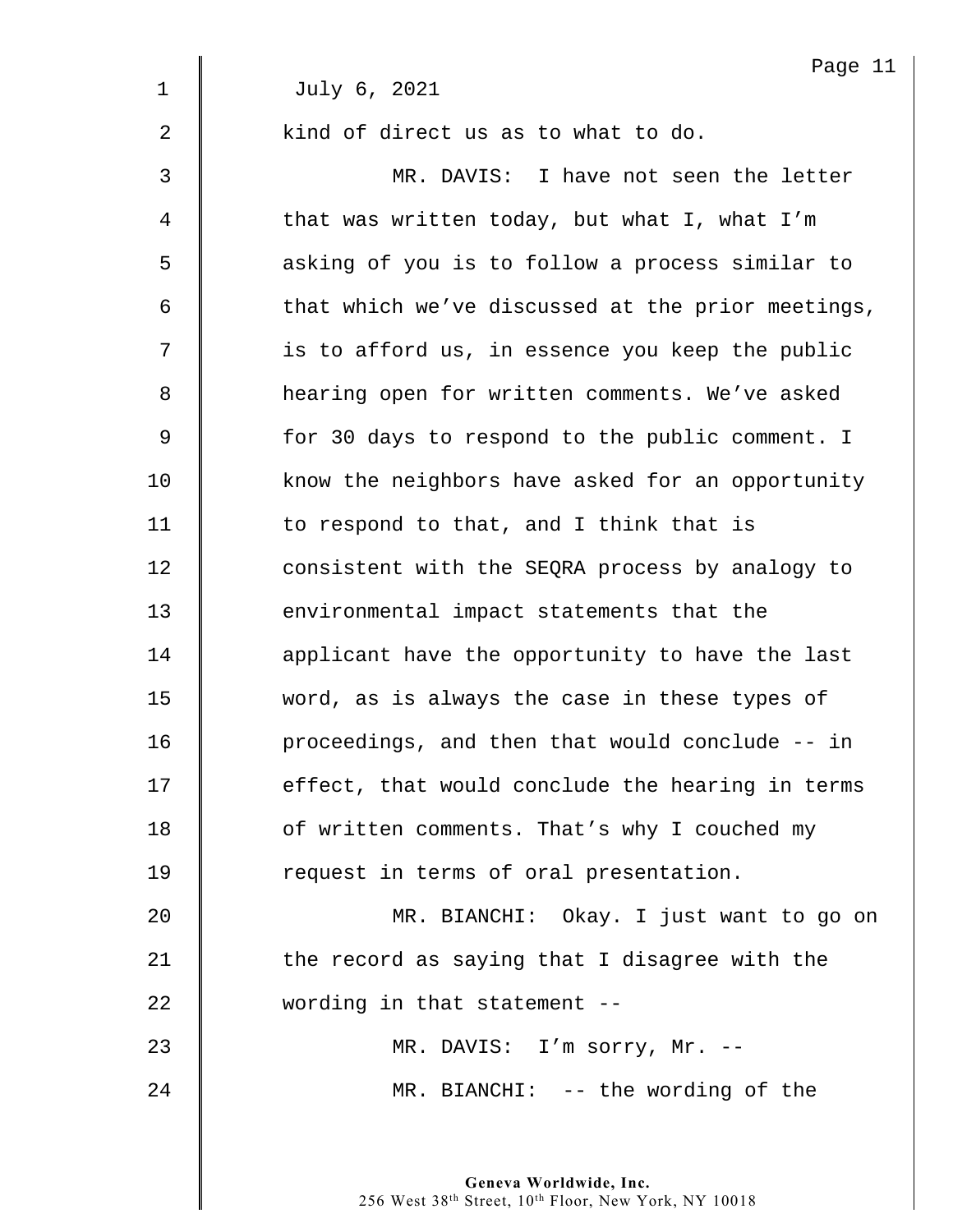July 6, 2021

kind of direct us as to what to do.

MR. DAVIS: I have not seen the letter that was written today, but what I, what I'm asking of you is to follow a process similar to that which we've discussed at the prior meetings, is to afford us, in essence you keep the public hearing open for written comments. We've asked for 30 days to respond to the public comment. I know the neighbors have asked for an opportunity to respond to that, and I think that is consistent with the SEQRA process by analogy to environmental impact statements that the applicant have the opportunity to have the last word, as is always the case in these types of proceedings, and then that would conclude -- in effect, that would conclude the hearing in terms of written comments. That's why I couched my request in terms of oral presentation.

MR. BIANCHI: Okay. I just want to go on the record as saying that I disagree with the wording in that statement --

MR. DAVIS: I'm sorry, Mr. --

MR. BIANCHI: -- the wording of the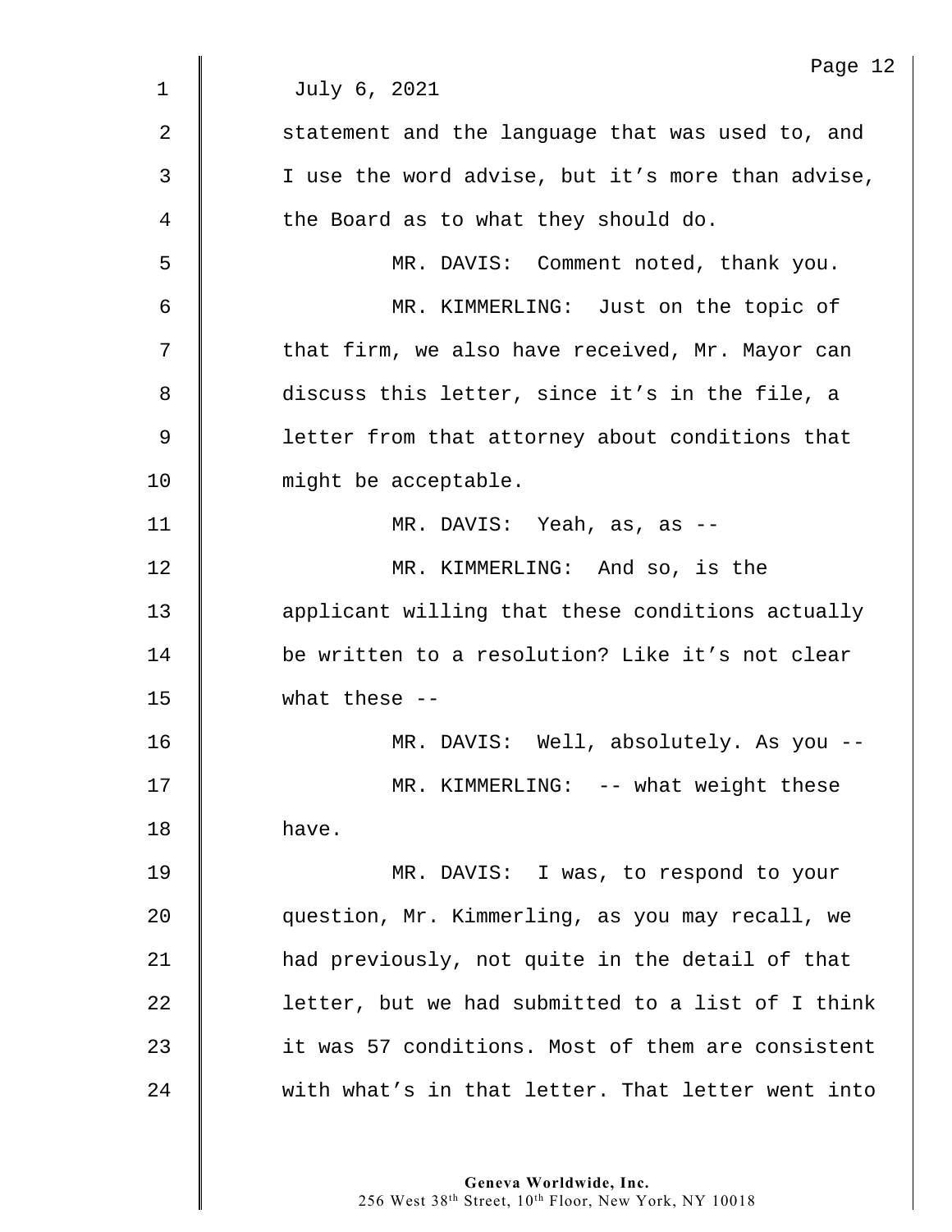July 6, 2021

statement and the language that was used to, and I use the word advise, but it’s more than advise, the Board as to what they should do.

MR. DAVIS: Comment noted, thank you.

MR. KIMMERLING: Just on the topic of that firm, we also have received, Mr. Mayor can discuss this letter, since it’s in the file, a letter from that attorney about conditions that might be acceptable.

MR. DAVIS: Yeah, as, as --

MR. KIMMERLING: And so, is the applicant willing that these conditions actually be written to a resolution? Like it’s not clear what these --

MR. DAVIS: Well, absolutely. As you --

MR. KIMMERLING: -- what weight these have.

MR. DAVIS: I was, to respond to your question, Mr. Kimmerling, as you may recall, we had previously, not quite in the detail of that letter, but we had submitted to a list of I think it was 57 conditions. Most of them are consistent with what’s in that letter. That letter went into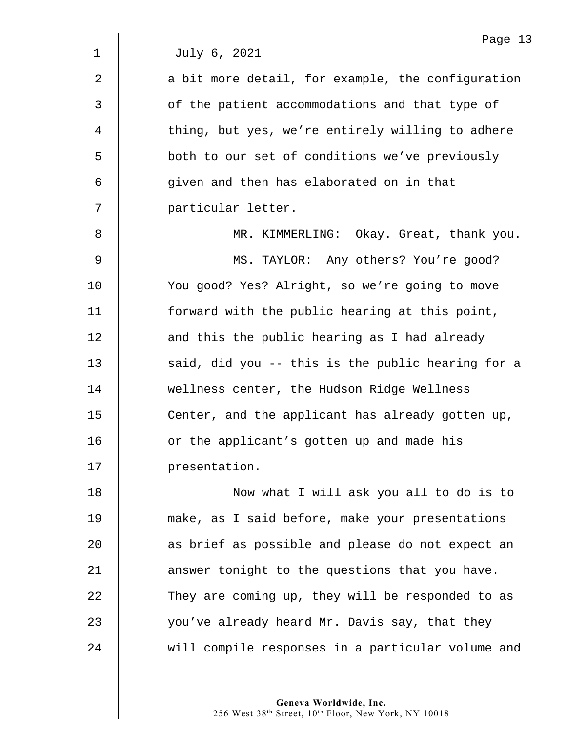July 6, 2021

a bit more detail, for example, the configuration of the patient accommodations and that type of thing, but yes, we're entirely willing to adhere both to our set of conditions we've previously given and then has elaborated on in that particular letter.

MR. KIMMERLING: Okay. Great, thank you.

MS. TAYLOR: Any others? You're good? You good? Yes? Alright, so we're going to move forward with the public hearing at this point, and this the public hearing as I had already said, did you -- this is the public hearing for a wellness center, the Hudson Ridge Wellness Center, and the applicant has already gotten up, or the applicant's gotten up and made his presentation.

Now what I will ask you all to do is to make, as I said before, make your presentations as brief as possible and please do not expect an answer tonight to the questions that you have. They are coming up, they will be responded to as you've already heard Mr. Davis say, that they will compile responses in a particular volume and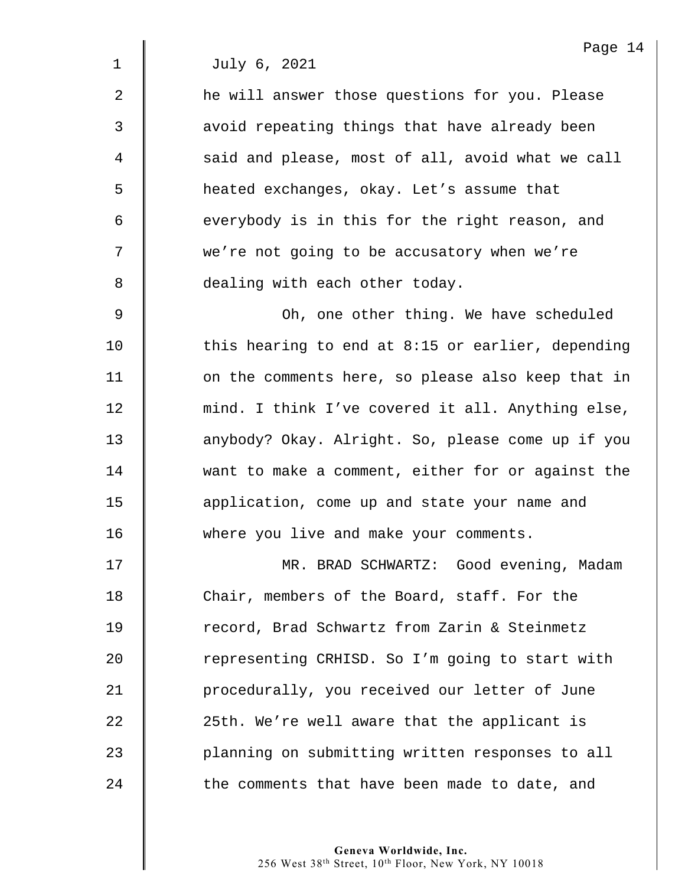July 6, 2021

he will answer those questions for you. Please avoid repeating things that have already been said and please, most of all, avoid what we call heated exchanges, okay. Let's assume that everybody is in this for the right reason, and we're not going to be accusatory when we're dealing with each other today.

Oh, one other thing. We have scheduled this hearing to end at 8:15 or earlier, depending on the comments here, so please also keep that in mind. I think I've covered it all. Anything else, anybody? Okay. Alright. So, please come up if you want to make a comment, either for or against the application, come up and state your name and where you live and make your comments.

MR. BRAD SCHWARTZ: Good evening, Madam Chair, members of the Board, staff. For the record, Brad Schwartz from Zarin & Steinmetz representing CRHISD. So I'm going to start with procedurally, you received our letter of June 25th. We're well aware that the applicant is planning on submitting written responses to all the comments that have been made to date, and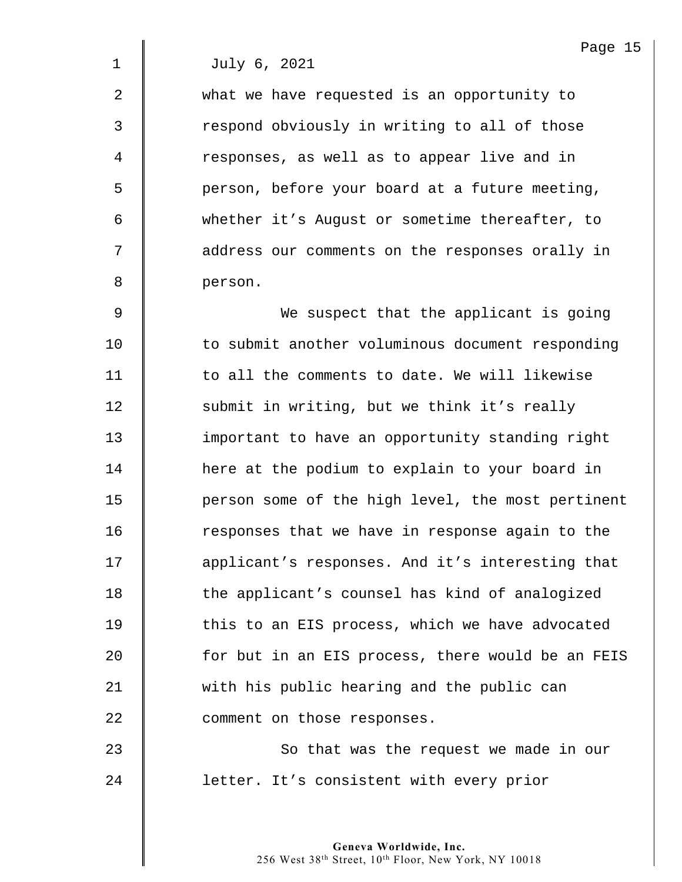July 6, 2021

what we have requested is an opportunity to respond obviously in writing to all of those responses, as well as to appear live and in person, before your board at a future meeting, whether it’s August or sometime thereafter, to address our comments on the responses orally in person.

We suspect that the applicant is going to submit another voluminous document responding to all the comments to date. We will likewise submit in writing, but we think it’s really important to have an opportunity standing right here at the podium to explain to your board in person some of the high level, the most pertinent responses that we have in response again to the applicant’s responses. And it’s interesting that the applicant’s counsel has kind of analogized this to an EIS process, which we have advocated for but in an EIS process, there would be an FEIS with his public hearing and the public can comment on those responses.

So that was the request we made in our letter. It’s consistent with every prior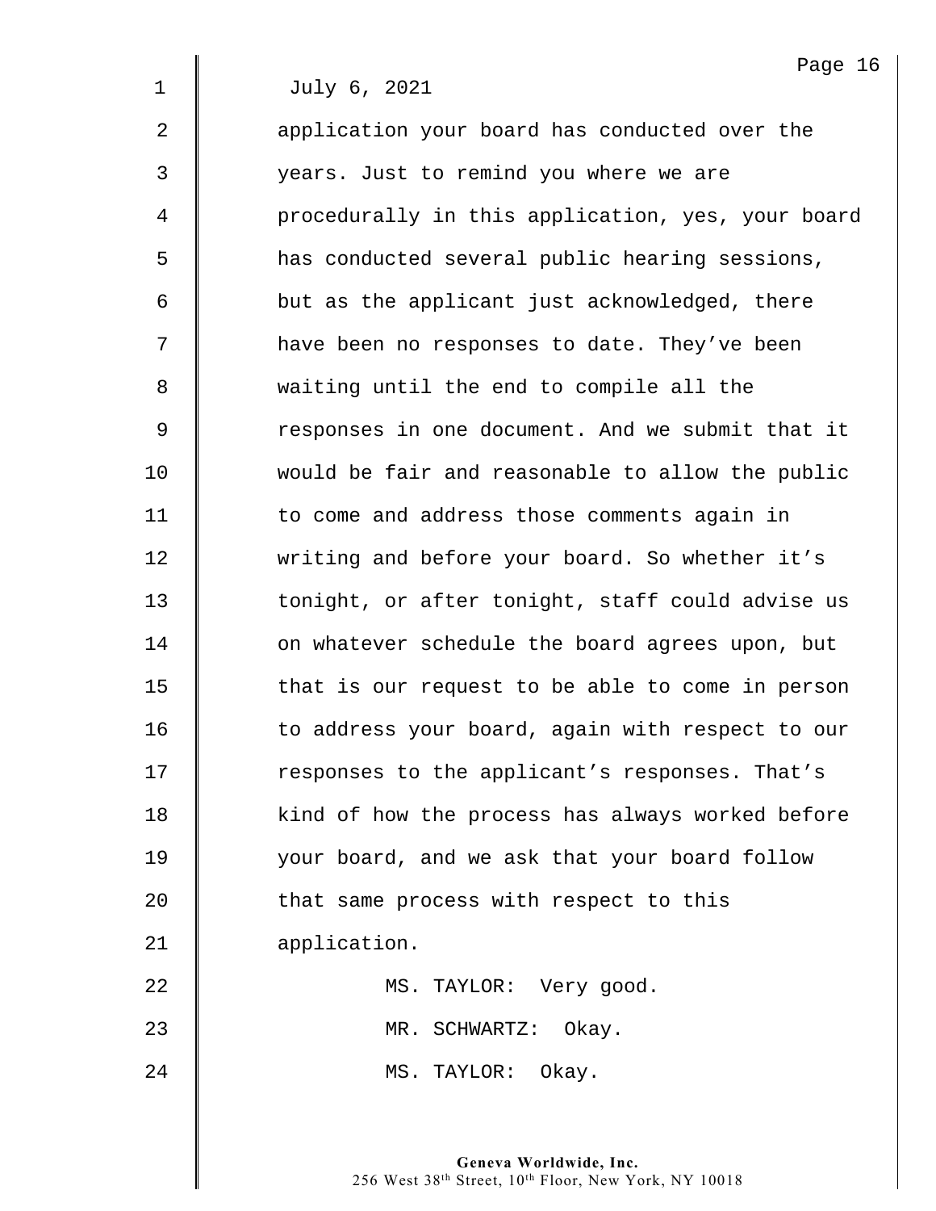July 6, 2021

application your board has conducted over the years. Just to remind you where we are procedurally in this application, yes, your board has conducted several public hearing sessions, but as the applicant just acknowledged, there have been no responses to date. They've been waiting until the end to compile all the responses in one document. And we submit that it would be fair and reasonable to allow the public to come and address those comments again in writing and before your board. So whether it's tonight, or after tonight, staff could advise us on whatever schedule the board agrees upon, but that is our request to be able to come in person to address your board, again with respect to our responses to the applicant's responses. That's kind of how the process has always worked before your board, and we ask that your board follow that same process with respect to this application.

MS. TAYLOR: Very good.

MR. SCHWARTZ: Okay.

MS. TAYLOR: Okay.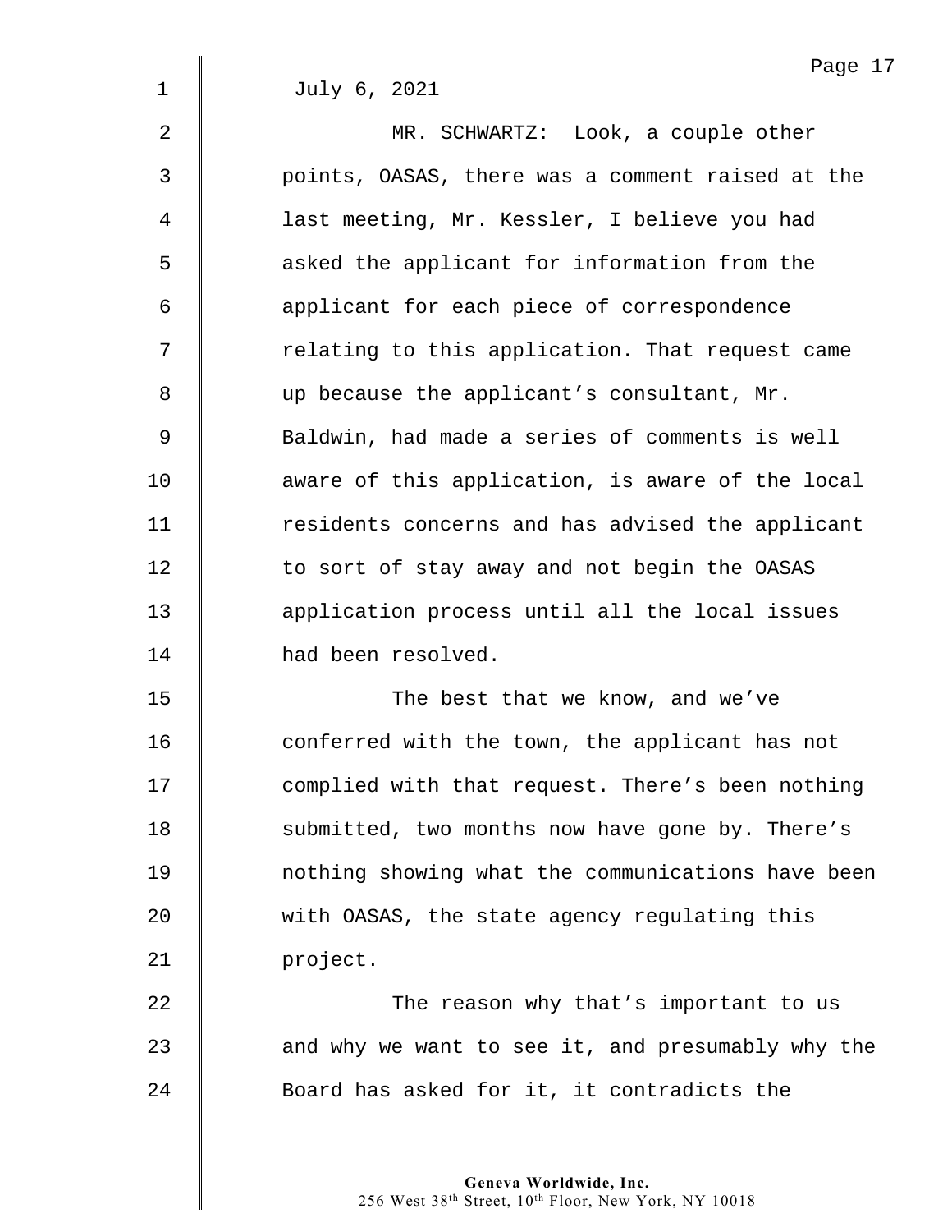July 6, 2021

MR. SCHWARTZ: Look, a couple other points, OASAS, there was a comment raised at the last meeting, Mr. Kessler, I believe you had asked the applicant for information from the applicant for each piece of correspondence relating to this application. That request came up because the applicant's consultant, Mr. Baldwin, had made a series of comments is well aware of this application, is aware of the local residents concerns and has advised the applicant to sort of stay away and not begin the OASAS application process until all the local issues had been resolved.

The best that we know, and we've conferred with the town, the applicant has not complied with that request. There's been nothing submitted, two months now have gone by. There's nothing showing what the communications have been with OASAS, the state agency regulating this project.

The reason why that's important to us and why we want to see it, and presumably why the Board has asked for it, it contradicts the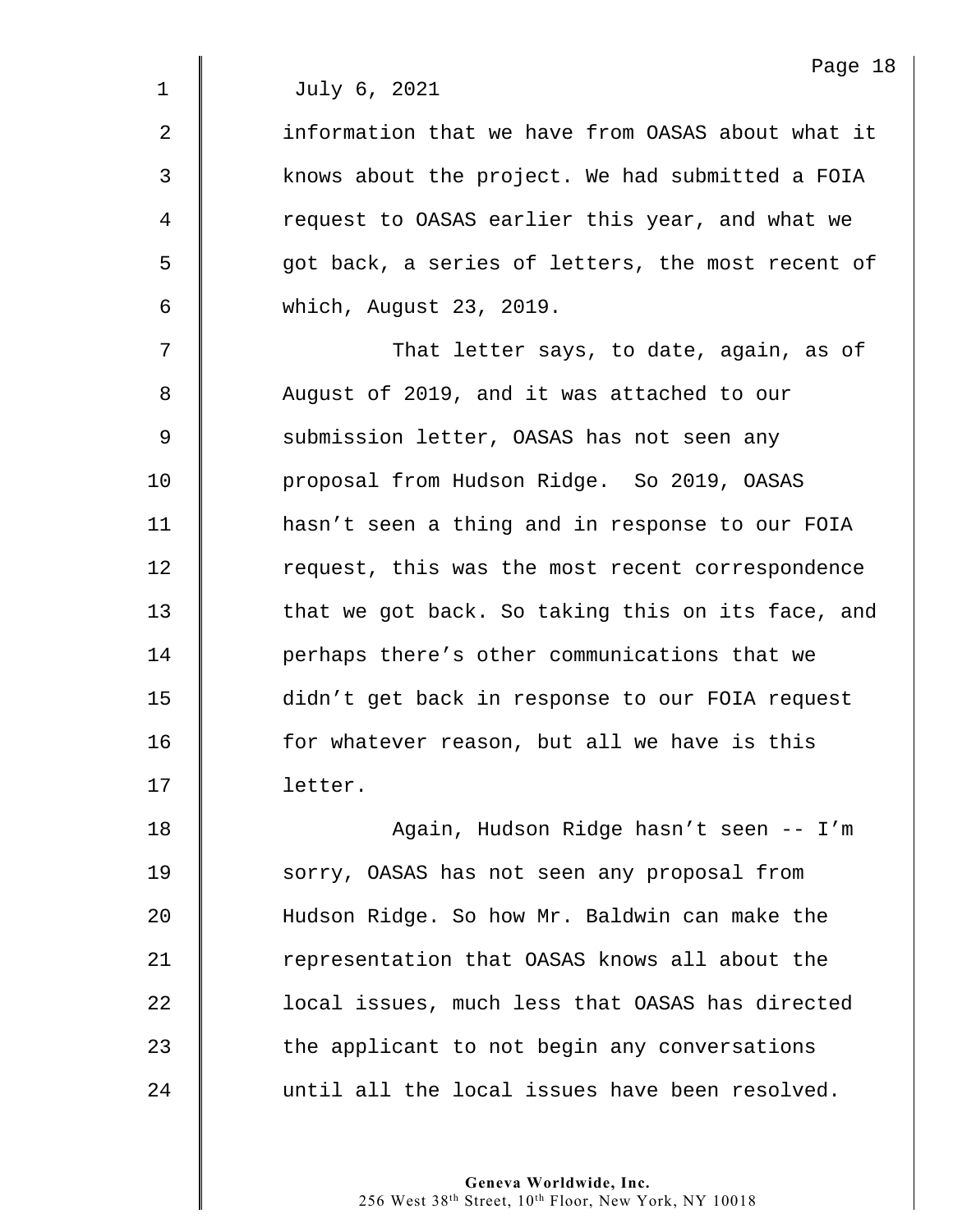July 6, 2021

information that we have from OASAS about what it knows about the project. We had submitted a FOIA request to OASAS earlier this year, and what we got back, a series of letters, the most recent of which, August 23, 2019.

That letter says, to date, again, as of August of 2019, and it was attached to our submission letter, OASAS has not seen any proposal from Hudson Ridge. So 2019, OASAS hasn't seen a thing and in response to our FOIA request, this was the most recent correspondence that we got back. So taking this on its face, and perhaps there's other communications that we didn't get back in response to our FOIA request for whatever reason, but all we have is this letter.

Again, Hudson Ridge hasn't seen -- I'm sorry, OASAS has not seen any proposal from Hudson Ridge. So how Mr. Baldwin can make the representation that OASAS knows all about the local issues, much less that OASAS has directed the applicant to not begin any conversations until all the local issues have been resolved.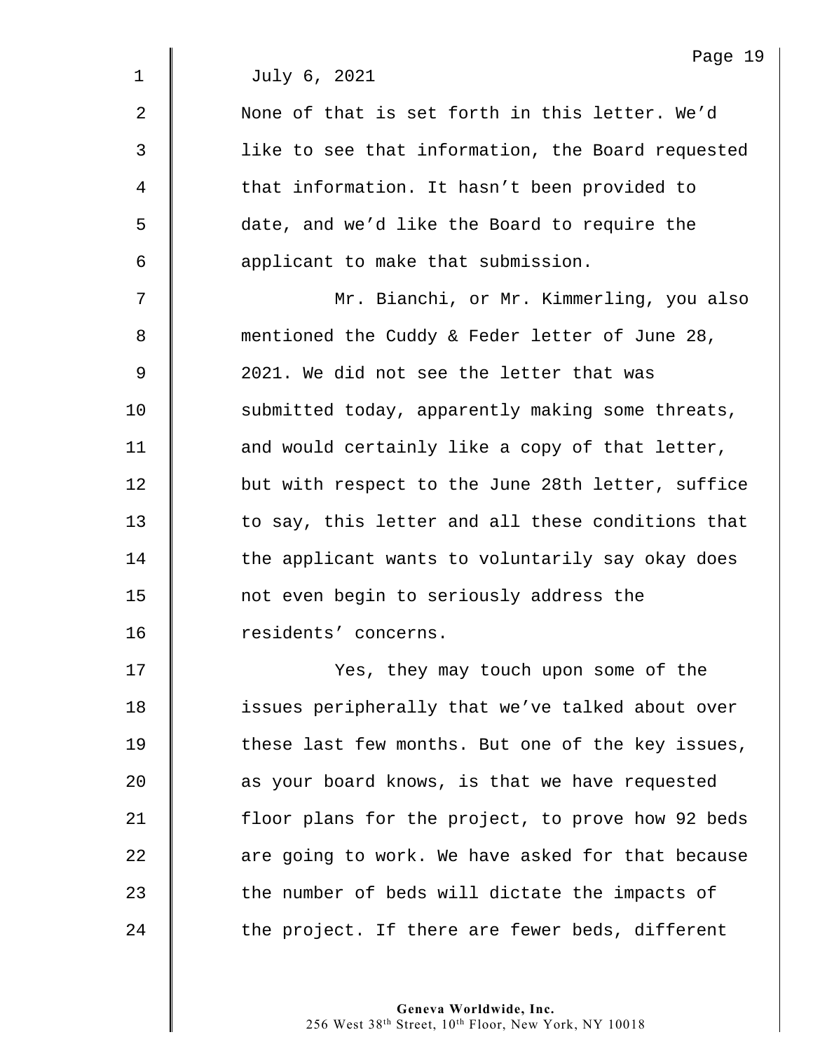July 6, 2021

None of that is set forth in this letter. We'd like to see that information, the Board requested that information. It hasn't been provided to date, and we'd like the Board to require the applicant to make that submission.

Mr. Bianchi, or Mr. Kimmerling, you also mentioned the Cuddy & Feder letter of June 28, 2021. We did not see the letter that was submitted today, apparently making some threats, and would certainly like a copy of that letter, but with respect to the June 28th letter, suffice to say, this letter and all these conditions that the applicant wants to voluntarily say okay does not even begin to seriously address the residents' concerns.

Yes, they may touch upon some of the issues peripherally that we've talked about over these last few months. But one of the key issues, as your board knows, is that we have requested floor plans for the project, to prove how 92 beds are going to work. We have asked for that because the number of beds will dictate the impacts of the project. If there are fewer beds, different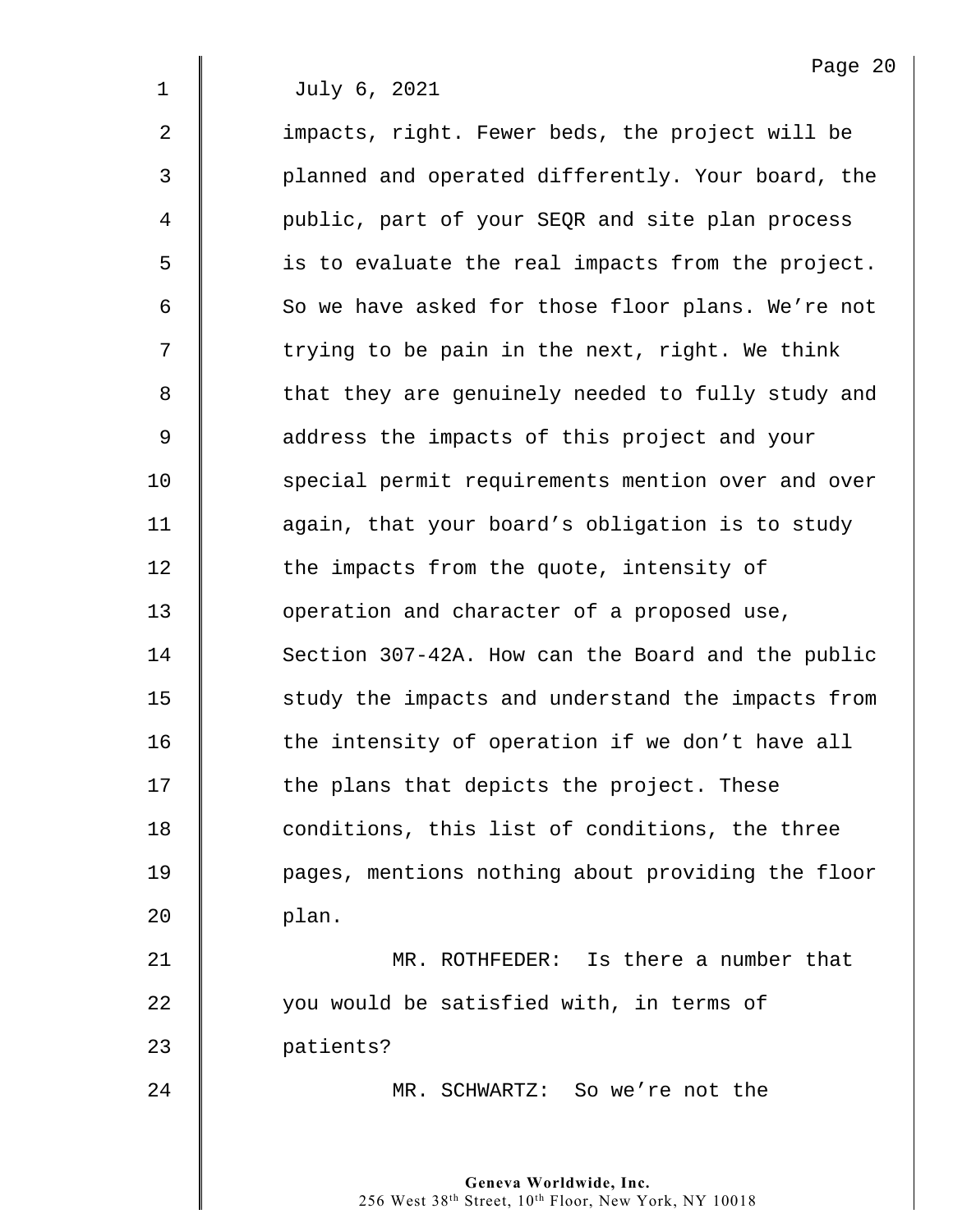July 6, 2021

impacts, right. Fewer beds, the project will be planned and operated differently. Your board, the public, part of your SEQR and site plan process is to evaluate the real impacts from the project. So we have asked for those floor plans. We're not trying to be pain in the next, right. We think that they are genuinely needed to fully study and address the impacts of this project and your special permit requirements mention over and over again, that your board's obligation is to study the impacts from the quote, intensity of operation and character of a proposed use, Section 307-42A. How can the Board and the public study the impacts and understand the impacts from the intensity of operation if we don't have all the plans that depicts the project. These conditions, this list of conditions, the three pages, mentions nothing about providing the floor plan.

MR. ROTHFEDER: Is there a number that you would be satisfied with, in terms of patients?

MR. SCHWARTZ: So we're not the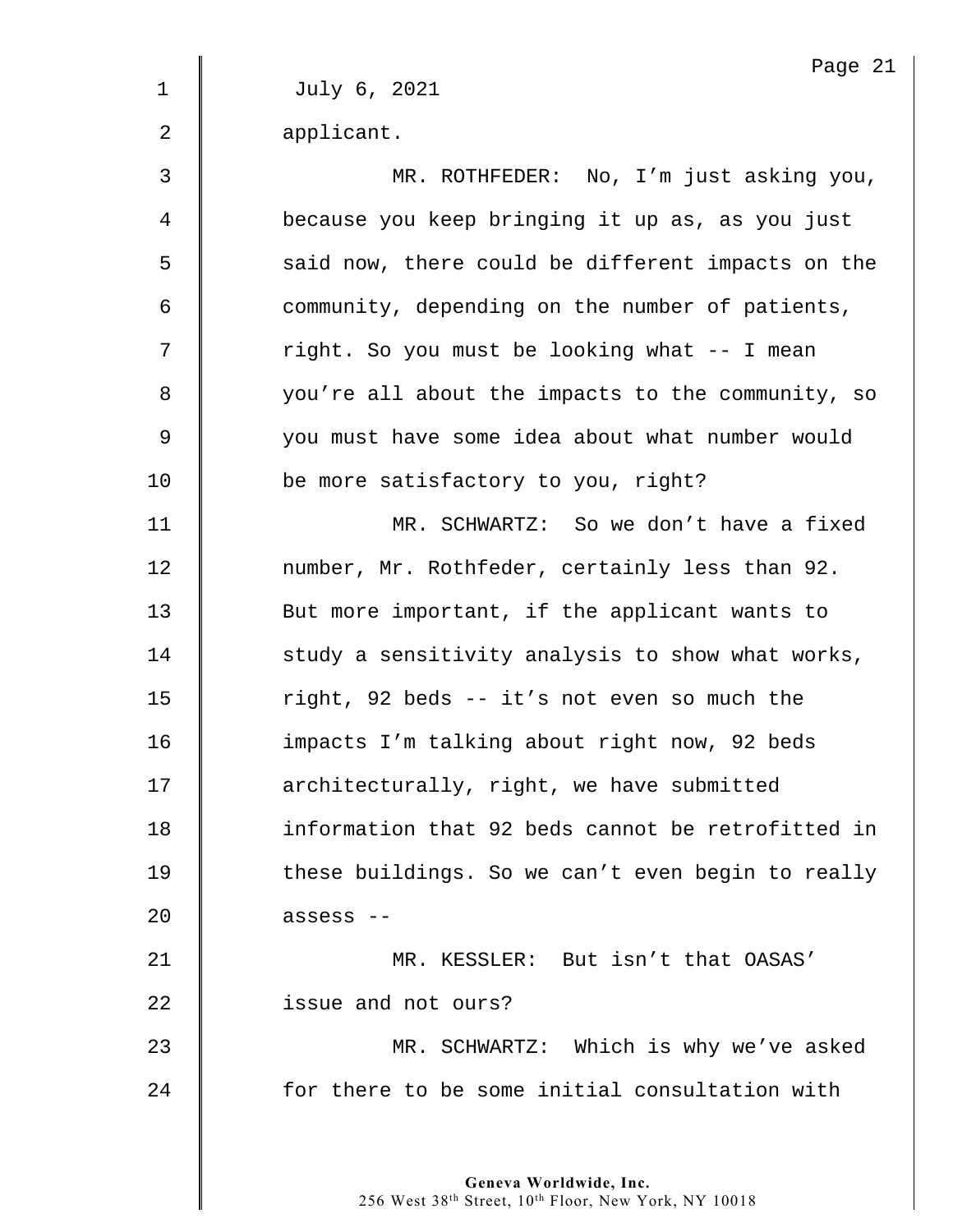July 6, 2021

applicant.

MR. ROTHFEDER: No, I'm just asking you, because you keep bringing it up as, as you just said now, there could be different impacts on the community, depending on the number of patients, right. So you must be looking what -- I mean you're all about the impacts to the community, so you must have some idea about what number would be more satisfactory to you, right?

MR. SCHWARTZ: So we don't have a fixed number, Mr. Rothfeder, certainly less than 92. But more important, if the applicant wants to study a sensitivity analysis to show what works, right, 92 beds -- it's not even so much the impacts I'm talking about right now, 92 beds architecturally, right, we have submitted information that 92 beds cannot be retrofitted in these buildings. So we can't even begin to really assess --

MR. KESSLER: But isn't that OASAS' issue and not ours?

MR. SCHWARTZ: Which is why we've asked for there to be some initial consultation with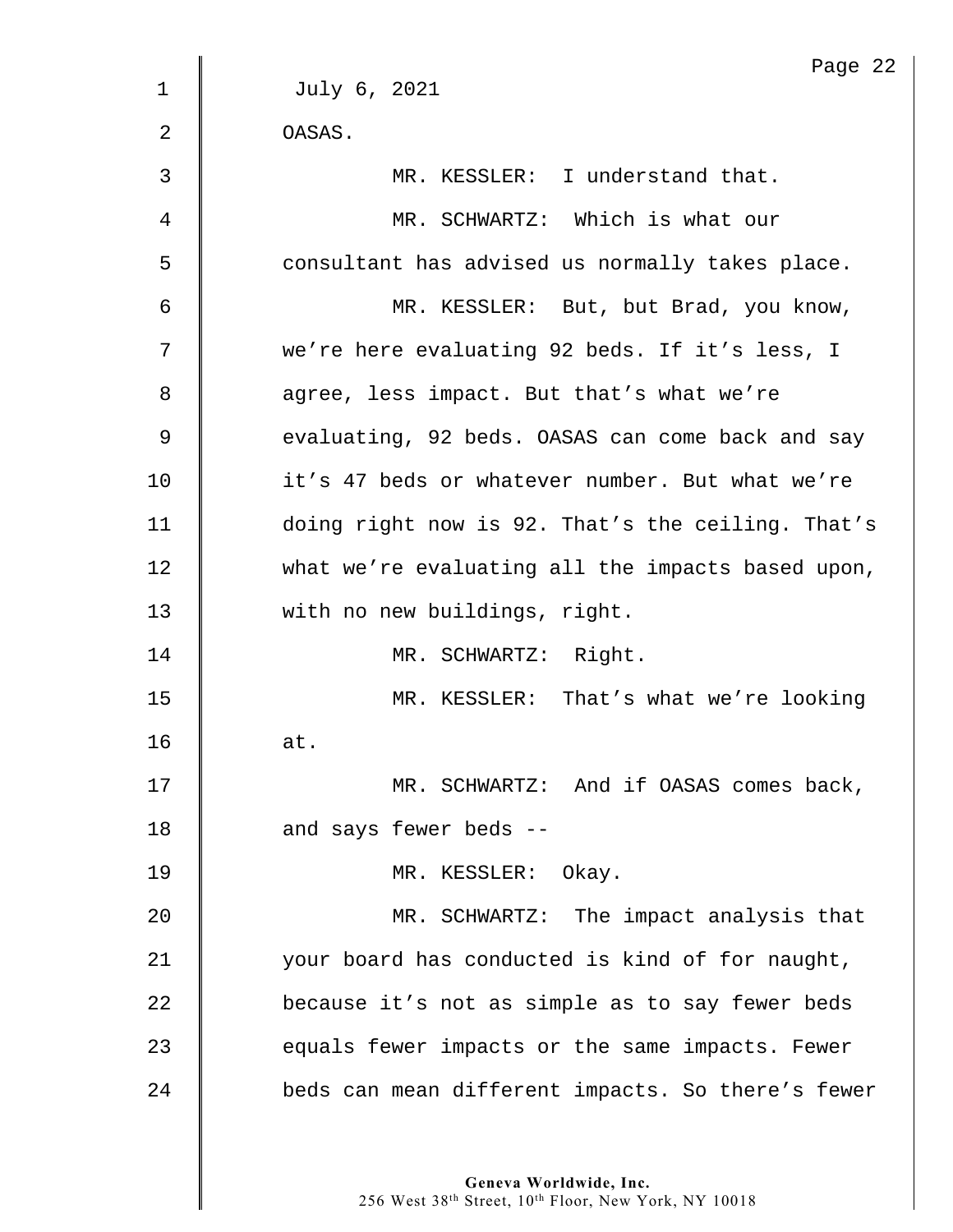July 6, 2021

OASAS.

MR. KESSLER: I understand that.

MR. SCHWARTZ: Which is what our consultant has advised us normally takes place.

MR. KESSLER: But, but Brad, you know, we're here evaluating 92 beds. If it's less, I agree, less impact. But that's what we're evaluating, 92 beds. OASAS can come back and say it's 47 beds or whatever number. But what we're doing right now is 92. That's the ceiling. That's what we're evaluating all the impacts based upon, with no new buildings, right.

MR. SCHWARTZ: Right.

MR. KESSLER: That's what we're looking at.

MR. SCHWARTZ: And if OASAS comes back, and says fewer beds --

MR. KESSLER: Okay.

MR. SCHWARTZ: The impact analysis that your board has conducted is kind of for naught, because it's not as simple as to say fewer beds equals fewer impacts or the same impacts. Fewer beds can mean different impacts. So there's fewer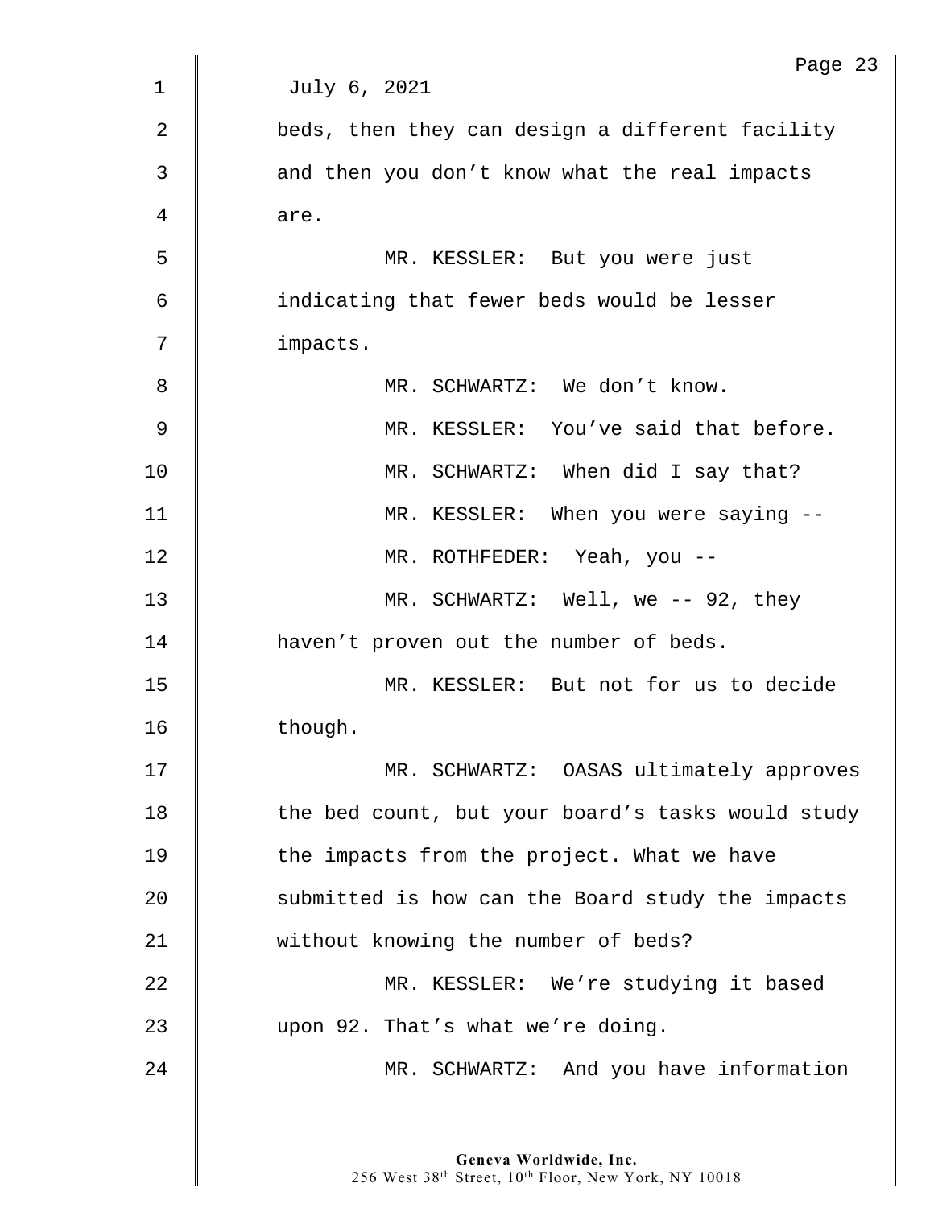July 6, 2021

beds, then they can design a different facility and then you don't know what the real impacts are.

MR. KESSLER: But you were just indicating that fewer beds would be lesser impacts.

MR. SCHWARTZ: We don't know.

MR. KESSLER: You've said that before.

MR. SCHWARTZ: When did I say that?

MR. KESSLER: When you were saying --

MR. ROTHFEDER: Yeah, you --

MR. SCHWARTZ: Well, we -- 92, they haven't proven out the number of beds.

MR. KESSLER: But not for us to decide though.

MR. SCHWARTZ: OASAS ultimately approves the bed count, but your board's tasks would study the impacts from the project. What we have submitted is how can the Board study the impacts without knowing the number of beds?

MR. KESSLER: We're studying it based upon 92. That's what we're doing.

MR. SCHWARTZ: And you have information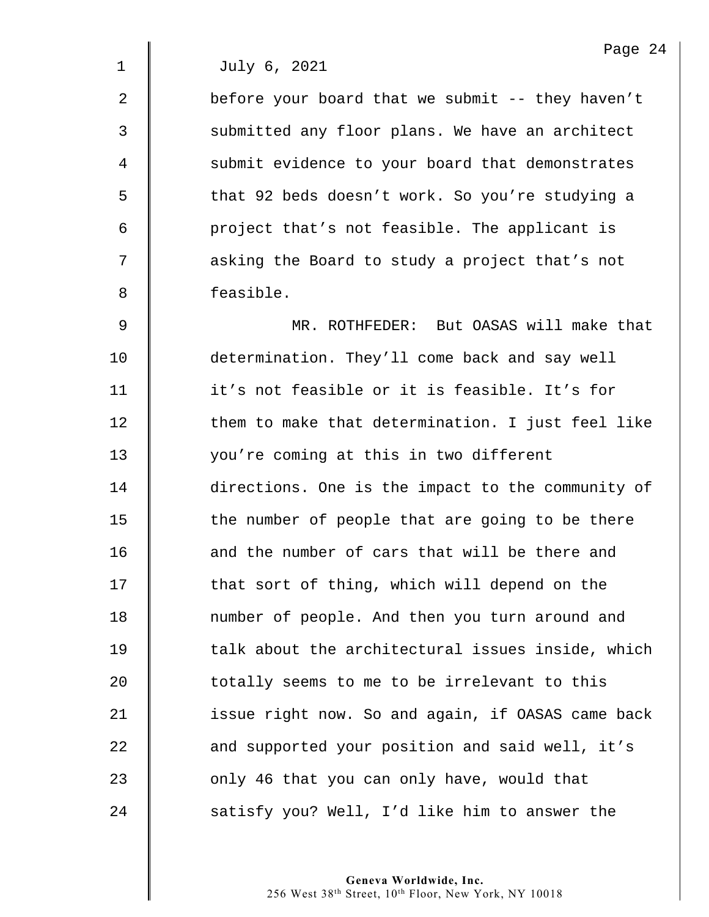July 6, 2021

before your board that we submit -- they haven't submitted any floor plans. We have an architect submit evidence to your board that demonstrates that 92 beds doesn't work. So you're studying a project that's not feasible. The applicant is asking the Board to study a project that's not feasible.

MR. ROTHFEDER: But OASAS will make that determination. They'll come back and say well it's not feasible or it is feasible. It's for them to make that determination. I just feel like you're coming at this in two different directions. One is the impact to the community of the number of people that are going to be there and the number of cars that will be there and that sort of thing, which will depend on the number of people. And then you turn around and talk about the architectural issues inside, which totally seems to me to be irrelevant to this issue right now. So and again, if OASAS came back and supported your position and said well, it's only 46 that you can only have, would that satisfy you? Well, I'd like him to answer the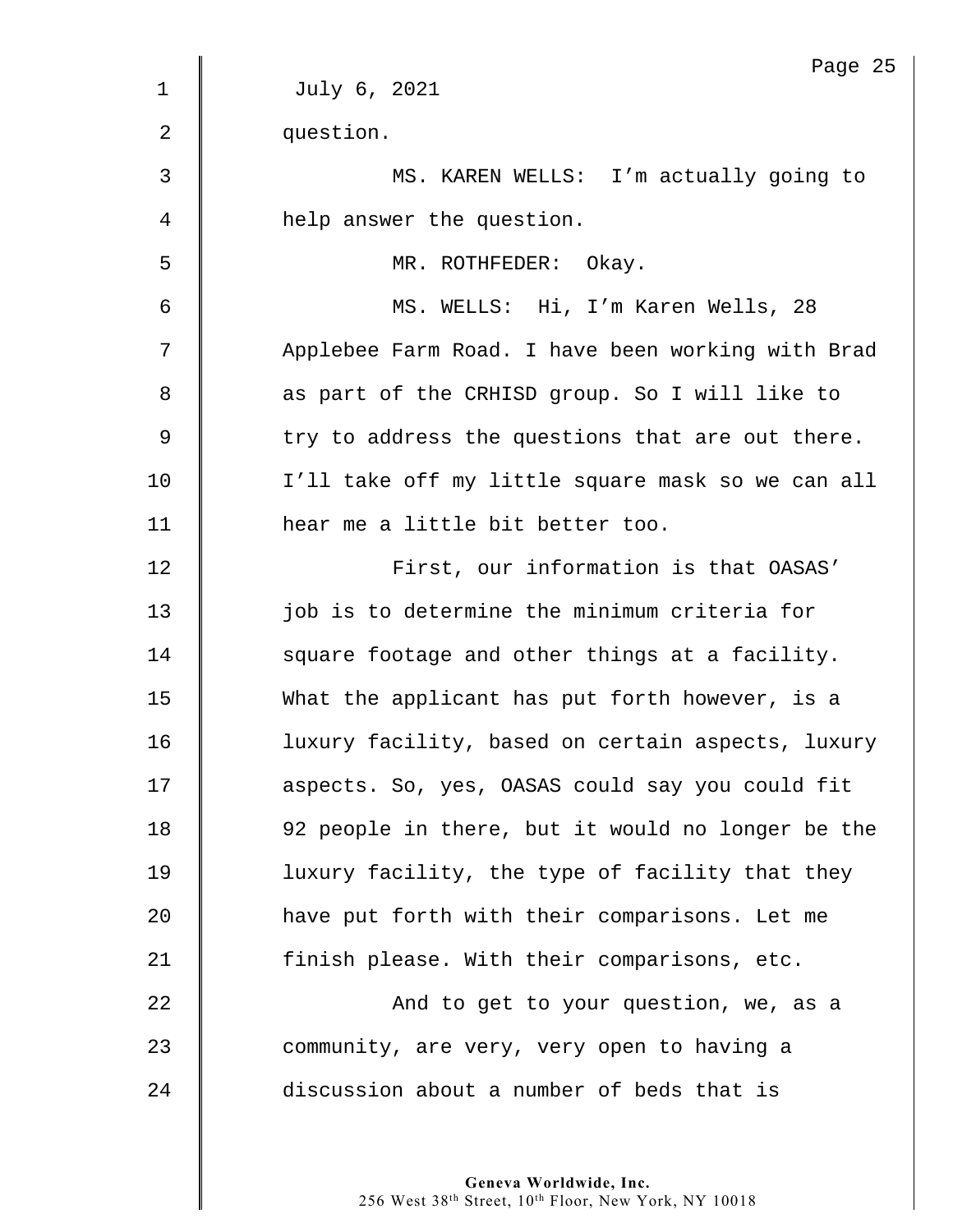July 6, 2021

question.

MS. KAREN WELLS: I'm actually going to help answer the question.

MR. ROTHFEDER: Okay.

MS. WELLS: Hi, I'm Karen Wells, 28 Applebee Farm Road. I have been working with Brad as part of the CRHISD group. So I will like to try to address the questions that are out there. I'll take off my little square mask so we can all hear me a little bit better too.

First, our information is that OASAS' job is to determine the minimum criteria for square footage and other things at a facility. What the applicant has put forth however, is a luxury facility, based on certain aspects, luxury aspects. So, yes, OASAS could say you could fit 92 people in there, but it would no longer be the luxury facility, the type of facility that they have put forth with their comparisons. Let me finish please. With their comparisons, etc.

And to get to your question, we, as a community, are very, very open to having a discussion about a number of beds that is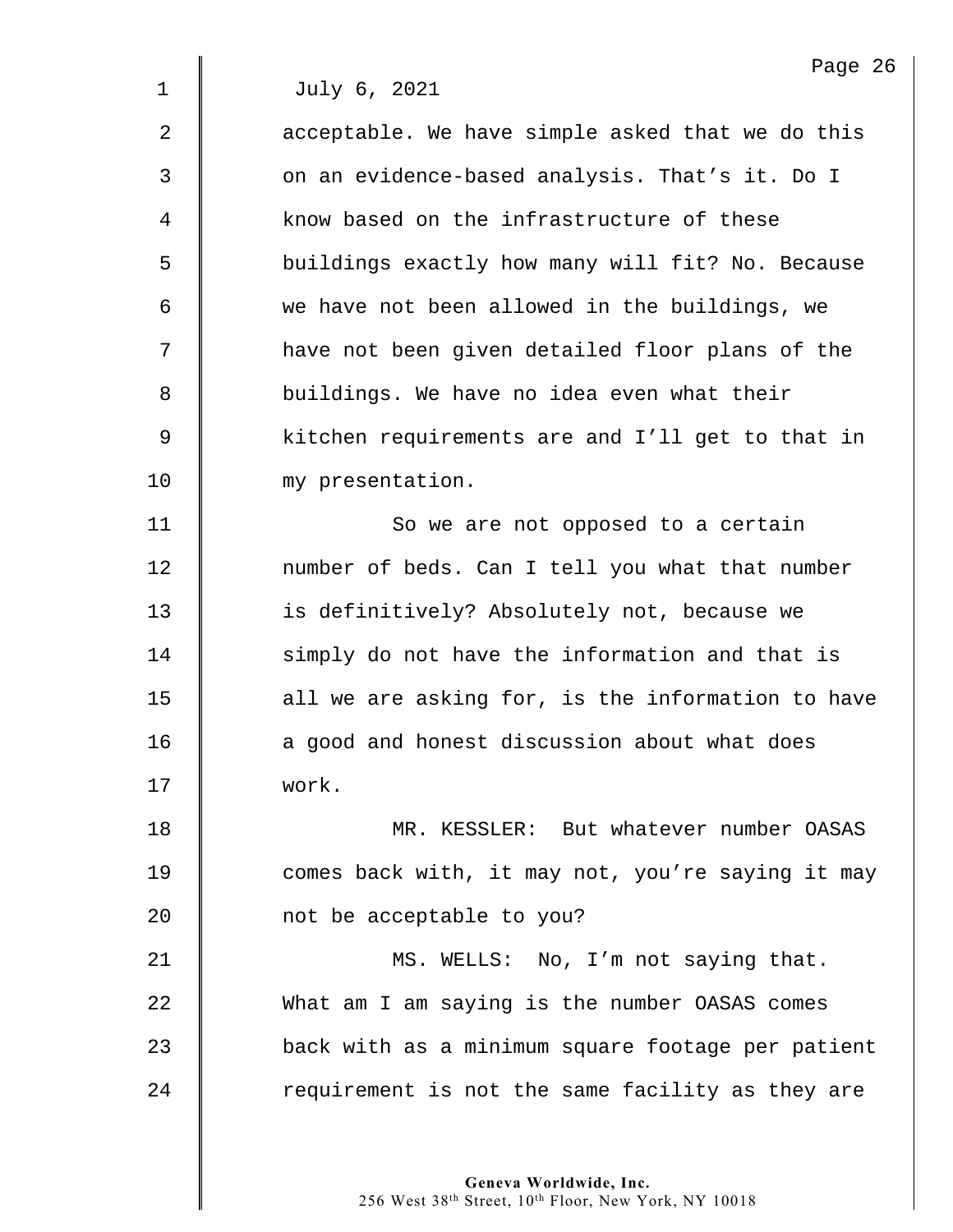July 6, 2021

acceptable. We have simple asked that we do this on an evidence-based analysis. That's it. Do I know based on the infrastructure of these buildings exactly how many will fit? No. Because we have not been allowed in the buildings, we have not been given detailed floor plans of the buildings. We have no idea even what their kitchen requirements are and I'll get to that in my presentation.

So we are not opposed to a certain number of beds. Can I tell you what that number is definitively? Absolutely not, because we simply do not have the information and that is all we are asking for, is the information to have a good and honest discussion about what does work.

MR. KESSLER: But whatever number OASAS comes back with, it may not, you're saying it may not be acceptable to you?

MS. WELLS: No, I'm not saying that. What am I am saying is the number OASAS comes back with as a minimum square footage per patient requirement is not the same facility as they are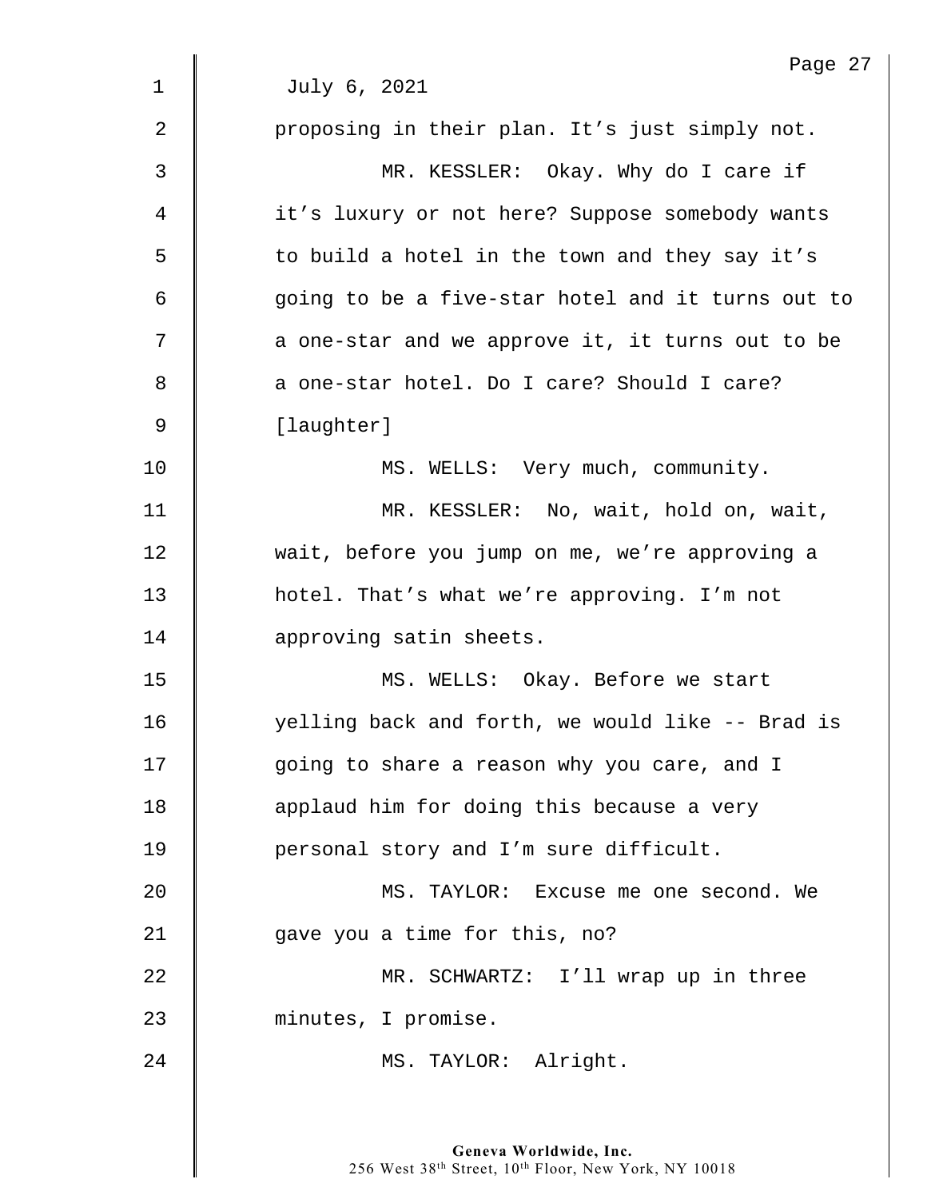July 6, 2021

proposing in their plan. It's just simply not.

MR. KESSLER: Okay. Why do I care if it's luxury or not here? Suppose somebody wants to build a hotel in the town and they say it's going to be a five-star hotel and it turns out to a one-star and we approve it, it turns out to be a one-star hotel. Do I care? Should I care? [laughter]

MS. WELLS: Very much, community.

MR. KESSLER: No, wait, hold on, wait, wait, before you jump on me, we're approving a hotel. That's what we're approving. I'm not approving satin sheets.

MS. WELLS: Okay. Before we start yelling back and forth, we would like -- Brad is going to share a reason why you care, and I applaud him for doing this because a very personal story and I'm sure difficult.

MS. TAYLOR: Excuse me one second. We gave you a time for this, no?

MR. SCHWARTZ: I'll wrap up in three minutes, I promise.

MS. TAYLOR: Alright.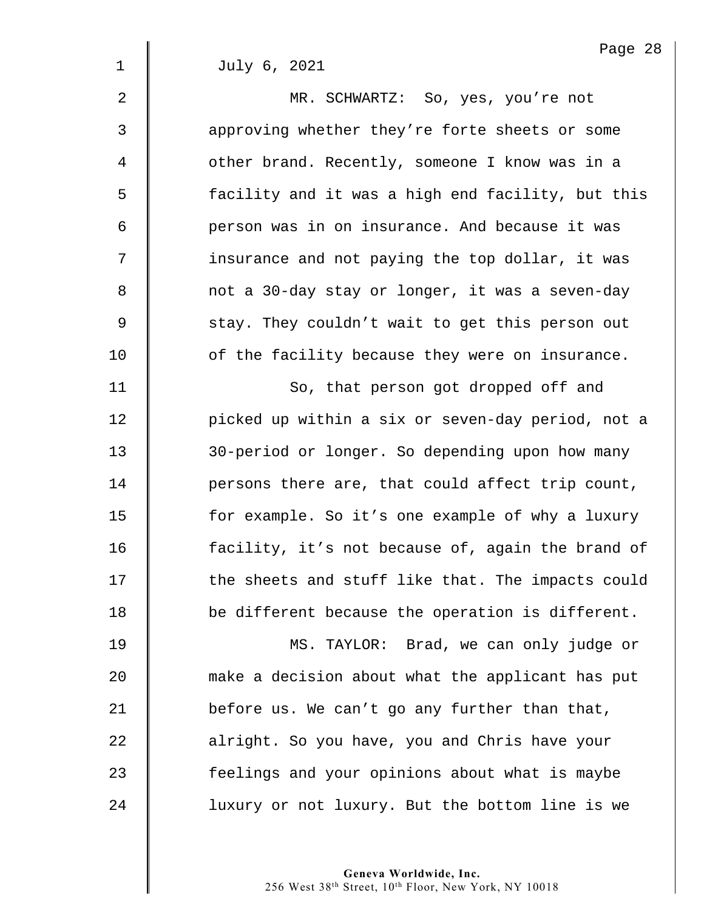July 6, 2021

MR. SCHWARTZ: So, yes, you're not approving whether they're forte sheets or some other brand. Recently, someone I know was in a facility and it was a high end facility, but this person was in on insurance. And because it was insurance and not paying the top dollar, it was not a 30-day stay or longer, it was a seven-day stay. They couldn't wait to get this person out of the facility because they were on insurance.

So, that person got dropped off and picked up within a six or seven-day period, not a 30-period or longer. So depending upon how many persons there are, that could affect trip count, for example. So it's one example of why a luxury facility, it's not because of, again the brand of the sheets and stuff like that. The impacts could be different because the operation is different.

MS. TAYLOR: Brad, we can only judge or make a decision about what the applicant has put before us. We can't go any further than that, alright. So you have, you and Chris have your feelings and your opinions about what is maybe luxury or not luxury. But the bottom line is we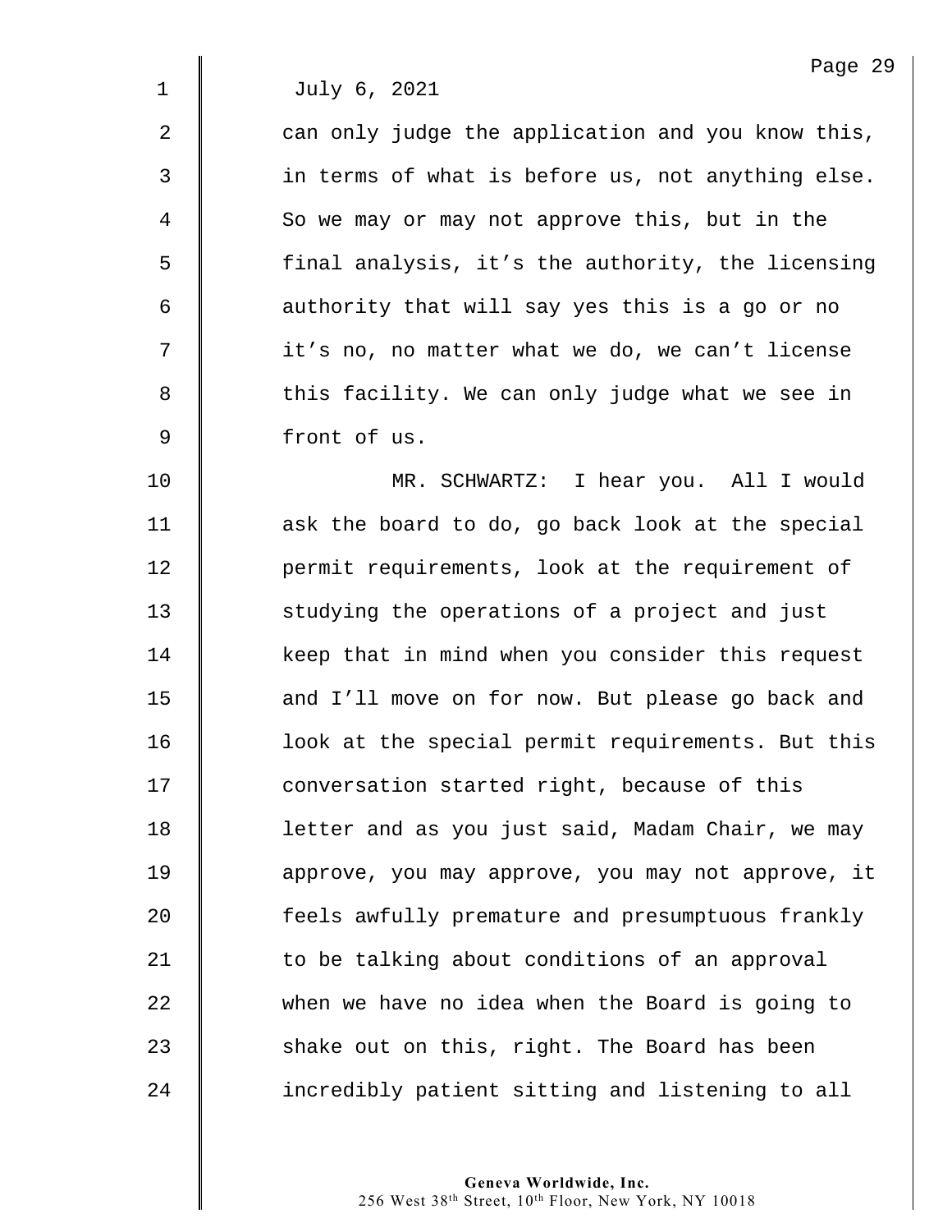July 6, 2021

can only judge the application and you know this, in terms of what is before us, not anything else. So we may or may not approve this, but in the final analysis, it's the authority, the licensing authority that will say yes this is a go or no it's no, no matter what we do, we can't license this facility. We can only judge what we see in front of us.

MR. SCHWARTZ: I hear you. All I would ask the board to do, go back look at the special permit requirements, look at the requirement of studying the operations of a project and just keep that in mind when you consider this request and I'll move on for now. But please go back and look at the special permit requirements. But this conversation started right, because of this letter and as you just said, Madam Chair, we may approve, you may approve, you may not approve, it feels awfully premature and presumptuous frankly to be talking about conditions of an approval when we have no idea when the Board is going to shake out on this, right. The Board has been incredibly patient sitting and listening to all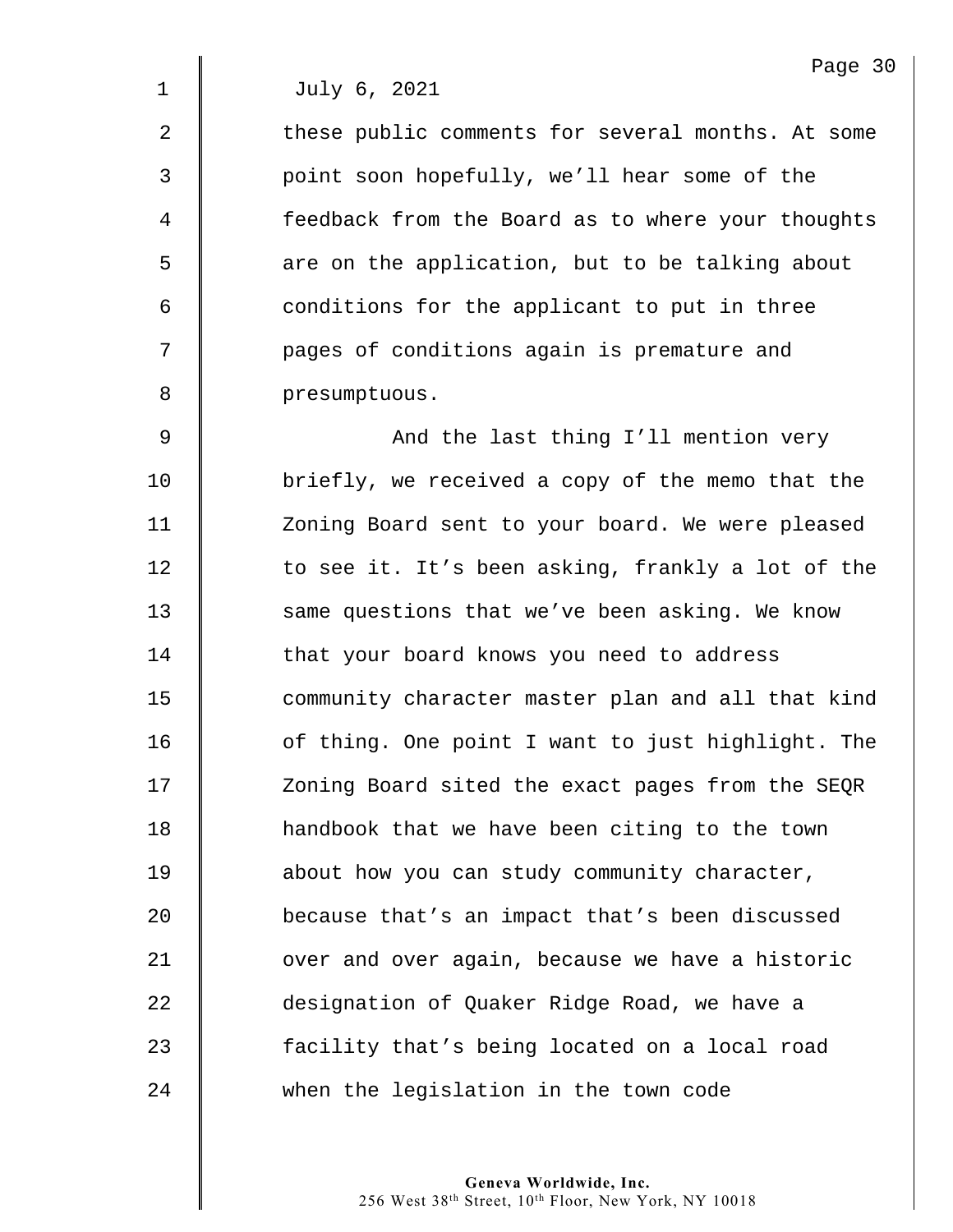July 6, 2021

these public comments for several months. At some point soon hopefully, we'll hear some of the feedback from the Board as to where your thoughts are on the application, but to be talking about conditions for the applicant to put in three pages of conditions again is premature and presumptuous.

And the last thing I'll mention very briefly, we received a copy of the memo that the Zoning Board sent to your board. We were pleased to see it. It's been asking, frankly a lot of the same questions that we've been asking. We know that your board knows you need to address community character master plan and all that kind of thing. One point I want to just highlight. The Zoning Board sited the exact pages from the SEQR handbook that we have been citing to the town about how you can study community character, because that's an impact that's been discussed over and over again, because we have a historic designation of Quaker Ridge Road, we have a facility that's being located on a local road when the legislation in the town code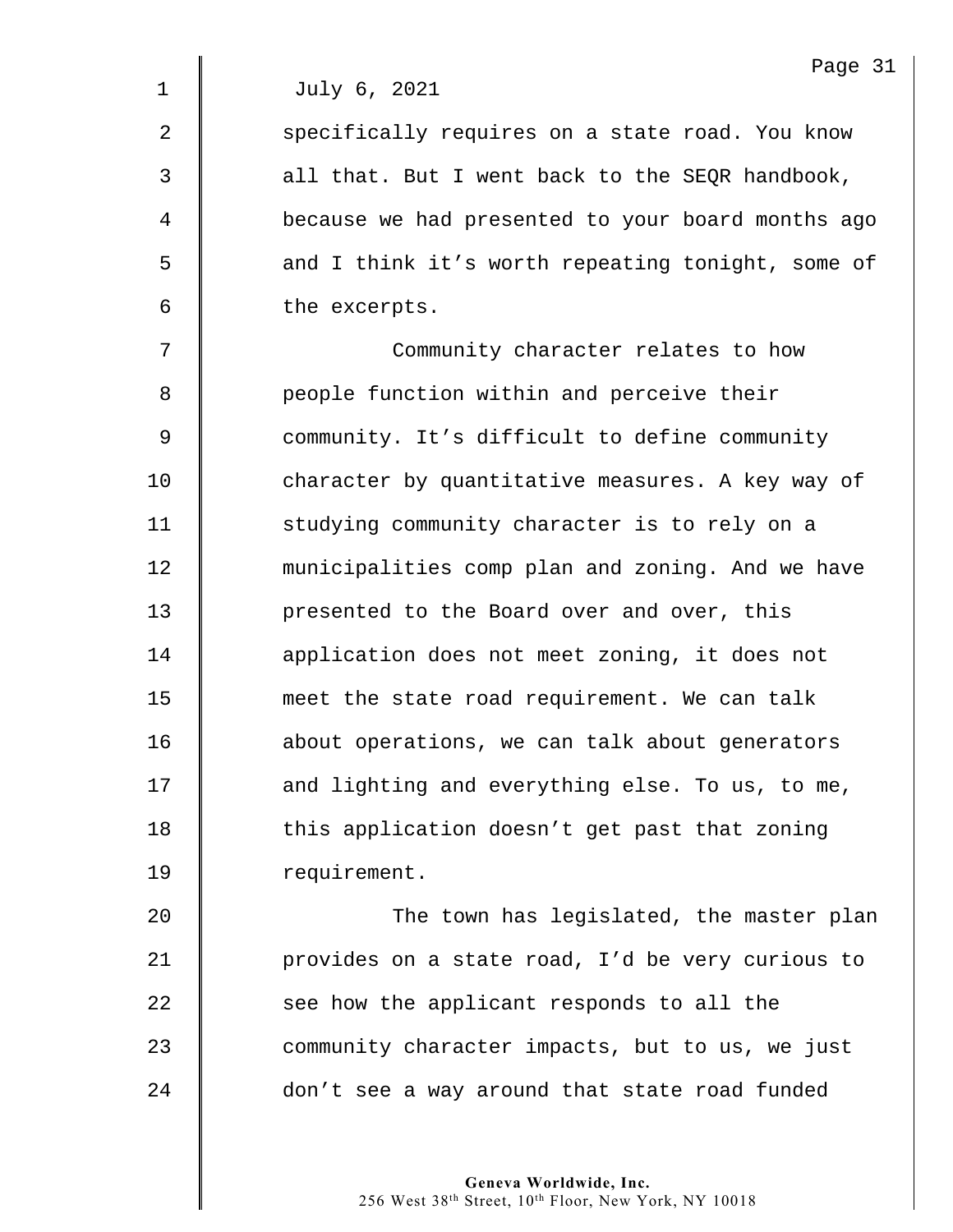July 6, 2021

specifically requires on a state road. You know all that. But I went back to the SEQR handbook, because we had presented to your board months ago and I think it's worth repeating tonight, some of the excerpts.

Community character relates to how people function within and perceive their community. It's difficult to define community character by quantitative measures. A key way of studying community character is to rely on a municipalities comp plan and zoning. And we have presented to the Board over and over, this application does not meet zoning, it does not meet the state road requirement. We can talk about operations, we can talk about generators and lighting and everything else. To us, to me, this application doesn't get past that zoning requirement.

The town has legislated, the master plan provides on a state road, I'd be very curious to see how the applicant responds to all the community character impacts, but to us, we just don't see a way around that state road funded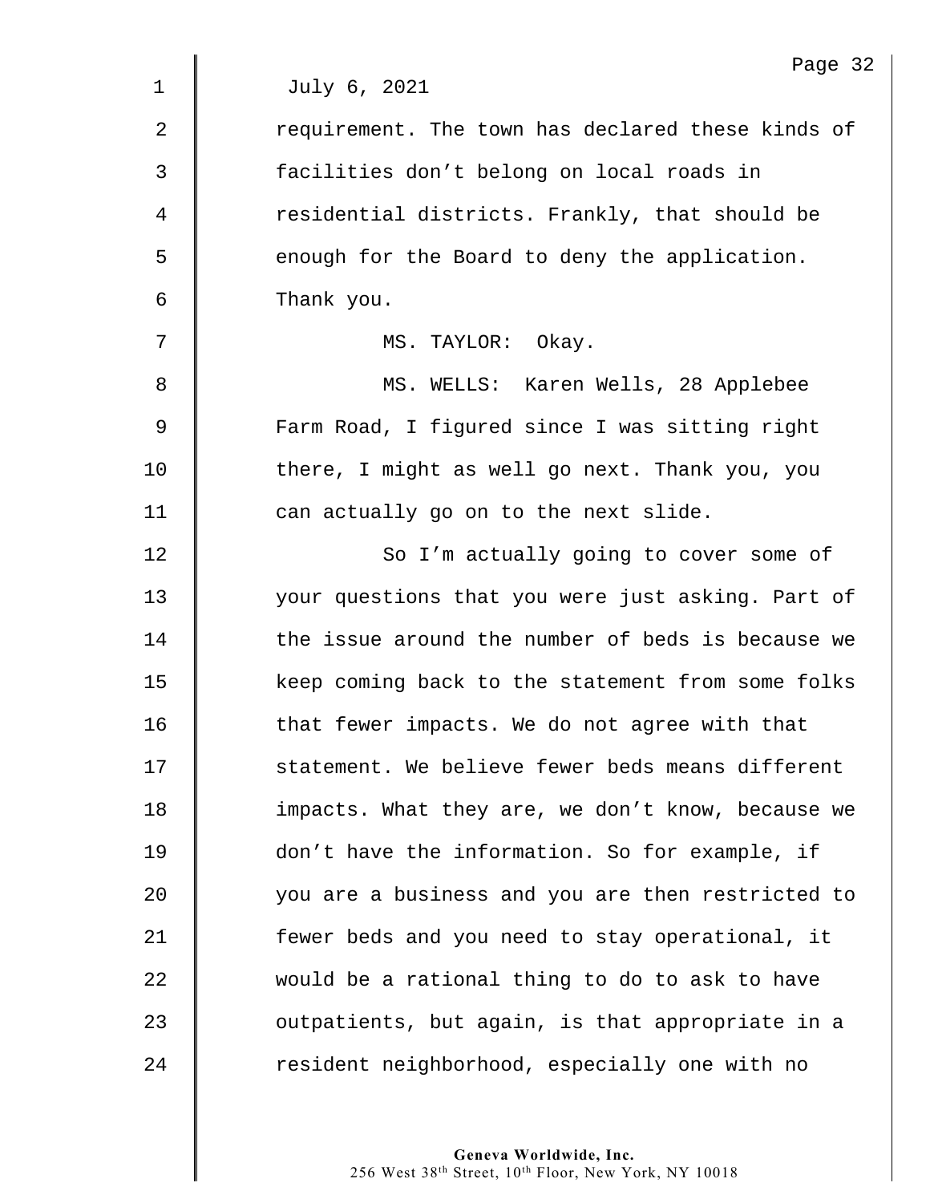July 6, 2021

requirement. The town has declared these kinds of facilities don’t belong on local roads in residential districts. Frankly, that should be enough for the Board to deny the application. Thank you.

MS. TAYLOR: Okay.

MS. WELLS: Karen Wells, 28 Applebee Farm Road, I figured since I was sitting right there, I might as well go next. Thank you, you can actually go on to the next slide.

So I’m actually going to cover some of your questions that you were just asking. Part of the issue around the number of beds is because we keep coming back to the statement from some folks that fewer impacts. We do not agree with that statement. We believe fewer beds means different impacts. What they are, we don’t know, because we don’t have the information. So for example, if you are a business and you are then restricted to fewer beds and you need to stay operational, it would be a rational thing to do to ask to have outpatients, but again, is that appropriate in a resident neighborhood, especially one with no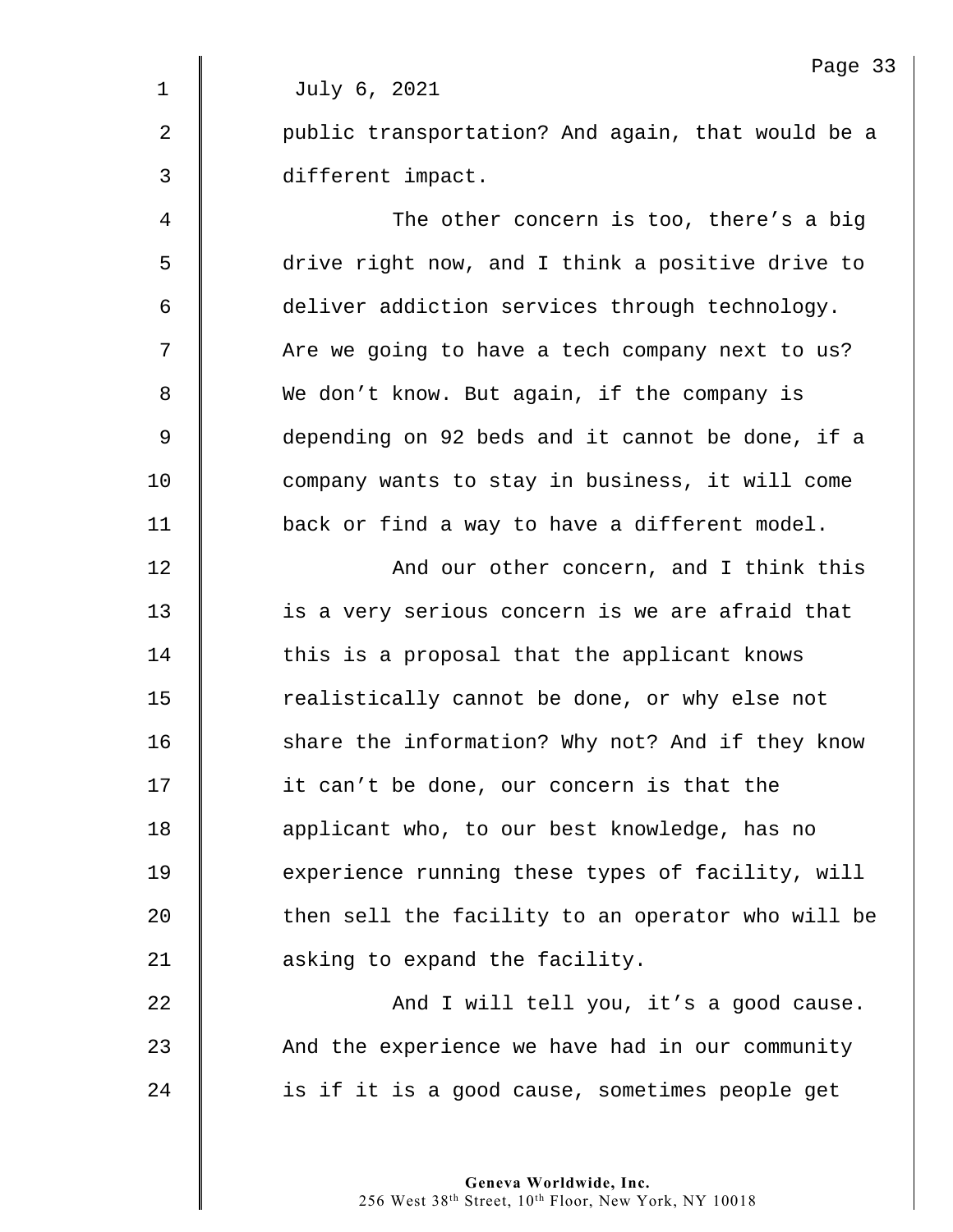July 6, 2021

public transportation? And again, that would be a different impact.

The other concern is too, there's a big drive right now, and I think a positive drive to deliver addiction services through technology. Are we going to have a tech company next to us? We don't know. But again, if the company is depending on 92 beds and it cannot be done, if a company wants to stay in business, it will come back or find a way to have a different model.

And our other concern, and I think this is a very serious concern is we are afraid that this is a proposal that the applicant knows realistically cannot be done, or why else not share the information? Why not? And if they know it can't be done, our concern is that the applicant who, to our best knowledge, has no experience running these types of facility, will then sell the facility to an operator who will be asking to expand the facility.

And I will tell you, it's a good cause. And the experience we have had in our community is if it is a good cause, sometimes people get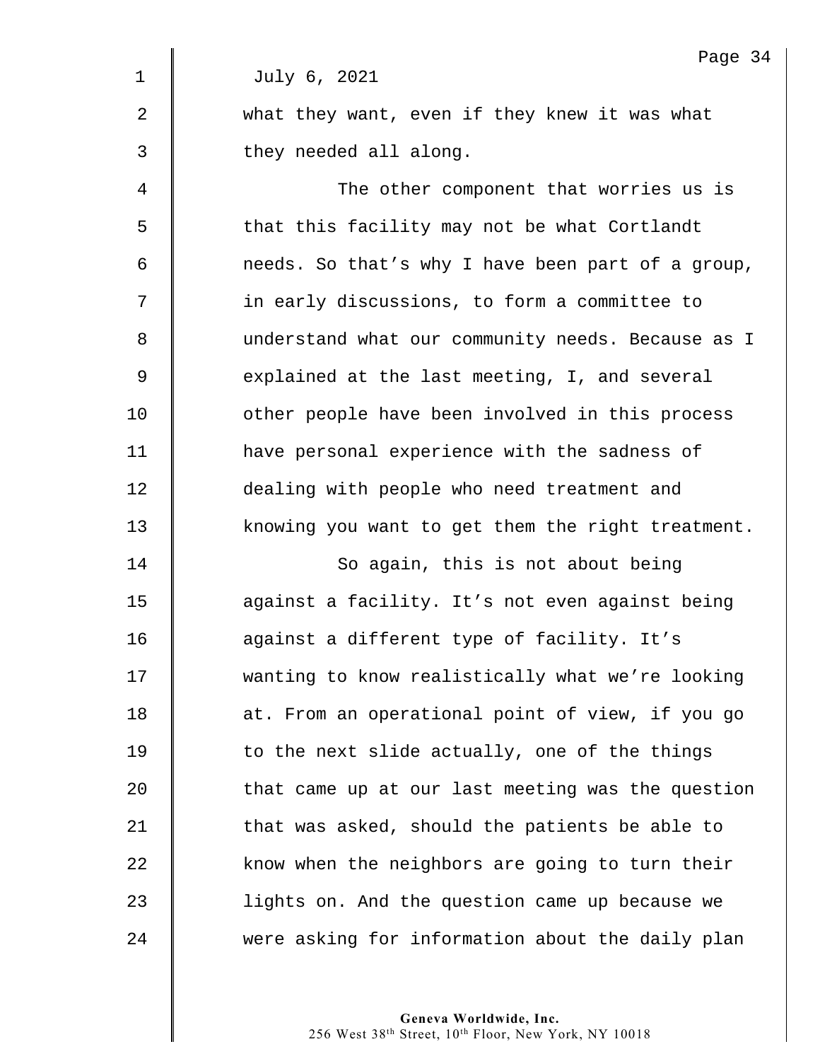July 6, 2021

what they want, even if they knew it was what they needed all along.

The other component that worries us is that this facility may not be what Cortlandt needs. So that's why I have been part of a group, in early discussions, to form a committee to understand what our community needs. Because as I explained at the last meeting, I, and several other people have been involved in this process have personal experience with the sadness of dealing with people who need treatment and knowing you want to get them the right treatment.

So again, this is not about being against a facility. It's not even against being against a different type of facility. It's wanting to know realistically what we're looking at. From an operational point of view, if you go to the next slide actually, one of the things that came up at our last meeting was the question that was asked, should the patients be able to know when the neighbors are going to turn their lights on. And the question came up because we were asking for information about the daily plan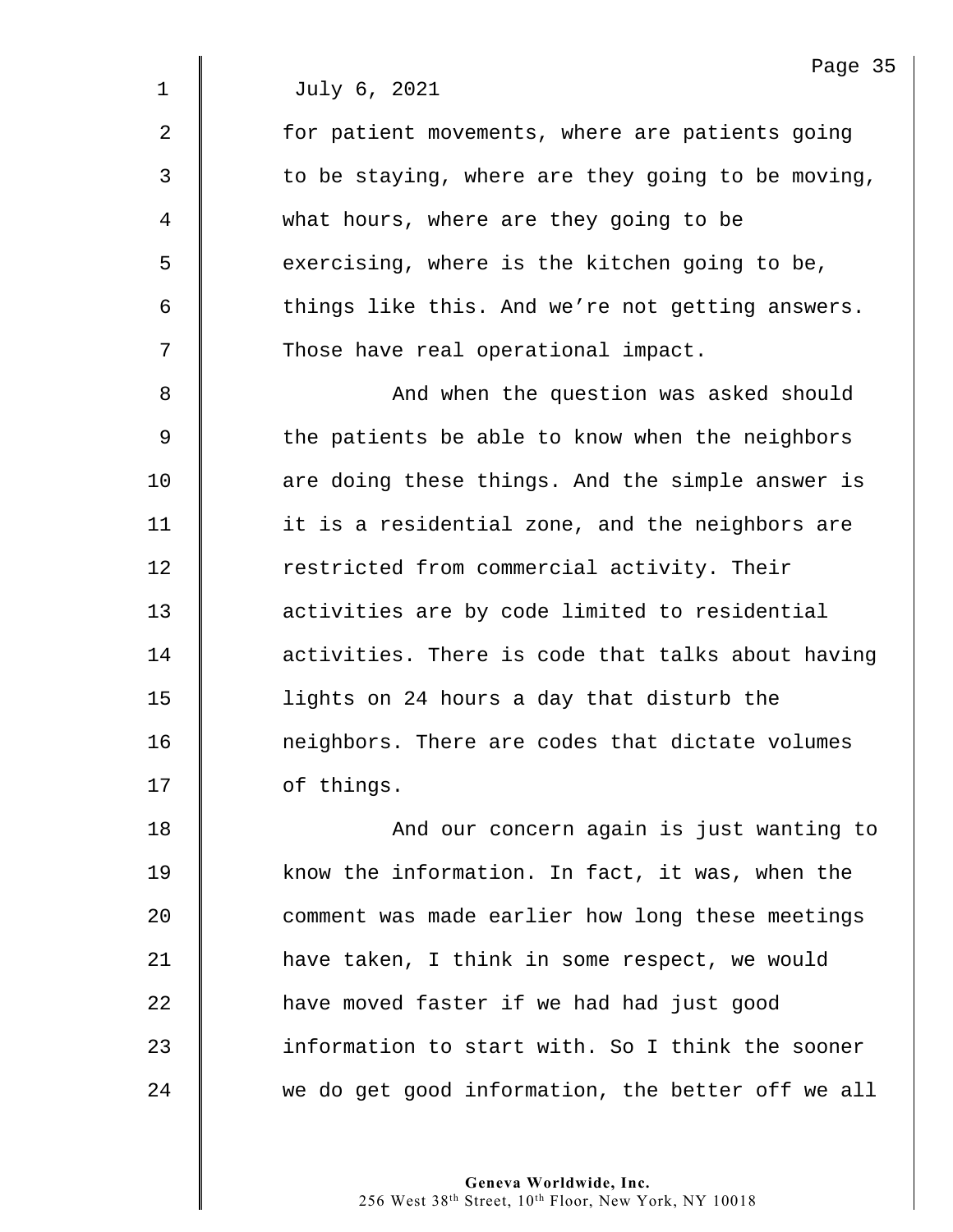July 6, 2021

for patient movements, where are patients going to be staying, where are they going to be moving, what hours, where are they going to be exercising, where is the kitchen going to be, things like this. And we're not getting answers. Those have real operational impact.

And when the question was asked should the patients be able to know when the neighbors are doing these things. And the simple answer is it is a residential zone, and the neighbors are restricted from commercial activity. Their activities are by code limited to residential activities. There is code that talks about having lights on 24 hours a day that disturb the neighbors. There are codes that dictate volumes of things.

And our concern again is just wanting to know the information. In fact, it was, when the comment was made earlier how long these meetings have taken, I think in some respect, we would have moved faster if we had had just good information to start with. So I think the sooner we do get good information, the better off we all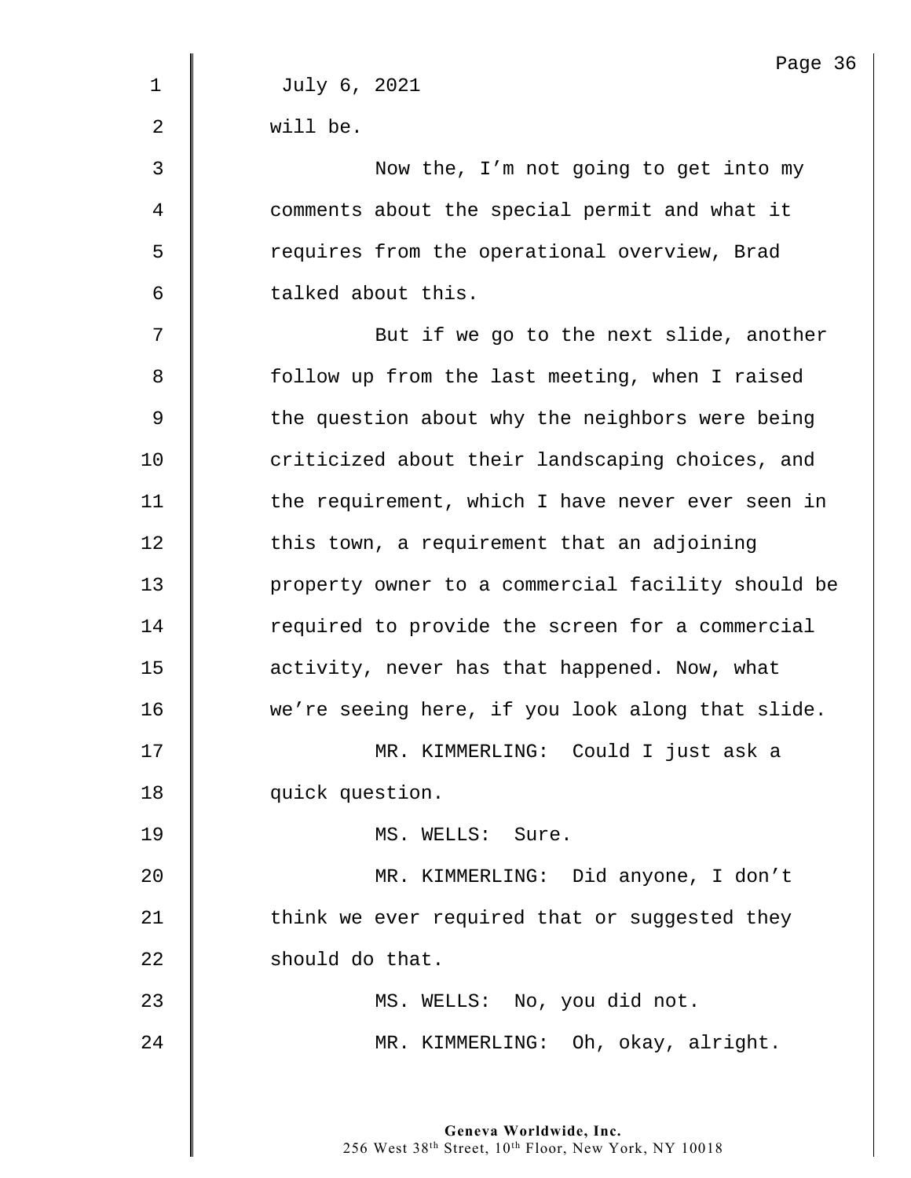July 6, 2021

will be.

Now the, I'm not going to get into my comments about the special permit and what it requires from the operational overview, Brad talked about this.

But if we go to the next slide, another follow up from the last meeting, when I raised the question about why the neighbors were being criticized about their landscaping choices, and the requirement, which I have never ever seen in this town, a requirement that an adjoining property owner to a commercial facility should be required to provide the screen for a commercial activity, never has that happened. Now, what we're seeing here, if you look along that slide.

MR. KIMMERLING: Could I just ask a quick question.

MS. WELLS: Sure.

MR. KIMMERLING: Did anyone, I don't think we ever required that or suggested they should do that.

MS. WELLS: No, you did not.

MR. KIMMERLING: Oh, okay, alright.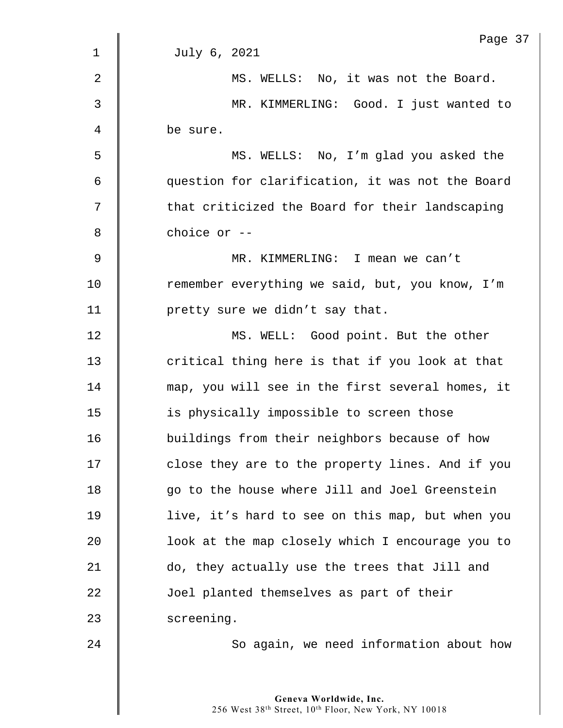July 6, 2021

MS. WELLS: No, it was not the Board.

MR. KIMMERLING: Good. I just wanted to be sure.

MS. WELLS: No, I'm glad you asked the question for clarification, it was not the Board that criticized the Board for their landscaping choice or --

MR. KIMMERLING: I mean we can't remember everything we said, but, you know, I'm pretty sure we didn't say that.

MS. WELL: Good point. But the other critical thing here is that if you look at that map, you will see in the first several homes, it is physically impossible to screen those buildings from their neighbors because of how close they are to the property lines. And if you go to the house where Jill and Joel Greenstein live, it's hard to see on this map, but when you look at the map closely which I encourage you to do, they actually use the trees that Jill and Joel planted themselves as part of their screening.

So again, we need information about how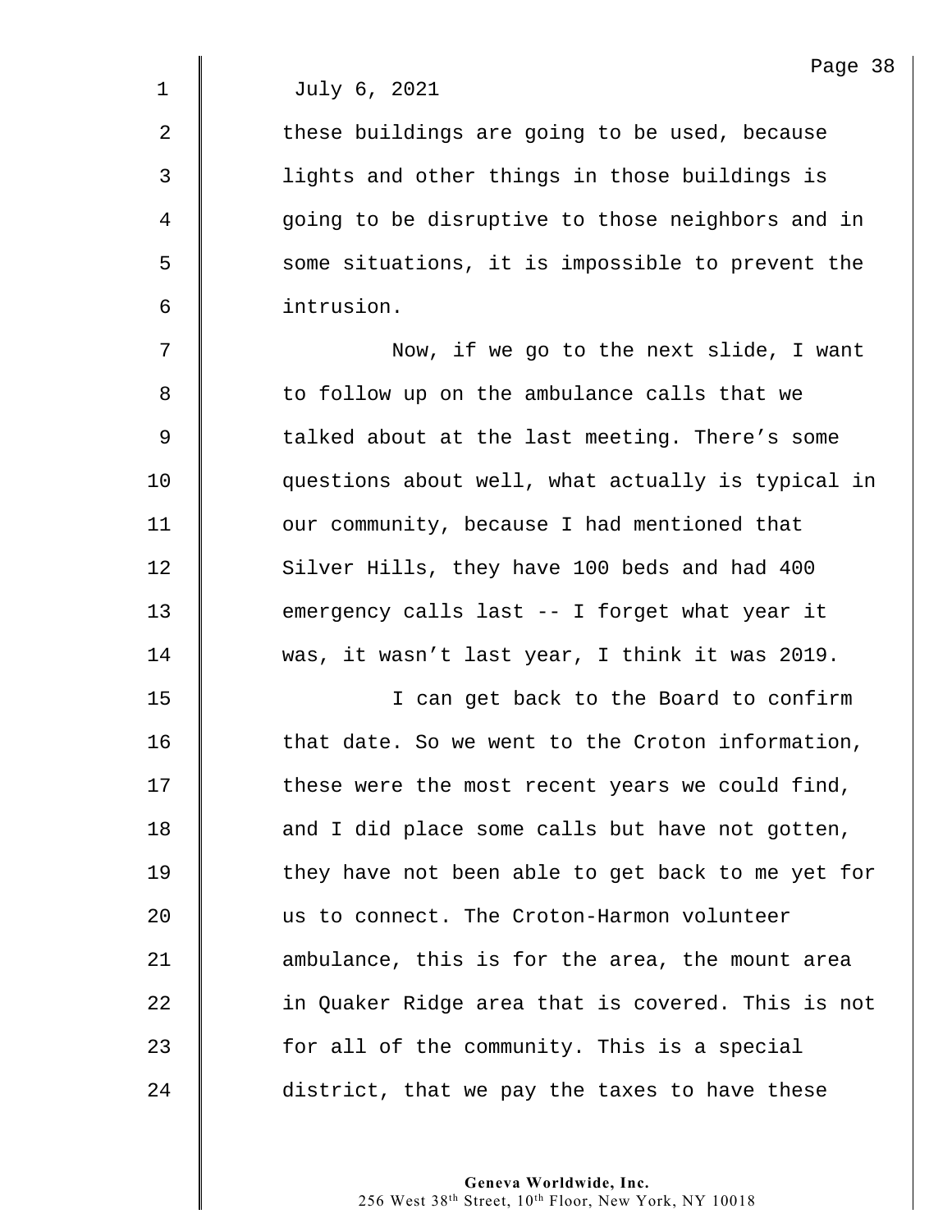July 6, 2021

these buildings are going to be used, because lights and other things in those buildings is going to be disruptive to those neighbors and in some situations, it is impossible to prevent the intrusion.

Now, if we go to the next slide, I want to follow up on the ambulance calls that we talked about at the last meeting. There's some questions about well, what actually is typical in our community, because I had mentioned that Silver Hills, they have 100 beds and had 400 emergency calls last -- I forget what year it was, it wasn't last year, I think it was 2019.

I can get back to the Board to confirm that date. So we went to the Croton information, these were the most recent years we could find, and I did place some calls but have not gotten, they have not been able to get back to me yet for us to connect. The Croton-Harmon volunteer ambulance, this is for the area, the mount area in Quaker Ridge area that is covered. This is not for all of the community. This is a special district, that we pay the taxes to have these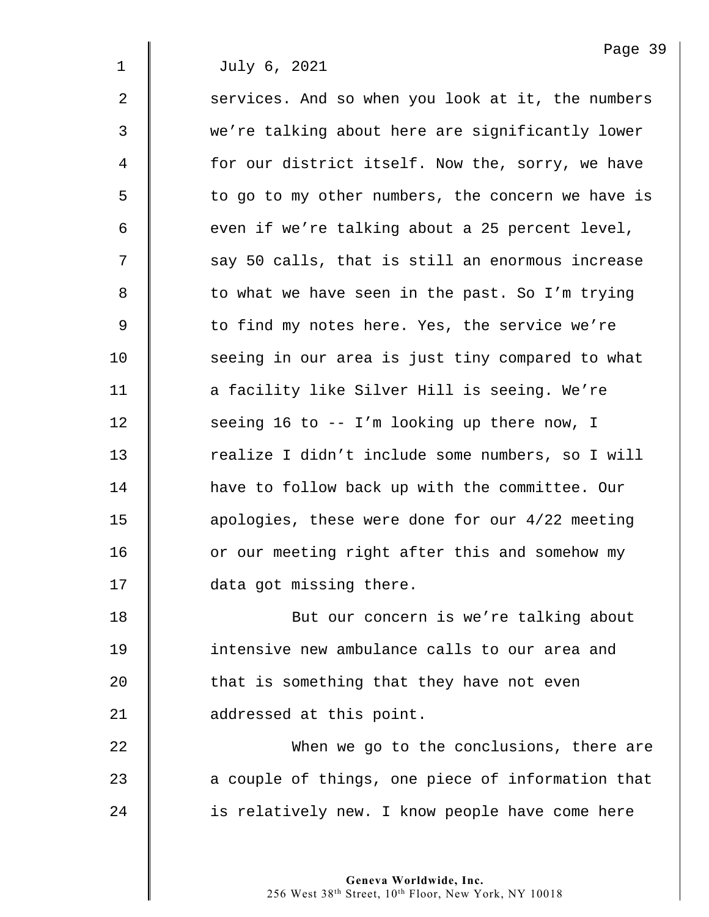July 6, 2021

services. And so when you look at it, the numbers we're talking about here are significantly lower for our district itself. Now the, sorry, we have to go to my other numbers, the concern we have is even if we're talking about a 25 percent level, say 50 calls, that is still an enormous increase to what we have seen in the past. So I'm trying to find my notes here. Yes, the service we're seeing in our area is just tiny compared to what a facility like Silver Hill is seeing. We're seeing 16 to -- I'm looking up there now, I realize I didn't include some numbers, so I will have to follow back up with the committee. Our apologies, these were done for our 4/22 meeting or our meeting right after this and somehow my data got missing there.

But our concern is we're talking about intensive new ambulance calls to our area and that is something that they have not even addressed at this point.

When we go to the conclusions, there are a couple of things, one piece of information that is relatively new. I know people have come here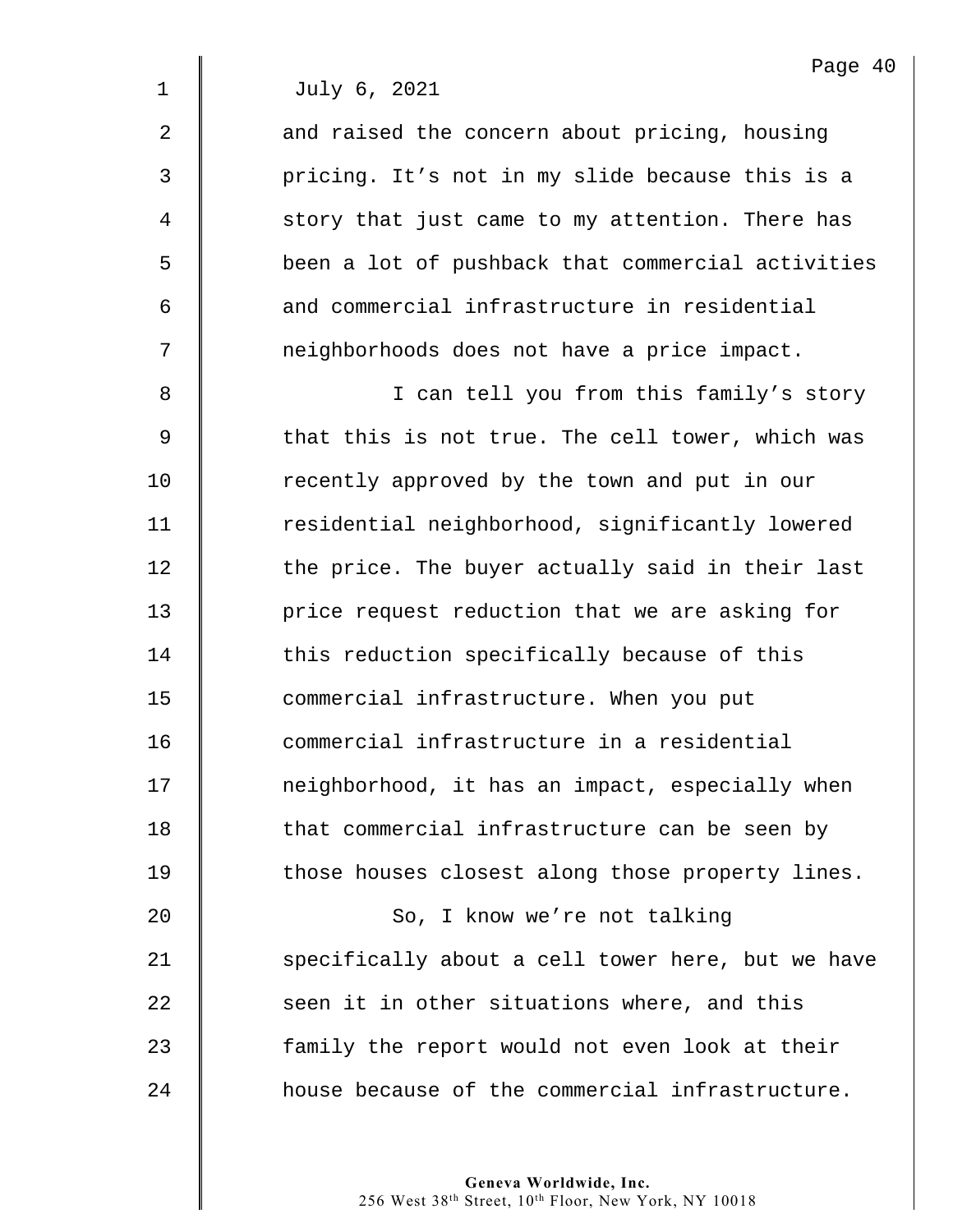July 6, 2021

and raised the concern about pricing, housing pricing. It’s not in my slide because this is a story that just came to my attention. There has been a lot of pushback that commercial activities and commercial infrastructure in residential neighborhoods does not have a price impact.

I can tell you from this family’s story that this is not true. The cell tower, which was recently approved by the town and put in our residential neighborhood, significantly lowered the price. The buyer actually said in their last price request reduction that we are asking for this reduction specifically because of this commercial infrastructure. When you put commercial infrastructure in a residential neighborhood, it has an impact, especially when that commercial infrastructure can be seen by those houses closest along those property lines.

So, I know we’re not talking specifically about a cell tower here, but we have seen it in other situations where, and this family the report would not even look at their house because of the commercial infrastructure.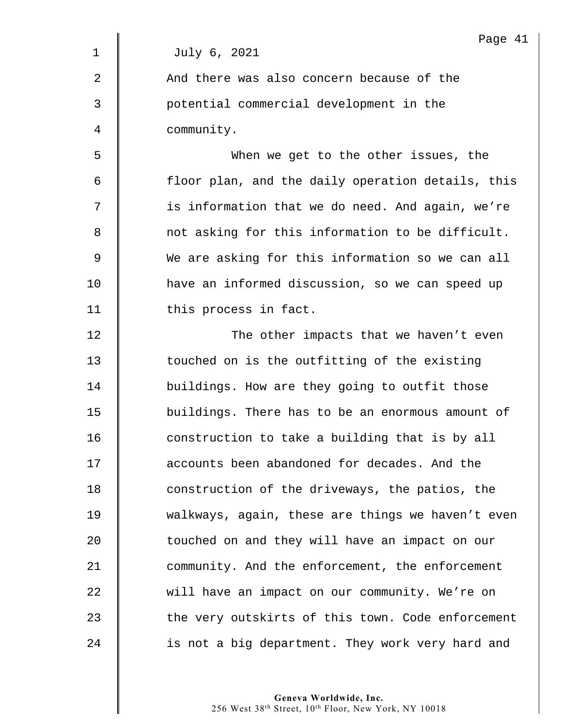July 6, 2021

And there was also concern because of the potential commercial development in the community.

When we get to the other issues, the floor plan, and the daily operation details, this is information that we do need. And again, we're not asking for this information to be difficult. We are asking for this information so we can all have an informed discussion, so we can speed up this process in fact.

The other impacts that we haven't even touched on is the outfitting of the existing buildings. How are they going to outfit those buildings. There has to be an enormous amount of construction to take a building that is by all accounts been abandoned for decades. And the construction of the driveways, the patios, the walkways, again, these are things we haven't even touched on and they will have an impact on our community. And the enforcement, the enforcement will have an impact on our community. We're on the very outskirts of this town. Code enforcement is not a big department. They work very hard and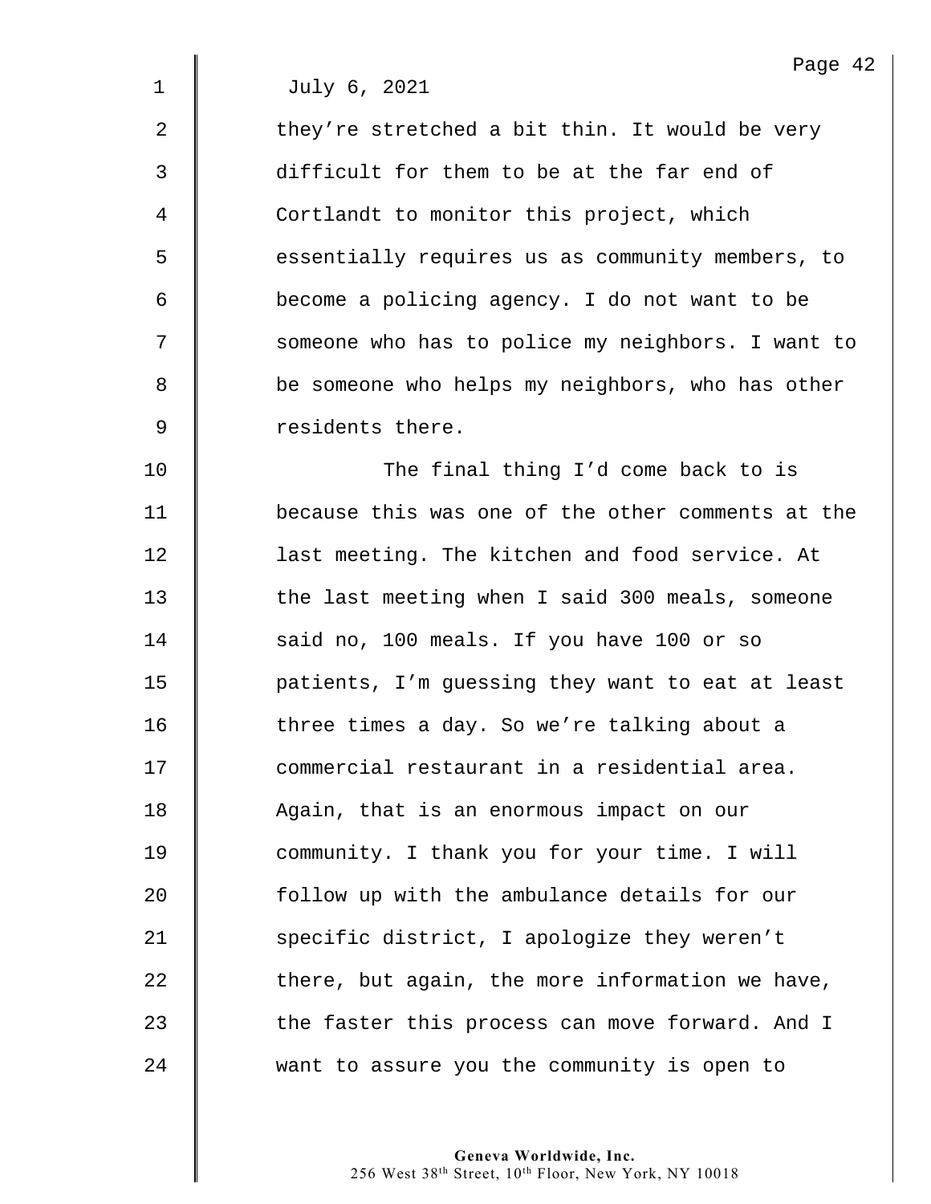July 6, 2021

they're stretched a bit thin. It would be very difficult for them to be at the far end of Cortlandt to monitor this project, which essentially requires us as community members, to become a policing agency. I do not want to be someone who has to police my neighbors. I want to be someone who helps my neighbors, who has other residents there.

The final thing I'd come back to is because this was one of the other comments at the last meeting. The kitchen and food service. At the last meeting when I said 300 meals, someone said no, 100 meals. If you have 100 or so patients, I'm guessing they want to eat at least three times a day. So we're talking about a commercial restaurant in a residential area. Again, that is an enormous impact on our community. I thank you for your time. I will follow up with the ambulance details for our specific district, I apologize they weren't there, but again, the more information we have, the faster this process can move forward. And I want to assure you the community is open to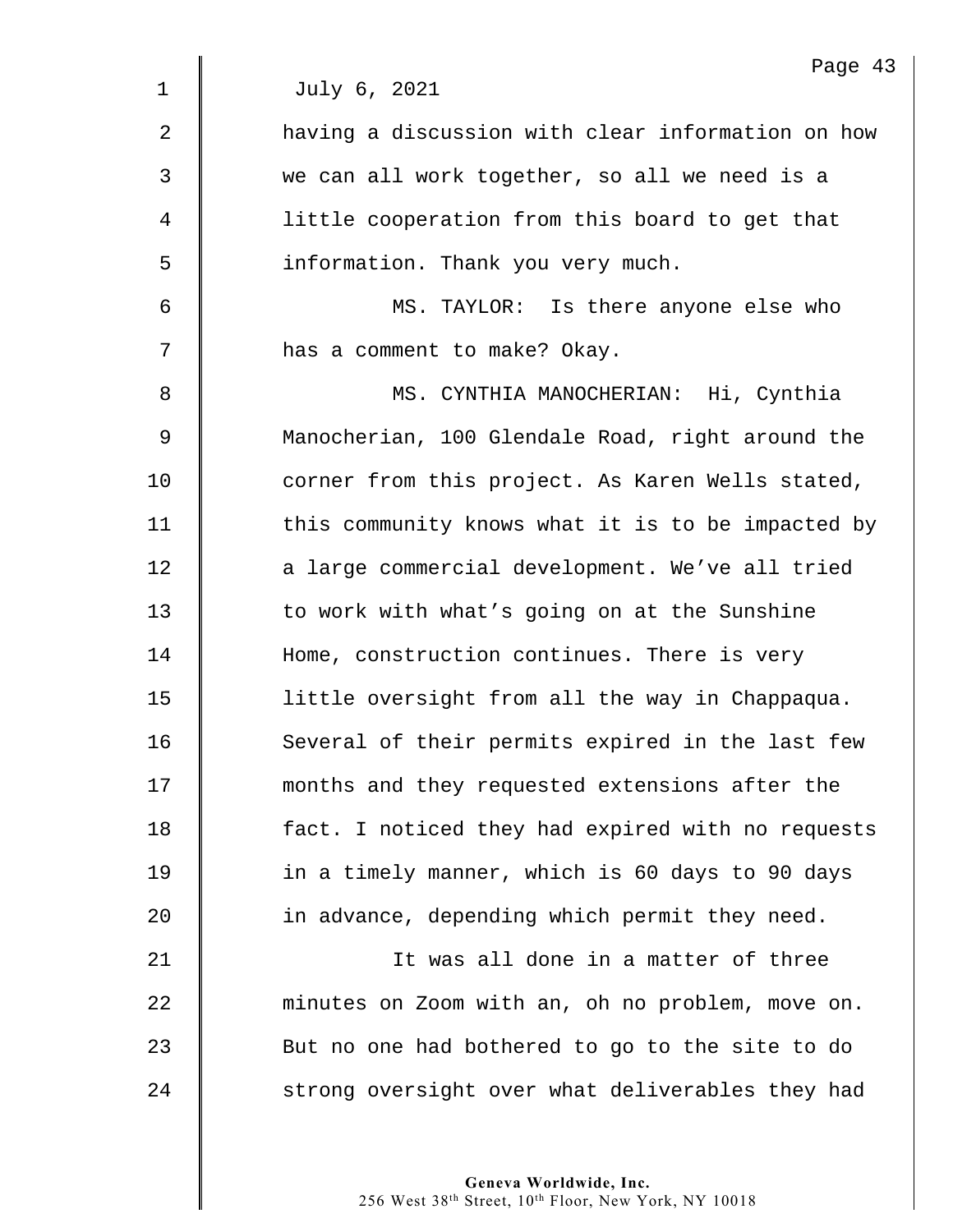July 6, 2021

having a discussion with clear information on how we can all work together, so all we need is a little cooperation from this board to get that information. Thank you very much.

MS. TAYLOR: Is there anyone else who has a comment to make? Okay.

MS. CYNTHIA MANOCHERIAN: Hi, Cynthia Manocherian, 100 Glendale Road, right around the corner from this project. As Karen Wells stated, this community knows what it is to be impacted by a large commercial development. We've all tried to work with what's going on at the Sunshine Home, construction continues. There is very little oversight from all the way in Chappaqua. Several of their permits expired in the last few months and they requested extensions after the fact. I noticed they had expired with no requests in a timely manner, which is 60 days to 90 days in advance, depending which permit they need.

It was all done in a matter of three minutes on Zoom with an, oh no problem, move on. But no one had bothered to go to the site to do strong oversight over what deliverables they had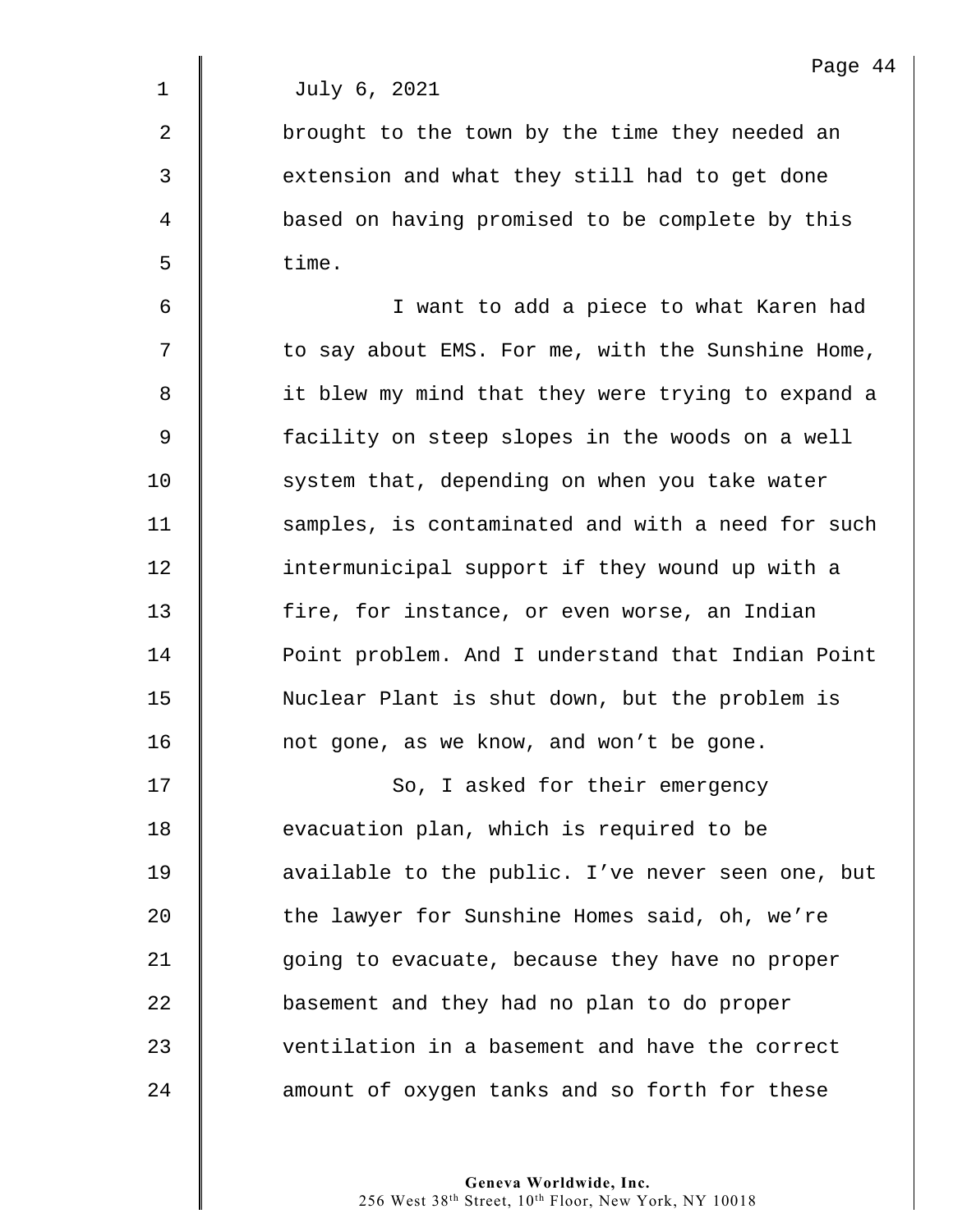July 6, 2021

brought to the town by the time they needed an extension and what they still had to get done based on having promised to be complete by this time.

I want to add a piece to what Karen had to say about EMS. For me, with the Sunshine Home, it blew my mind that they were trying to expand a facility on steep slopes in the woods on a well system that, depending on when you take water samples, is contaminated and with a need for such intermunicipal support if they wound up with a fire, for instance, or even worse, an Indian Point problem. And I understand that Indian Point Nuclear Plant is shut down, but the problem is not gone, as we know, and won't be gone.

So, I asked for their emergency evacuation plan, which is required to be available to the public. I've never seen one, but the lawyer for Sunshine Homes said, oh, we're going to evacuate, because they have no proper basement and they had no plan to do proper ventilation in a basement and have the correct amount of oxygen tanks and so forth for these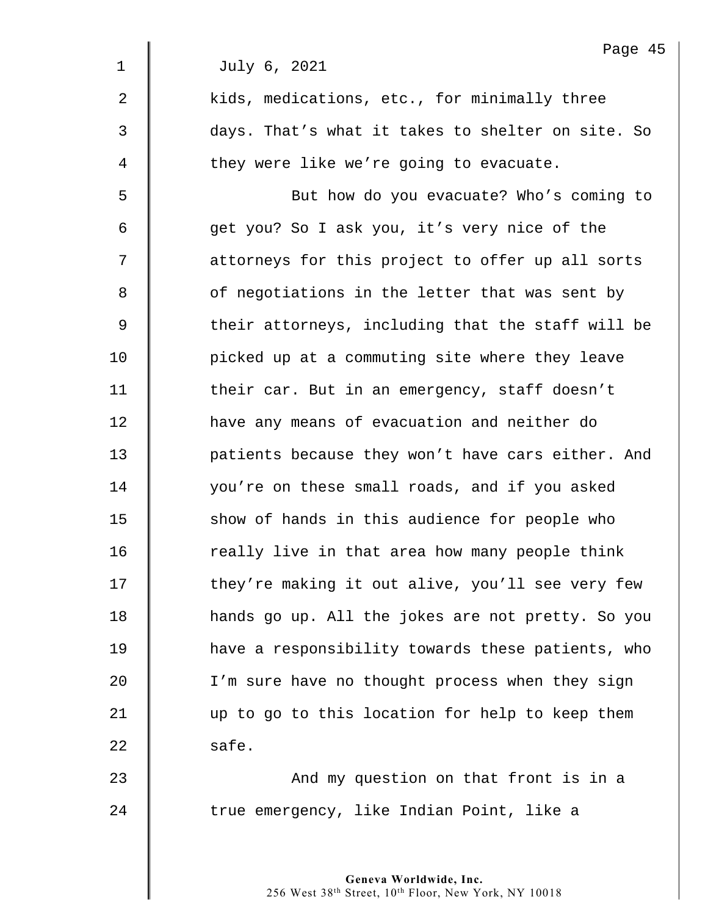July 6, 2021

kids, medications, etc., for minimally three days. That's what it takes to shelter on site. So they were like we're going to evacuate.

But how do you evacuate? Who's coming to get you? So I ask you, it's very nice of the attorneys for this project to offer up all sorts of negotiations in the letter that was sent by their attorneys, including that the staff will be picked up at a commuting site where they leave their car. But in an emergency, staff doesn't have any means of evacuation and neither do patients because they won't have cars either. And you're on these small roads, and if you asked show of hands in this audience for people who really live in that area how many people think they're making it out alive, you'll see very few hands go up. All the jokes are not pretty. So you have a responsibility towards these patients, who I'm sure have no thought process when they sign up to go to this location for help to keep them safe.

And my question on that front is in a true emergency, like Indian Point, like a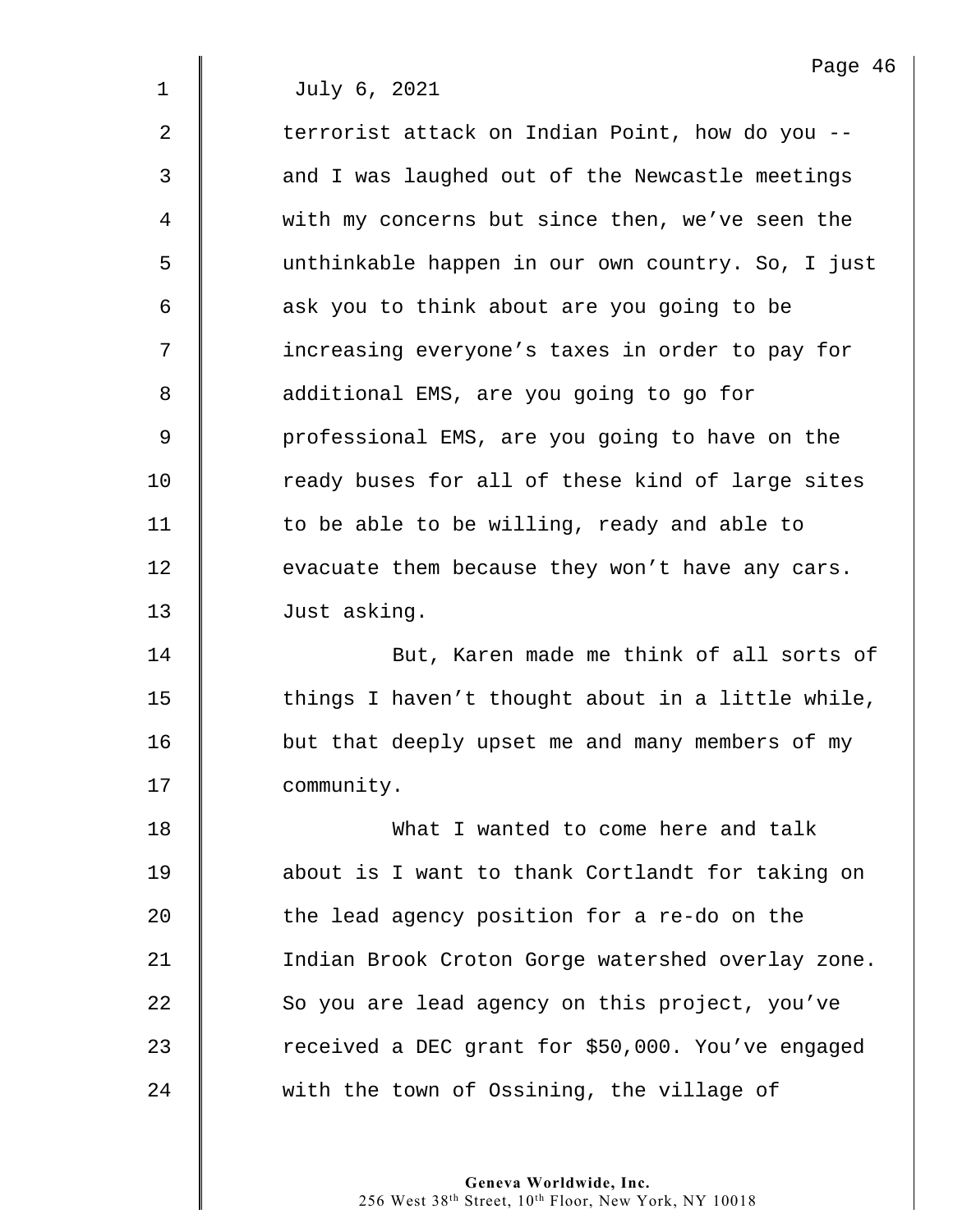July 6, 2021

terrorist attack on Indian Point, how do you -- and I was laughed out of the Newcastle meetings with my concerns but since then, we've seen the unthinkable happen in our own country. So, I just ask you to think about are you going to be increasing everyone's taxes in order to pay for additional EMS, are you going to go for professional EMS, are you going to have on the ready buses for all of these kind of large sites to be able to be willing, ready and able to evacuate them because they won't have any cars. Just asking.

But, Karen made me think of all sorts of things I haven't thought about in a little while, but that deeply upset me and many members of my community.

What I wanted to come here and talk about is I want to thank Cortlandt for taking on the lead agency position for a re-do on the Indian Brook Croton Gorge watershed overlay zone. So you are lead agency on this project, you've received a DEC grant for $50,000. You've engaged with the town of Ossining, the village of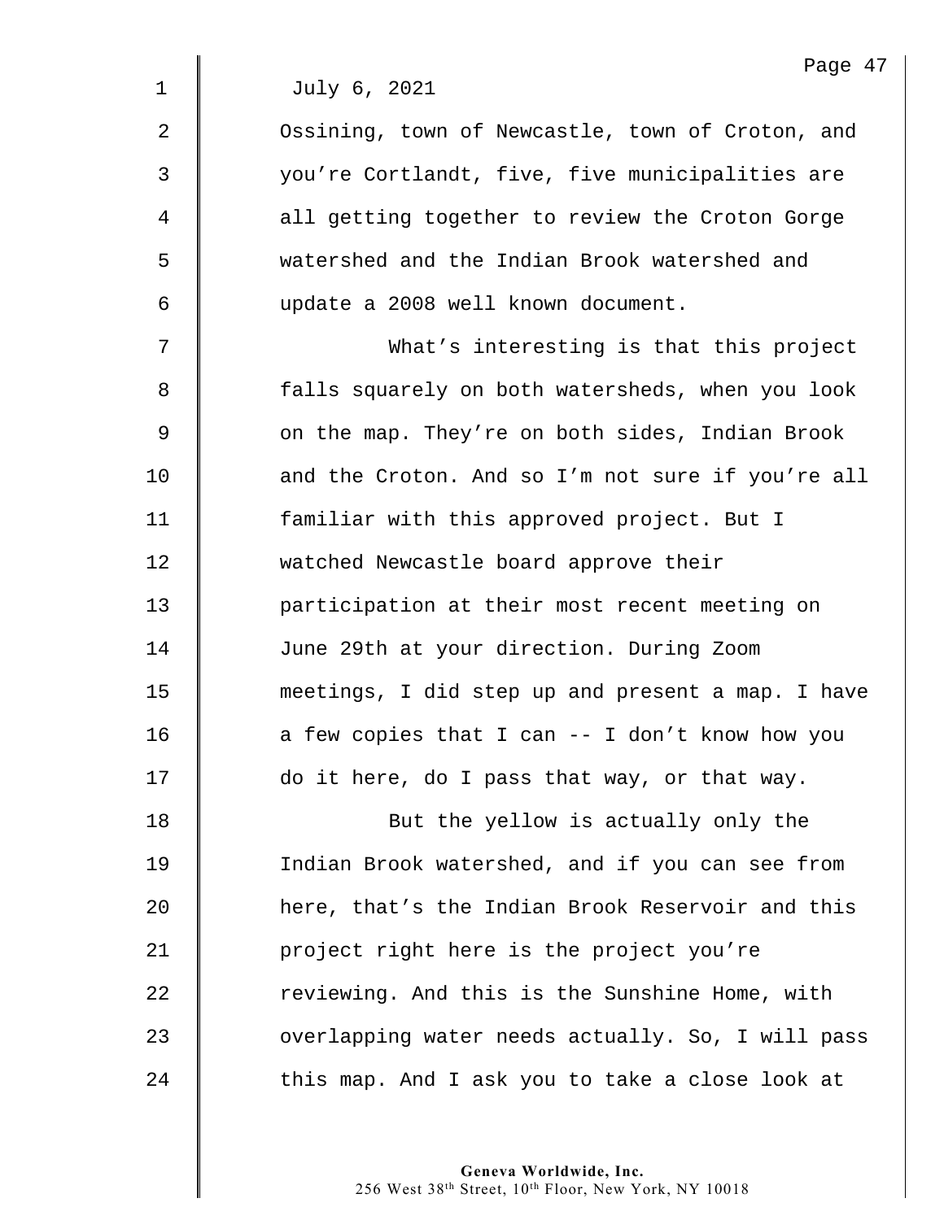July 6, 2021

Ossining, town of Newcastle, town of Croton, and you're Cortlandt, five, five municipalities are all getting together to review the Croton Gorge watershed and the Indian Brook watershed and update a 2008 well known document.

What's interesting is that this project falls squarely on both watersheds, when you look on the map. They're on both sides, Indian Brook and the Croton. And so I'm not sure if you're all familiar with this approved project. But I watched Newcastle board approve their participation at their most recent meeting on June 29th at your direction. During Zoom meetings, I did step up and present a map. I have a few copies that I can -- I don't know how you do it here, do I pass that way, or that way.

But the yellow is actually only the Indian Brook watershed, and if you can see from here, that's the Indian Brook Reservoir and this project right here is the project you're reviewing. And this is the Sunshine Home, with overlapping water needs actually. So, I will pass this map. And I ask you to take a close look at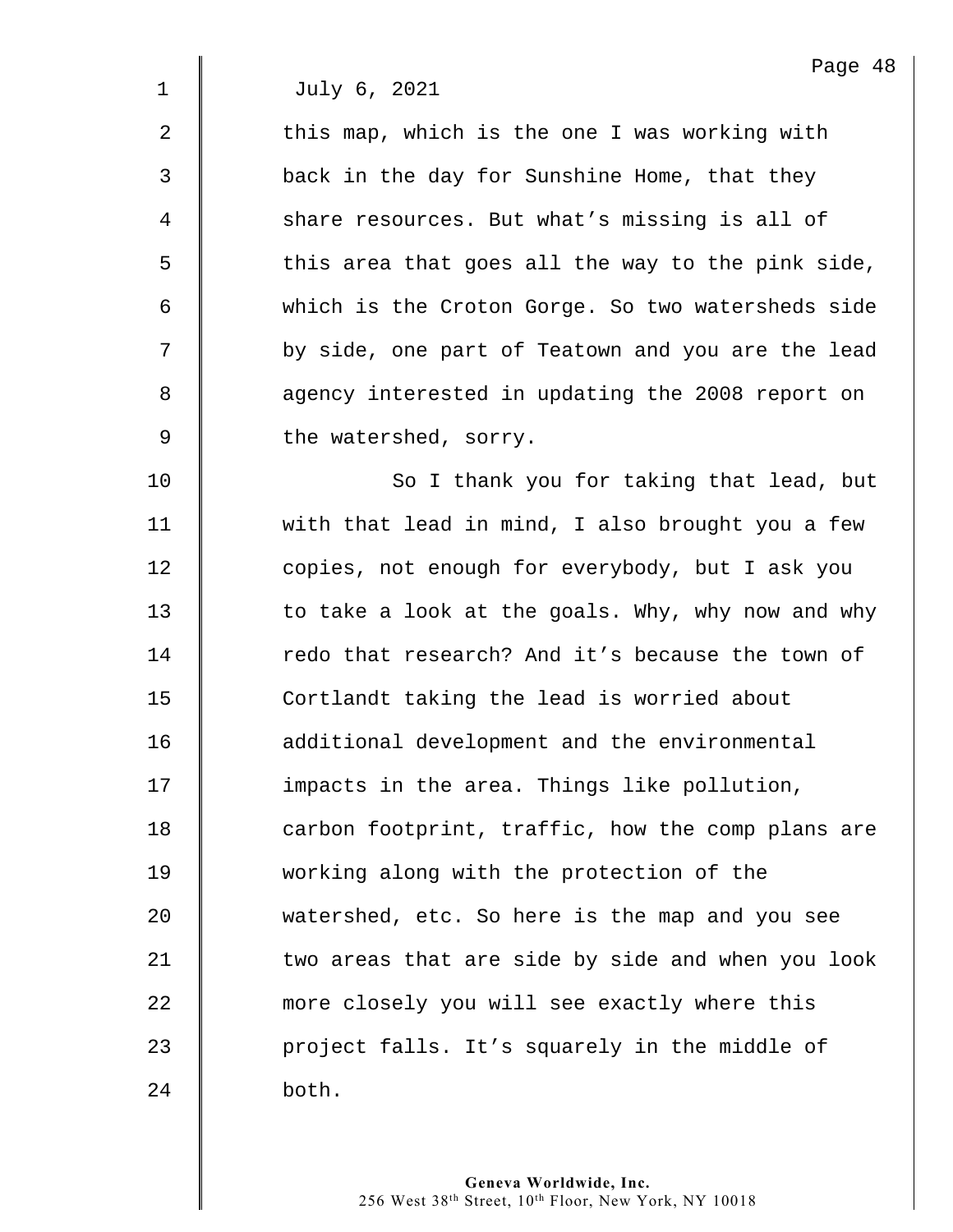July 6, 2021

this map, which is the one I was working with back in the day for Sunshine Home, that they share resources. But what's missing is all of this area that goes all the way to the pink side, which is the Croton Gorge. So two watersheds side by side, one part of Teatown and you are the lead agency interested in updating the 2008 report on the watershed, sorry.

So I thank you for taking that lead, but with that lead in mind, I also brought you a few copies, not enough for everybody, but I ask you to take a look at the goals. Why, why now and why redo that research? And it's because the town of Cortlandt taking the lead is worried about additional development and the environmental impacts in the area. Things like pollution, carbon footprint, traffic, how the comp plans are working along with the protection of the watershed, etc. So here is the map and you see two areas that are side by side and when you look more closely you will see exactly where this project falls. It's squarely in the middle of both.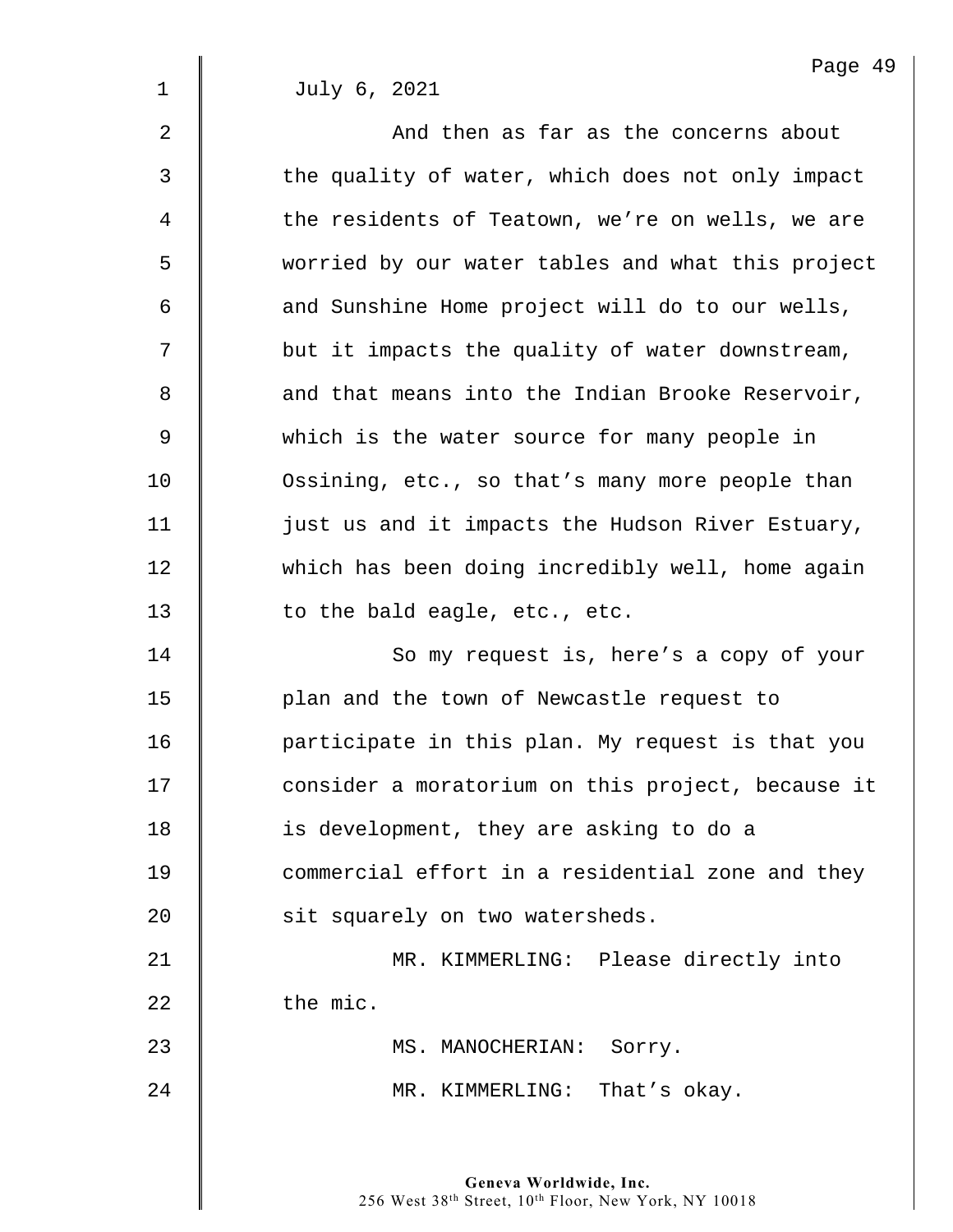July 6, 2021

And then as far as the concerns about the quality of water, which does not only impact the residents of Teatown, we're on wells, we are worried by our water tables and what this project and Sunshine Home project will do to our wells, but it impacts the quality of water downstream, and that means into the Indian Brooke Reservoir, which is the water source for many people in Ossining, etc., so that's many more people than just us and it impacts the Hudson River Estuary, which has been doing incredibly well, home again to the bald eagle, etc., etc.

So my request is, here's a copy of your plan and the town of Newcastle request to participate in this plan. My request is that you consider a moratorium on this project, because it is development, they are asking to do a commercial effort in a residential zone and they sit squarely on two watersheds.

MR. KIMMERLING: Please directly into the mic.

MS. MANOCHERIAN: Sorry.

MR. KIMMERLING: That's okay.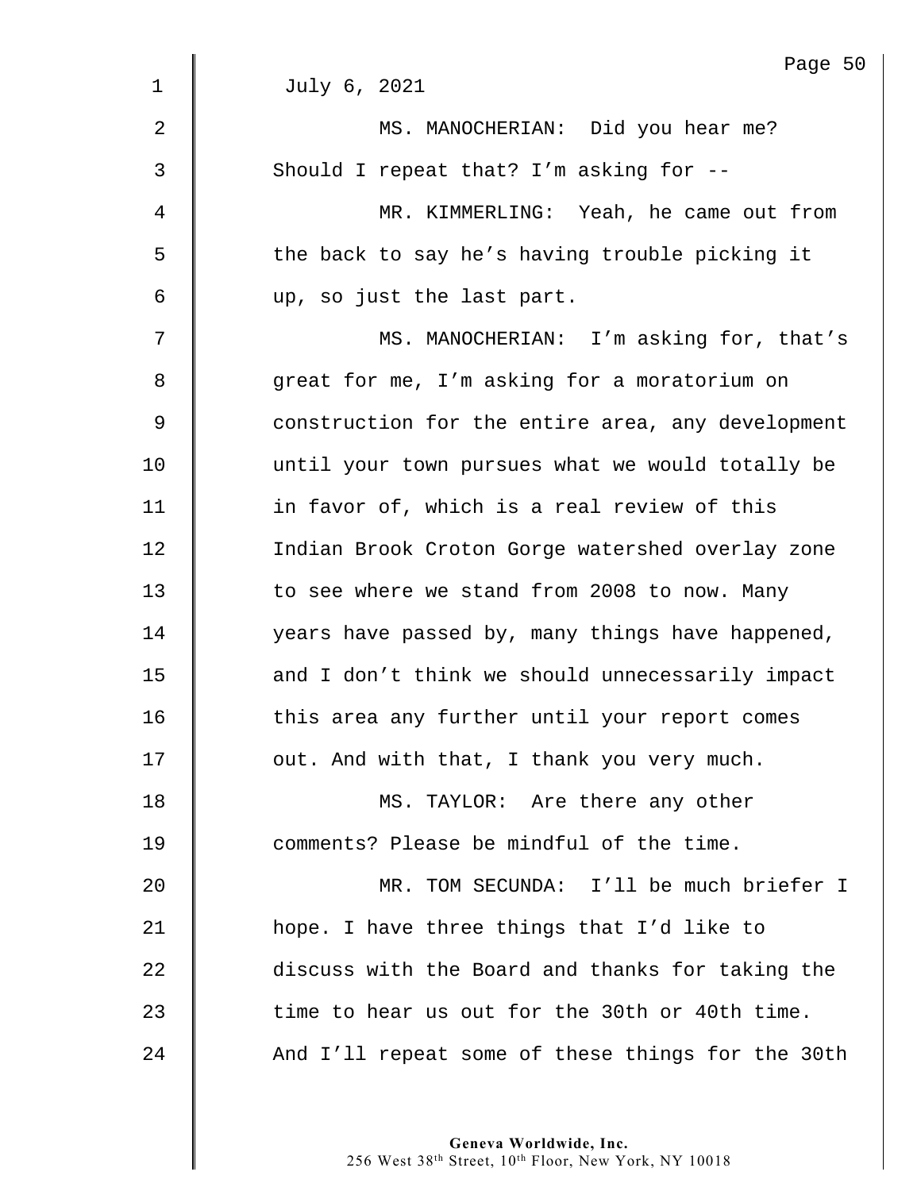July 6, 2021

MS. MANOCHERIAN: Did you hear me? Should I repeat that? I'm asking for --

MR. KIMMERLING: Yeah, he came out from the back to say he's having trouble picking it up, so just the last part.

MS. MANOCHERIAN: I'm asking for, that's great for me, I'm asking for a moratorium on construction for the entire area, any development until your town pursues what we would totally be in favor of, which is a real review of this Indian Brook Croton Gorge watershed overlay zone to see where we stand from 2008 to now. Many years have passed by, many things have happened, and I don't think we should unnecessarily impact this area any further until your report comes out. And with that, I thank you very much.

MS. TAYLOR: Are there any other comments? Please be mindful of the time.

MR. TOM SECUNDA: I'll be much briefer I hope. I have three things that I'd like to discuss with the Board and thanks for taking the time to hear us out for the 30th or 40th time. And I'll repeat some of these things for the 30th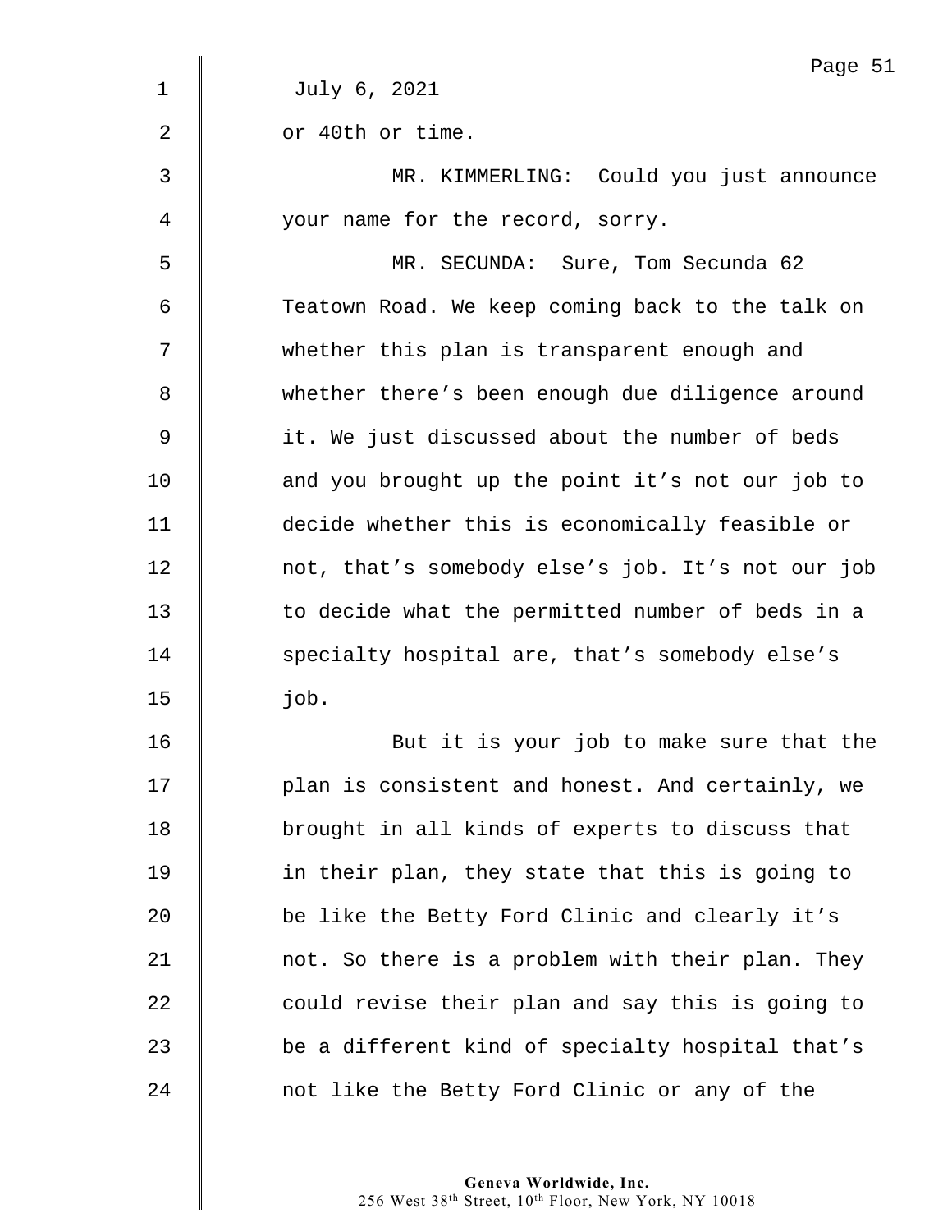July 6, 2021

or 40th or time.

MR. KIMMERLING: Could you just announce your name for the record, sorry.

MR. SECUNDA: Sure, Tom Secunda 62 Teatown Road. We keep coming back to the talk on whether this plan is transparent enough and whether there's been enough due diligence around it. We just discussed about the number of beds and you brought up the point it's not our job to decide whether this is economically feasible or not, that's somebody else's job. It's not our job to decide what the permitted number of beds in a specialty hospital are, that's somebody else's job.

But it is your job to make sure that the plan is consistent and honest. And certainly, we brought in all kinds of experts to discuss that in their plan, they state that this is going to be like the Betty Ford Clinic and clearly it's not. So there is a problem with their plan. They could revise their plan and say this is going to be a different kind of specialty hospital that's not like the Betty Ford Clinic or any of the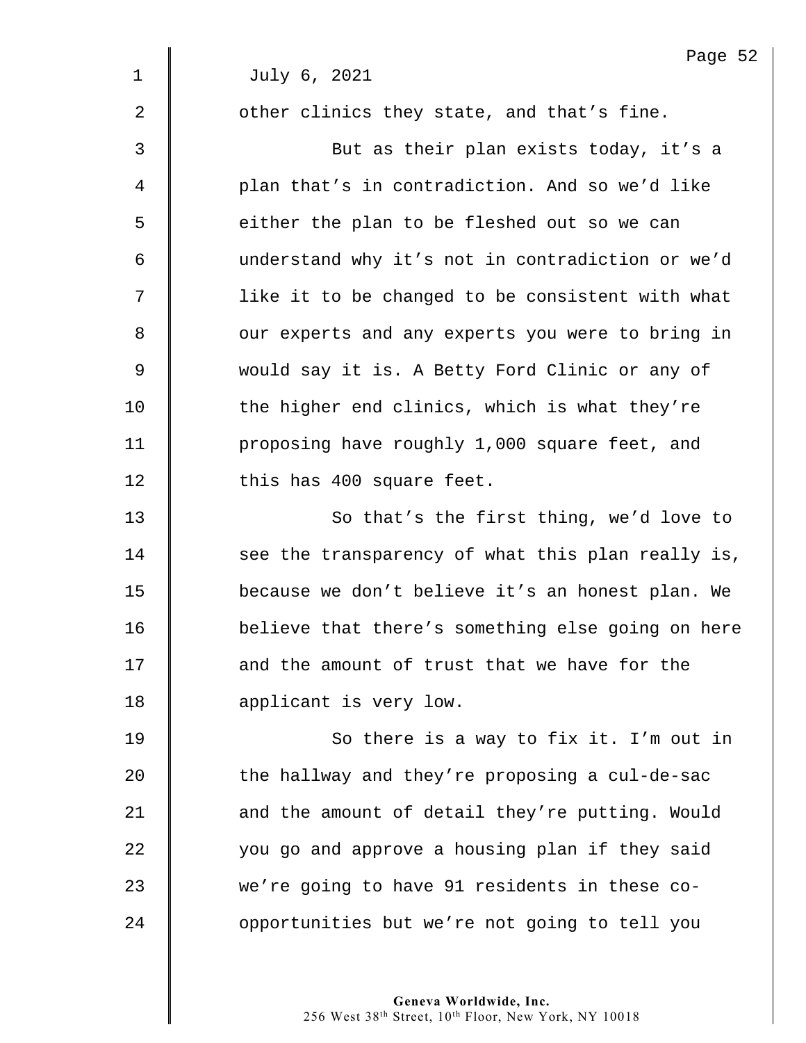July 6, 2021

other clinics they state, and that’s fine.

But as their plan exists today, it’s a plan that’s in contradiction. And so we’d like either the plan to be fleshed out so we can understand why it’s not in contradiction or we’d like it to be changed to be consistent with what our experts and any experts you were to bring in would say it is. A Betty Ford Clinic or any of the higher end clinics, which is what they’re proposing have roughly 1,000 square feet, and this has 400 square feet.

So that’s the first thing, we’d love to see the transparency of what this plan really is, because we don’t believe it’s an honest plan. We believe that there’s something else going on here and the amount of trust that we have for the applicant is very low.

So there is a way to fix it. I’m out in the hallway and they’re proposing a cul-de-sac and the amount of detail they’re putting. Would you go and approve a housing plan if they said we’re going to have 91 residents in these co-opportunities but we’re not going to tell you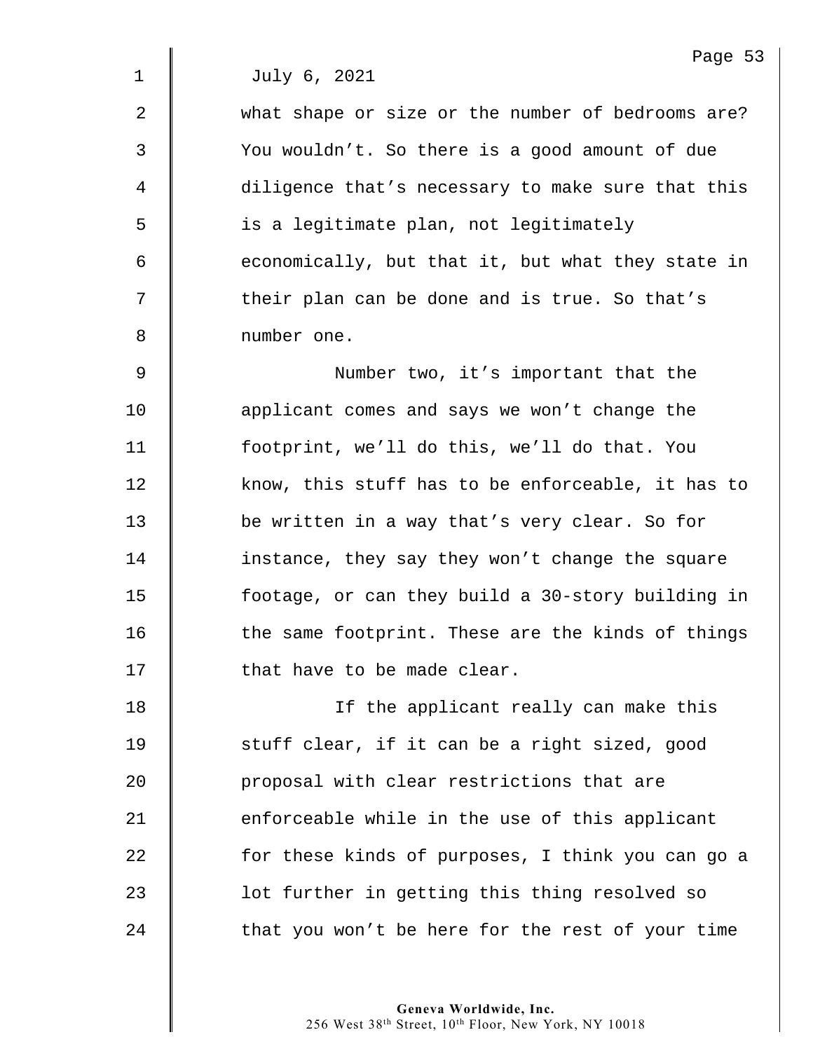July 6, 2021

what shape or size or the number of bedrooms are? You wouldn't. So there is a good amount of due diligence that's necessary to make sure that this is a legitimate plan, not legitimately economically, but that it, but what they state in their plan can be done and is true. So that's number one.

Number two, it's important that the applicant comes and says we won't change the footprint, we'll do this, we'll do that. You know, this stuff has to be enforceable, it has to be written in a way that's very clear. So for instance, they say they won't change the square footage, or can they build a 30-story building in the same footprint. These are the kinds of things that have to be made clear.

If the applicant really can make this stuff clear, if it can be a right sized, good proposal with clear restrictions that are enforceable while in the use of this applicant for these kinds of purposes, I think you can go a lot further in getting this thing resolved so that you won't be here for the rest of your time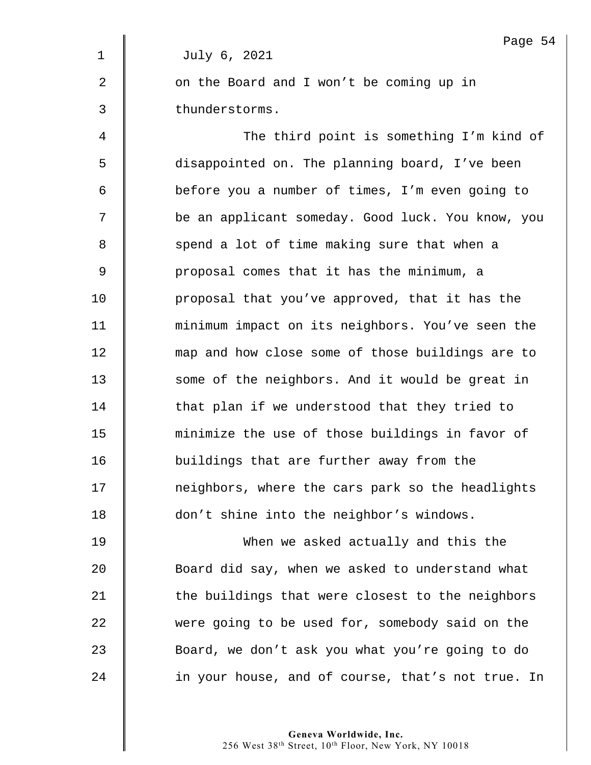July 6, 2021

on the Board and I won't be coming up in thunderstorms.

The third point is something I'm kind of disappointed on. The planning board, I've been before you a number of times, I'm even going to be an applicant someday. Good luck. You know, you spend a lot of time making sure that when a proposal comes that it has the minimum, a proposal that you've approved, that it has the minimum impact on its neighbors. You've seen the map and how close some of those buildings are to some of the neighbors. And it would be great in that plan if we understood that they tried to minimize the use of those buildings in favor of buildings that are further away from the neighbors, where the cars park so the headlights don't shine into the neighbor's windows.

When we asked actually and this the Board did say, when we asked to understand what the buildings that were closest to the neighbors were going to be used for, somebody said on the Board, we don't ask you what you're going to do in your house, and of course, that's not true. In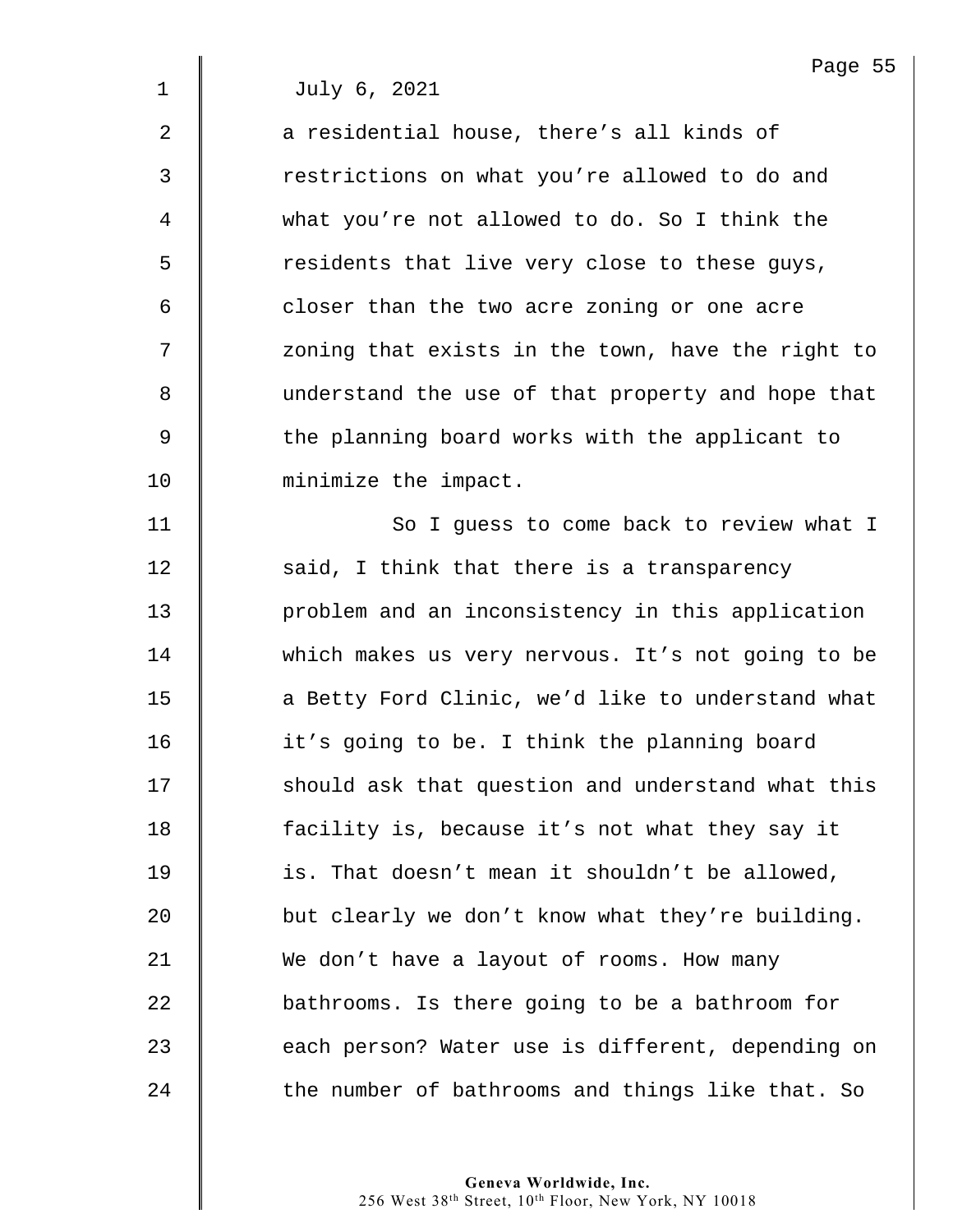July 6, 2021

a residential house, there's all kinds of restrictions on what you're allowed to do and what you're not allowed to do. So I think the residents that live very close to these guys, closer than the two acre zoning or one acre zoning that exists in the town, have the right to understand the use of that property and hope that the planning board works with the applicant to minimize the impact.

So I guess to come back to review what I said, I think that there is a transparency problem and an inconsistency in this application which makes us very nervous. It's not going to be a Betty Ford Clinic, we'd like to understand what it's going to be. I think the planning board should ask that question and understand what this facility is, because it's not what they say it is. That doesn't mean it shouldn't be allowed, but clearly we don't know what they're building. We don't have a layout of rooms. How many bathrooms. Is there going to be a bathroom for each person? Water use is different, depending on the number of bathrooms and things like that. So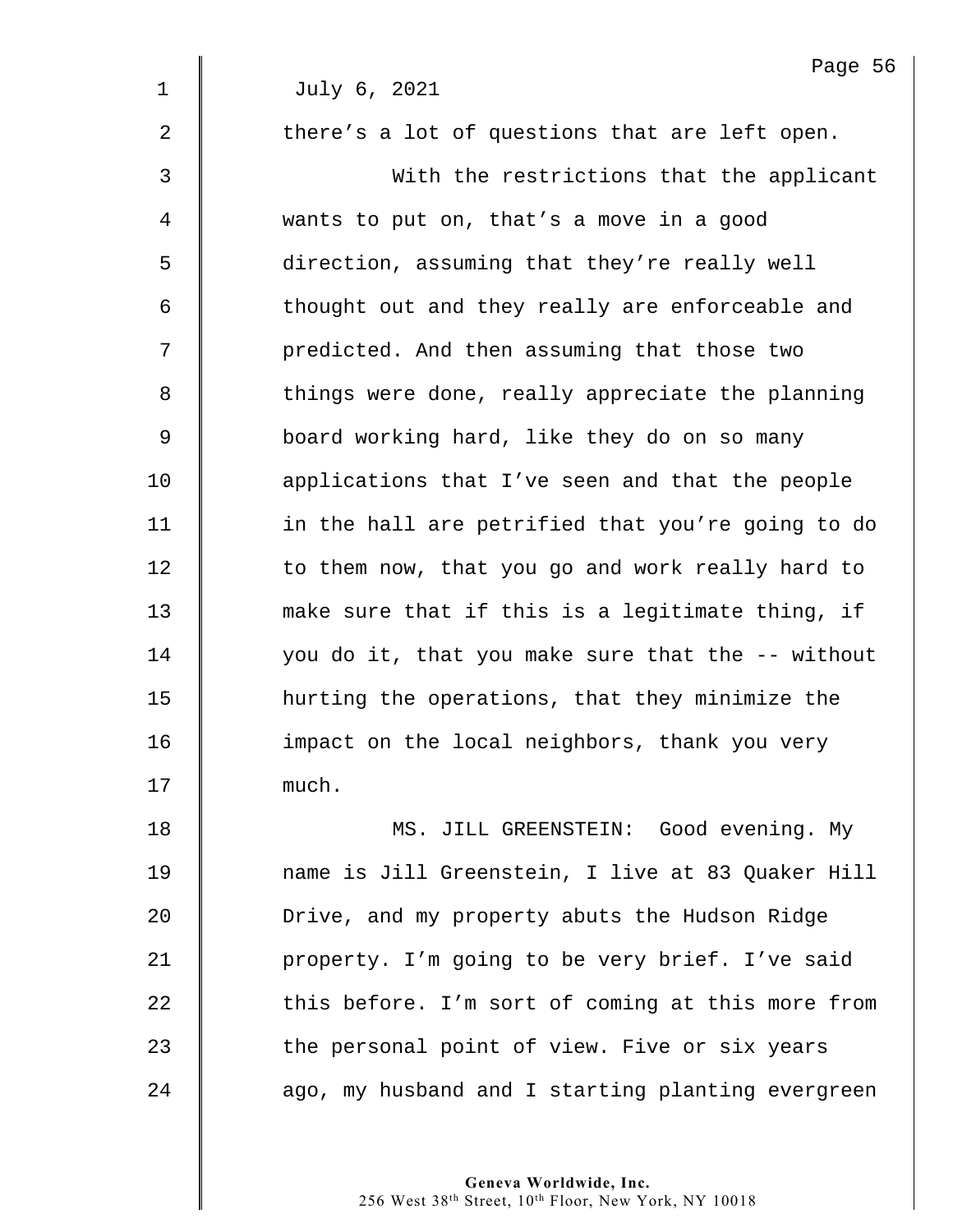July 6, 2021

there's a lot of questions that are left open.

With the restrictions that the applicant wants to put on, that's a move in a good direction, assuming that they're really well thought out and they really are enforceable and predicted. And then assuming that those two things were done, really appreciate the planning board working hard, like they do on so many applications that I've seen and that the people in the hall are petrified that you're going to do to them now, that you go and work really hard to make sure that if this is a legitimate thing, if you do it, that you make sure that the -- without hurting the operations, that they minimize the impact on the local neighbors, thank you very much.

MS. JILL GREENSTEIN: Good evening. My name is Jill Greenstein, I live at 83 Quaker Hill Drive, and my property abuts the Hudson Ridge property. I'm going to be very brief. I've said this before. I'm sort of coming at this more from the personal point of view. Five or six years ago, my husband and I starting planting evergreen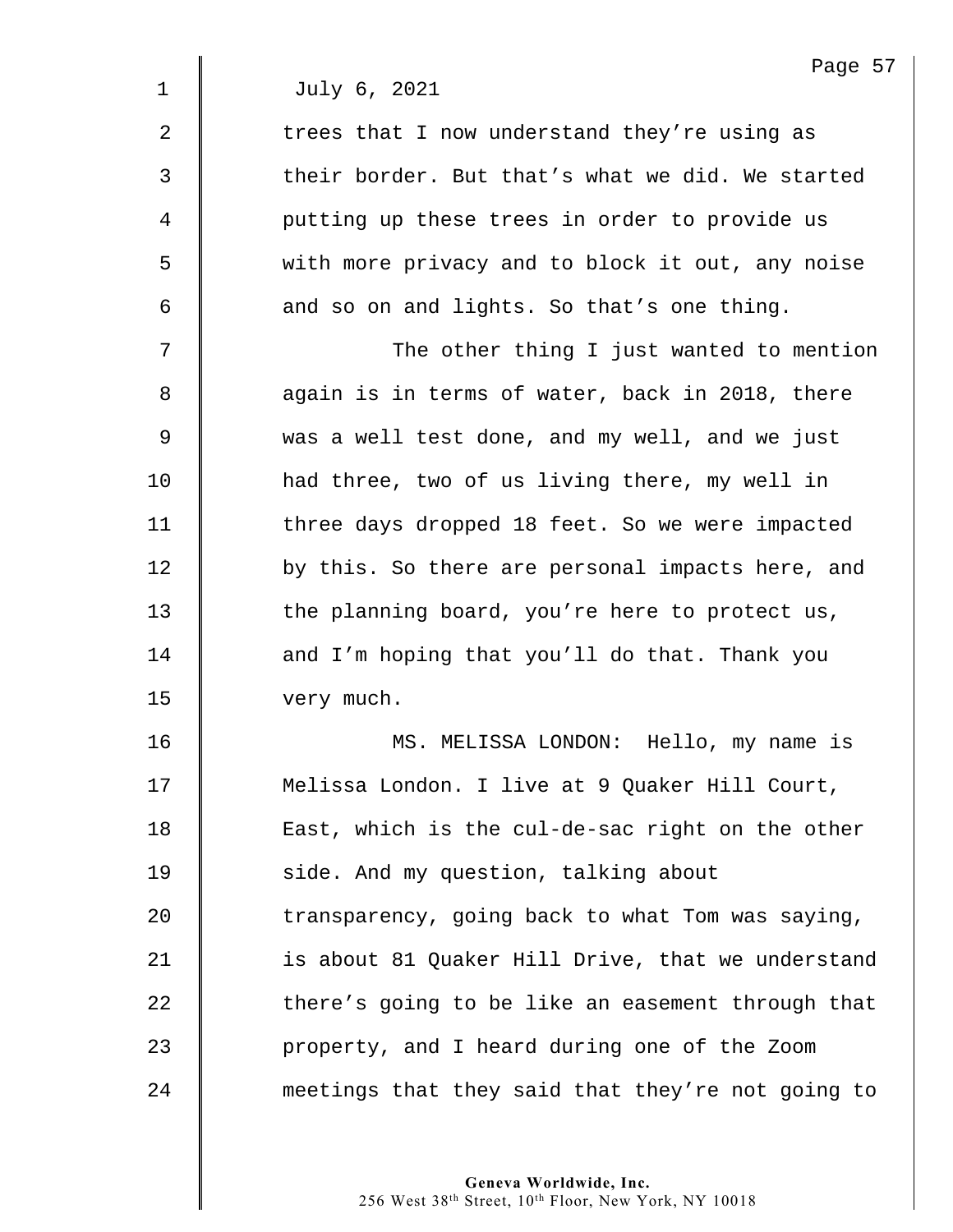July 6, 2021

trees that I now understand they're using as their border. But that's what we did. We started putting up these trees in order to provide us with more privacy and to block it out, any noise and so on and lights. So that's one thing.

The other thing I just wanted to mention again is in terms of water, back in 2018, there was a well test done, and my well, and we just had three, two of us living there, my well in three days dropped 18 feet. So we were impacted by this. So there are personal impacts here, and the planning board, you're here to protect us, and I'm hoping that you'll do that. Thank you very much.

MS. MELISSA LONDON: Hello, my name is Melissa London. I live at 9 Quaker Hill Court, East, which is the cul-de-sac right on the other side. And my question, talking about transparency, going back to what Tom was saying, is about 81 Quaker Hill Drive, that we understand there's going to be like an easement through that property, and I heard during one of the Zoom meetings that they said that they're not going to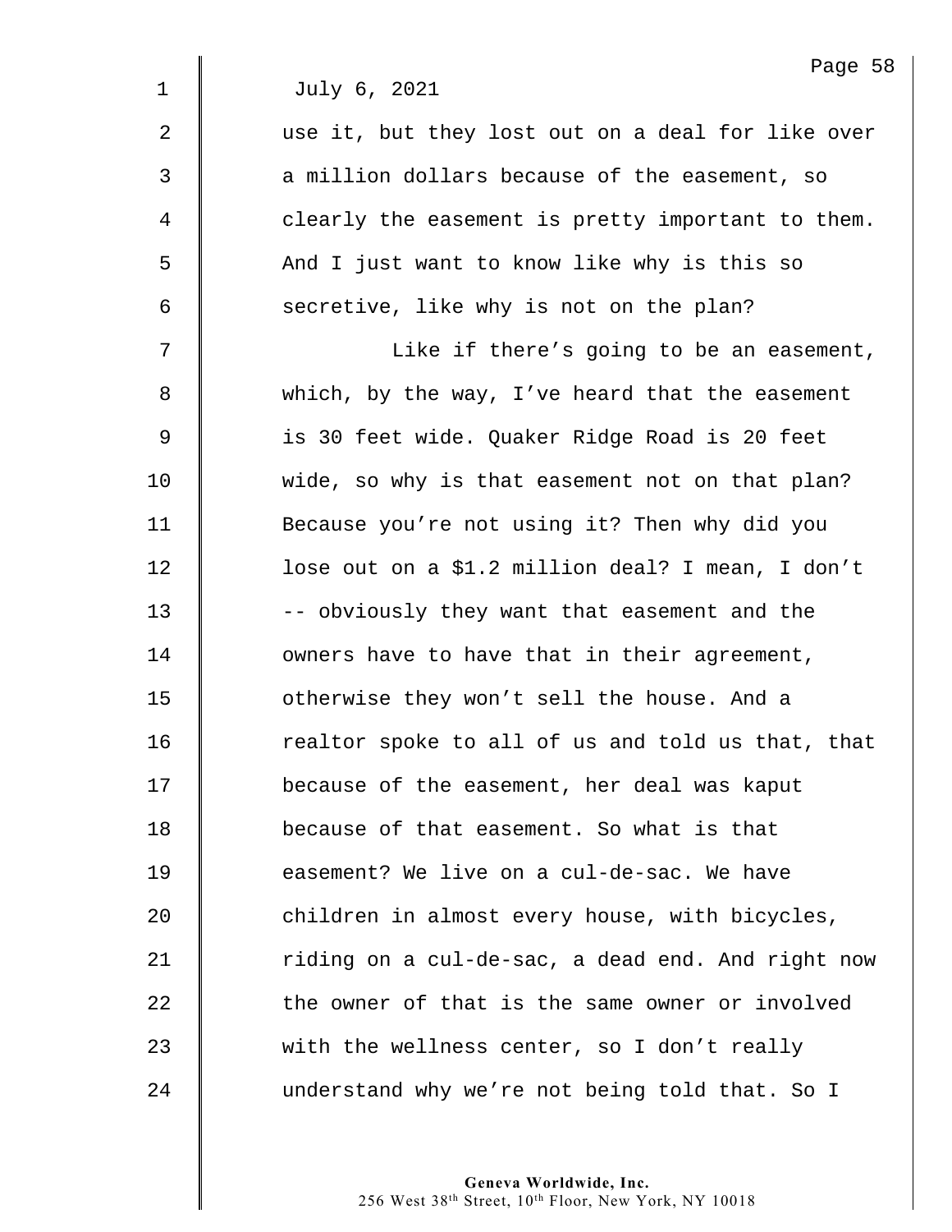July 6, 2021

use it, but they lost out on a deal for like over a million dollars because of the easement, so clearly the easement is pretty important to them. And I just want to know like why is this so secretive, like why is not on the plan?

Like if there's going to be an easement, which, by the way, I've heard that the easement is 30 feet wide. Quaker Ridge Road is 20 feet wide, so why is that easement not on that plan? Because you're not using it? Then why did you lose out on a $1.2 million deal? I mean, I don't -- obviously they want that easement and the owners have to have that in their agreement, otherwise they won't sell the house. And a realtor spoke to all of us and told us that, that because of the easement, her deal was kaput because of that easement. So what is that easement? We live on a cul-de-sac. We have children in almost every house, with bicycles, riding on a cul-de-sac, a dead end. And right now the owner of that is the same owner or involved with the wellness center, so I don't really understand why we're not being told that. So I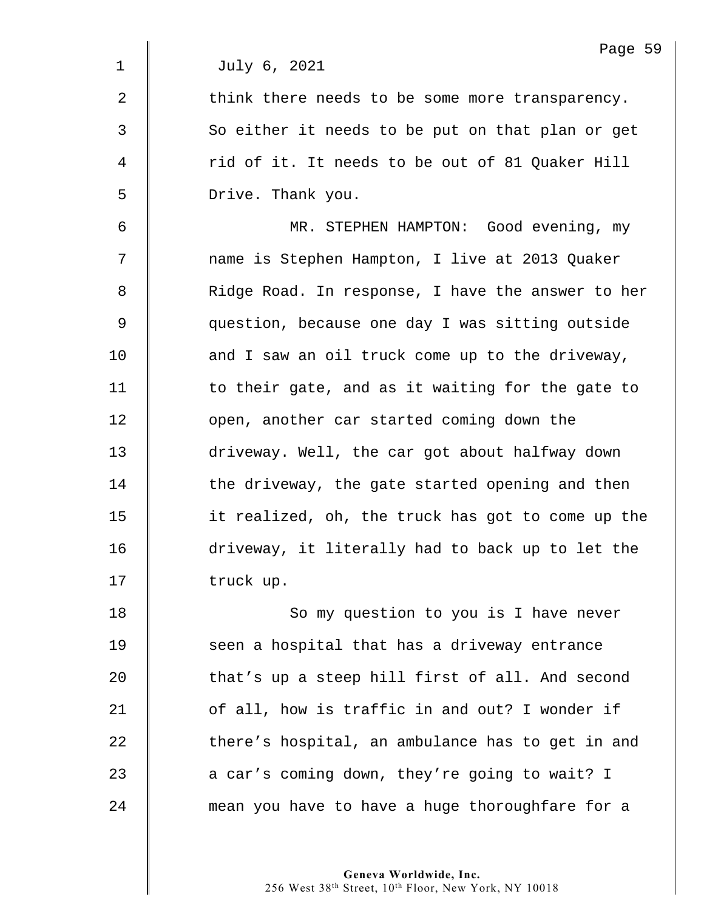July 6, 2021

think there needs to be some more transparency. So either it needs to be put on that plan or get rid of it. It needs to be out of 81 Quaker Hill Drive. Thank you.

MR. STEPHEN HAMPTON: Good evening, my name is Stephen Hampton, I live at 2013 Quaker Ridge Road. In response, I have the answer to her question, because one day I was sitting outside and I saw an oil truck come up to the driveway, to their gate, and as it waiting for the gate to open, another car started coming down the driveway. Well, the car got about halfway down the driveway, the gate started opening and then it realized, oh, the truck has got to come up the driveway, it literally had to back up to let the truck up.

So my question to you is I have never seen a hospital that has a driveway entrance that's up a steep hill first of all. And second of all, how is traffic in and out? I wonder if there's hospital, an ambulance has to get in and a car's coming down, they're going to wait? I mean you have to have a huge thoroughfare for a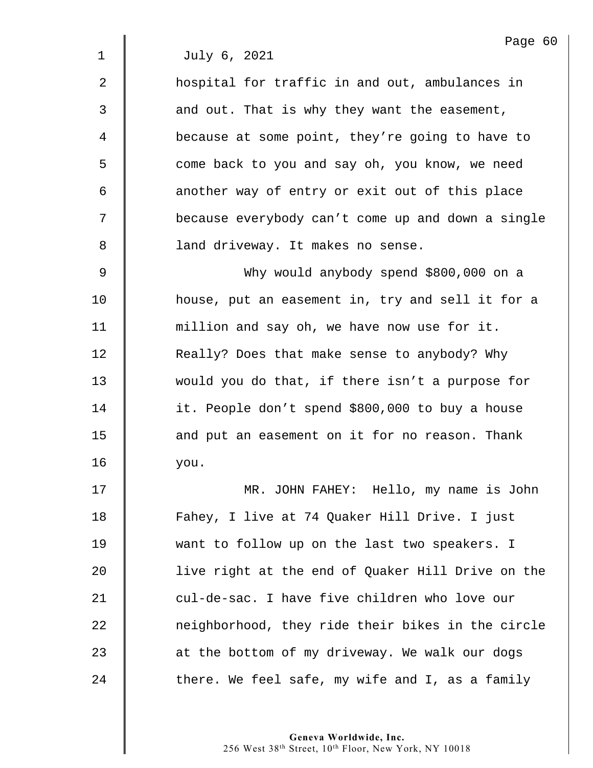July 6, 2021

hospital for traffic in and out, ambulances in and out. That is why they want the easement, because at some point, they're going to have to come back to you and say oh, you know, we need another way of entry or exit out of this place because everybody can't come up and down a single land driveway. It makes no sense.

Why would anybody spend $800,000 on a house, put an easement in, try and sell it for a million and say oh, we have now use for it. Really? Does that make sense to anybody? Why would you do that, if there isn't a purpose for it. People don't spend $800,000 to buy a house and put an easement on it for no reason. Thank you.

MR. JOHN FAHEY: Hello, my name is John Fahey, I live at 74 Quaker Hill Drive. I just want to follow up on the last two speakers. I live right at the end of Quaker Hill Drive on the cul-de-sac. I have five children who love our neighborhood, they ride their bikes in the circle at the bottom of my driveway. We walk our dogs there. We feel safe, my wife and I, as a family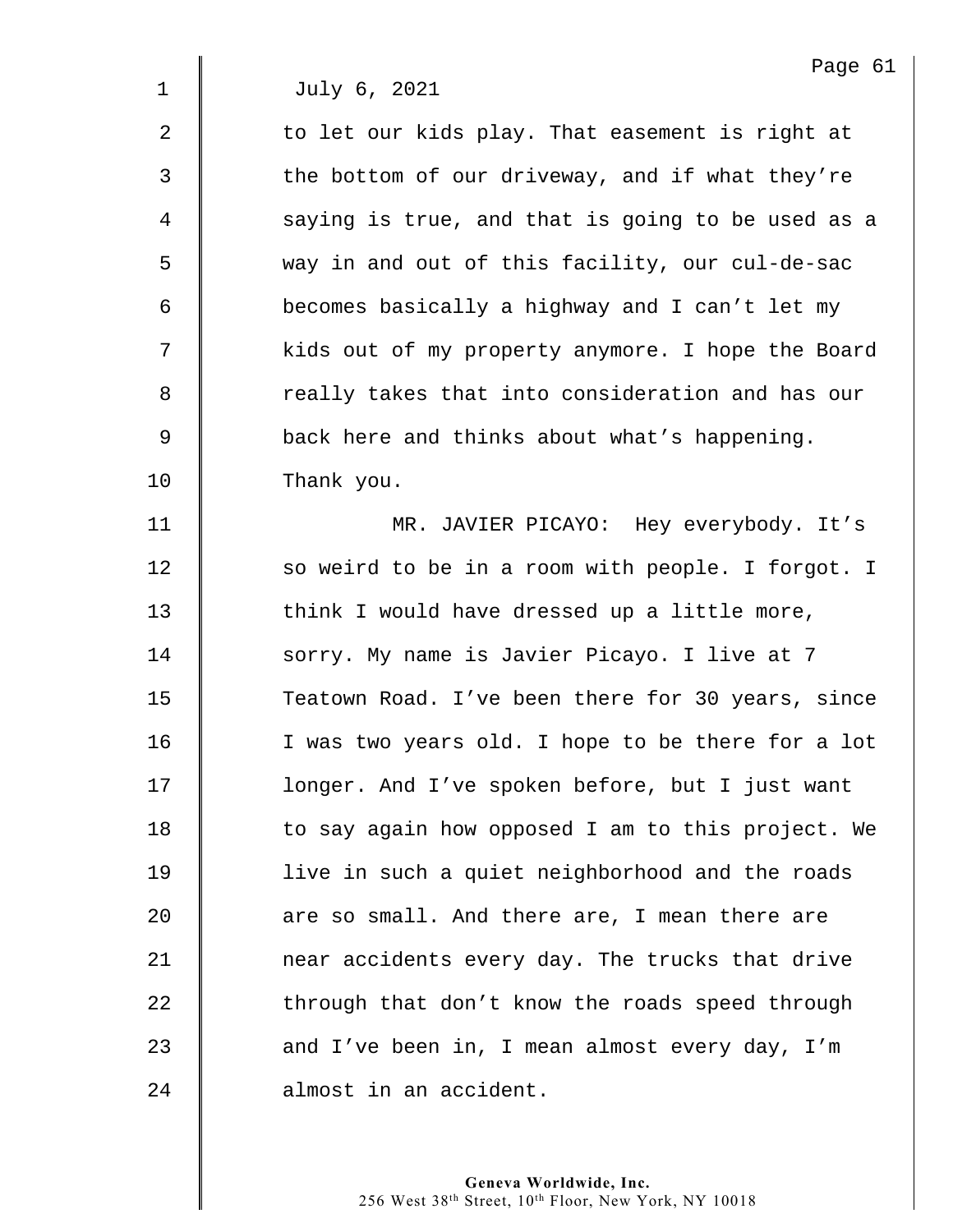July 6, 2021

to let our kids play. That easement is right at the bottom of our driveway, and if what they're saying is true, and that is going to be used as a way in and out of this facility, our cul-de-sac becomes basically a highway and I can't let my kids out of my property anymore. I hope the Board really takes that into consideration and has our back here and thinks about what's happening. Thank you.

MR. JAVIER PICAYO: Hey everybody. It's so weird to be in a room with people. I forgot. I think I would have dressed up a little more, sorry. My name is Javier Picayo. I live at 7 Teatown Road. I've been there for 30 years, since I was two years old. I hope to be there for a lot longer. And I've spoken before, but I just want to say again how opposed I am to this project. We live in such a quiet neighborhood and the roads are so small. And there are, I mean there are near accidents every day. The trucks that drive through that don't know the roads speed through and I've been in, I mean almost every day, I'm almost in an accident.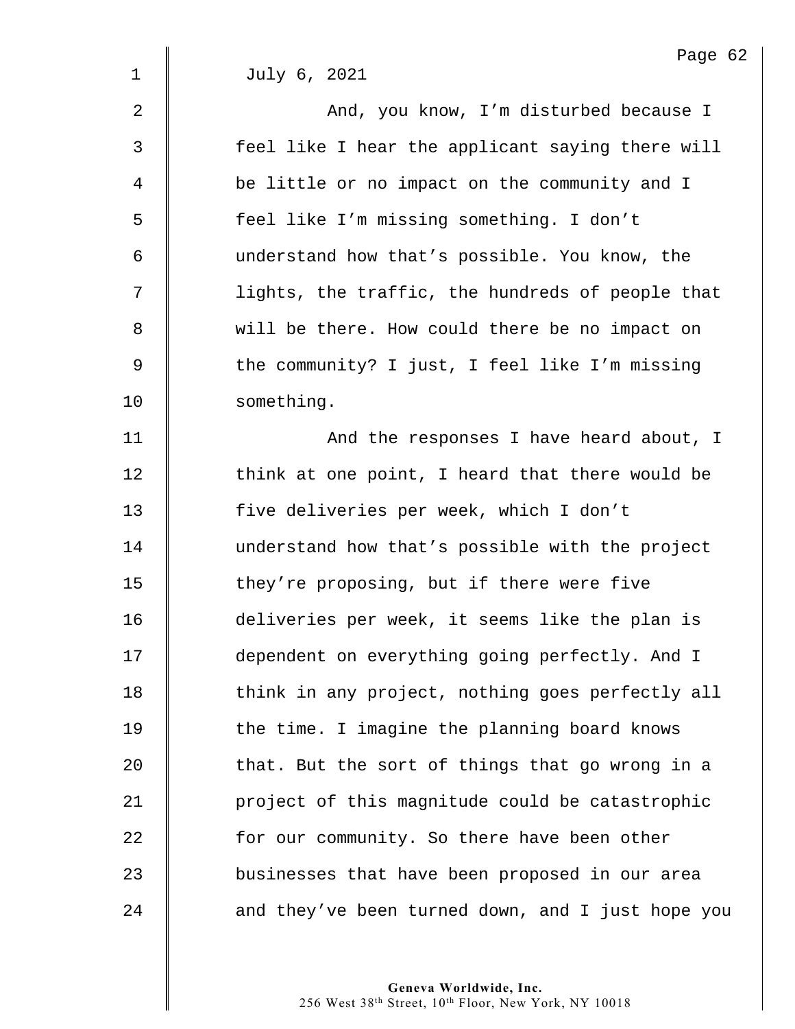July 6, 2021

And, you know, I'm disturbed because I feel like I hear the applicant saying there will be little or no impact on the community and I feel like I'm missing something. I don't understand how that's possible. You know, the lights, the traffic, the hundreds of people that will be there. How could there be no impact on the community? I just, I feel like I'm missing something.

And the responses I have heard about, I think at one point, I heard that there would be five deliveries per week, which I don't understand how that's possible with the project they're proposing, but if there were five deliveries per week, it seems like the plan is dependent on everything going perfectly. And I think in any project, nothing goes perfectly all the time. I imagine the planning board knows that. But the sort of things that go wrong in a project of this magnitude could be catastrophic for our community. So there have been other businesses that have been proposed in our area and they've been turned down, and I just hope you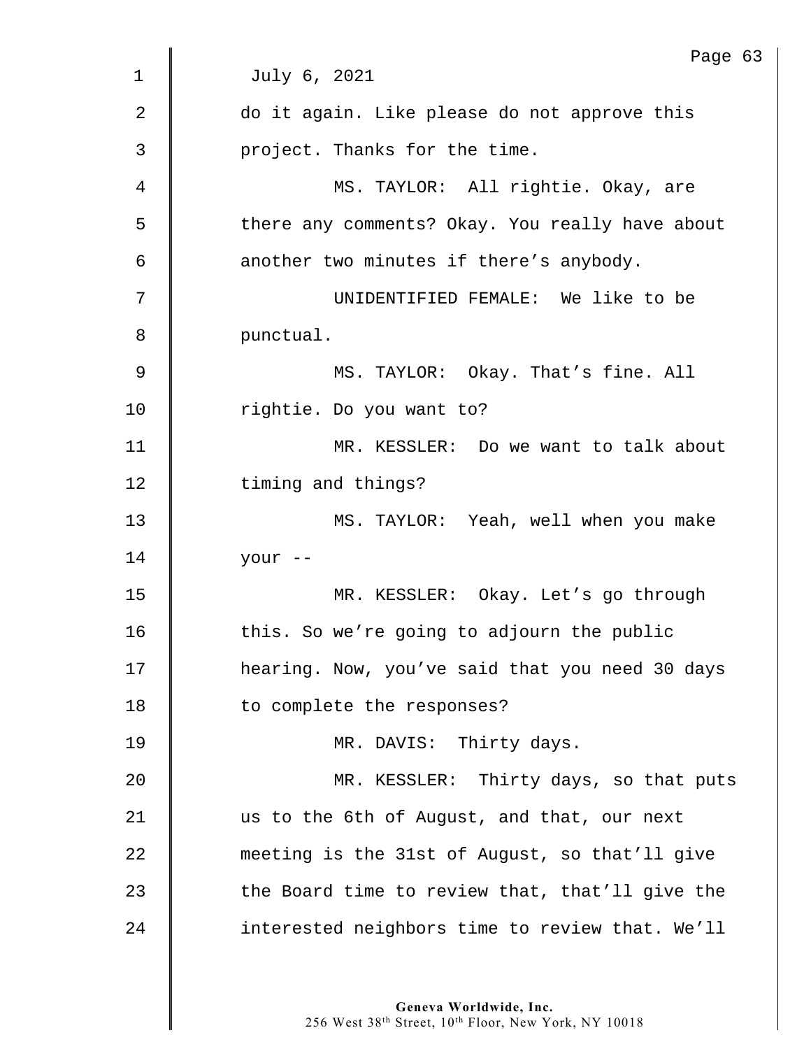July 6, 2021

do it again. Like please do not approve this project. Thanks for the time.

MS. TAYLOR: All rightie. Okay, are there any comments? Okay. You really have about another two minutes if there's anybody.

UNIDENTIFIED FEMALE: We like to be punctual.

MS. TAYLOR: Okay. That's fine. All rightie. Do you want to?

MR. KESSLER: Do we want to talk about timing and things?

MS. TAYLOR: Yeah, well when you make your --

MR. KESSLER: Okay. Let's go through this. So we're going to adjourn the public hearing. Now, you've said that you need 30 days to complete the responses?

MR. DAVIS: Thirty days.

MR. KESSLER: Thirty days, so that puts us to the 6th of August, and that, our next meeting is the 31st of August, so that'll give the Board time to review that, that'll give the interested neighbors time to review that. We'll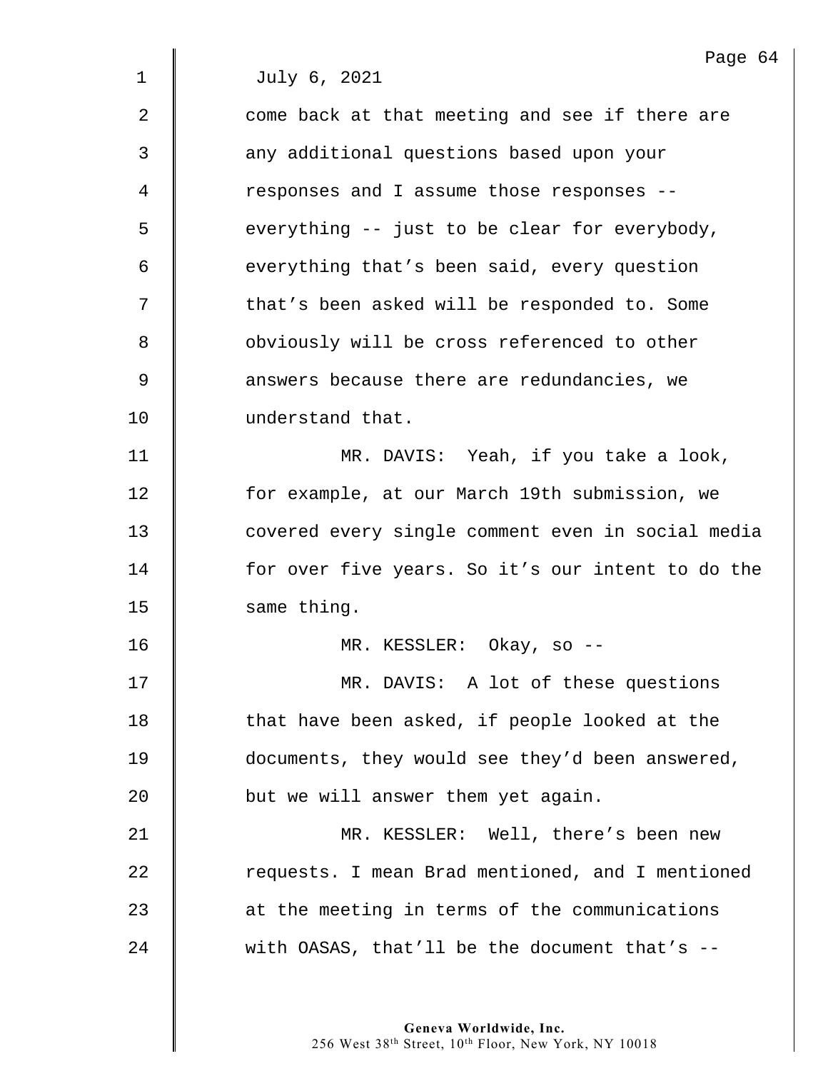July 6, 2021

come back at that meeting and see if there are any additional questions based upon your responses and I assume those responses -- everything -- just to be clear for everybody, everything that's been said, every question that's been asked will be responded to. Some obviously will be cross referenced to other answers because there are redundancies, we understand that.

MR. DAVIS: Yeah, if you take a look, for example, at our March 19th submission, we covered every single comment even in social media for over five years. So it's our intent to do the same thing.

MR. KESSLER: Okay, so --

MR. DAVIS: A lot of these questions that have been asked, if people looked at the documents, they would see they'd been answered, but we will answer them yet again.

MR. KESSLER: Well, there's been new requests. I mean Brad mentioned, and I mentioned at the meeting in terms of the communications with OASAS, that'll be the document that's --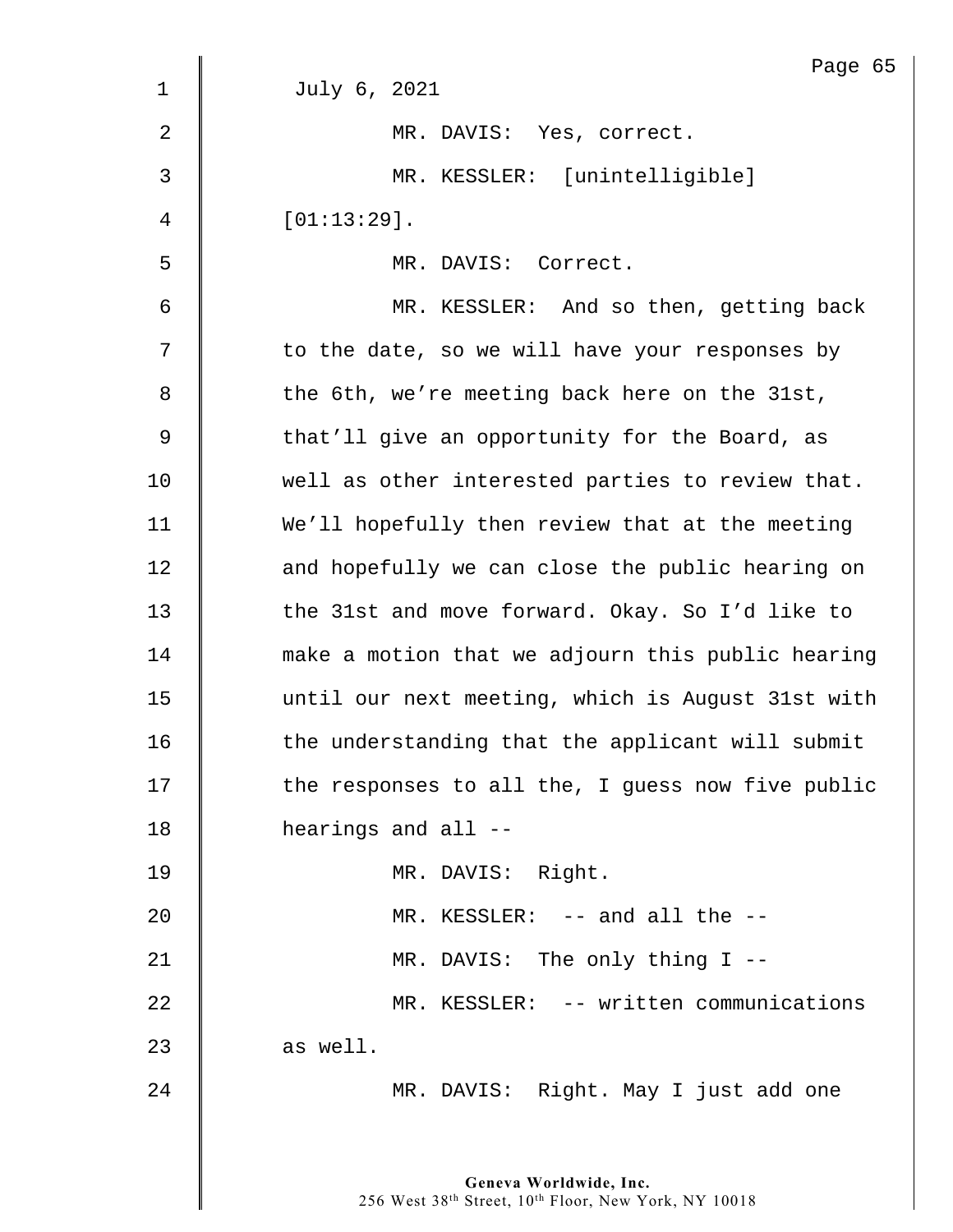July 6, 2021

MR. DAVIS: Yes, correct.

MR. KESSLER: [unintelligible] [01:13:29].

MR. DAVIS: Correct.

MR. KESSLER: And so then, getting back to the date, so we will have your responses by the 6th, we're meeting back here on the 31st, that'll give an opportunity for the Board, as well as other interested parties to review that. We'll hopefully then review that at the meeting and hopefully we can close the public hearing on the 31st and move forward. Okay. So I'd like to make a motion that we adjourn this public hearing until our next meeting, which is August 31st with the understanding that the applicant will submit the responses to all the, I guess now five public hearings and all --

MR. DAVIS: Right.

MR. KESSLER: -- and all the --

MR. DAVIS: The only thing I --

MR. KESSLER: -- written communications as well.

MR. DAVIS: Right. May I just add one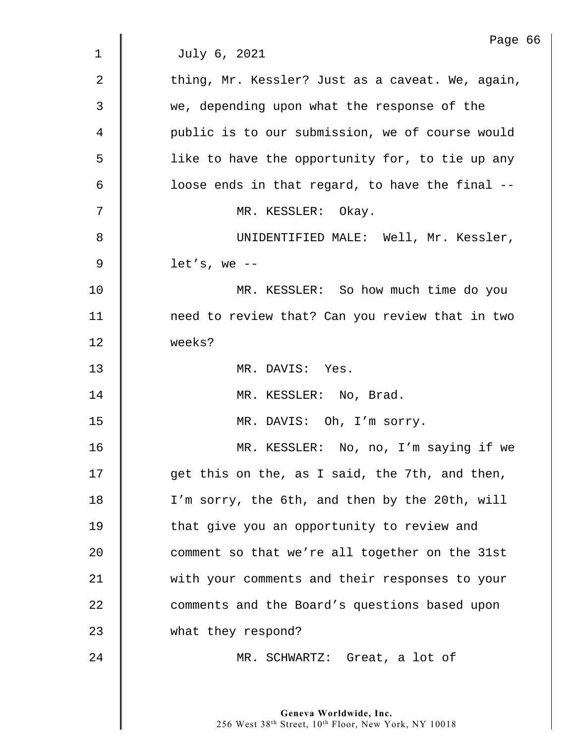July 6, 2021

thing, Mr. Kessler? Just as a caveat. We, again, we, depending upon what the response of the public is to our submission, we of course would like to have the opportunity for, to tie up any loose ends in that regard, to have the final --

MR. KESSLER: Okay.

UNIDENTIFIED MALE: Well, Mr. Kessler, let's, we --

MR. KESSLER: So how much time do you need to review that? Can you review that in two weeks?

MR. DAVIS: Yes.

MR. KESSLER: No, Brad.

MR. DAVIS: Oh, I'm sorry.

MR. KESSLER: No, no, I'm saying if we get this on the, as I said, the 7th, and then, I'm sorry, the 6th, and then by the 20th, will that give you an opportunity to review and comment so that we're all together on the 31st with your comments and their responses to your comments and the Board's questions based upon what they respond?

MR. SCHWARTZ: Great, a lot of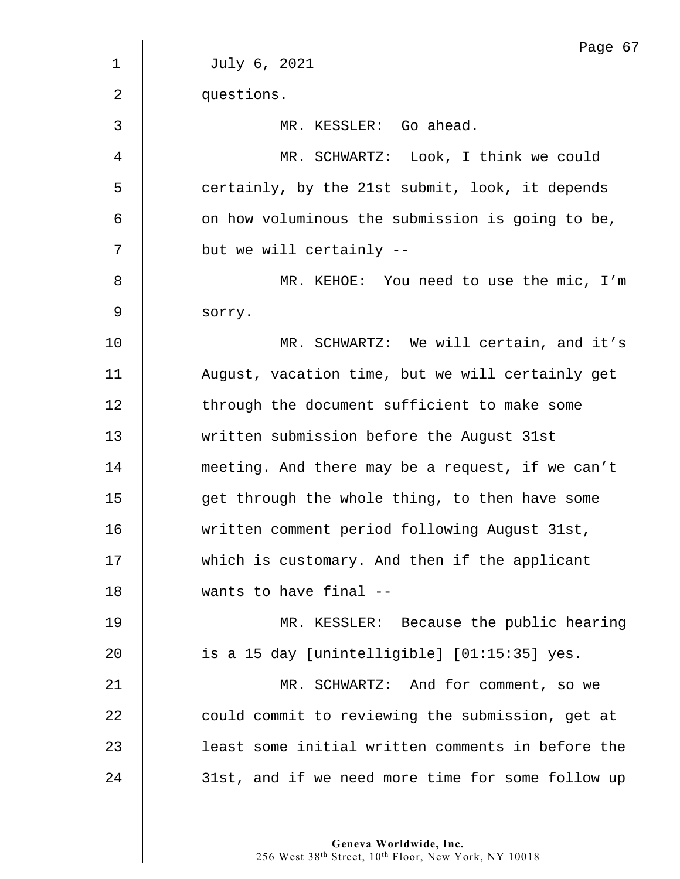July 6, 2021

questions.

MR. KESSLER: Go ahead.

MR. SCHWARTZ: Look, I think we could certainly, by the 21st submit, look, it depends on how voluminous the submission is going to be, but we will certainly --

MR. KEHOE: You need to use the mic, I'm sorry.

MR. SCHWARTZ: We will certain, and it's August, vacation time, but we will certainly get through the document sufficient to make some written submission before the August 31st meeting. And there may be a request, if we can't get through the whole thing, to then have some written comment period following August 31st, which is customary. And then if the applicant wants to have final --

MR. KESSLER: Because the public hearing is a 15 day [unintelligible] [01:15:35] yes.

MR. SCHWARTZ: And for comment, so we could commit to reviewing the submission, get at least some initial written comments in before the 31st, and if we need more time for some follow up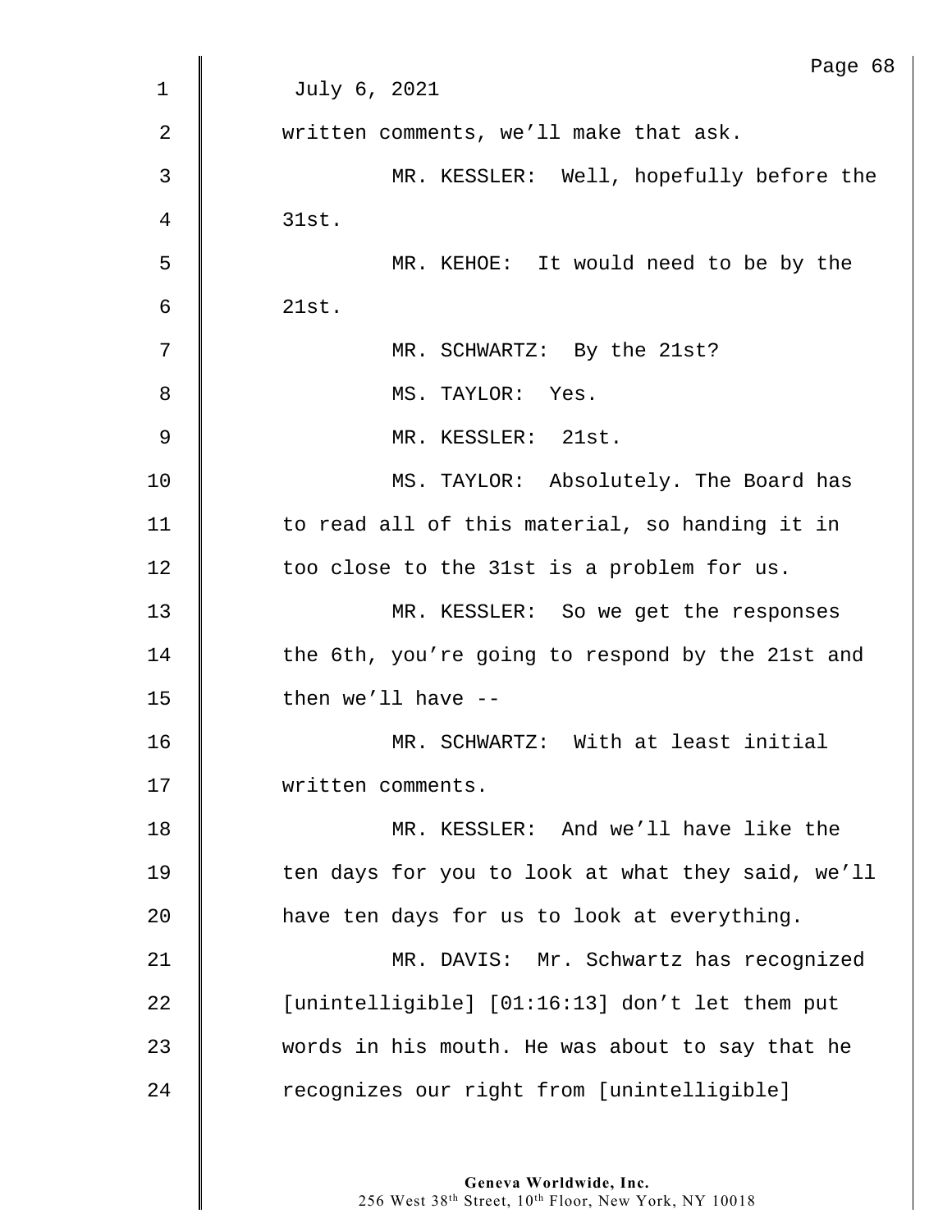July 6, 2021

written comments, we'll make that ask.

MR. KESSLER: Well, hopefully before the 31st.

MR. KEHOE: It would need to be by the 21st.

MR. SCHWARTZ: By the 21st?

MS. TAYLOR: Yes.

MR. KESSLER: 21st.

MS. TAYLOR: Absolutely. The Board has to read all of this material, so handing it in too close to the 31st is a problem for us.

MR. KESSLER: So we get the responses the 6th, you're going to respond by the 21st and then we'll have --

MR. SCHWARTZ: With at least initial written comments.

MR. KESSLER: And we'll have like the ten days for you to look at what they said, we'll have ten days for us to look at everything.

MR. DAVIS: Mr. Schwartz has recognized [unintelligible] [01:16:13] don't let them put words in his mouth. He was about to say that he recognizes our right from [unintelligible]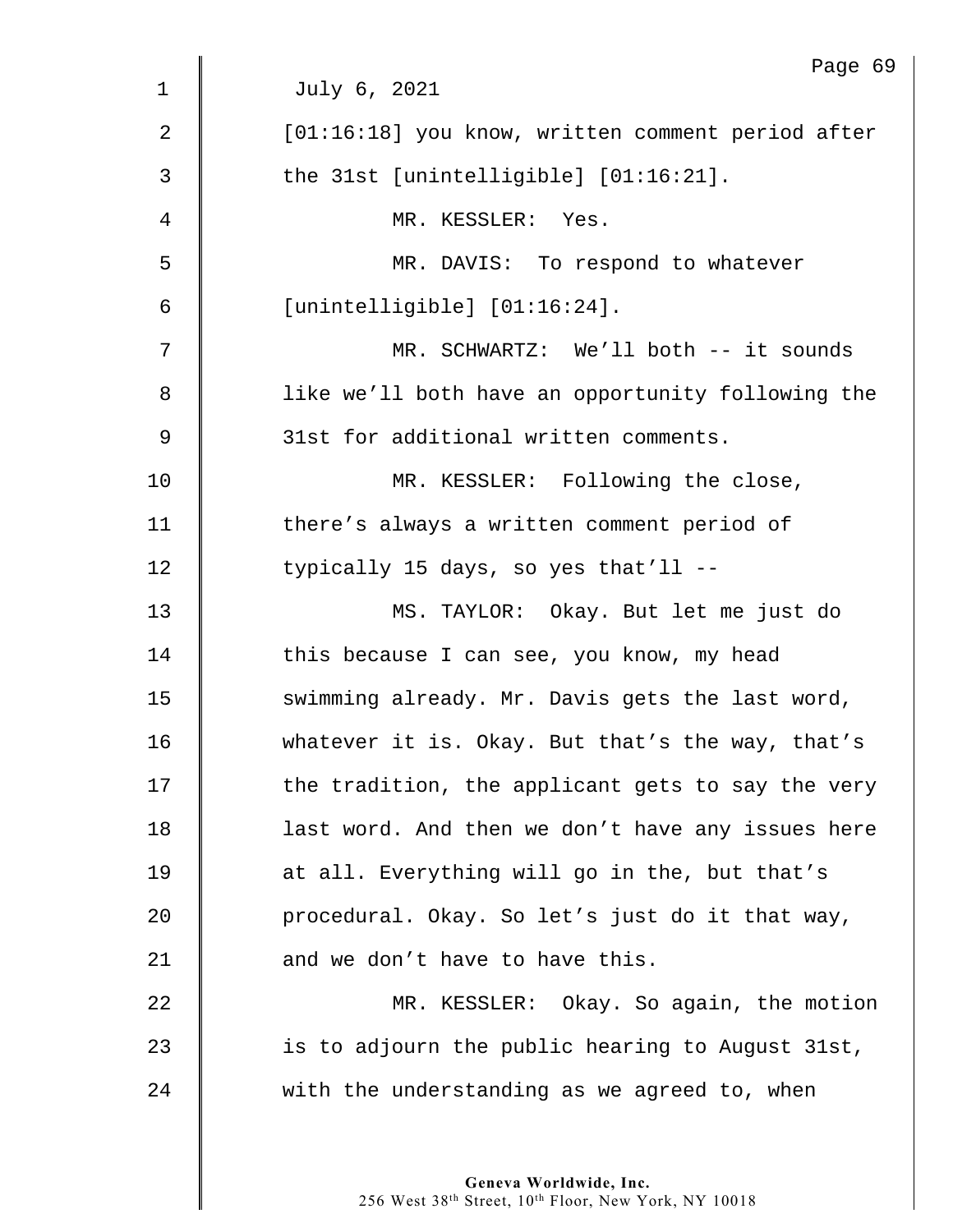July 6, 2021

[01:16:18] you know, written comment period after the 31st [unintelligible] [01:16:21].

MR. KESSLER: Yes.

MR. DAVIS: To respond to whatever [unintelligible] [01:16:24].

MR. SCHWARTZ: We'll both -- it sounds like we'll both have an opportunity following the 31st for additional written comments.

MR. KESSLER: Following the close, there's always a written comment period of typically 15 days, so yes that'll --

MS. TAYLOR: Okay. But let me just do this because I can see, you know, my head swimming already. Mr. Davis gets the last word, whatever it is. Okay. But that's the way, that's the tradition, the applicant gets to say the very last word. And then we don't have any issues here at all. Everything will go in the, but that's procedural. Okay. So let's just do it that way, and we don't have to have this.

MR. KESSLER: Okay. So again, the motion is to adjourn the public hearing to August 31st, with the understanding as we agreed to, when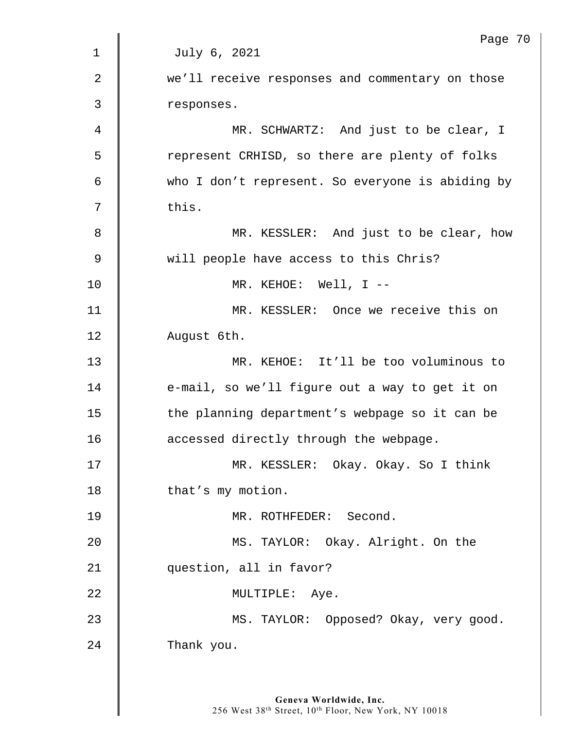July 6, 2021

we'll receive responses and commentary on those responses.

MR. SCHWARTZ: And just to be clear, I represent CRHISD, so there are plenty of folks who I don't represent. So everyone is abiding by this.

MR. KESSLER: And just to be clear, how will people have access to this Chris?

MR. KEHOE: Well, I --

MR. KESSLER: Once we receive this on August 6th.

MR. KEHOE: It'll be too voluminous to e-mail, so we'll figure out a way to get it on the planning department's webpage so it can be accessed directly through the webpage.

MR. KESSLER: Okay. Okay. So I think that's my motion.

MR. ROTHFEDER: Second.

MS. TAYLOR: Okay. Alright. On the question, all in favor?

MULTIPLE: Aye.

MS. TAYLOR: Opposed? Okay, very good. Thank you.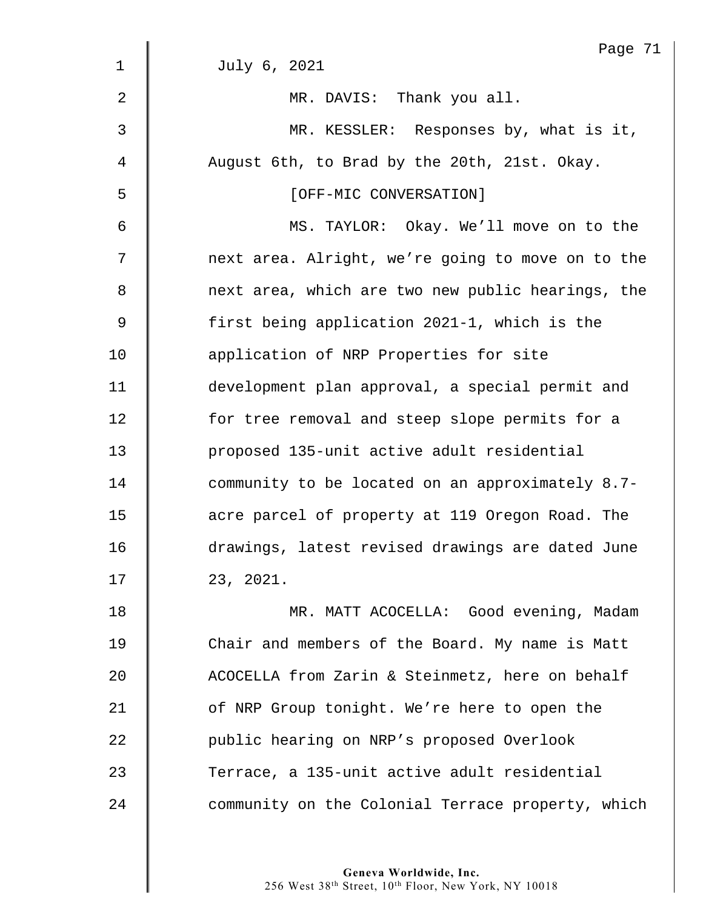July 6, 2021

MR. DAVIS: Thank you all.

MR. KESSLER: Responses by, what is it, August 6th, to Brad by the 20th, 21st. Okay.

[OFF-MIC CONVERSATION]

MS. TAYLOR: Okay. We'll move on to the next area. Alright, we're going to move on to the next area, which are two new public hearings, the first being application 2021-1, which is the application of NRP Properties for site development plan approval, a special permit and for tree removal and steep slope permits for a proposed 135-unit active adult residential community to be located on an approximately 8.7-acre parcel of property at 119 Oregon Road. The drawings, latest revised drawings are dated June 23, 2021.

MR. MATT ACOCELLA: Good evening, Madam Chair and members of the Board. My name is Matt ACOCELLA from Zarin & Steinmetz, here on behalf of NRP Group tonight. We're here to open the public hearing on NRP's proposed Overlook Terrace, a 135-unit active adult residential community on the Colonial Terrace property, which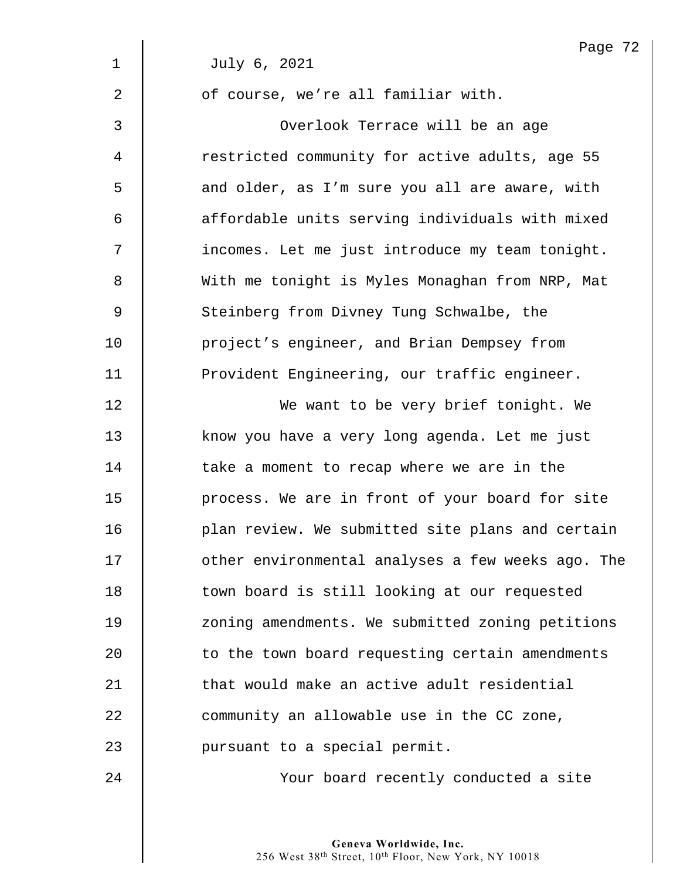July 6, 2021

of course, we're all familiar with.

Overlook Terrace will be an age restricted community for active adults, age 55 and older, as I'm sure you all are aware, with affordable units serving individuals with mixed incomes. Let me just introduce my team tonight. With me tonight is Myles Monaghan from NRP, Mat Steinberg from Divney Tung Schwalbe, the project's engineer, and Brian Dempsey from Provident Engineering, our traffic engineer.

We want to be very brief tonight. We know you have a very long agenda. Let me just take a moment to recap where we are in the process. We are in front of your board for site plan review. We submitted site plans and certain other environmental analyses a few weeks ago. The town board is still looking at our requested zoning amendments. We submitted zoning petitions to the town board requesting certain amendments that would make an active adult residential community an allowable use in the CC zone, pursuant to a special permit.

Your board recently conducted a site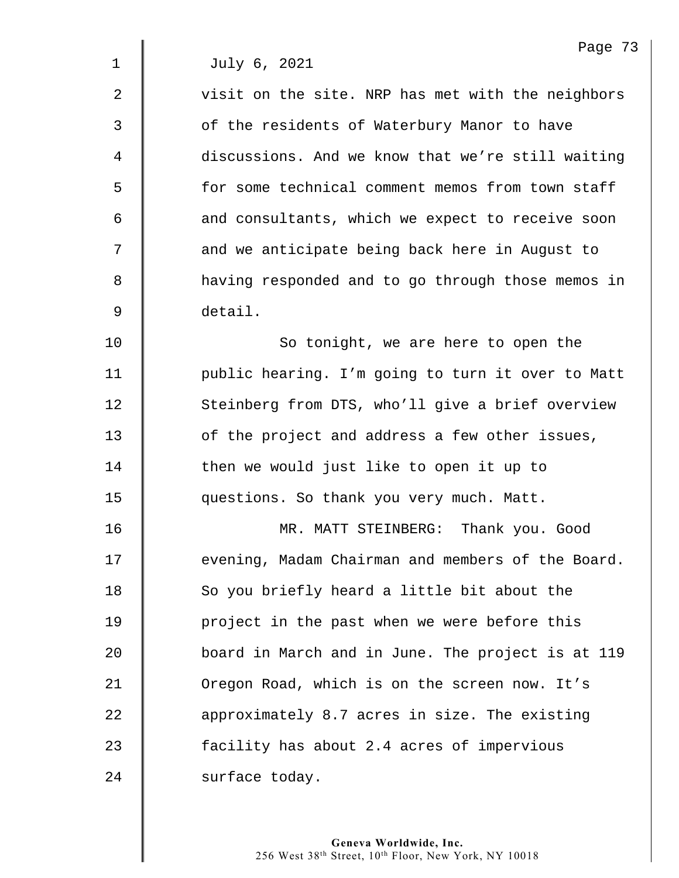July 6, 2021

visit on the site. NRP has met with the neighbors of the residents of Waterbury Manor to have discussions. And we know that we're still waiting for some technical comment memos from town staff and consultants, which we expect to receive soon and we anticipate being back here in August to having responded and to go through those memos in detail.

So tonight, we are here to open the public hearing. I'm going to turn it over to Matt Steinberg from DTS, who'll give a brief overview of the project and address a few other issues, then we would just like to open it up to questions. So thank you very much. Matt.

MR. MATT STEINBERG: Thank you. Good evening, Madam Chairman and members of the Board. So you briefly heard a little bit about the project in the past when we were before this board in March and in June. The project is at 119 Oregon Road, which is on the screen now. It's approximately 8.7 acres in size. The existing facility has about 2.4 acres of impervious surface today.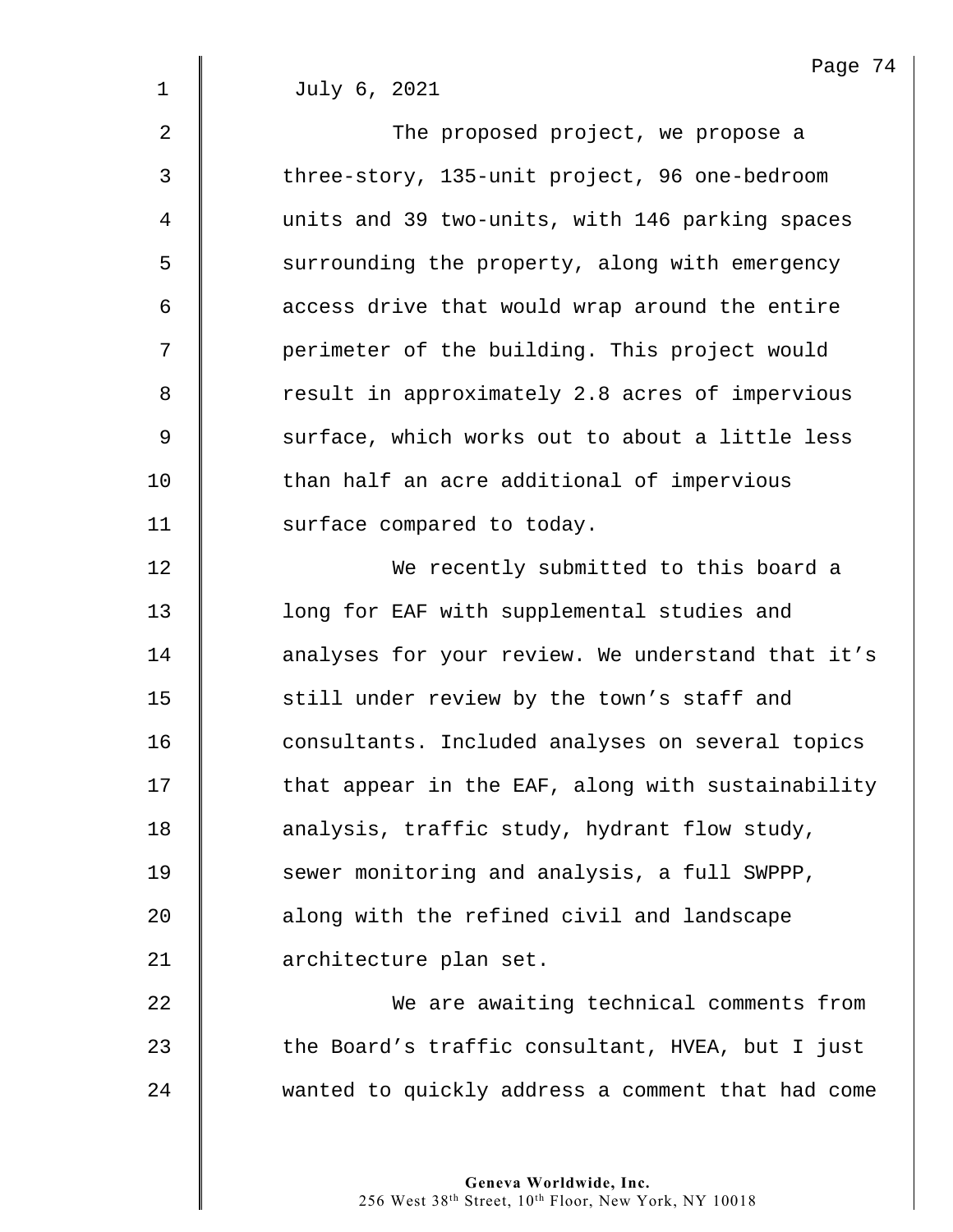July 6, 2021

The proposed project, we propose a three-story, 135-unit project, 96 one-bedroom units and 39 two-units, with 146 parking spaces surrounding the property, along with emergency access drive that would wrap around the entire perimeter of the building. This project would result in approximately 2.8 acres of impervious surface, which works out to about a little less than half an acre additional of impervious surface compared to today.

We recently submitted to this board a long for EAF with supplemental studies and analyses for your review. We understand that it's still under review by the town's staff and consultants. Included analyses on several topics that appear in the EAF, along with sustainability analysis, traffic study, hydrant flow study, sewer monitoring and analysis, a full SWPPP, along with the refined civil and landscape architecture plan set.

We are awaiting technical comments from the Board's traffic consultant, HVEA, but I just wanted to quickly address a comment that had come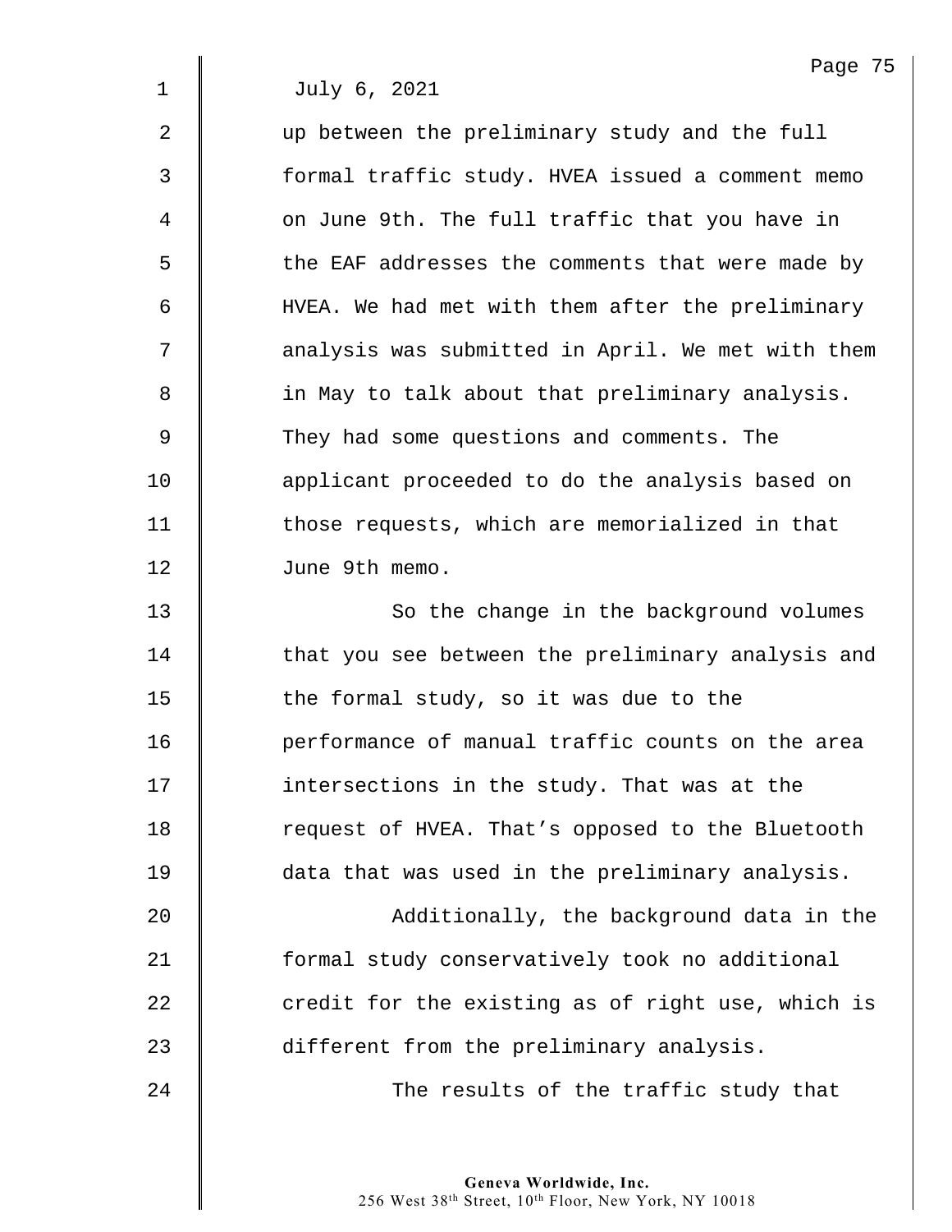July 6, 2021

up between the preliminary study and the full formal traffic study. HVEA issued a comment memo on June 9th. The full traffic that you have in the EAF addresses the comments that were made by HVEA. We had met with them after the preliminary analysis was submitted in April. We met with them in May to talk about that preliminary analysis. They had some questions and comments. The applicant proceeded to do the analysis based on those requests, which are memorialized in that June 9th memo.

So the change in the background volumes that you see between the preliminary analysis and the formal study, so it was due to the performance of manual traffic counts on the area intersections in the study. That was at the request of HVEA. That's opposed to the Bluetooth data that was used in the preliminary analysis.

Additionally, the background data in the formal study conservatively took no additional credit for the existing as of right use, which is different from the preliminary analysis.

The results of the traffic study that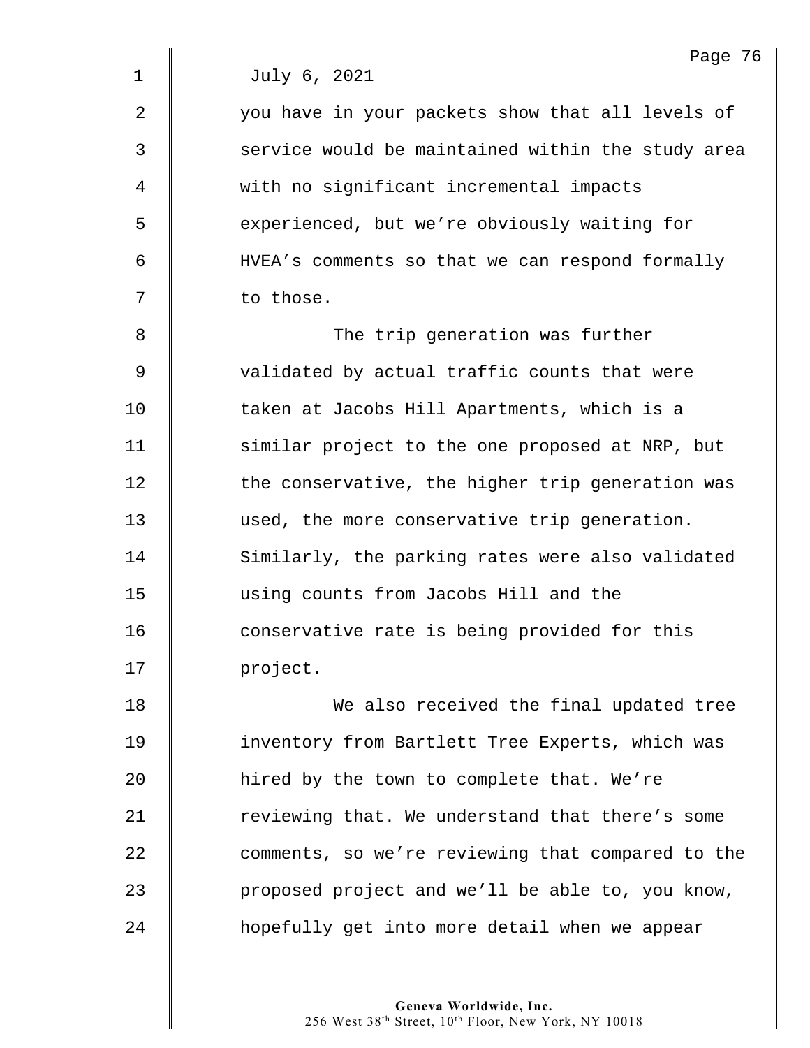July 6, 2021

you have in your packets show that all levels of service would be maintained within the study area with no significant incremental impacts experienced, but we're obviously waiting for HVEA's comments so that we can respond formally to those.

The trip generation was further validated by actual traffic counts that were taken at Jacobs Hill Apartments, which is a similar project to the one proposed at NRP, but the conservative, the higher trip generation was used, the more conservative trip generation. Similarly, the parking rates were also validated using counts from Jacobs Hill and the conservative rate is being provided for this project.

We also received the final updated tree inventory from Bartlett Tree Experts, which was hired by the town to complete that. We're reviewing that. We understand that there's some comments, so we're reviewing that compared to the proposed project and we'll be able to, you know, hopefully get into more detail when we appear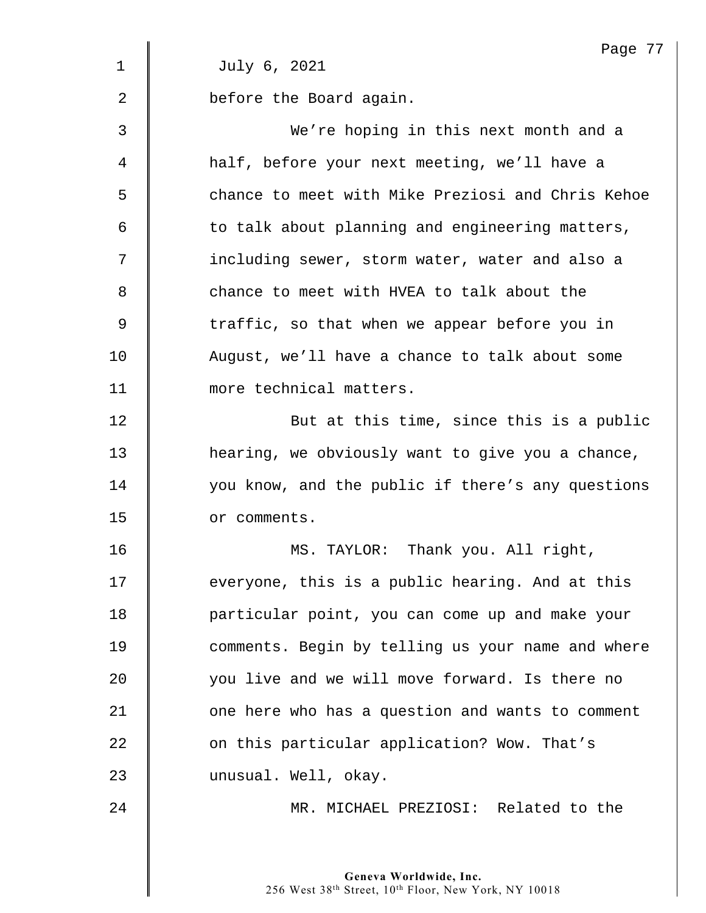July 6, 2021

before the Board again.

We're hoping in this next month and a half, before your next meeting, we'll have a chance to meet with Mike Preziosi and Chris Kehoe to talk about planning and engineering matters, including sewer, storm water, water and also a chance to meet with HVEA to talk about the traffic, so that when we appear before you in August, we'll have a chance to talk about some more technical matters.

But at this time, since this is a public hearing, we obviously want to give you a chance, you know, and the public if there's any questions or comments.

MS. TAYLOR: Thank you. All right, everyone, this is a public hearing. And at this particular point, you can come up and make your comments. Begin by telling us your name and where you live and we will move forward. Is there no one here who has a question and wants to comment on this particular application? Wow. That's unusual. Well, okay.

MR. MICHAEL PREZIOSI: Related to the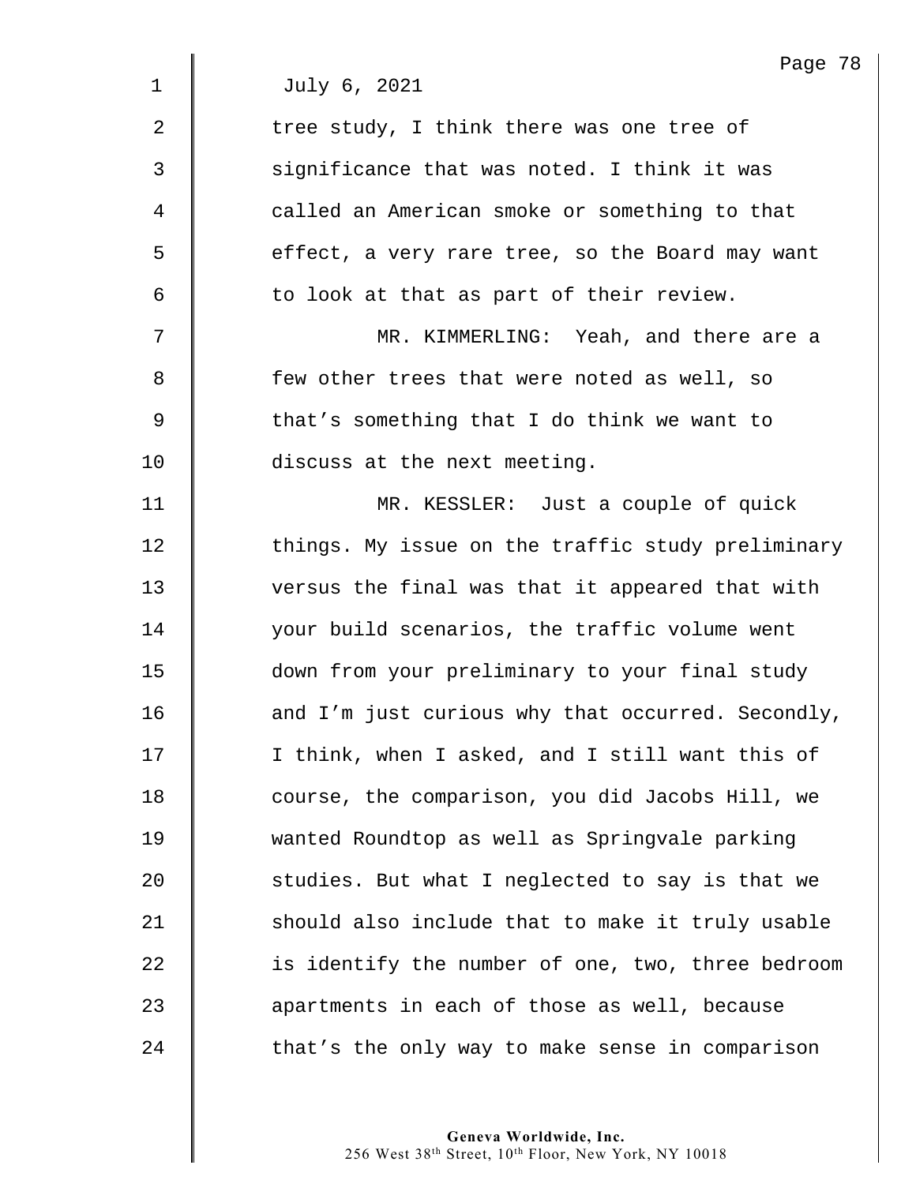July 6, 2021

tree study, I think there was one tree of significance that was noted. I think it was called an American smoke or something to that effect, a very rare tree, so the Board may want to look at that as part of their review.

MR. KIMMERLING: Yeah, and there are a few other trees that were noted as well, so that's something that I do think we want to discuss at the next meeting.

MR. KESSLER: Just a couple of quick things. My issue on the traffic study preliminary versus the final was that it appeared that with your build scenarios, the traffic volume went down from your preliminary to your final study and I'm just curious why that occurred. Secondly, I think, when I asked, and I still want this of course, the comparison, you did Jacobs Hill, we wanted Roundtop as well as Springvale parking studies. But what I neglected to say is that we should also include that to make it truly usable is identify the number of one, two, three bedroom apartments in each of those as well, because that's the only way to make sense in comparison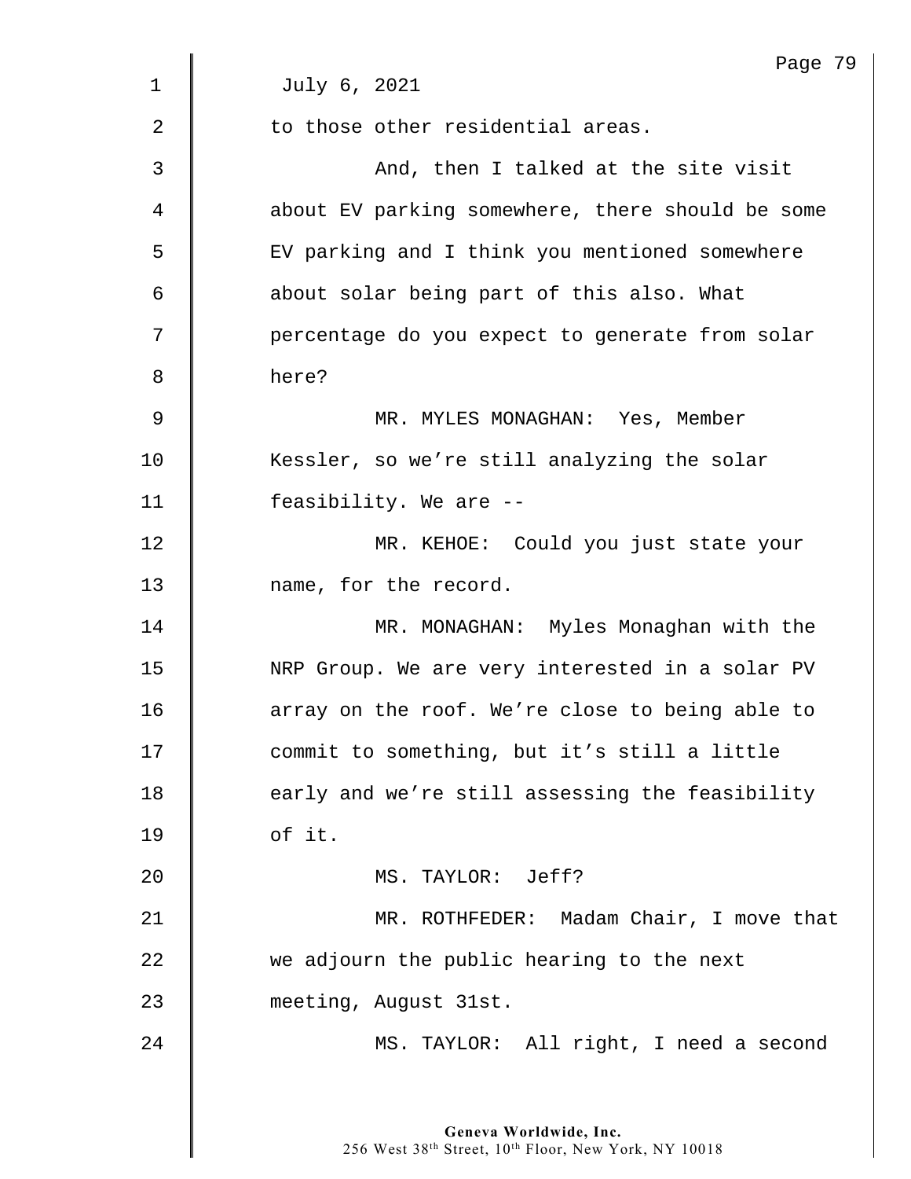July 6, 2021

to those other residential areas.

And, then I talked at the site visit about EV parking somewhere, there should be some EV parking and I think you mentioned somewhere about solar being part of this also. What percentage do you expect to generate from solar here?

MR. MYLES MONAGHAN: Yes, Member Kessler, so we're still analyzing the solar feasibility. We are --

MR. KEHOE: Could you just state your name, for the record.

MR. MONAGHAN: Myles Monaghan with the NRP Group. We are very interested in a solar PV array on the roof. We're close to being able to commit to something, but it's still a little early and we're still assessing the feasibility of it.

MS. TAYLOR: Jeff?

MR. ROTHFEDER: Madam Chair, I move that we adjourn the public hearing to the next meeting, August 31st.

MS. TAYLOR: All right, I need a second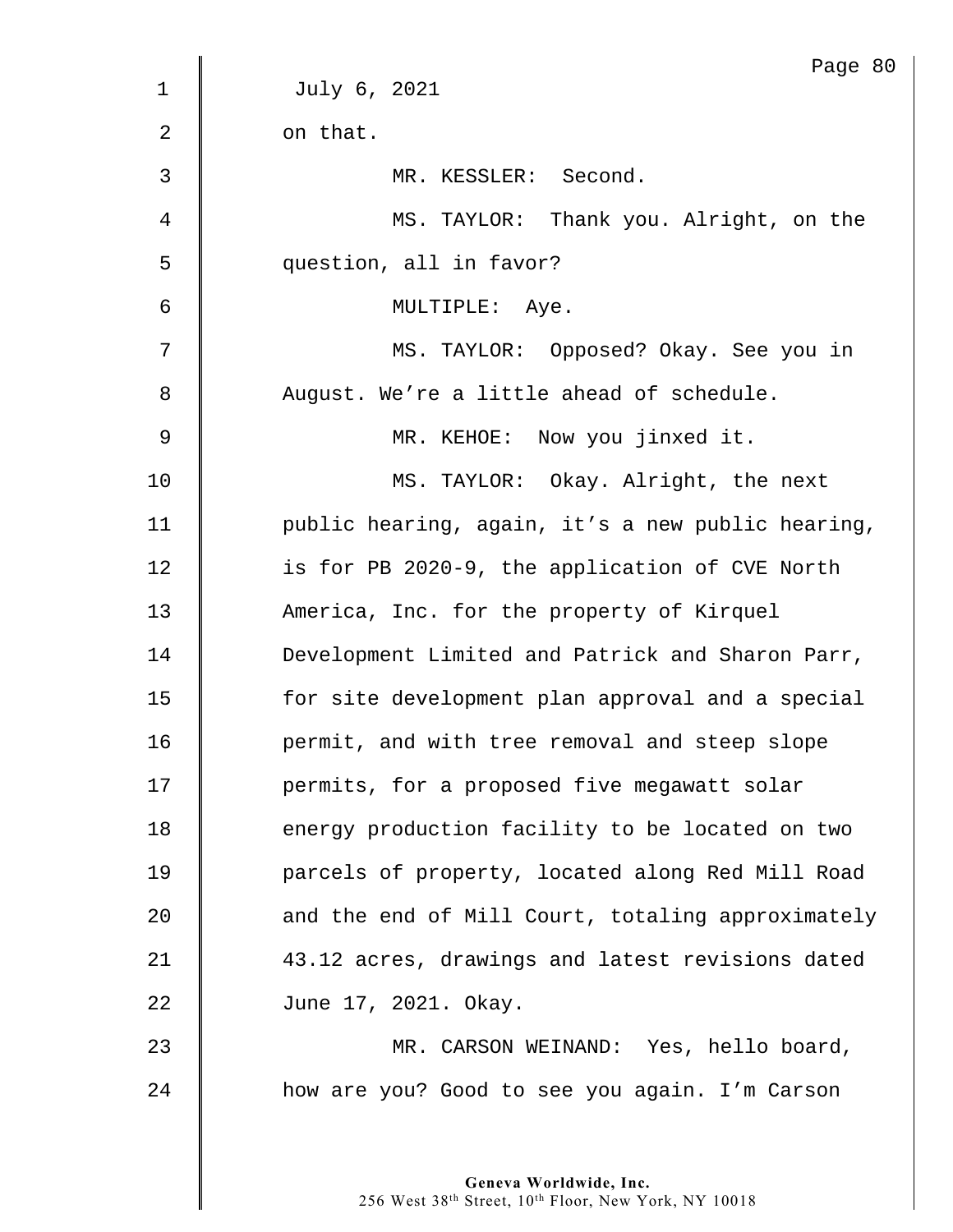July 6, 2021

on that.

MR. KESSLER: Second.

MS. TAYLOR: Thank you. Alright, on the question, all in favor?

MULTIPLE: Aye.

MS. TAYLOR: Opposed? Okay. See you in August. We're a little ahead of schedule.

MR. KEHOE: Now you jinxed it.

MS. TAYLOR: Okay. Alright, the next public hearing, again, it's a new public hearing, is for PB 2020-9, the application of CVE North America, Inc. for the property of Kirquel Development Limited and Patrick and Sharon Parr, for site development plan approval and a special permit, and with tree removal and steep slope permits, for a proposed five megawatt solar energy production facility to be located on two parcels of property, located along Red Mill Road and the end of Mill Court, totaling approximately 43.12 acres, drawings and latest revisions dated June 17, 2021. Okay.

MR. CARSON WEINAND: Yes, hello board, how are you? Good to see you again. I'm Carson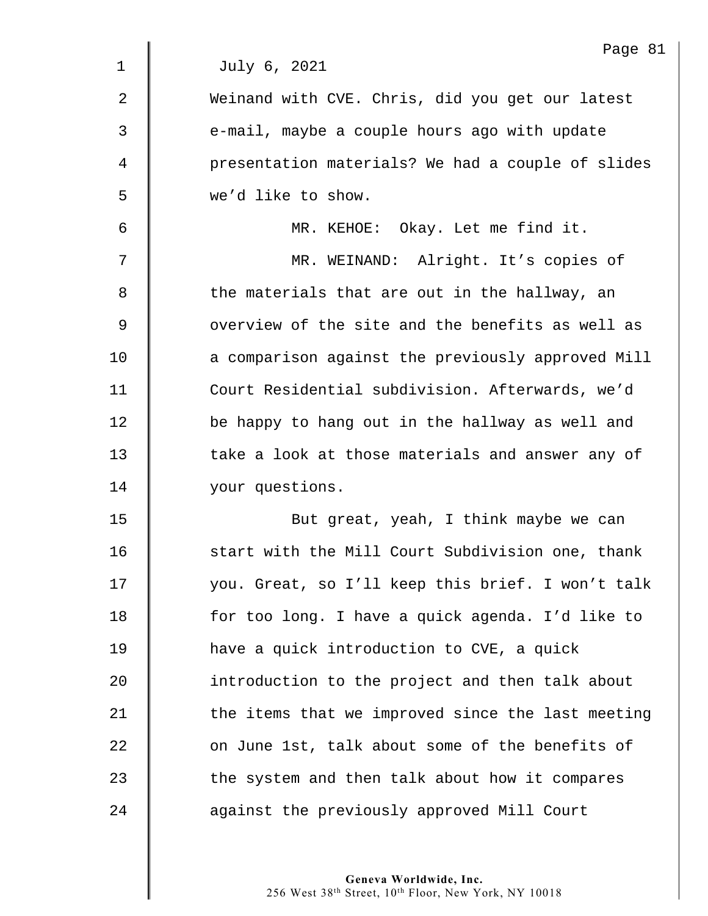July 6, 2021

Weinand with CVE. Chris, did you get our latest e-mail, maybe a couple hours ago with update presentation materials? We had a couple of slides we'd like to show.

MR. KEHOE: Okay. Let me find it.

MR. WEINAND: Alright. It's copies of the materials that are out in the hallway, an overview of the site and the benefits as well as a comparison against the previously approved Mill Court Residential subdivision. Afterwards, we'd be happy to hang out in the hallway as well and take a look at those materials and answer any of your questions.

But great, yeah, I think maybe we can start with the Mill Court Subdivision one, thank you. Great, so I'll keep this brief. I won't talk for too long. I have a quick agenda. I'd like to have a quick introduction to CVE, a quick introduction to the project and then talk about the items that we improved since the last meeting on June 1st, talk about some of the benefits of the system and then talk about how it compares against the previously approved Mill Court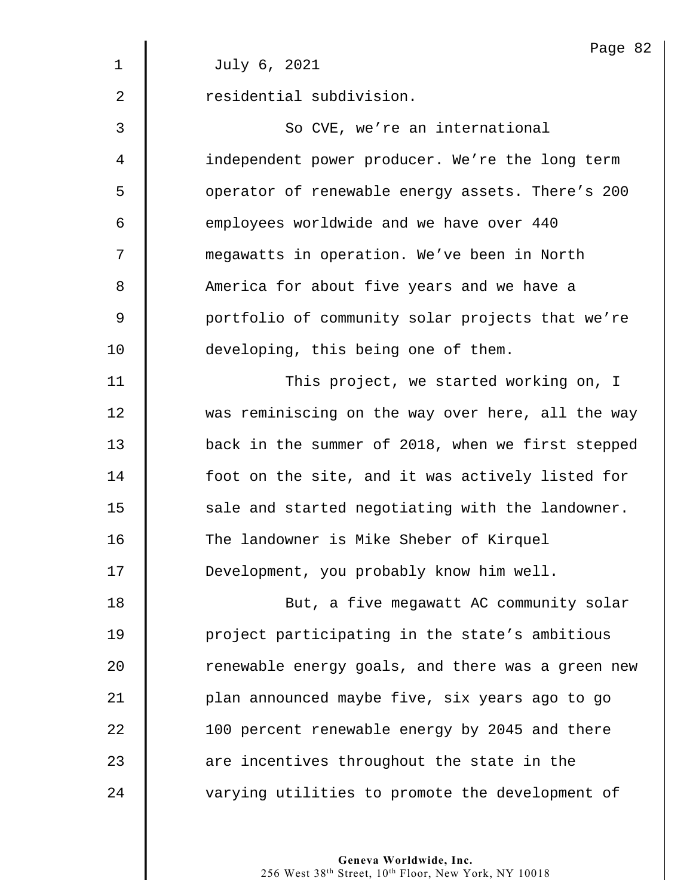July 6, 2021

residential subdivision.

So CVE, we're an international independent power producer. We're the long term operator of renewable energy assets. There's 200 employees worldwide and we have over 440 megawatts in operation. We've been in North America for about five years and we have a portfolio of community solar projects that we're developing, this being one of them.

This project, we started working on, I was reminiscing on the way over here, all the way back in the summer of 2018, when we first stepped foot on the site, and it was actively listed for sale and started negotiating with the landowner. The landowner is Mike Sheber of Kirquel Development, you probably know him well.

But, a five megawatt AC community solar project participating in the state's ambitious renewable energy goals, and there was a green new plan announced maybe five, six years ago to go 100 percent renewable energy by 2045 and there are incentives throughout the state in the varying utilities to promote the development of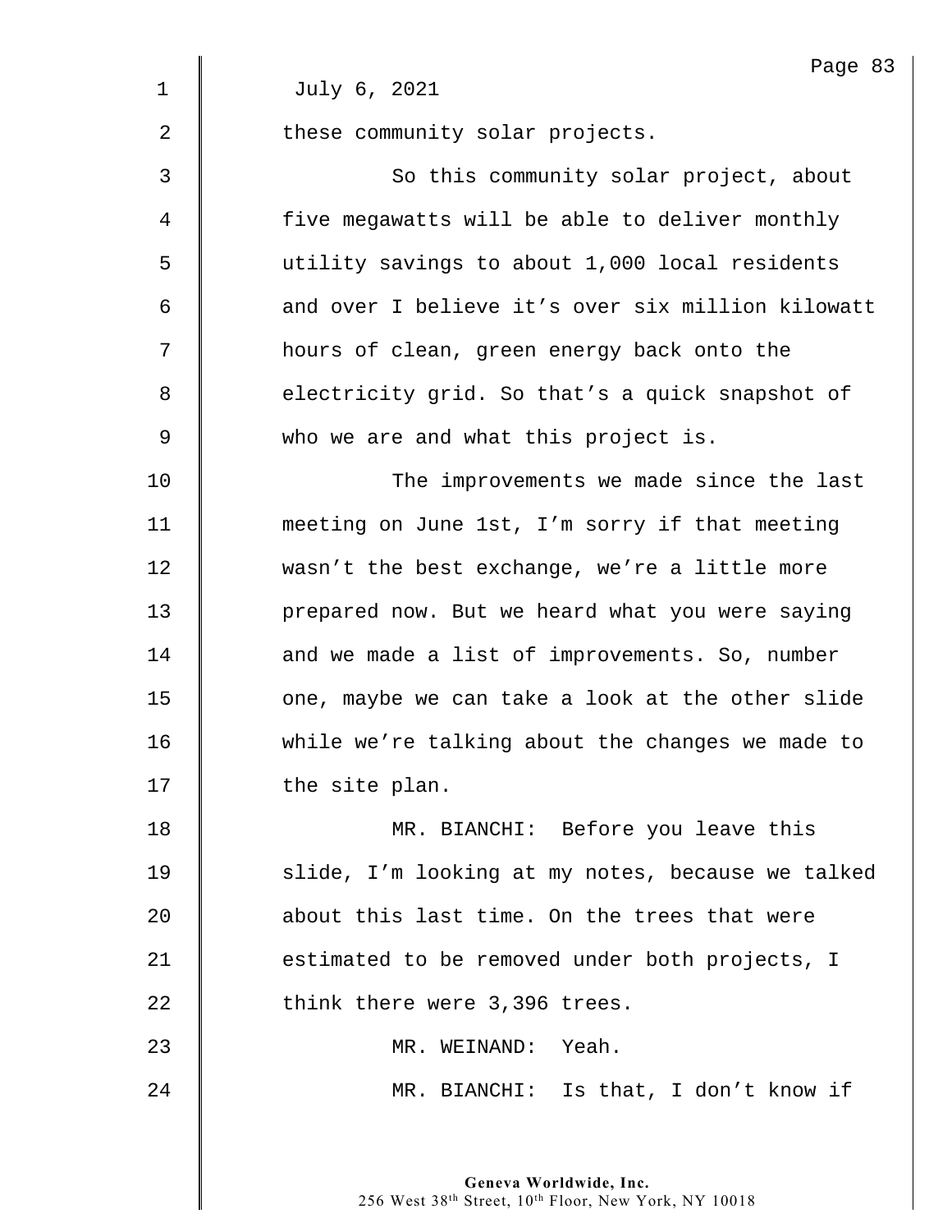July 6, 2021

these community solar projects.

So this community solar project, about five megawatts will be able to deliver monthly utility savings to about 1,000 local residents and over I believe it's over six million kilowatt hours of clean, green energy back onto the electricity grid. So that's a quick snapshot of who we are and what this project is.

The improvements we made since the last meeting on June 1st, I'm sorry if that meeting wasn't the best exchange, we're a little more prepared now. But we heard what you were saying and we made a list of improvements. So, number one, maybe we can take a look at the other slide while we're talking about the changes we made to the site plan.

MR. BIANCHI: Before you leave this slide, I'm looking at my notes, because we talked about this last time. On the trees that were estimated to be removed under both projects, I think there were 3,396 trees.

MR. WEINAND: Yeah.

MR. BIANCHI: Is that, I don't know if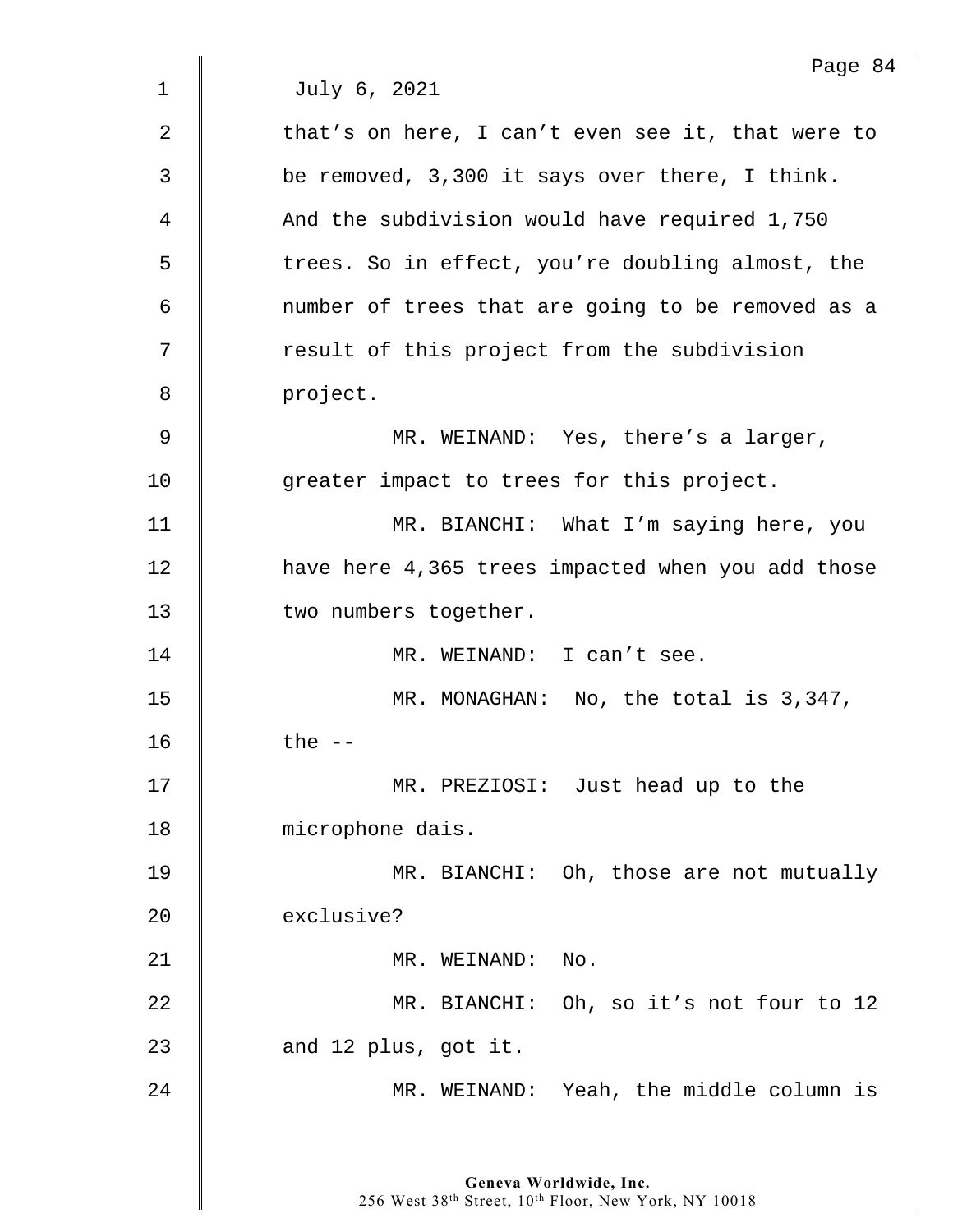July 6, 2021

that's on here, I can't even see it, that were to be removed, 3,300 it says over there, I think. And the subdivision would have required 1,750 trees. So in effect, you're doubling almost, the number of trees that are going to be removed as a result of this project from the subdivision project.

MR. WEINAND: Yes, there's a larger, greater impact to trees for this project.

MR. BIANCHI: What I'm saying here, you have here 4,365 trees impacted when you add those two numbers together.

MR. WEINAND: I can't see.

MR. MONAGHAN: No, the total is 3,347, the --

MR. PREZIOSI: Just head up to the microphone dais.

MR. BIANCHI: Oh, those are not mutually exclusive?

MR. WEINAND: No.

MR. BIANCHI: Oh, so it's not four to 12 and 12 plus, got it.

MR. WEINAND: Yeah, the middle column is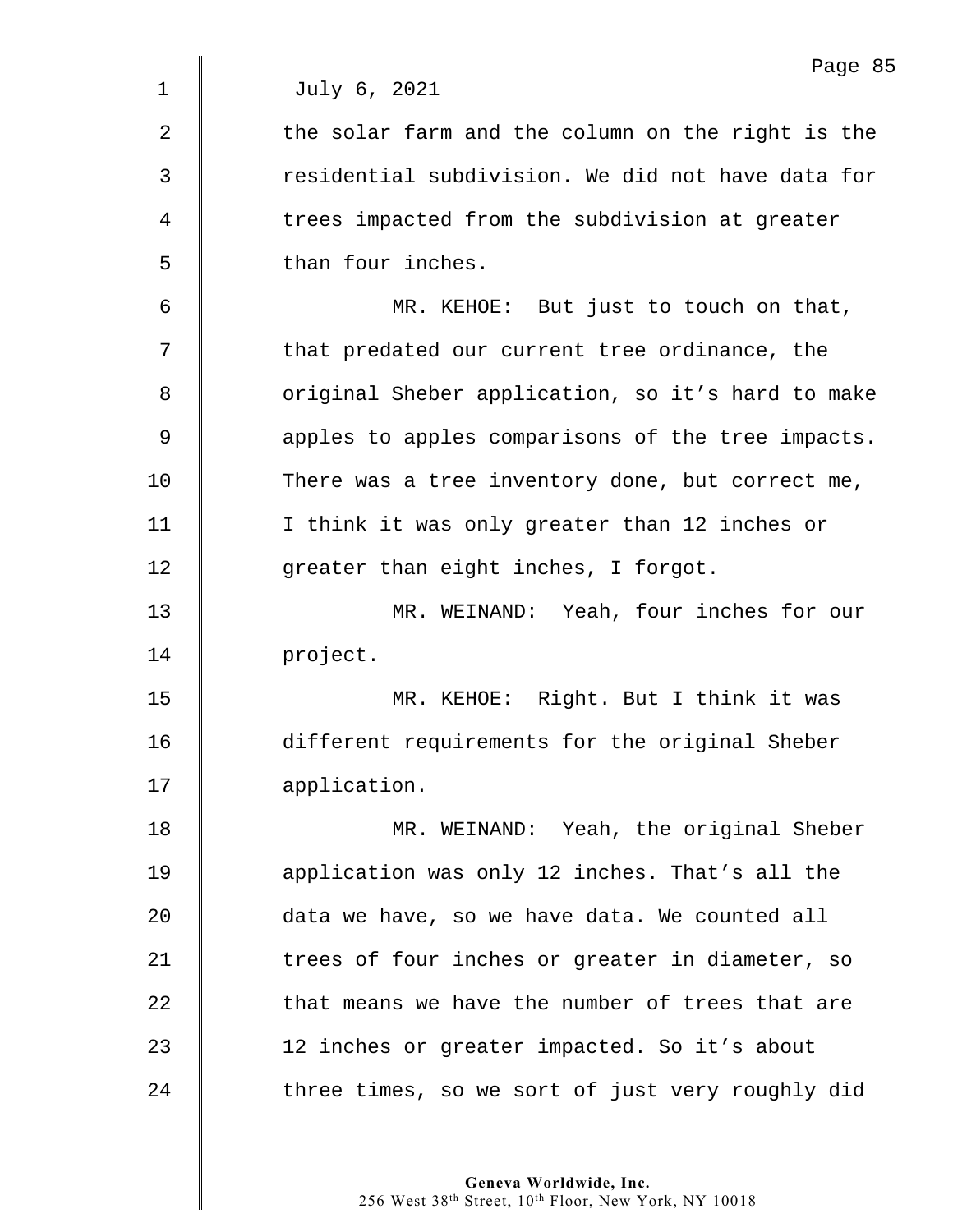July 6, 2021

the solar farm and the column on the right is the residential subdivision. We did not have data for trees impacted from the subdivision at greater than four inches.

MR. KEHOE: But just to touch on that, that predated our current tree ordinance, the original Sheber application, so it’s hard to make apples to apples comparisons of the tree impacts. There was a tree inventory done, but correct me, I think it was only greater than 12 inches or greater than eight inches, I forgot.

MR. WEINAND: Yeah, four inches for our project.

MR. KEHOE: Right. But I think it was different requirements for the original Sheber application.

MR. WEINAND: Yeah, the original Sheber application was only 12 inches. That’s all the data we have, so we have data. We counted all trees of four inches or greater in diameter, so that means we have the number of trees that are 12 inches or greater impacted. So it’s about three times, so we sort of just very roughly did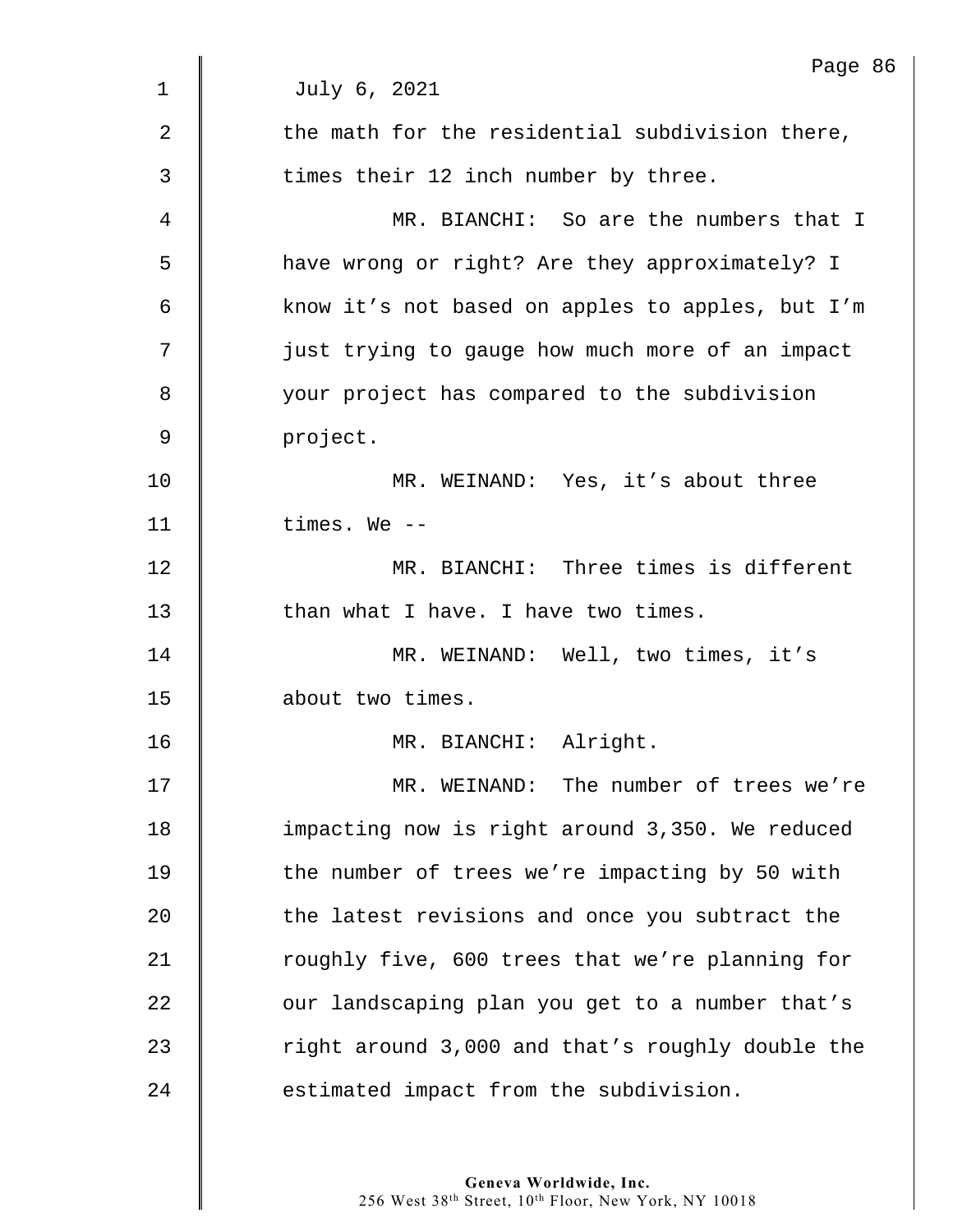July 6, 2021

the math for the residential subdivision there, times their 12 inch number by three.

MR. BIANCHI: So are the numbers that I have wrong or right? Are they approximately? I know it's not based on apples to apples, but I'm just trying to gauge how much more of an impact your project has compared to the subdivision project.

MR. WEINAND: Yes, it's about three times. We --

MR. BIANCHI: Three times is different than what I have. I have two times.

MR. WEINAND: Well, two times, it's about two times.

MR. BIANCHI: Alright.

MR. WEINAND: The number of trees we're impacting now is right around 3,350. We reduced the number of trees we're impacting by 50 with the latest revisions and once you subtract the roughly five, 600 trees that we're planning for our landscaping plan you get to a number that's right around 3,000 and that's roughly double the estimated impact from the subdivision.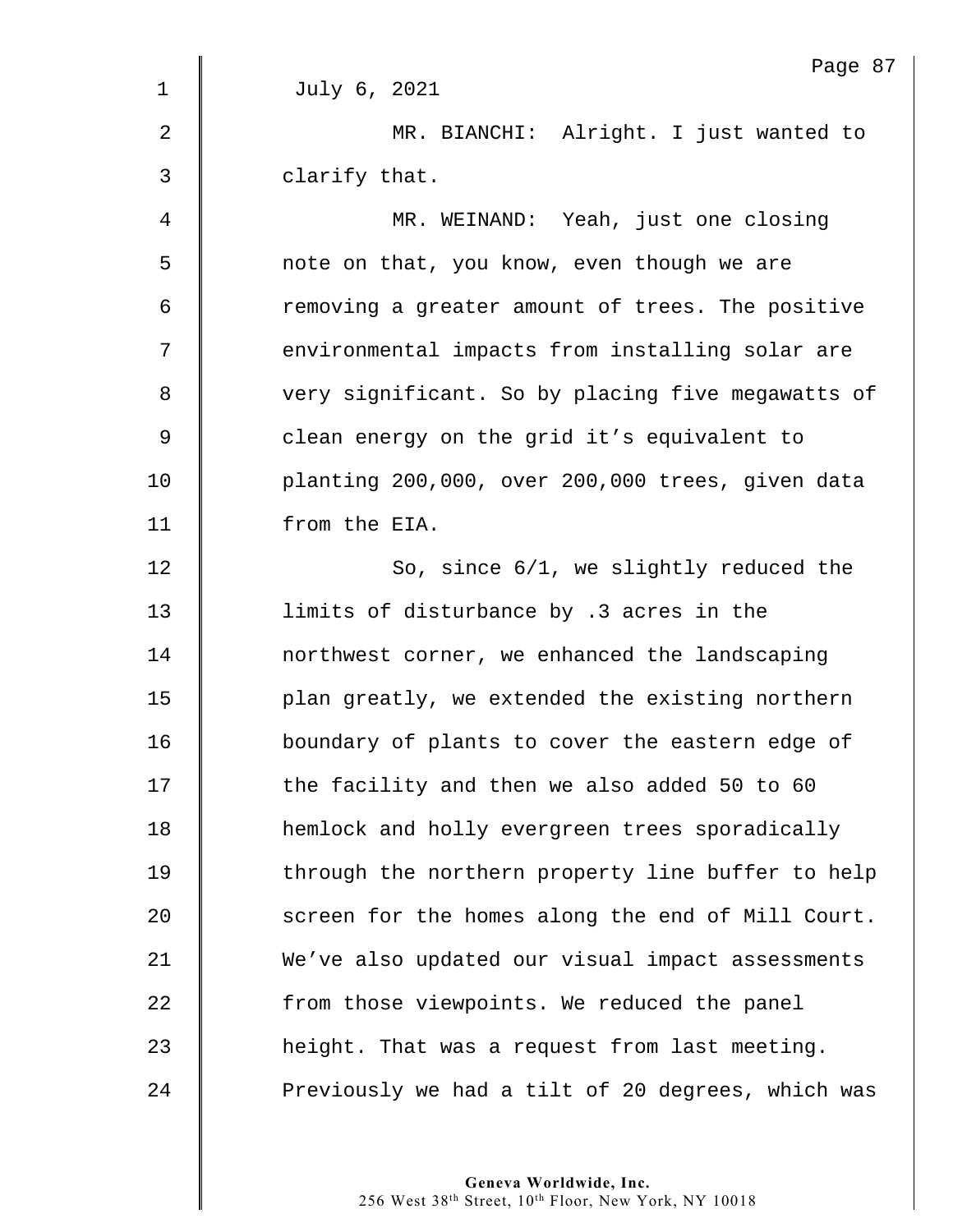July 6, 2021

MR. BIANCHI: Alright. I just wanted to clarify that.

MR. WEINAND: Yeah, just one closing note on that, you know, even though we are removing a greater amount of trees. The positive environmental impacts from installing solar are very significant. So by placing five megawatts of clean energy on the grid it's equivalent to planting 200,000, over 200,000 trees, given data from the EIA.

So, since 6/1, we slightly reduced the limits of disturbance by .3 acres in the northwest corner, we enhanced the landscaping plan greatly, we extended the existing northern boundary of plants to cover the eastern edge of the facility and then we also added 50 to 60 hemlock and holly evergreen trees sporadically through the northern property line buffer to help screen for the homes along the end of Mill Court. We've also updated our visual impact assessments from those viewpoints. We reduced the panel height. That was a request from last meeting. Previously we had a tilt of 20 degrees, which was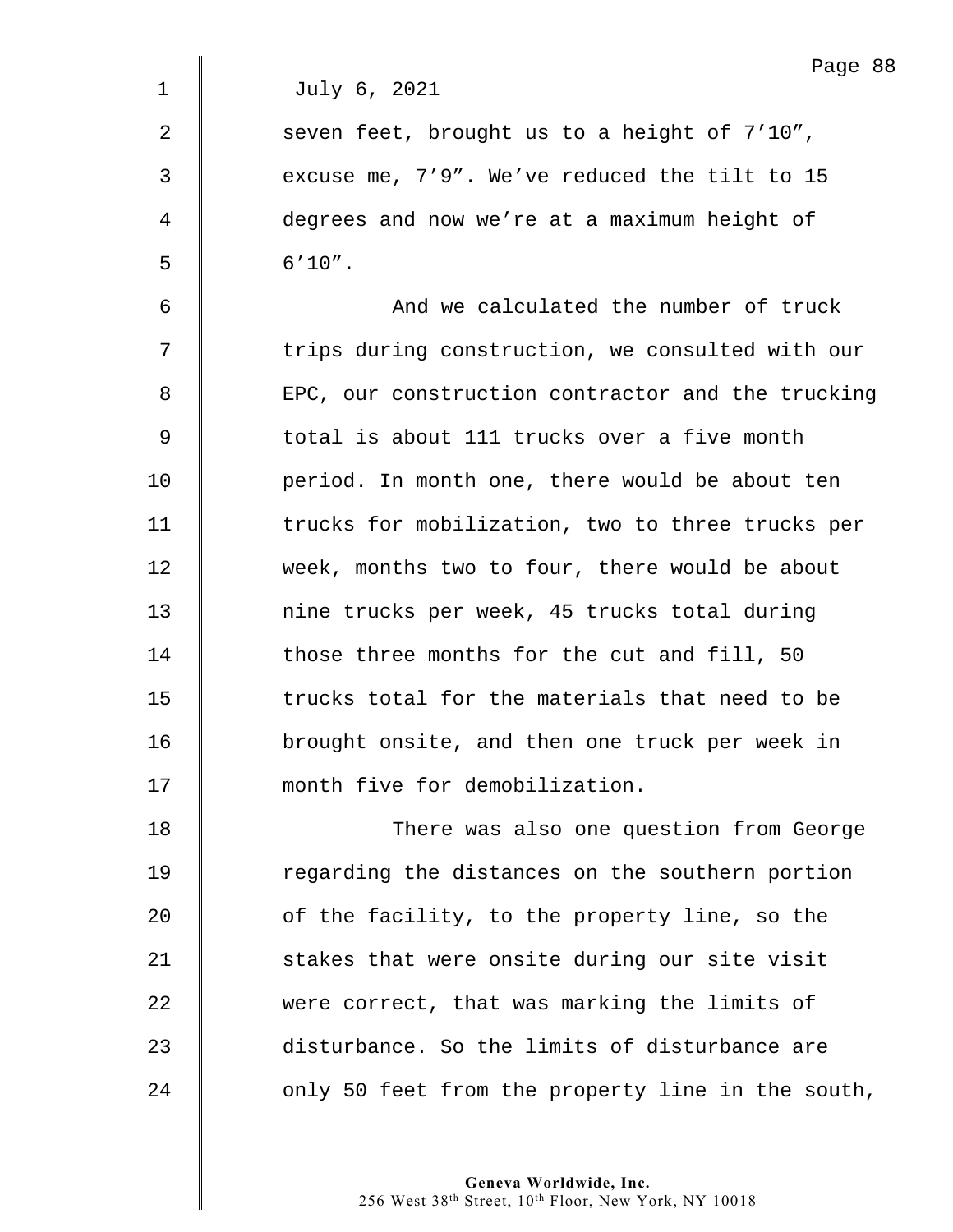July 6, 2021

seven feet, brought us to a height of 7’10”, excuse me, 7’9”. We’ve reduced the tilt to 15 degrees and now we’re at a maximum height of 6’10”.

And we calculated the number of truck trips during construction, we consulted with our EPC, our construction contractor and the trucking total is about 111 trucks over a five month period. In month one, there would be about ten trucks for mobilization, two to three trucks per week, months two to four, there would be about nine trucks per week, 45 trucks total during those three months for the cut and fill, 50 trucks total for the materials that need to be brought onsite, and then one truck per week in month five for demobilization.

There was also one question from George regarding the distances on the southern portion of the facility, to the property line, so the stakes that were onsite during our site visit were correct, that was marking the limits of disturbance. So the limits of disturbance are only 50 feet from the property line in the south,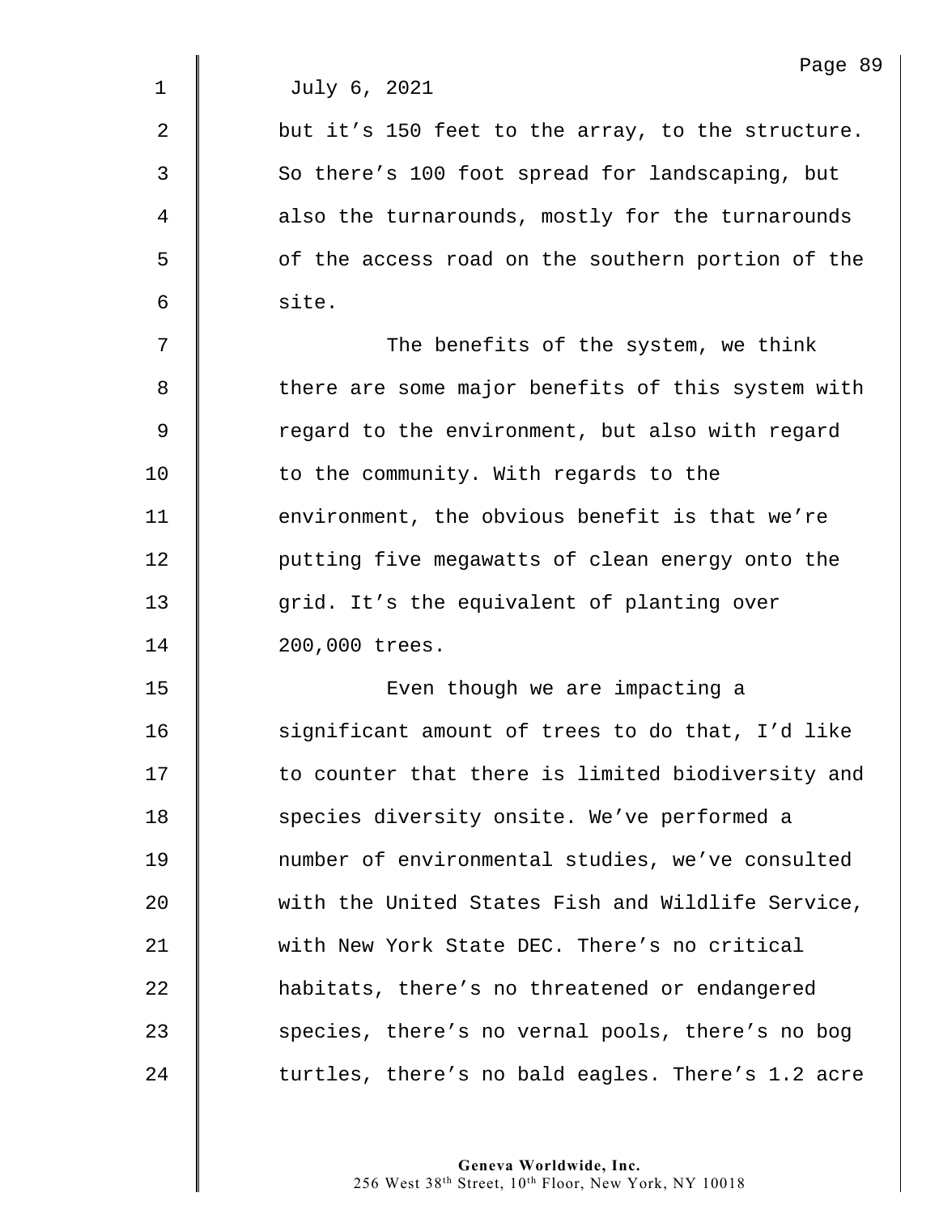July 6, 2021

but it's 150 feet to the array, to the structure. So there's 100 foot spread for landscaping, but also the turnarounds, mostly for the turnarounds of the access road on the southern portion of the site.

The benefits of the system, we think there are some major benefits of this system with regard to the environment, but also with regard to the community. With regards to the environment, the obvious benefit is that we're putting five megawatts of clean energy onto the grid. It's the equivalent of planting over 200,000 trees.

Even though we are impacting a significant amount of trees to do that, I'd like to counter that there is limited biodiversity and species diversity onsite. We've performed a number of environmental studies, we've consulted with the United States Fish and Wildlife Service, with New York State DEC. There's no critical habitats, there's no threatened or endangered species, there's no vernal pools, there's no bog turtles, there's no bald eagles. There's 1.2 acre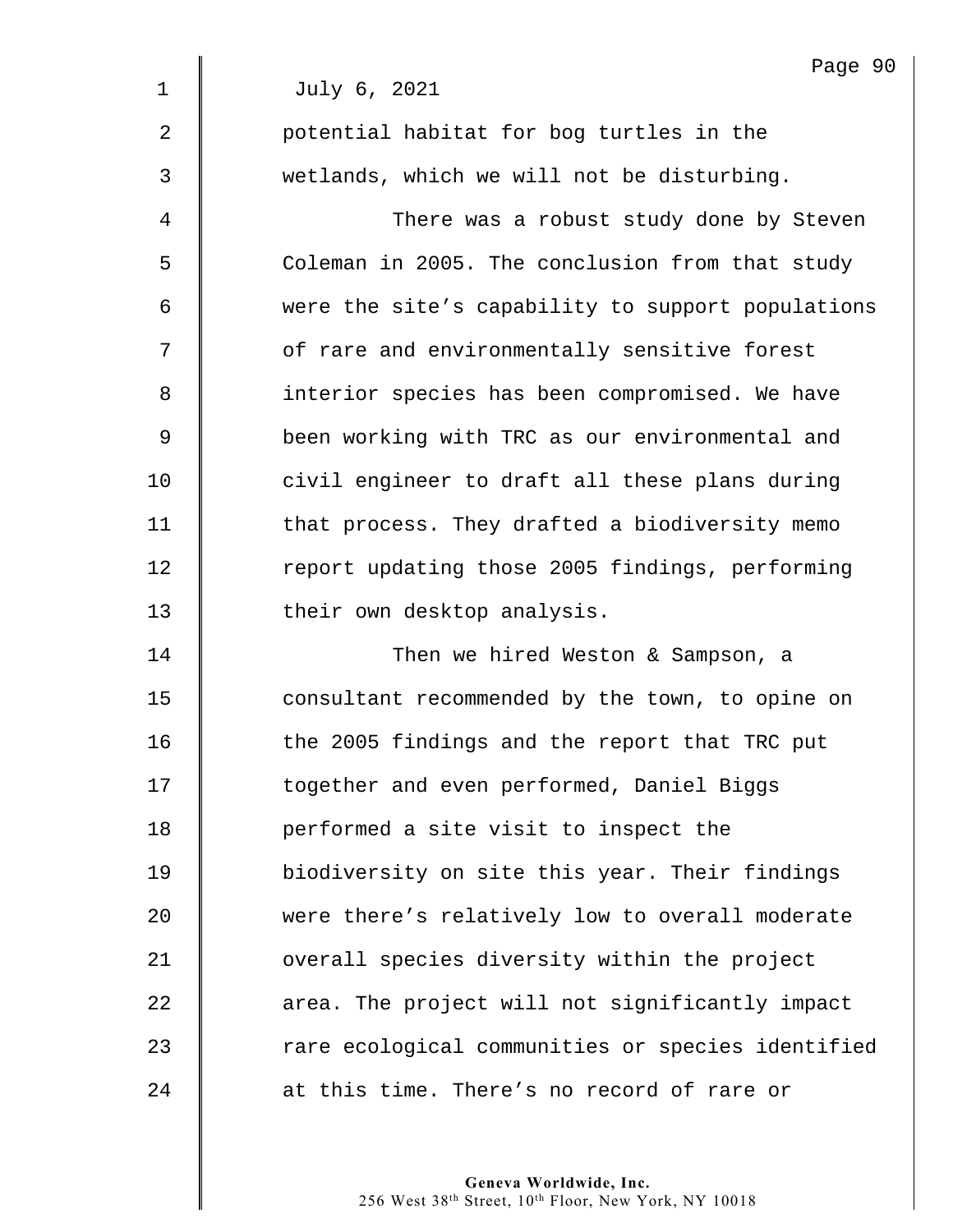July 6, 2021

potential habitat for bog turtles in the wetlands, which we will not be disturbing.

There was a robust study done by Steven Coleman in 2005. The conclusion from that study were the site's capability to support populations of rare and environmentally sensitive forest interior species has been compromised. We have been working with TRC as our environmental and civil engineer to draft all these plans during that process. They drafted a biodiversity memo report updating those 2005 findings, performing their own desktop analysis.

Then we hired Weston & Sampson, a consultant recommended by the town, to opine on the 2005 findings and the report that TRC put together and even performed, Daniel Biggs performed a site visit to inspect the biodiversity on site this year. Their findings were there's relatively low to overall moderate overall species diversity within the project area. The project will not significantly impact rare ecological communities or species identified at this time. There's no record of rare or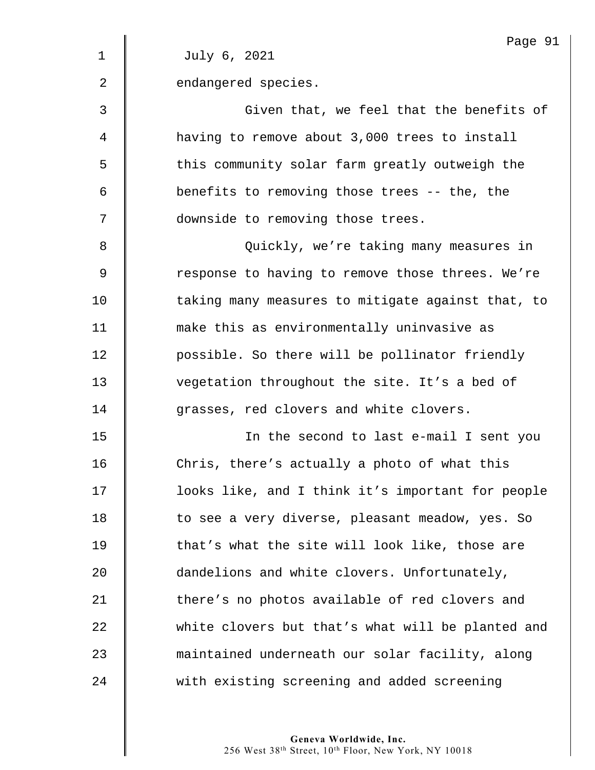July 6, 2021

endangered species.

Given that, we feel that the benefits of having to remove about 3,000 trees to install this community solar farm greatly outweigh the benefits to removing those trees -- the, the downside to removing those trees.

Quickly, we're taking many measures in response to having to remove those threes. We're taking many measures to mitigate against that, to make this as environmentally uninvasive as possible. So there will be pollinator friendly vegetation throughout the site. It's a bed of grasses, red clovers and white clovers.

In the second to last e-mail I sent you Chris, there's actually a photo of what this looks like, and I think it's important for people to see a very diverse, pleasant meadow, yes. So that's what the site will look like, those are dandelions and white clovers. Unfortunately, there's no photos available of red clovers and white clovers but that's what will be planted and maintained underneath our solar facility, along with existing screening and added screening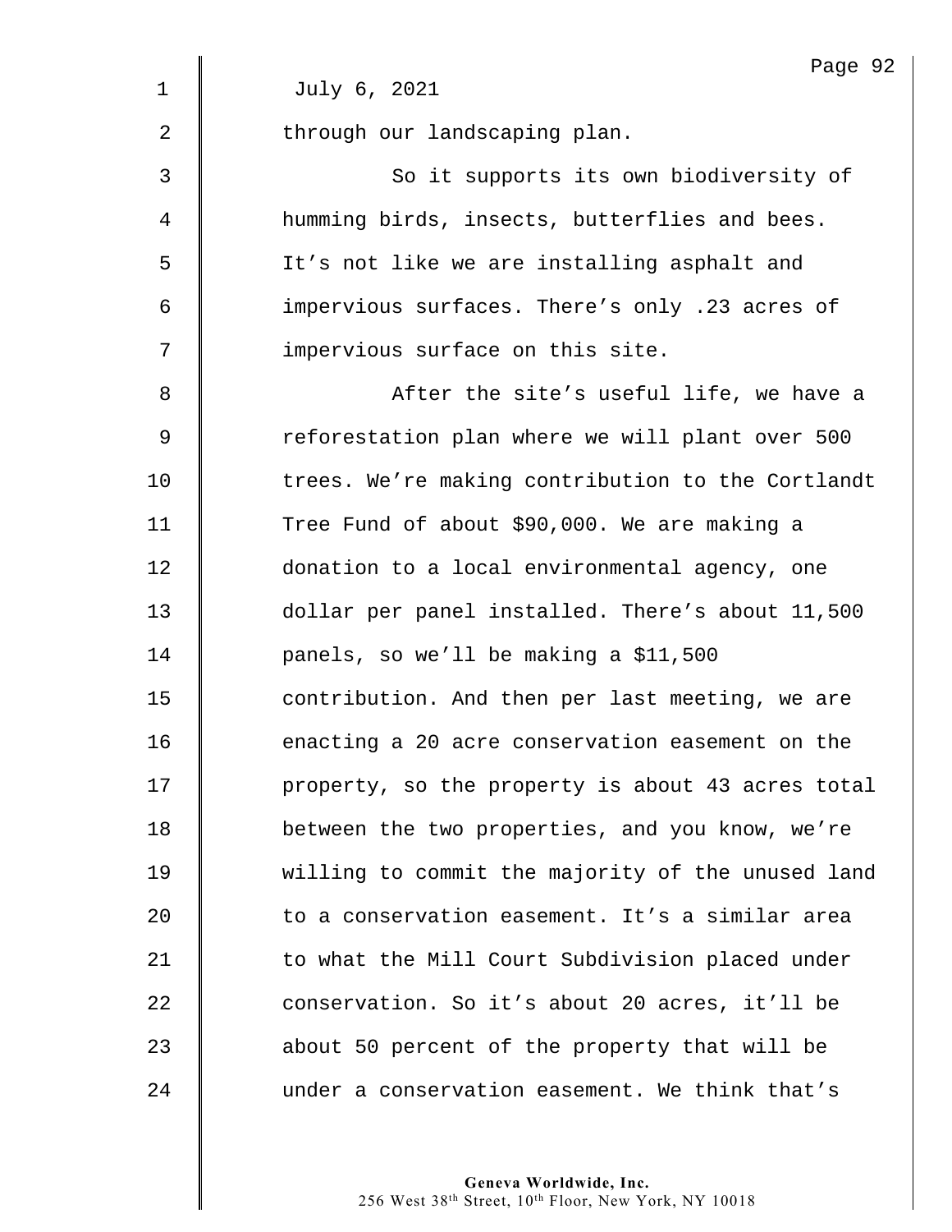July 6, 2021

through our landscaping plan.

So it supports its own biodiversity of humming birds, insects, butterflies and bees. It's not like we are installing asphalt and impervious surfaces. There's only .23 acres of impervious surface on this site.

After the site's useful life, we have a reforestation plan where we will plant over 500 trees. We're making contribution to the Cortlandt Tree Fund of about $90,000. We are making a donation to a local environmental agency, one dollar per panel installed. There's about 11,500 panels, so we'll be making a $11,500 contribution. And then per last meeting, we are enacting a 20 acre conservation easement on the property, so the property is about 43 acres total between the two properties, and you know, we're willing to commit the majority of the unused land to a conservation easement. It's a similar area to what the Mill Court Subdivision placed under conservation. So it's about 20 acres, it'll be about 50 percent of the property that will be under a conservation easement. We think that's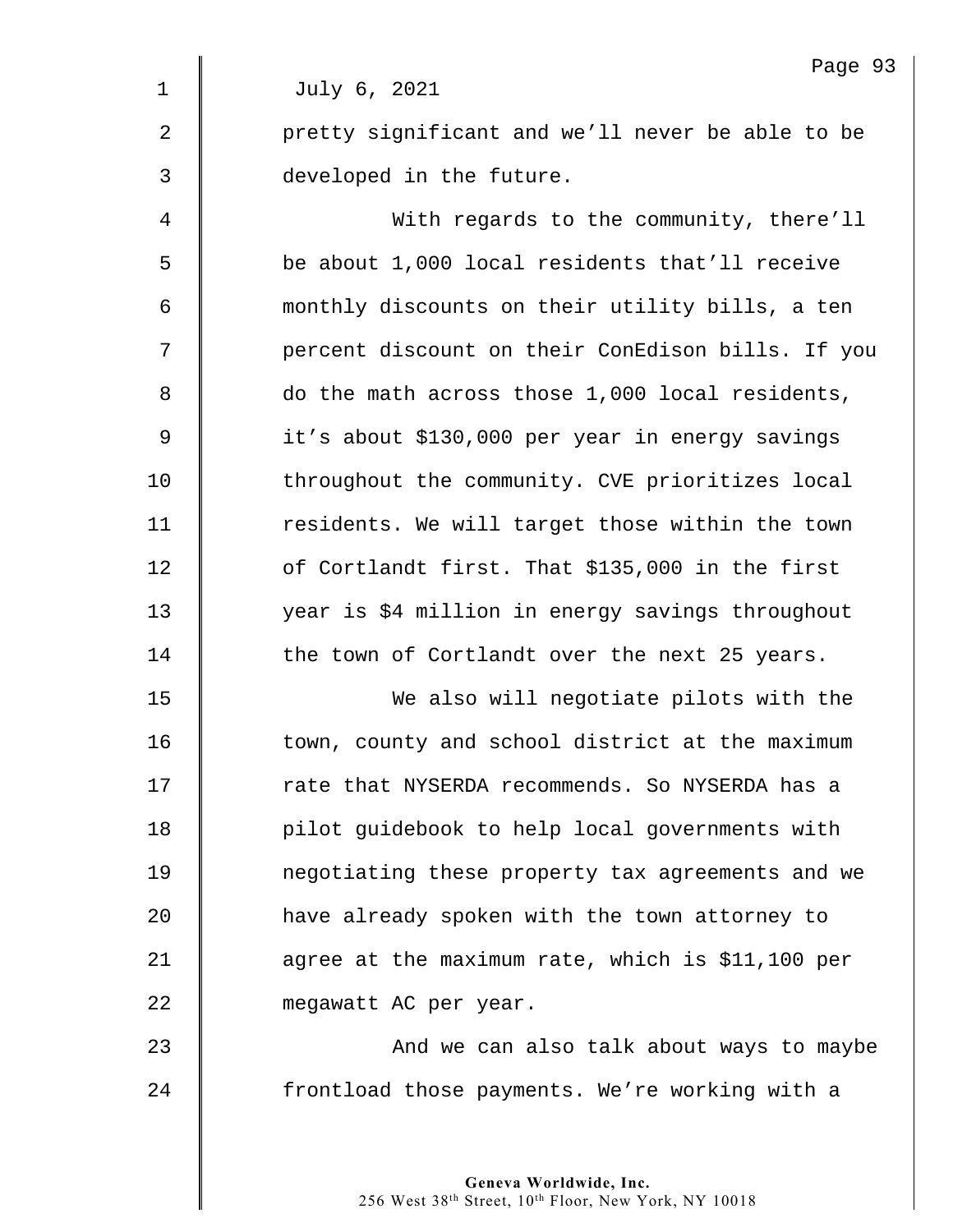July 6, 2021

pretty significant and we'll never be able to be developed in the future.

With regards to the community, there'll be about 1,000 local residents that'll receive monthly discounts on their utility bills, a ten percent discount on their ConEdison bills. If you do the math across those 1,000 local residents, it's about $130,000 per year in energy savings throughout the community. CVE prioritizes local residents. We will target those within the town of Cortlandt first. That $135,000 in the first year is $4 million in energy savings throughout the town of Cortlandt over the next 25 years.

We also will negotiate pilots with the town, county and school district at the maximum rate that NYSERDA recommends. So NYSERDA has a pilot guidebook to help local governments with negotiating these property tax agreements and we have already spoken with the town attorney to agree at the maximum rate, which is $11,100 per megawatt AC per year.

And we can also talk about ways to maybe frontload those payments. We're working with a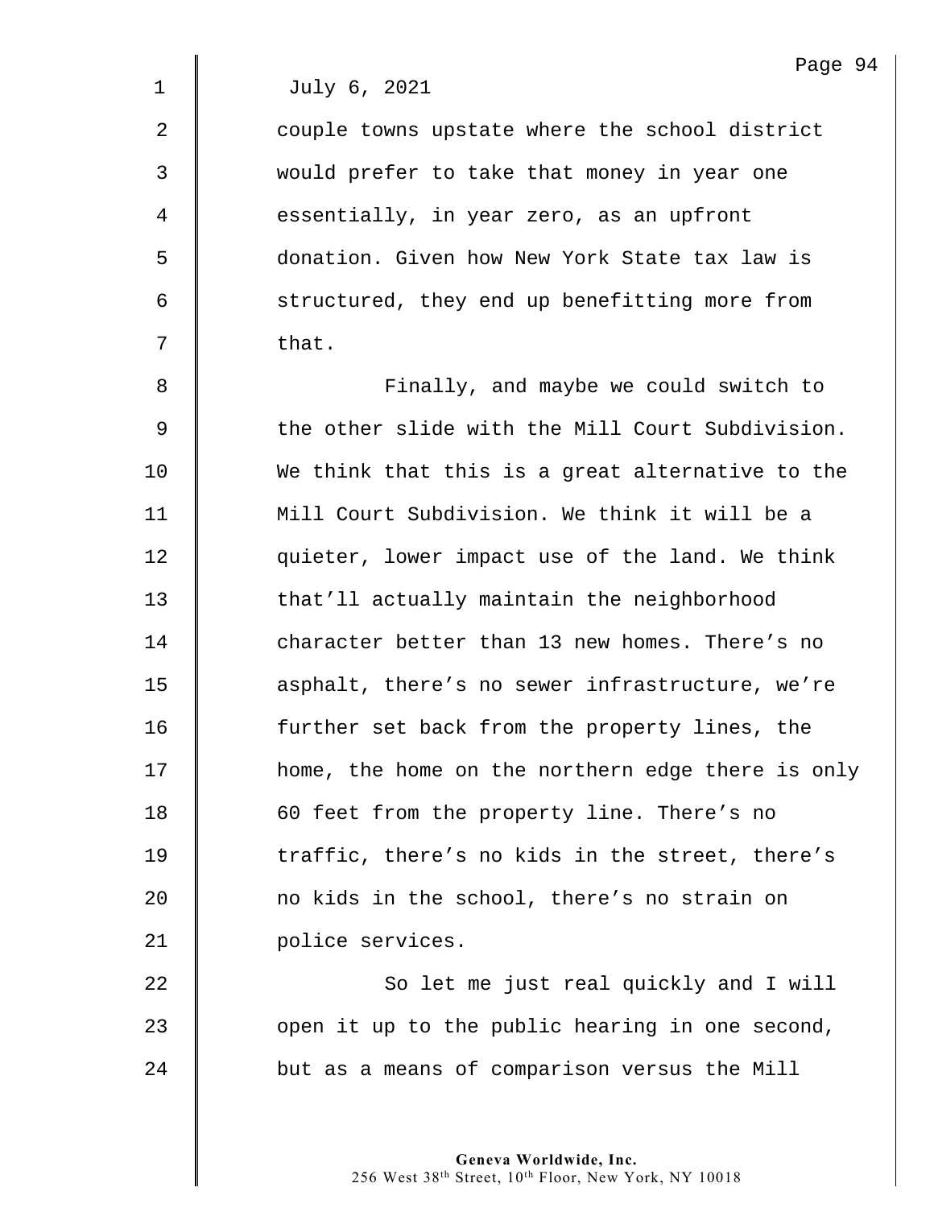July 6, 2021

couple towns upstate where the school district would prefer to take that money in year one essentially, in year zero, as an upfront donation. Given how New York State tax law is structured, they end up benefitting more from that.

Finally, and maybe we could switch to the other slide with the Mill Court Subdivision. We think that this is a great alternative to the Mill Court Subdivision. We think it will be a quieter, lower impact use of the land. We think that'll actually maintain the neighborhood character better than 13 new homes. There's no asphalt, there's no sewer infrastructure, we're further set back from the property lines, the home, the home on the northern edge there is only 60 feet from the property line. There's no traffic, there's no kids in the street, there's no kids in the school, there's no strain on police services.

So let me just real quickly and I will open it up to the public hearing in one second, but as a means of comparison versus the Mill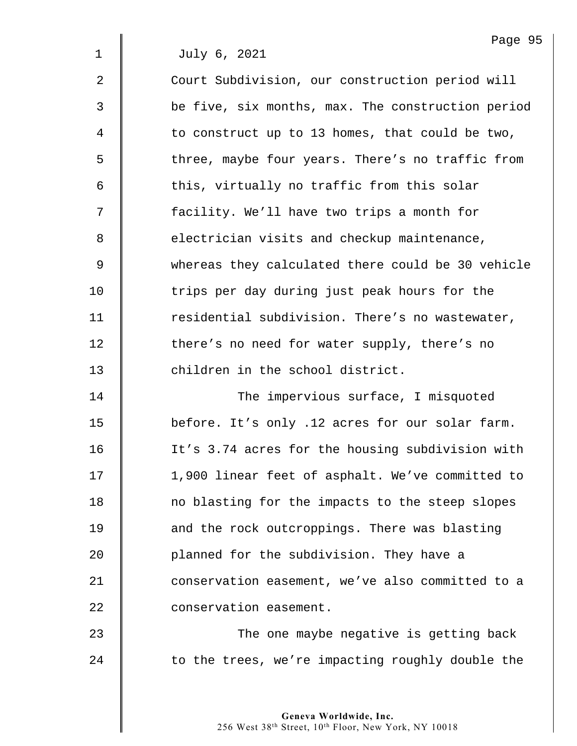July 6, 2021

Court Subdivision, our construction period will be five, six months, max. The construction period to construct up to 13 homes, that could be two, three, maybe four years. There's no traffic from this, virtually no traffic from this solar facility. We'll have two trips a month for electrician visits and checkup maintenance, whereas they calculated there could be 30 vehicle trips per day during just peak hours for the residential subdivision. There's no wastewater, there's no need for water supply, there's no children in the school district.

The impervious surface, I misquoted before. It's only .12 acres for our solar farm. It's 3.74 acres for the housing subdivision with 1,900 linear feet of asphalt. We've committed to no blasting for the impacts to the steep slopes and the rock outcroppings. There was blasting planned for the subdivision. They have a conservation easement, we've also committed to a conservation easement.

The one maybe negative is getting back to the trees, we're impacting roughly double the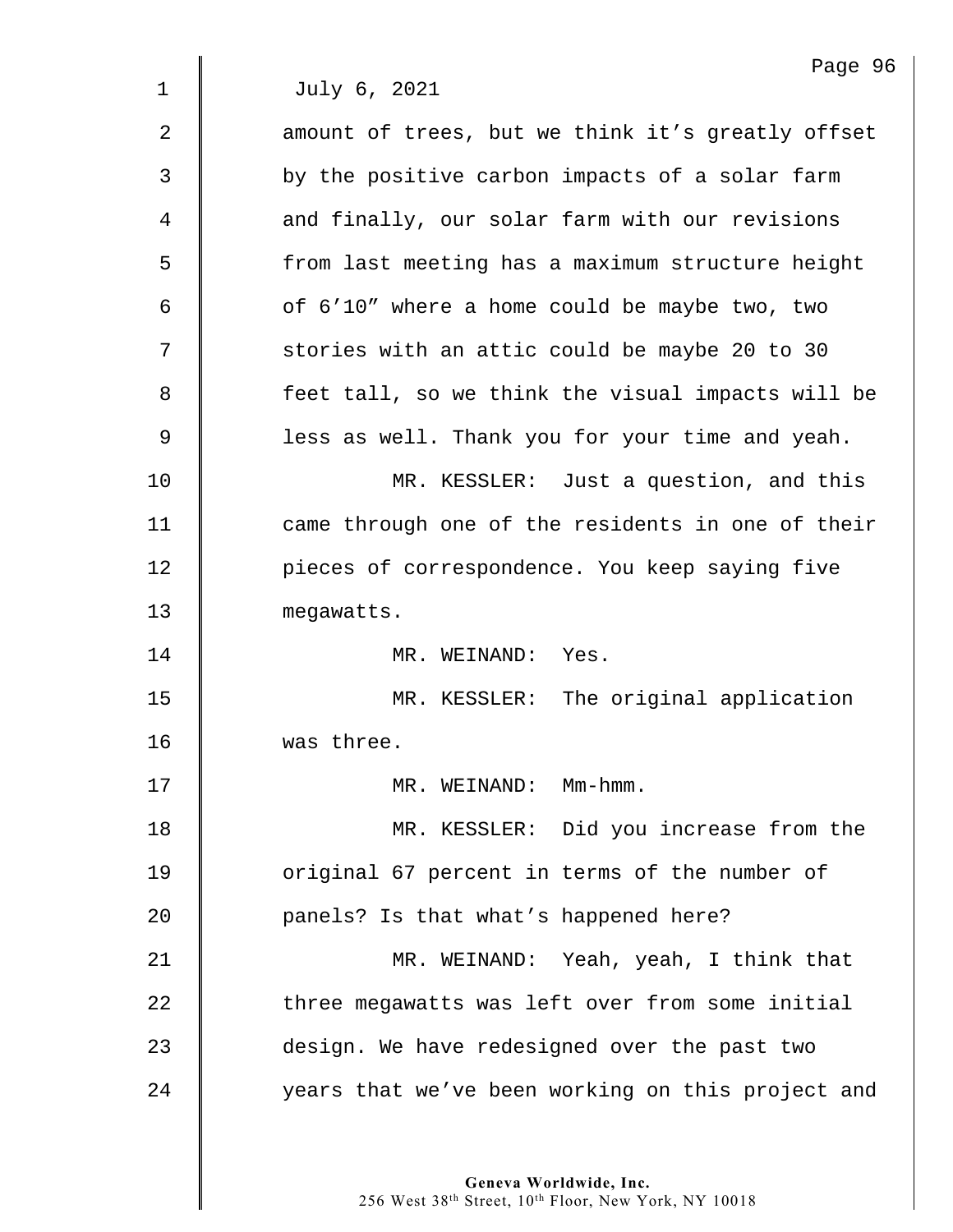July 6, 2021

amount of trees, but we think it’s greatly offset by the positive carbon impacts of a solar farm and finally, our solar farm with our revisions from last meeting has a maximum structure height of 6’10” where a home could be maybe two, two stories with an attic could be maybe 20 to 30 feet tall, so we think the visual impacts will be less as well. Thank you for your time and yeah.

MR. KESSLER: Just a question, and this came through one of the residents in one of their pieces of correspondence. You keep saying five megawatts.

MR. WEINAND: Yes.

MR. KESSLER: The original application was three.

MR. WEINAND: Mm-hmm.

MR. KESSLER: Did you increase from the original 67 percent in terms of the number of panels? Is that what’s happened here?

MR. WEINAND: Yeah, yeah, I think that three megawatts was left over from some initial design. We have redesigned over the past two years that we’ve been working on this project and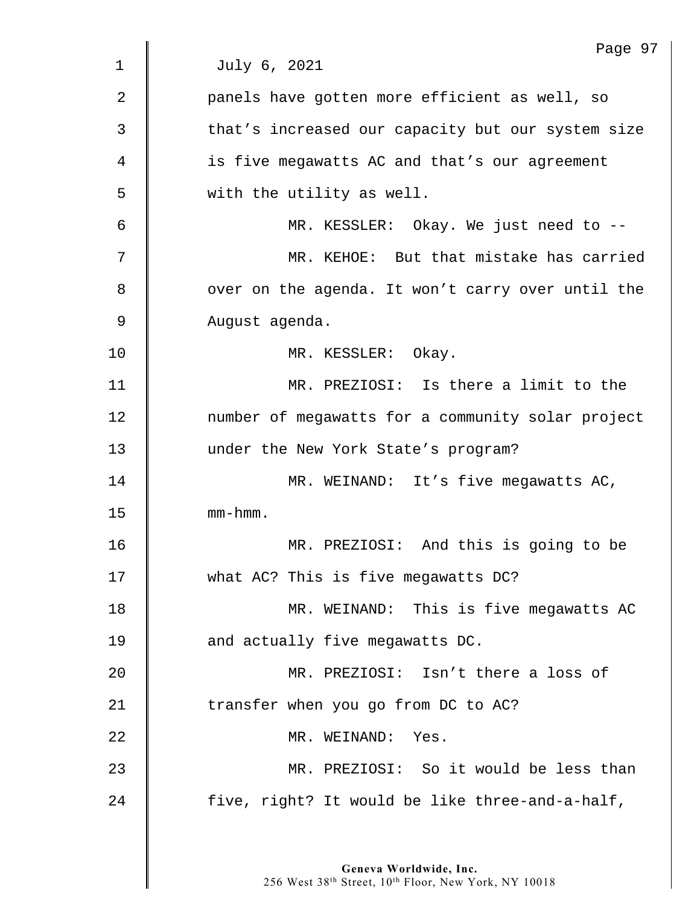July 6, 2021

panels have gotten more efficient as well, so that's increased our capacity but our system size is five megawatts AC and that's our agreement with the utility as well.

MR. KESSLER: Okay. We just need to --

MR. KEHOE: But that mistake has carried over on the agenda. It won't carry over until the August agenda.

MR. KESSLER: Okay.

MR. PREZIOSI: Is there a limit to the number of megawatts for a community solar project under the New York State's program?

MR. WEINAND: It's five megawatts AC, mm-hmm.

MR. PREZIOSI: And this is going to be what AC? This is five megawatts DC?

MR. WEINAND: This is five megawatts AC and actually five megawatts DC.

MR. PREZIOSI: Isn't there a loss of transfer when you go from DC to AC?

MR. WEINAND: Yes.

MR. PREZIOSI: So it would be less than five, right? It would be like three-and-a-half,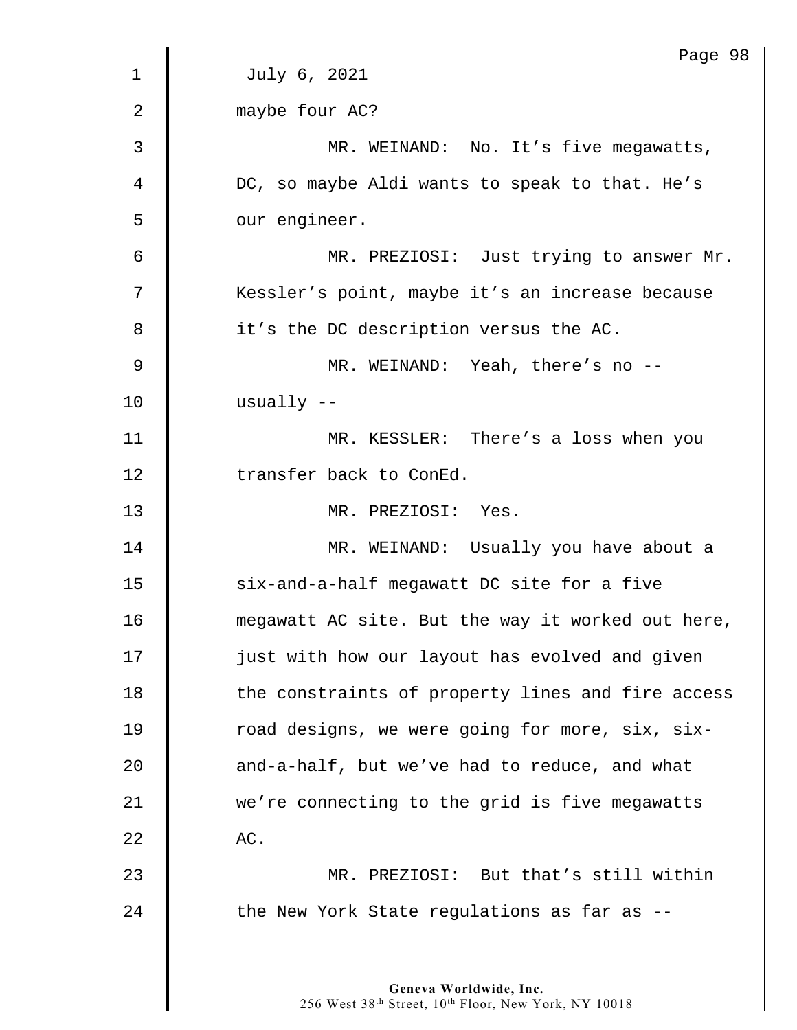July 6, 2021

maybe four AC?

MR. WEINAND: No. It's five megawatts, DC, so maybe Aldi wants to speak to that. He's our engineer.

MR. PREZIOSI: Just trying to answer Mr. Kessler's point, maybe it's an increase because it's the DC description versus the AC.

MR. WEINAND: Yeah, there's no -- usually --

MR. KESSLER: There's a loss when you transfer back to ConEd.

MR. PREZIOSI: Yes.

MR. WEINAND: Usually you have about a six-and-a-half megawatt DC site for a five megawatt AC site. But the way it worked out here, just with how our layout has evolved and given the constraints of property lines and fire access road designs, we were going for more, six, six-and-a-half, but we've had to reduce, and what we're connecting to the grid is five megawatts AC.

MR. PREZIOSI: But that's still within the New York State regulations as far as --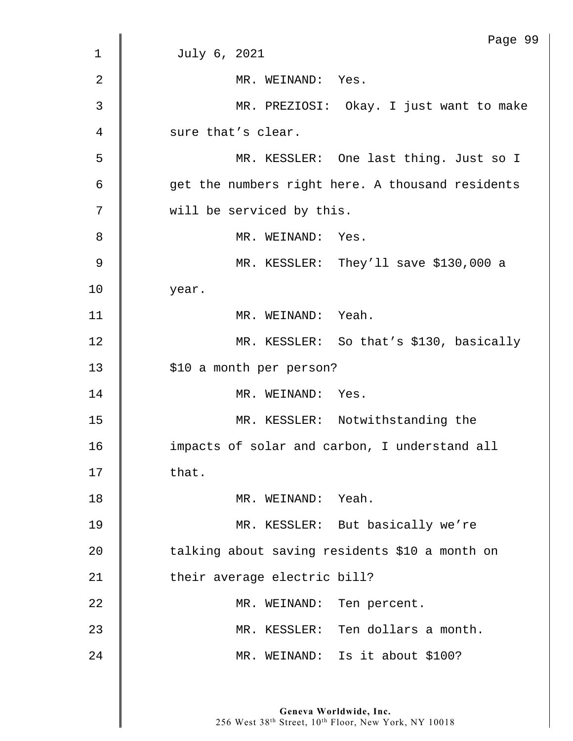July 6, 2021

MR. WEINAND: Yes.

MR. PREZIOSI: Okay. I just want to make sure that's clear.

MR. KESSLER: One last thing. Just so I get the numbers right here. A thousand residents will be serviced by this.

MR. WEINAND: Yes.

MR. KESSLER: They'll save $130,000 a year.

MR. WEINAND: Yeah.

MR. KESSLER: So that's $130, basically $10 a month per person?

MR. WEINAND: Yes.

MR. KESSLER: Notwithstanding the impacts of solar and carbon, I understand all that.

MR. WEINAND: Yeah.

MR. KESSLER: But basically we're talking about saving residents $10 a month on their average electric bill?

MR. WEINAND: Ten percent.

MR. KESSLER: Ten dollars a month.

MR. WEINAND: Is it about $100?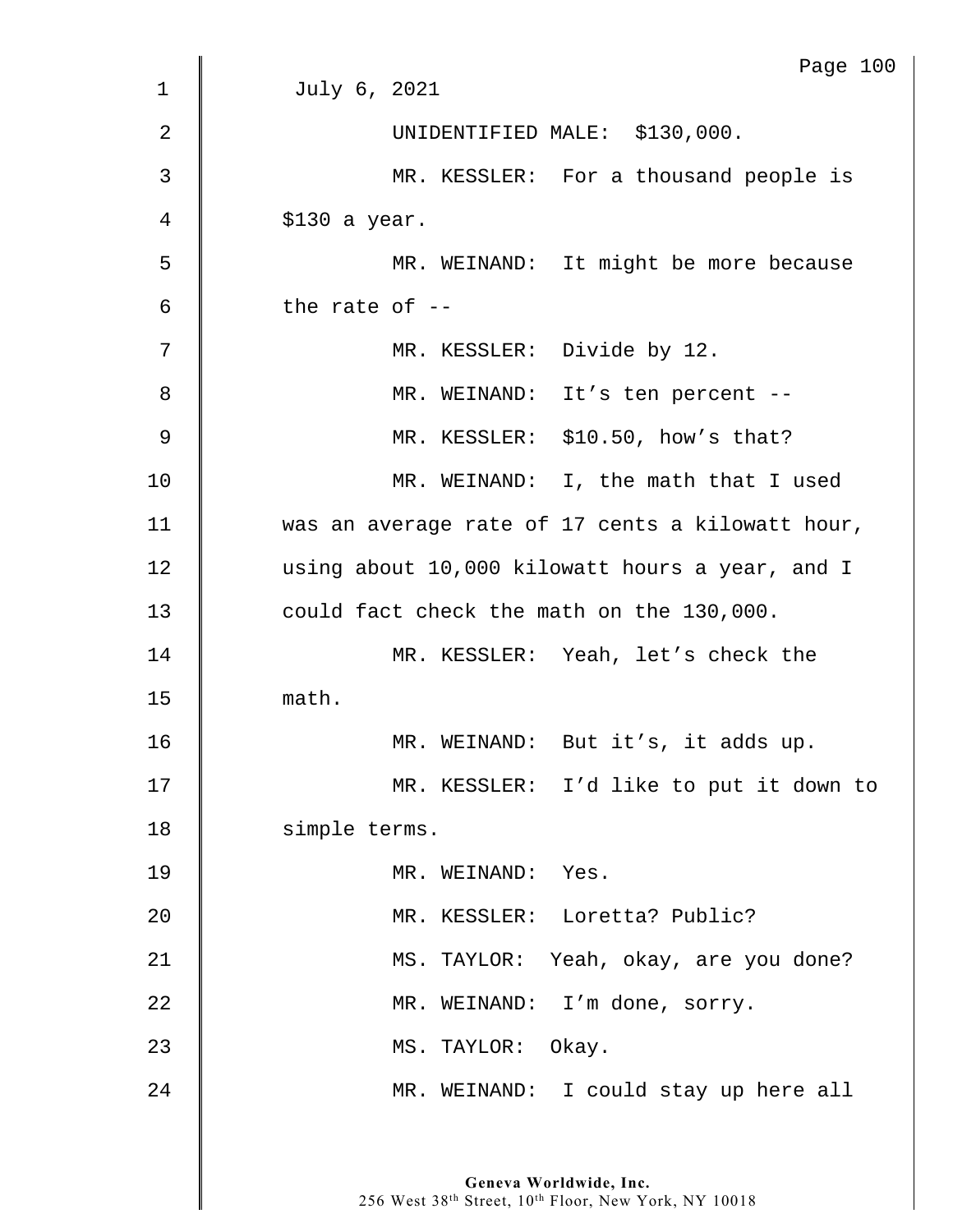July 6, 2021

UNIDENTIFIED MALE: $130,000.

MR. KESSLER: For a thousand people is $130 a year.

MR. WEINAND: It might be more because the rate of --

MR. KESSLER: Divide by 12.

MR. WEINAND: It's ten percent --

MR. KESSLER: $10.50, how's that?

MR. WEINAND: I, the math that I used was an average rate of 17 cents a kilowatt hour, using about 10,000 kilowatt hours a year, and I could fact check the math on the 130,000.

MR. KESSLER: Yeah, let's check the math.

MR. WEINAND: But it's, it adds up.

MR. KESSLER: I'd like to put it down to simple terms.

MR. WEINAND: Yes.

MR. KESSLER: Loretta? Public?

MS. TAYLOR: Yeah, okay, are you done?

MR. WEINAND: I'm done, sorry.

MS. TAYLOR: Okay.

MR. WEINAND: I could stay up here all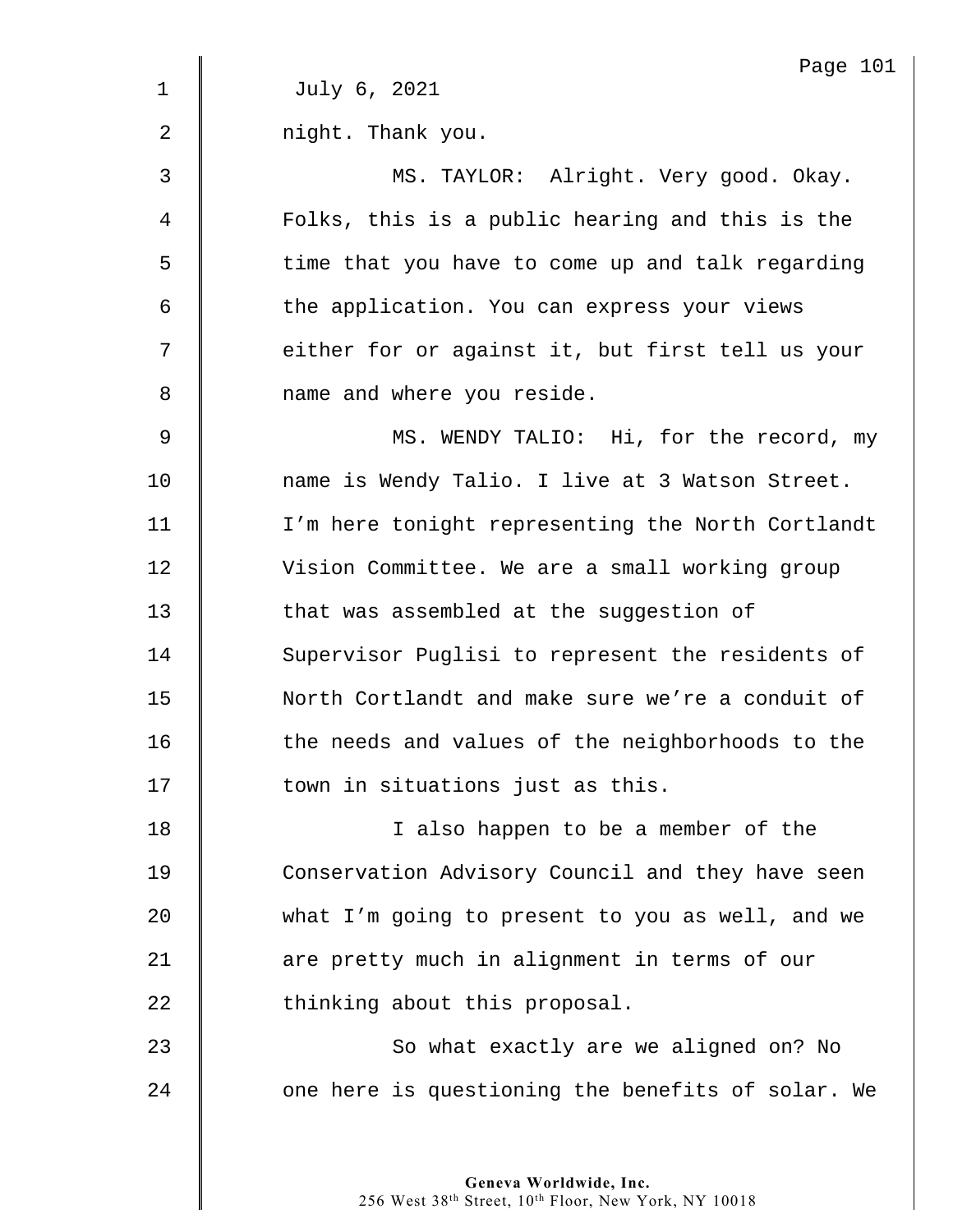July 6, 2021

night. Thank you.

MS. TAYLOR: Alright. Very good. Okay. Folks, this is a public hearing and this is the time that you have to come up and talk regarding the application. You can express your views either for or against it, but first tell us your name and where you reside.

MS. WENDY TALIO: Hi, for the record, my name is Wendy Talio. I live at 3 Watson Street. I'm here tonight representing the North Cortlandt Vision Committee. We are a small working group that was assembled at the suggestion of Supervisor Puglisi to represent the residents of North Cortlandt and make sure we're a conduit of the needs and values of the neighborhoods to the town in situations just as this.

I also happen to be a member of the Conservation Advisory Council and they have seen what I'm going to present to you as well, and we are pretty much in alignment in terms of our thinking about this proposal.

So what exactly are we aligned on? No one here is questioning the benefits of solar. We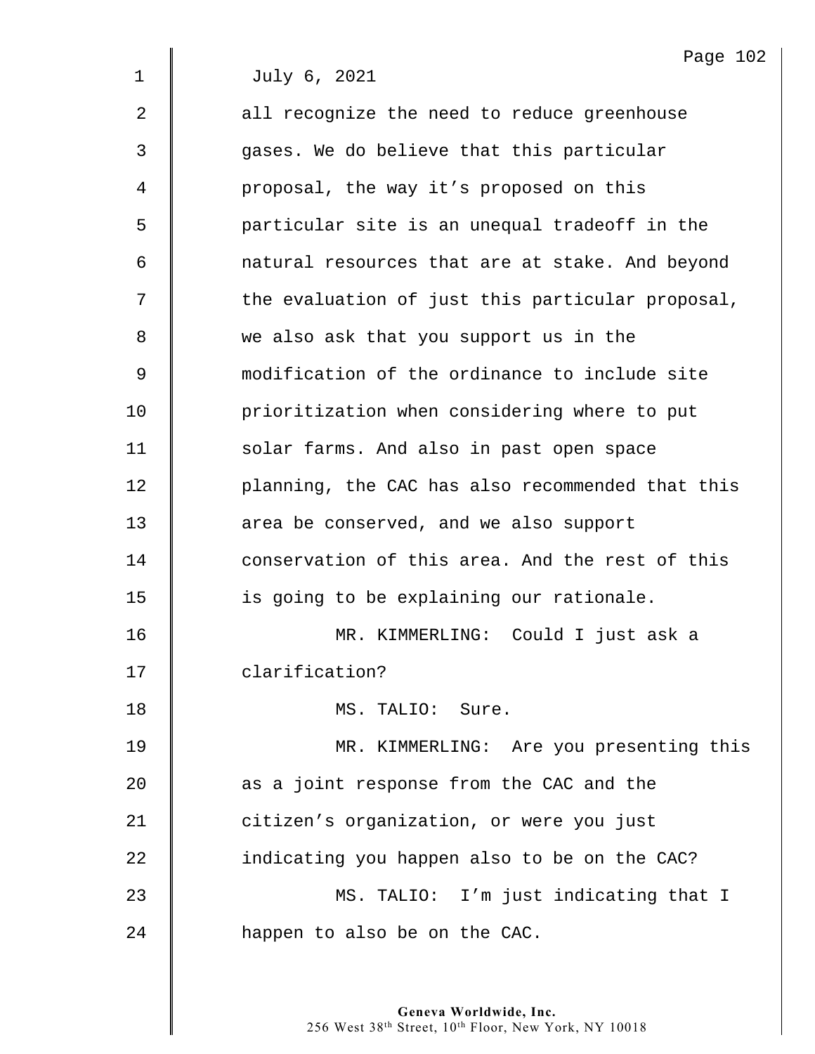July 6, 2021

all recognize the need to reduce greenhouse gases. We do believe that this particular proposal, the way it's proposed on this particular site is an unequal tradeoff in the natural resources that are at stake. And beyond the evaluation of just this particular proposal, we also ask that you support us in the modification of the ordinance to include site prioritization when considering where to put solar farms. And also in past open space planning, the CAC has also recommended that this area be conserved, and we also support conservation of this area. And the rest of this is going to be explaining our rationale.

MR. KIMMERLING: Could I just ask a clarification?

MS. TALIO: Sure.

MR. KIMMERLING: Are you presenting this as a joint response from the CAC and the citizen's organization, or were you just indicating you happen also to be on the CAC?

MS. TALIO: I'm just indicating that I happen to also be on the CAC.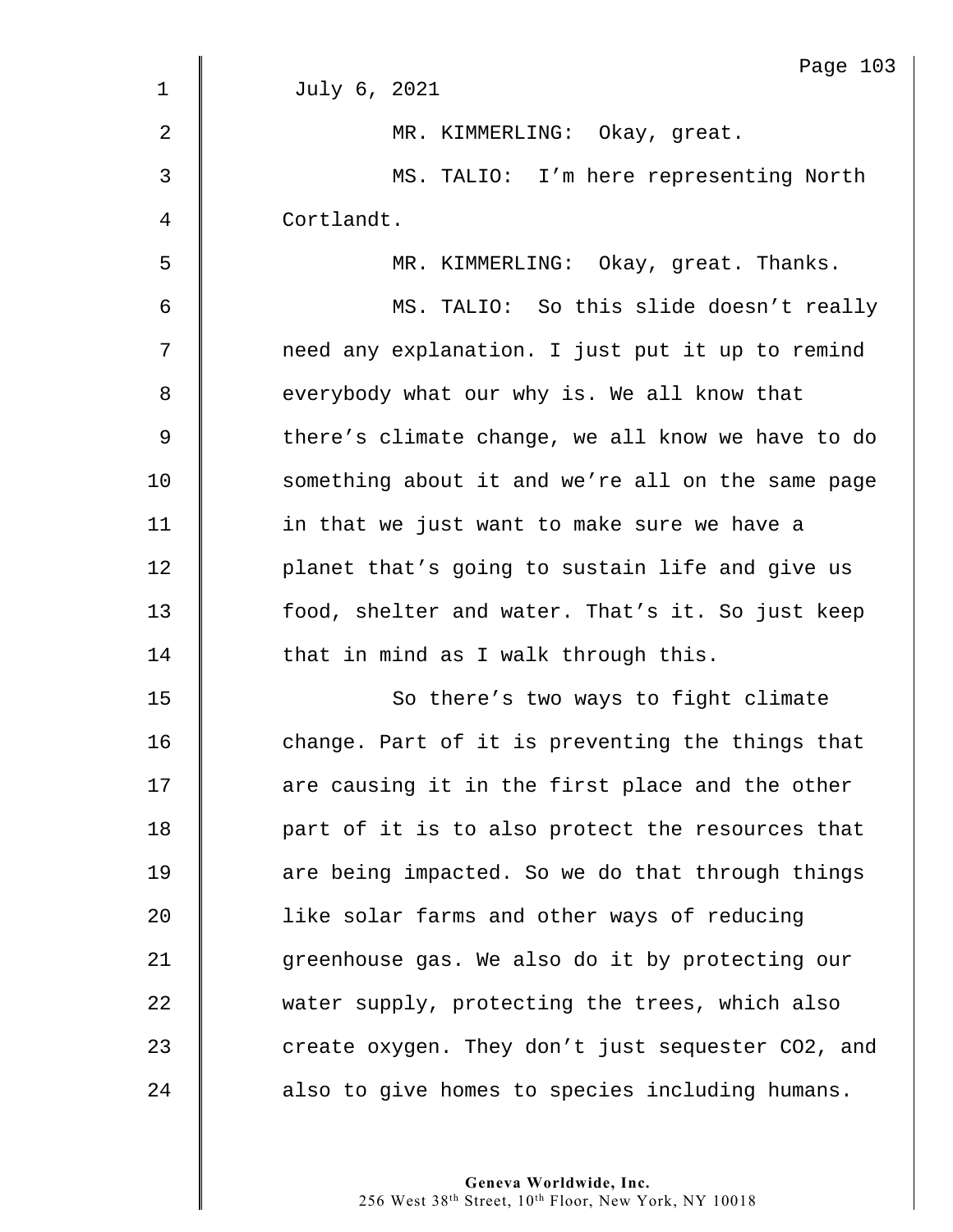July 6, 2021

MR. KIMMERLING: Okay, great.

MS. TALIO: I'm here representing North Cortlandt.

MR. KIMMERLING: Okay, great. Thanks.

MS. TALIO: So this slide doesn't really need any explanation. I just put it up to remind everybody what our why is. We all know that there's climate change, we all know we have to do something about it and we're all on the same page in that we just want to make sure we have a planet that's going to sustain life and give us food, shelter and water. That's it. So just keep that in mind as I walk through this.

So there's two ways to fight climate change. Part of it is preventing the things that are causing it in the first place and the other part of it is to also protect the resources that are being impacted. So we do that through things like solar farms and other ways of reducing greenhouse gas. We also do it by protecting our water supply, protecting the trees, which also create oxygen. They don't just sequester $CO_2$, and also to give homes to species including humans.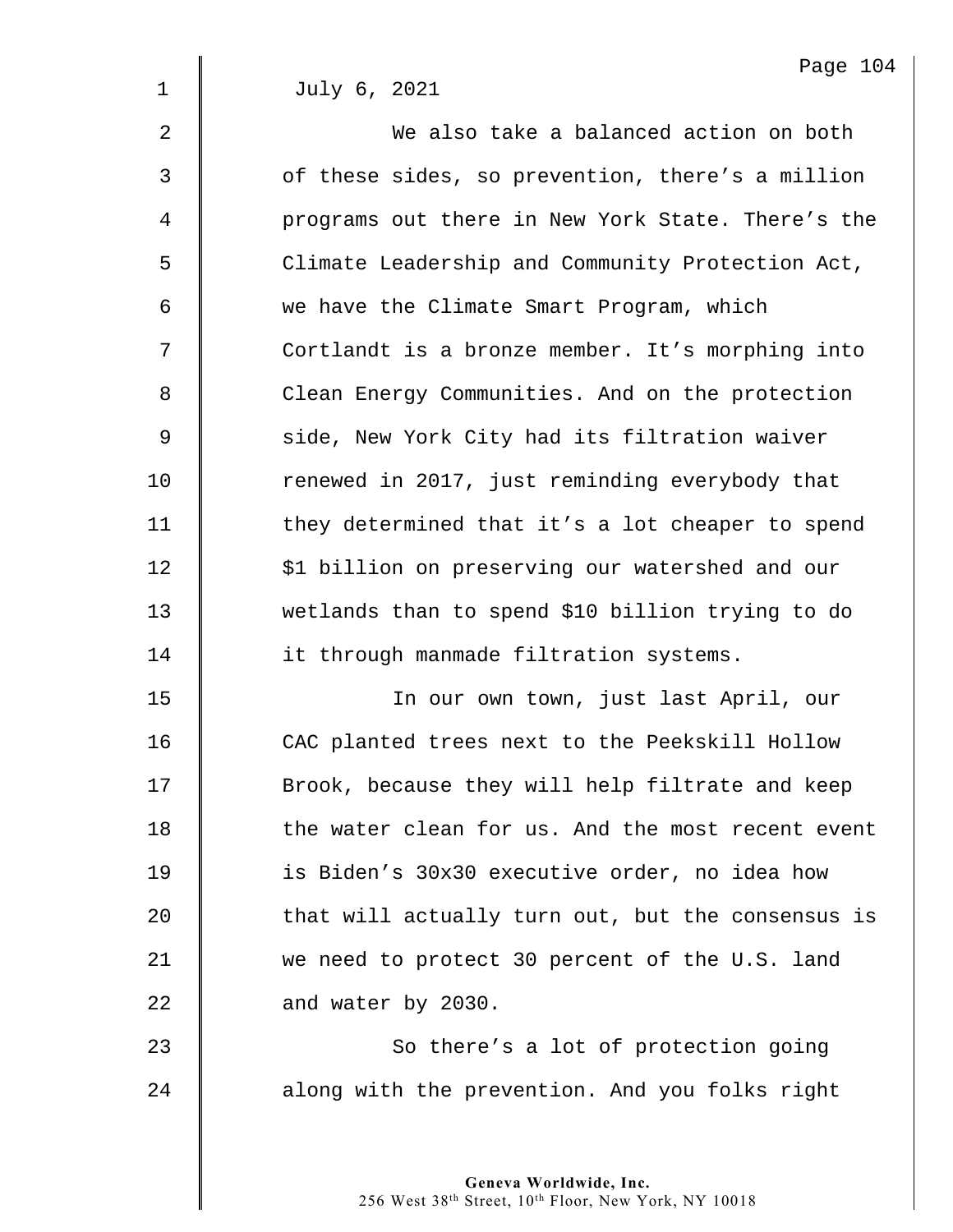July 6, 2021

We also take a balanced action on both of these sides, so prevention, there's a million programs out there in New York State. There's the Climate Leadership and Community Protection Act, we have the Climate Smart Program, which Cortlandt is a bronze member. It's morphing into Clean Energy Communities. And on the protection side, New York City had its filtration waiver renewed in 2017, just reminding everybody that they determined that it's a lot cheaper to spend $1 billion on preserving our watershed and our wetlands than to spend $10 billion trying to do it through manmade filtration systems.

In our own town, just last April, our CAC planted trees next to the Peekskill Hollow Brook, because they will help filtrate and keep the water clean for us. And the most recent event is Biden's 30x30 executive order, no idea how that will actually turn out, but the consensus is we need to protect 30 percent of the U.S. land and water by 2030.

So there's a lot of protection going along with the prevention. And you folks right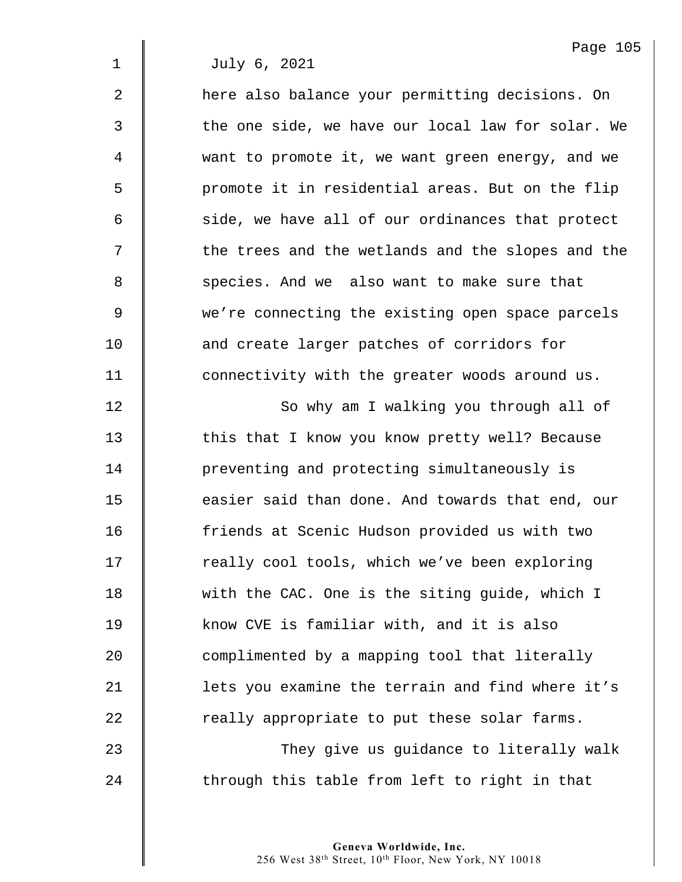July 6, 2021

here also balance your permitting decisions. On the one side, we have our local law for solar. We want to promote it, we want green energy, and we promote it in residential areas. But on the flip side, we have all of our ordinances that protect the trees and the wetlands and the slopes and the species. And we  also want to make sure that we're connecting the existing open space parcels and create larger patches of corridors for connectivity with the greater woods around us.

So why am I walking you through all of this that I know you know pretty well? Because preventing and protecting simultaneously is easier said than done. And towards that end, our friends at Scenic Hudson provided us with two really cool tools, which we've been exploring with the CAC. One is the siting guide, which I know CVE is familiar with, and it is also complimented by a mapping tool that literally lets you examine the terrain and find where it's really appropriate to put these solar farms.

They give us guidance to literally walk through this table from left to right in that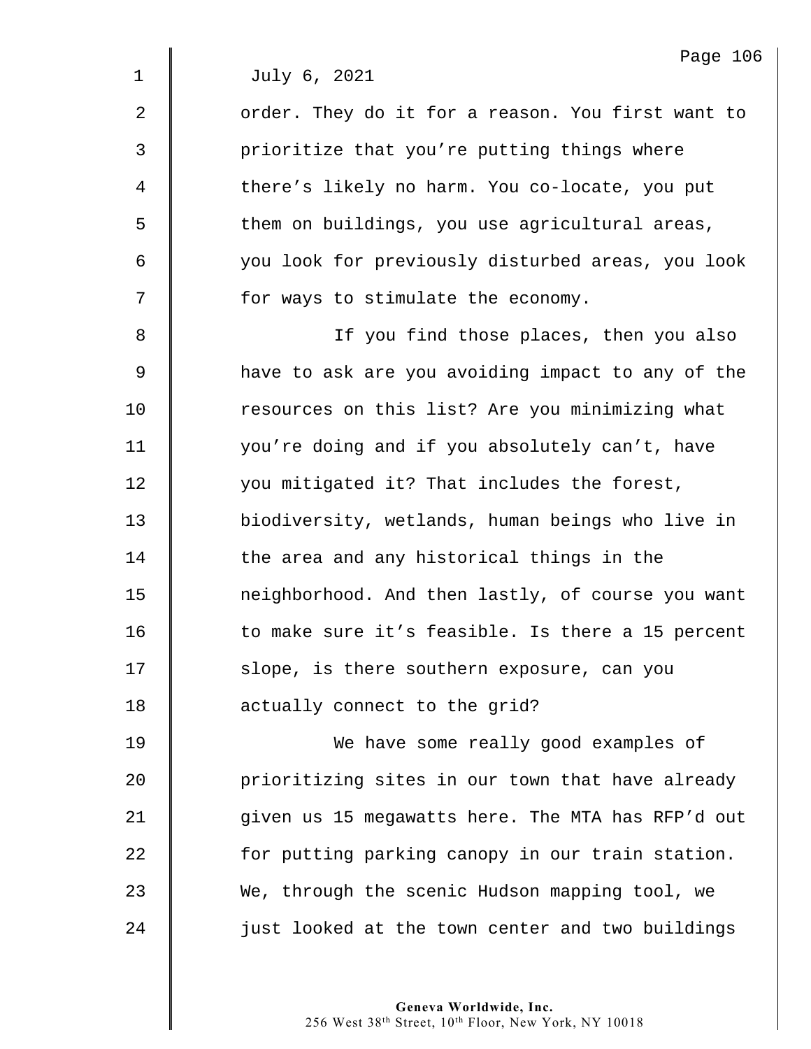July 6, 2021

order. They do it for a reason. You first want to prioritize that you're putting things where there's likely no harm. You co-locate, you put them on buildings, you use agricultural areas, you look for previously disturbed areas, you look for ways to stimulate the economy.

If you find those places, then you also have to ask are you avoiding impact to any of the resources on this list? Are you minimizing what you're doing and if you absolutely can't, have you mitigated it? That includes the forest, biodiversity, wetlands, human beings who live in the area and any historical things in the neighborhood. And then lastly, of course you want to make sure it's feasible. Is there a 15 percent slope, is there southern exposure, can you actually connect to the grid?

We have some really good examples of prioritizing sites in our town that have already given us 15 megawatts here. The MTA has RFP'd out for putting parking canopy in our train station. We, through the scenic Hudson mapping tool, we just looked at the town center and two buildings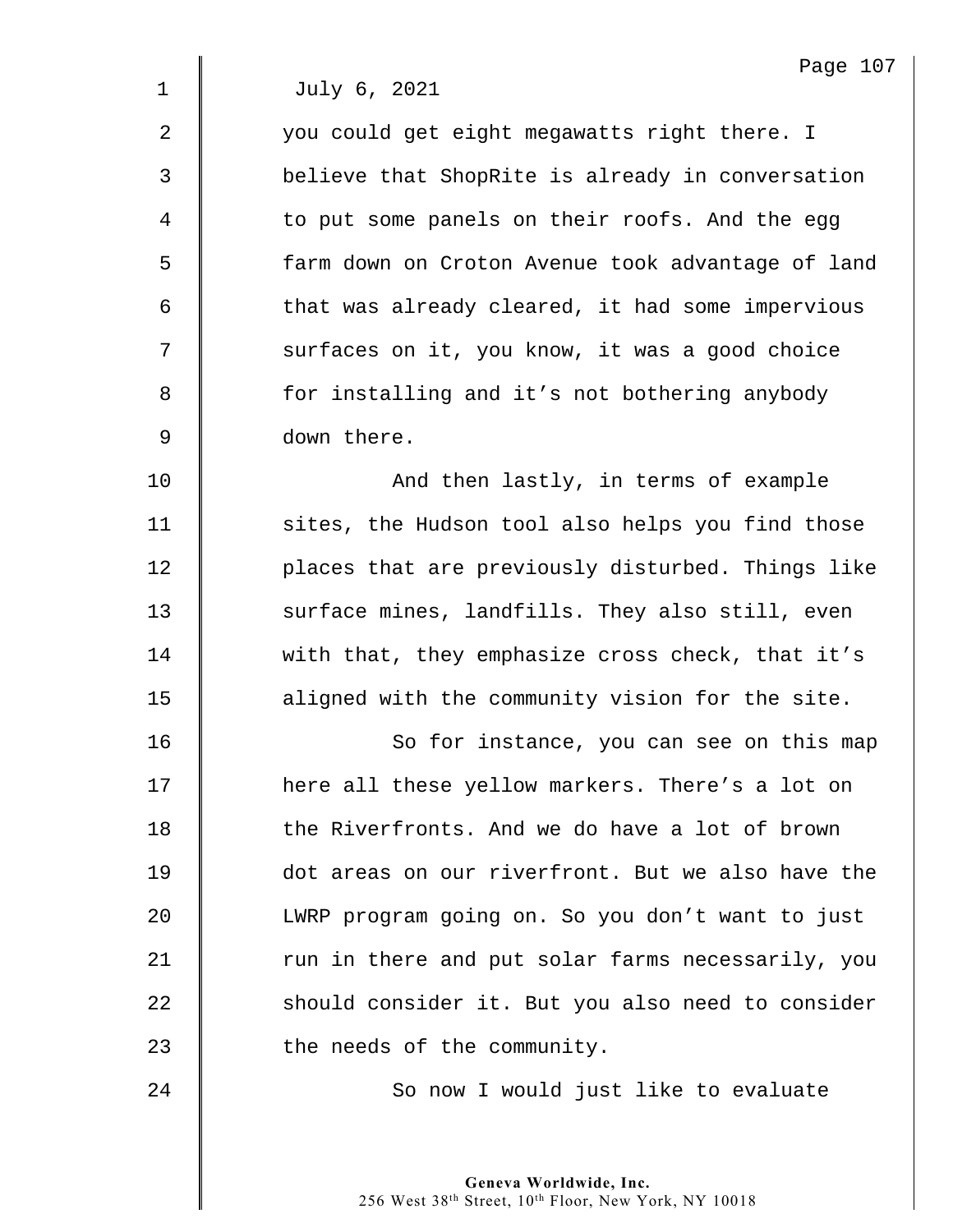July 6, 2021

you could get eight megawatts right there. I believe that ShopRite is already in conversation to put some panels on their roofs. And the egg farm down on Croton Avenue took advantage of land that was already cleared, it had some impervious surfaces on it, you know, it was a good choice for installing and it's not bothering anybody down there.

And then lastly, in terms of example sites, the Hudson tool also helps you find those places that are previously disturbed. Things like surface mines, landfills. They also still, even with that, they emphasize cross check, that it's aligned with the community vision for the site.

So for instance, you can see on this map here all these yellow markers. There's a lot on the Riverfronts. And we do have a lot of brown dot areas on our riverfront. But we also have the LWRP program going on. So you don't want to just run in there and put solar farms necessarily, you should consider it. But you also need to consider the needs of the community.

So now I would just like to evaluate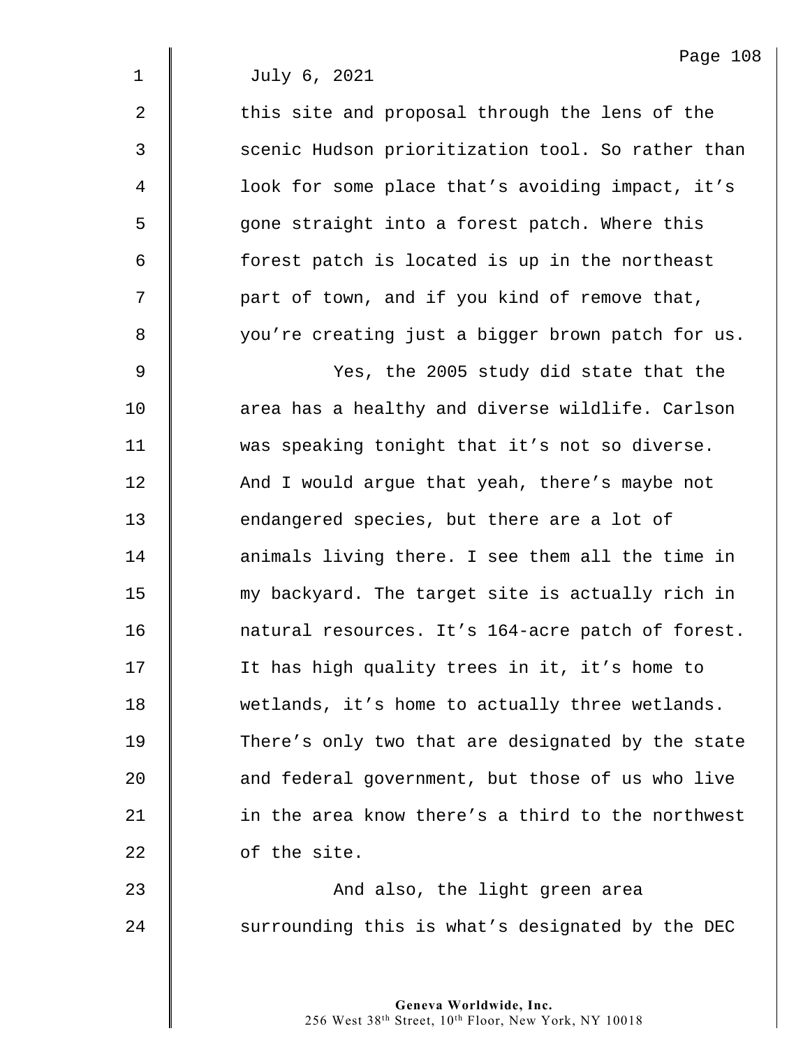July 6, 2021

this site and proposal through the lens of the scenic Hudson prioritization tool. So rather than look for some place that's avoiding impact, it's gone straight into a forest patch. Where this forest patch is located is up in the northeast part of town, and if you kind of remove that, you're creating just a bigger brown patch for us.

Yes, the 2005 study did state that the area has a healthy and diverse wildlife. Carlson was speaking tonight that it's not so diverse. And I would argue that yeah, there's maybe not endangered species, but there are a lot of animals living there. I see them all the time in my backyard. The target site is actually rich in natural resources. It's 164-acre patch of forest. It has high quality trees in it, it's home to wetlands, it's home to actually three wetlands. There's only two that are designated by the state and federal government, but those of us who live in the area know there's a third to the northwest of the site.

And also, the light green area surrounding this is what's designated by the DEC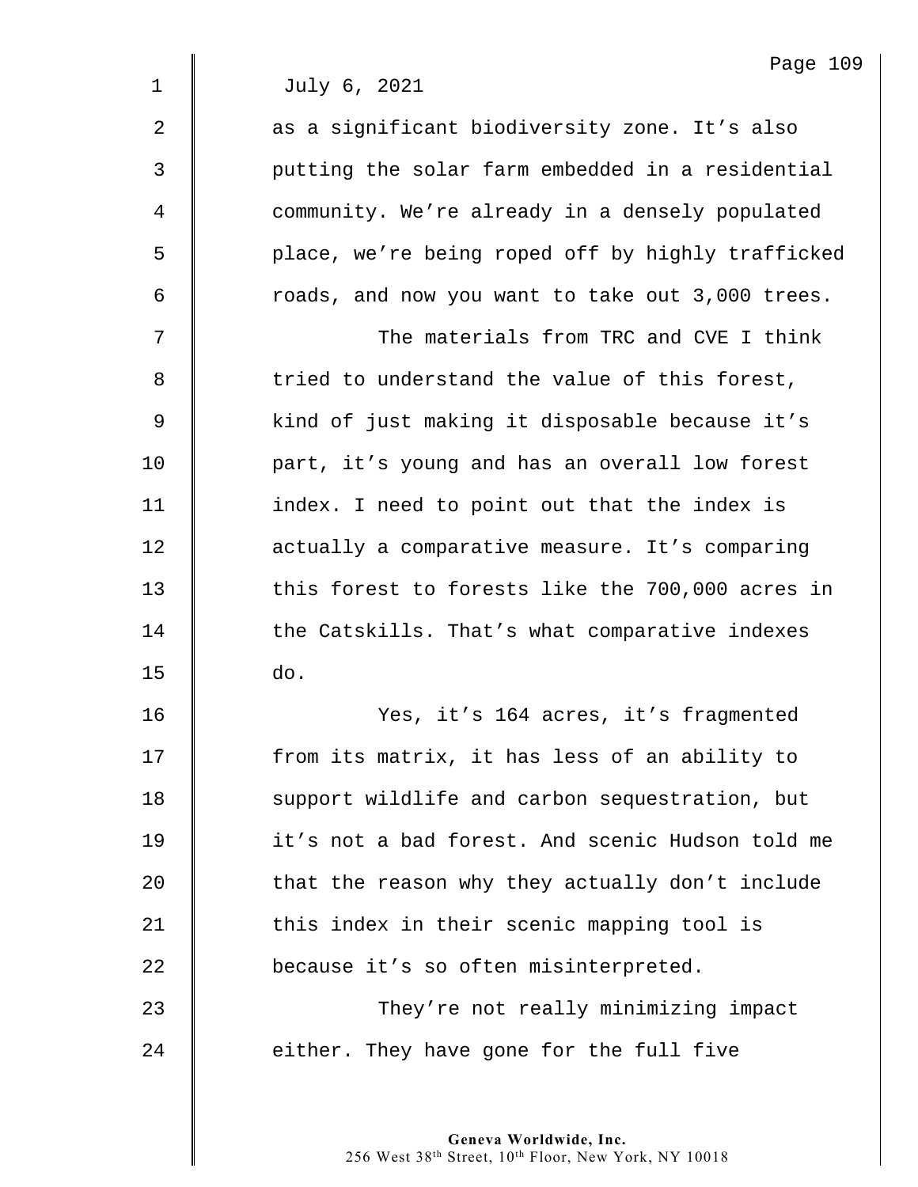July 6, 2021

as a significant biodiversity zone. It's also putting the solar farm embedded in a residential community. We're already in a densely populated place, we're being roped off by highly trafficked roads, and now you want to take out 3,000 trees.

The materials from TRC and CVE I think tried to understand the value of this forest, kind of just making it disposable because it's part, it's young and has an overall low forest index. I need to point out that the index is actually a comparative measure. It's comparing this forest to forests like the 700,000 acres in the Catskills. That's what comparative indexes do.

Yes, it's 164 acres, it's fragmented from its matrix, it has less of an ability to support wildlife and carbon sequestration, but it's not a bad forest. And scenic Hudson told me that the reason why they actually don't include this index in their scenic mapping tool is because it's so often misinterpreted.

They're not really minimizing impact either. They have gone for the full five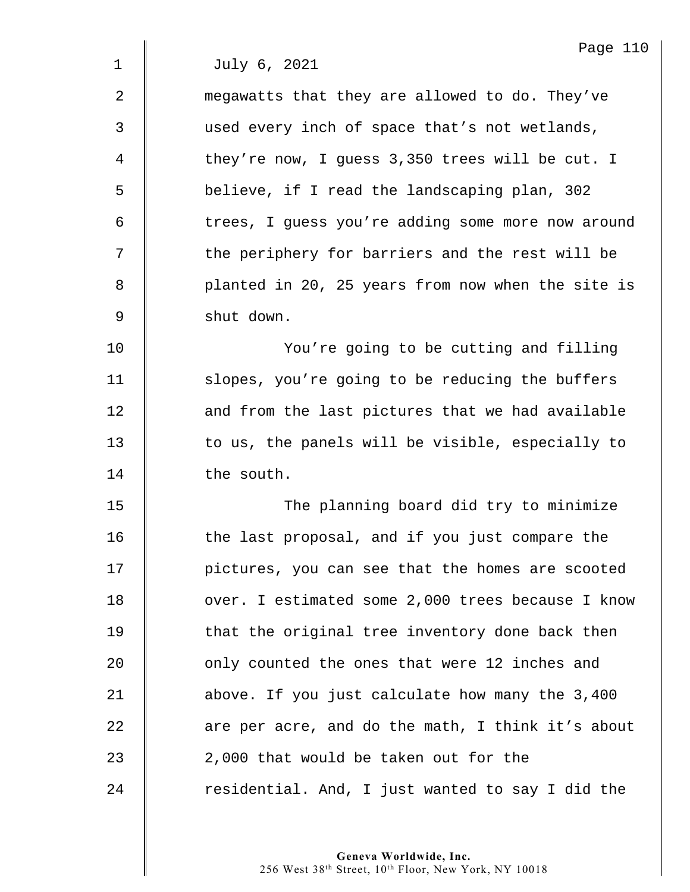July 6, 2021

megawatts that they are allowed to do. They've used every inch of space that's not wetlands, they're now, I guess 3,350 trees will be cut. I believe, if I read the landscaping plan, 302 trees, I guess you're adding some more now around the periphery for barriers and the rest will be planted in 20, 25 years from now when the site is shut down.

You're going to be cutting and filling slopes, you're going to be reducing the buffers and from the last pictures that we had available to us, the panels will be visible, especially to the south.

The planning board did try to minimize the last proposal, and if you just compare the pictures, you can see that the homes are scooted over. I estimated some 2,000 trees because I know that the original tree inventory done back then only counted the ones that were 12 inches and above. If you just calculate how many the 3,400 are per acre, and do the math, I think it's about 2,000 that would be taken out for the residential. And, I just wanted to say I did the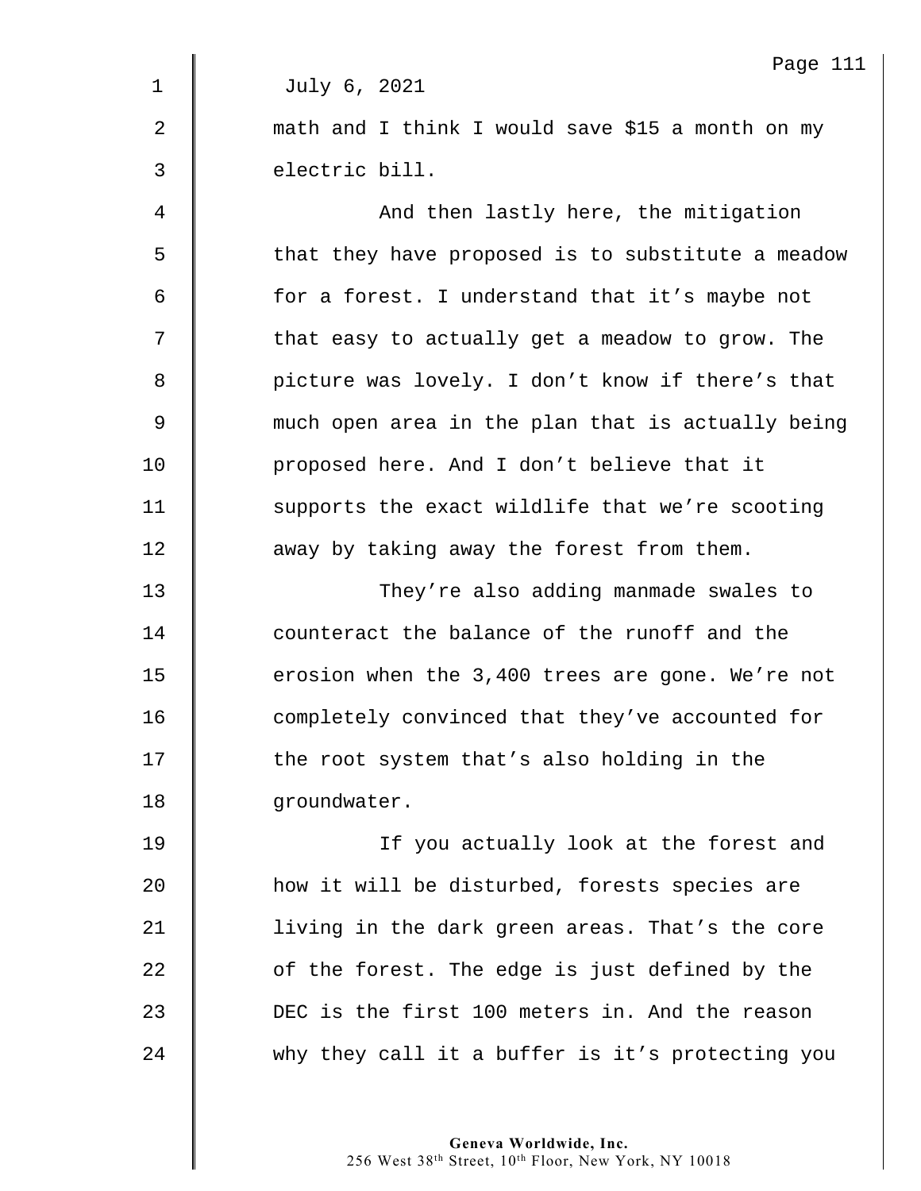July 6, 2021

math and I think I would save $15 a month on my electric bill.

And then lastly here, the mitigation that they have proposed is to substitute a meadow for a forest. I understand that it's maybe not that easy to actually get a meadow to grow. The picture was lovely. I don't know if there's that much open area in the plan that is actually being proposed here. And I don't believe that it supports the exact wildlife that we're scooting away by taking away the forest from them.

They're also adding manmade swales to counteract the balance of the runoff and the erosion when the 3,400 trees are gone. We're not completely convinced that they've accounted for the root system that's also holding in the groundwater.

If you actually look at the forest and how it will be disturbed, forests species are living in the dark green areas. That's the core of the forest. The edge is just defined by the DEC is the first 100 meters in. And the reason why they call it a buffer is it's protecting you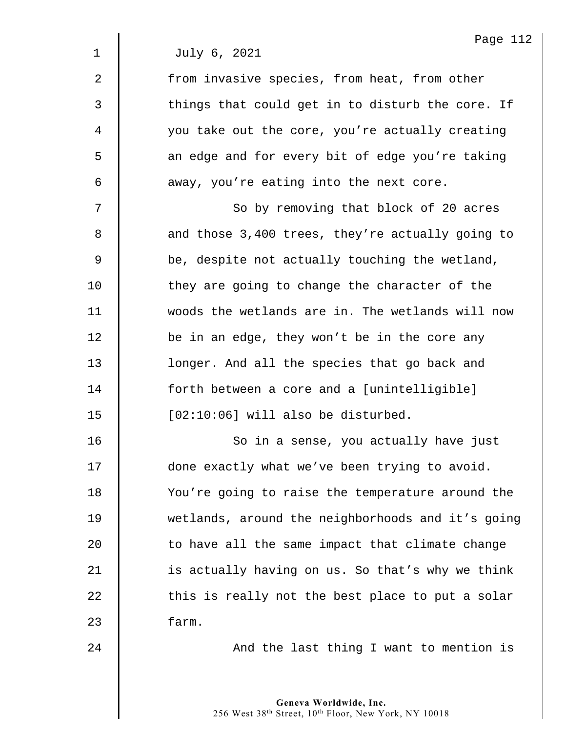July 6, 2021

from invasive species, from heat, from other things that could get in to disturb the core. If you take out the core, you're actually creating an edge and for every bit of edge you're taking away, you're eating into the next core.

So by removing that block of 20 acres and those 3,400 trees, they're actually going to be, despite not actually touching the wetland, they are going to change the character of the woods the wetlands are in. The wetlands will now be in an edge, they won't be in the core any longer. And all the species that go back and forth between a core and a [unintelligible] [02:10:06] will also be disturbed.

So in a sense, you actually have just done exactly what we've been trying to avoid. You're going to raise the temperature around the wetlands, around the neighborhoods and it's going to have all the same impact that climate change is actually having on us. So that's why we think this is really not the best place to put a solar farm.

And the last thing I want to mention is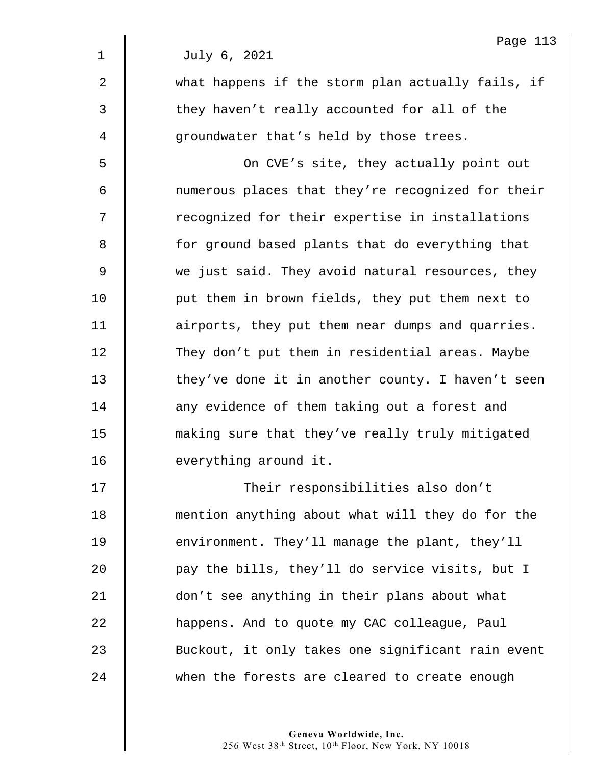July 6, 2021

what happens if the storm plan actually fails, if they haven't really accounted for all of the groundwater that's held by those trees.

On CVE's site, they actually point out numerous places that they're recognized for their recognized for their expertise in installations for ground based plants that do everything that we just said. They avoid natural resources, they put them in brown fields, they put them next to airports, they put them near dumps and quarries. They don't put them in residential areas. Maybe they've done it in another county. I haven't seen any evidence of them taking out a forest and making sure that they've really truly mitigated everything around it.

Their responsibilities also don't mention anything about what will they do for the environment. They'll manage the plant, they'll pay the bills, they'll do service visits, but I don't see anything in their plans about what happens. And to quote my CAC colleague, Paul Buckout, it only takes one significant rain event when the forests are cleared to create enough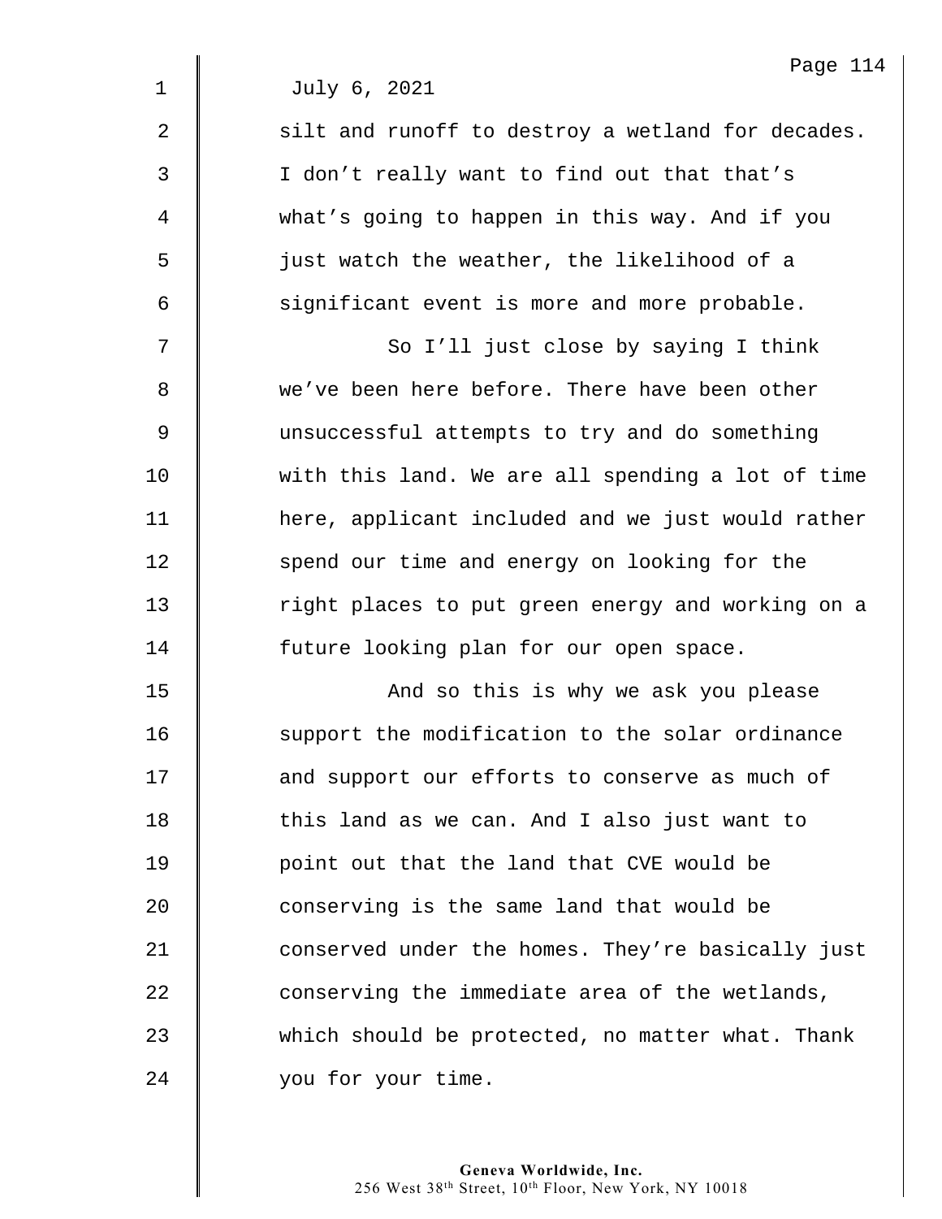July 6, 2021

silt and runoff to destroy a wetland for decades. I don’t really want to find out that that’s what’s going to happen in this way. And if you just watch the weather, the likelihood of a significant event is more and more probable.

So I’ll just close by saying I think we’ve been here before. There have been other unsuccessful attempts to try and do something with this land. We are all spending a lot of time here, applicant included and we just would rather spend our time and energy on looking for the right places to put green energy and working on a future looking plan for our open space.

And so this is why we ask you please support the modification to the solar ordinance and support our efforts to conserve as much of this land as we can. And I also just want to point out that the land that CVE would be conserving is the same land that would be conserved under the homes. They’re basically just conserving the immediate area of the wetlands, which should be protected, no matter what. Thank you for your time.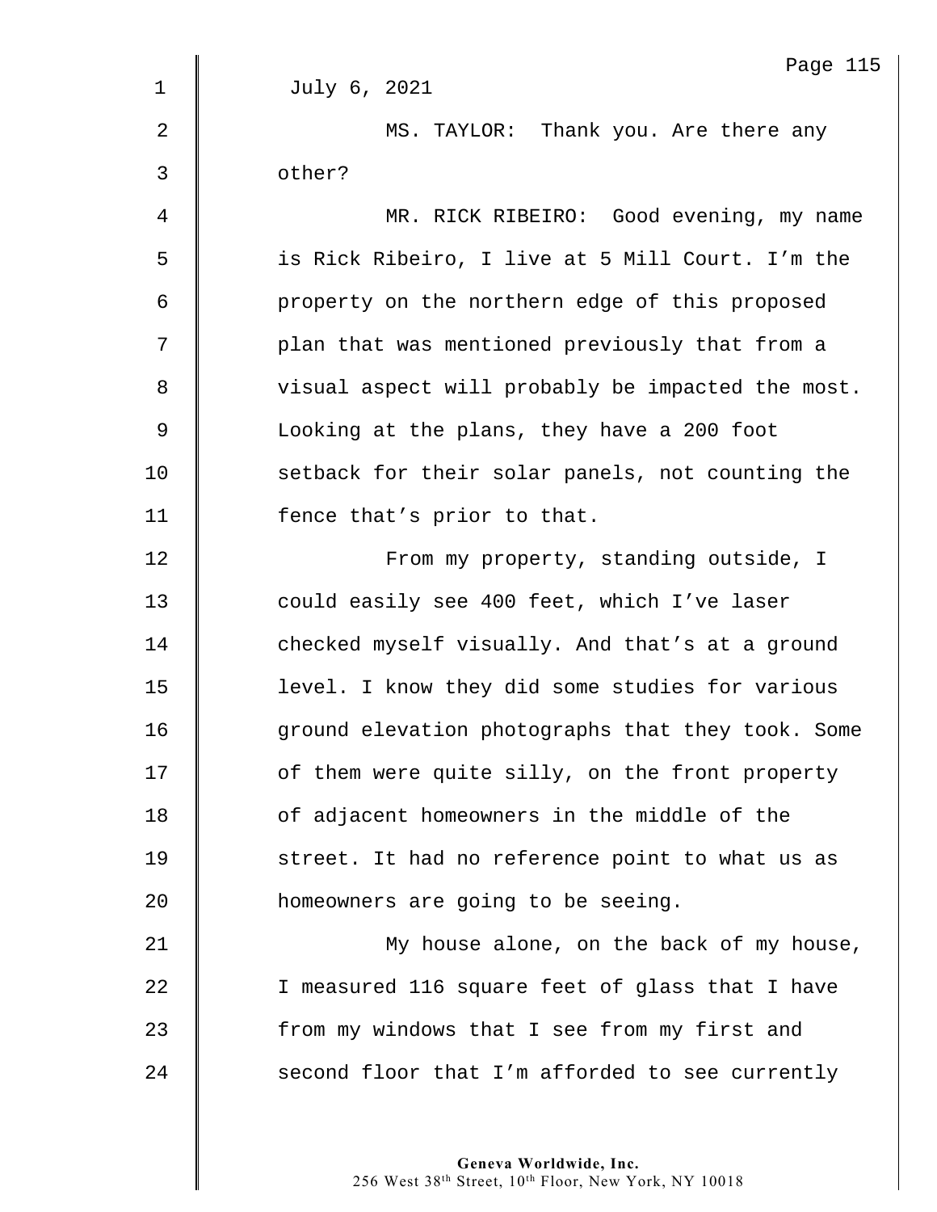July 6, 2021

MS. TAYLOR: Thank you. Are there any other?

MR. RICK RIBEIRO: Good evening, my name is Rick Ribeiro, I live at 5 Mill Court. I'm the property on the northern edge of this proposed plan that was mentioned previously that from a visual aspect will probably be impacted the most. Looking at the plans, they have a 200 foot setback for their solar panels, not counting the fence that's prior to that.

From my property, standing outside, I could easily see 400 feet, which I've laser checked myself visually. And that's at a ground level. I know they did some studies for various ground elevation photographs that they took. Some of them were quite silly, on the front property of adjacent homeowners in the middle of the street. It had no reference point to what us as homeowners are going to be seeing.

My house alone, on the back of my house, I measured 116 square feet of glass that I have from my windows that I see from my first and second floor that I'm afforded to see currently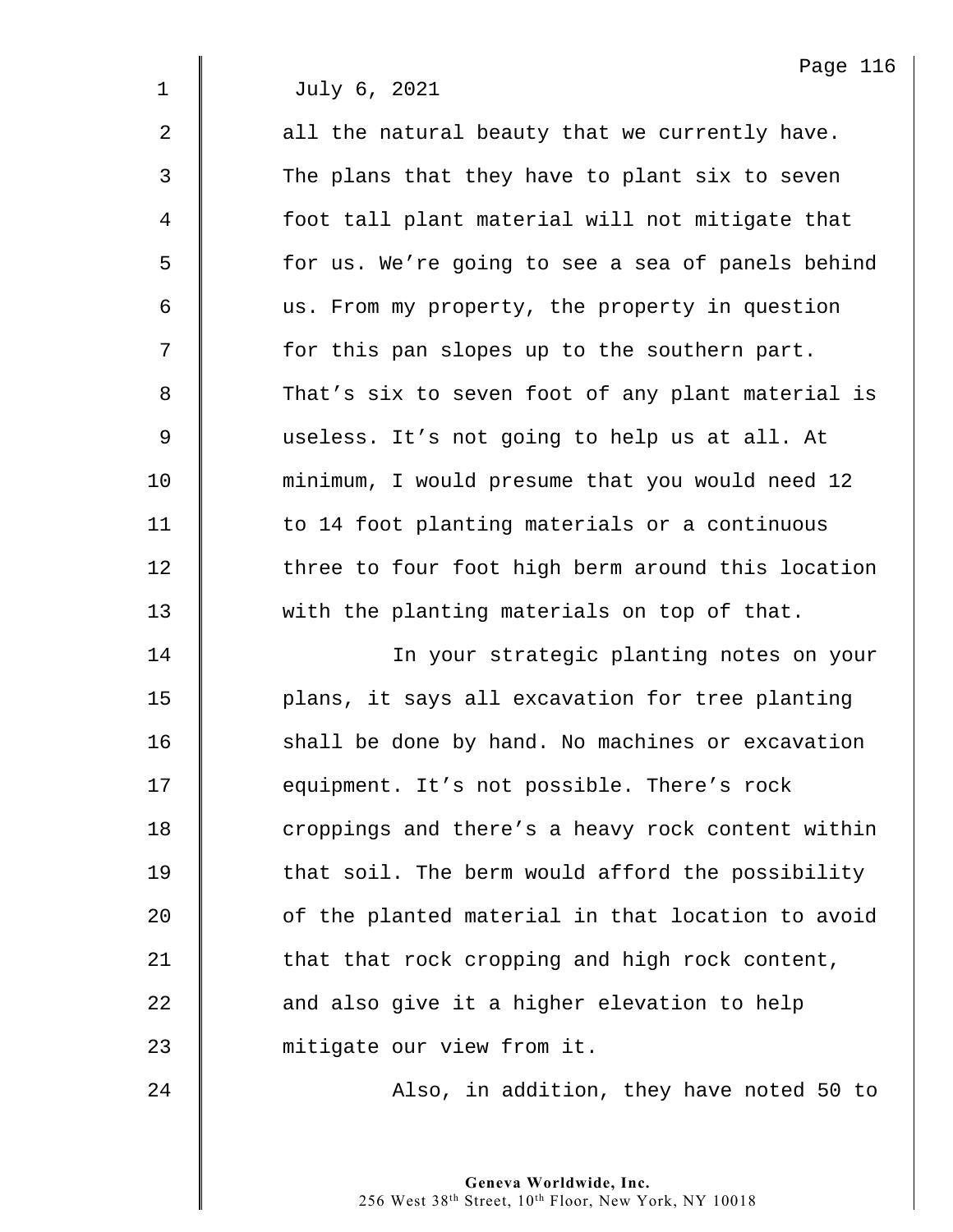July 6, 2021

all the natural beauty that we currently have. The plans that they have to plant six to seven foot tall plant material will not mitigate that for us. We're going to see a sea of panels behind us. From my property, the property in question for this pan slopes up to the southern part. That's six to seven foot of any plant material is useless. It's not going to help us at all. At minimum, I would presume that you would need 12 to 14 foot planting materials or a continuous three to four foot high berm around this location with the planting materials on top of that.

In your strategic planting notes on your plans, it says all excavation for tree planting shall be done by hand. No machines or excavation equipment. It's not possible. There's rock croppings and there's a heavy rock content within that soil. The berm would afford the possibility of the planted material in that location to avoid that that rock cropping and high rock content, and also give it a higher elevation to help mitigate our view from it.

Also, in addition, they have noted 50 to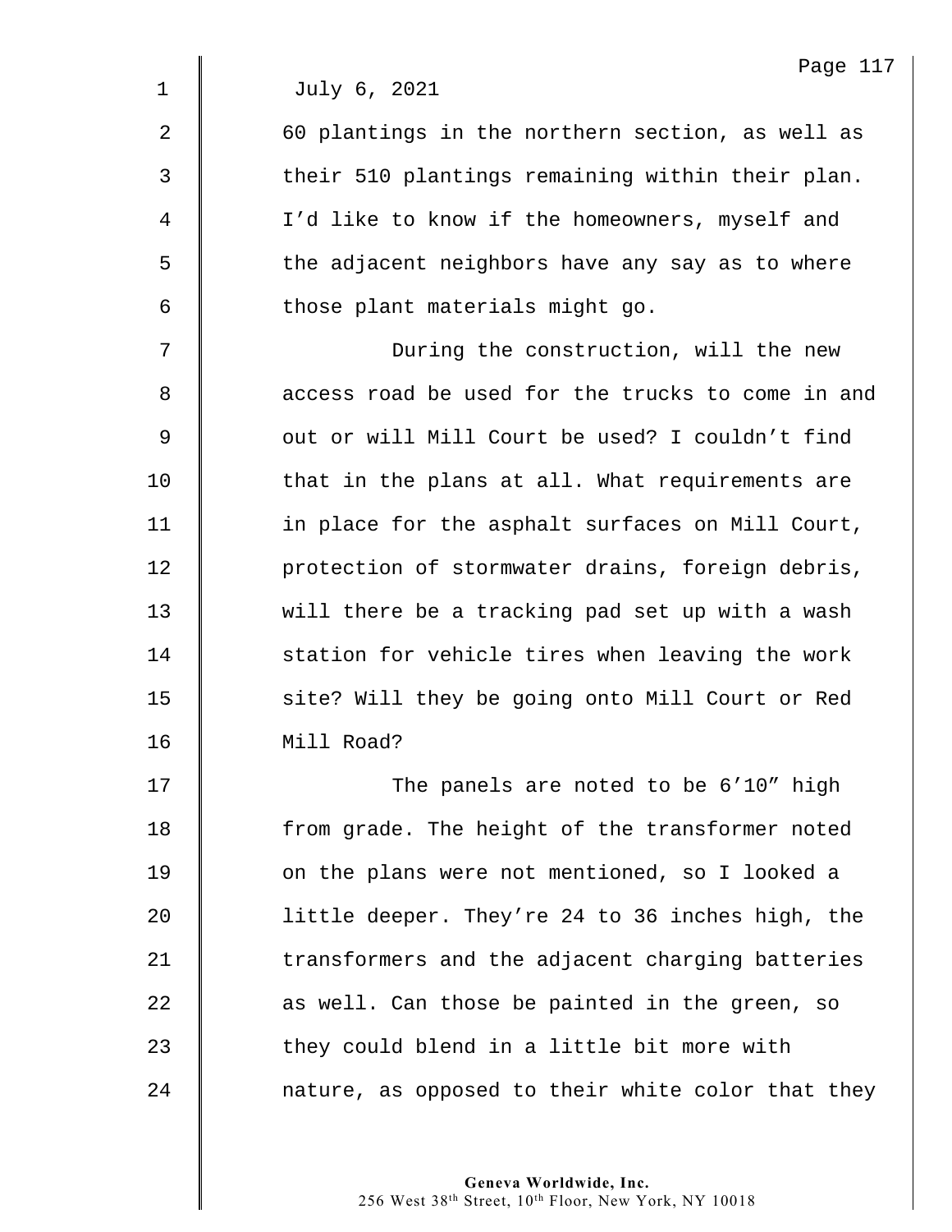July 6, 2021

60 plantings in the northern section, as well as their 510 plantings remaining within their plan. I'd like to know if the homeowners, myself and the adjacent neighbors have any say as to where those plant materials might go.

During the construction, will the new access road be used for the trucks to come in and out or will Mill Court be used? I couldn't find that in the plans at all. What requirements are in place for the asphalt surfaces on Mill Court, protection of stormwater drains, foreign debris, will there be a tracking pad set up with a wash station for vehicle tires when leaving the work site? Will they be going onto Mill Court or Red Mill Road?

The panels are noted to be 6'10" high from grade. The height of the transformer noted on the plans were not mentioned, so I looked a little deeper. They're 24 to 36 inches high, the transformers and the adjacent charging batteries as well. Can those be painted in the green, so they could blend in a little bit more with nature, as opposed to their white color that they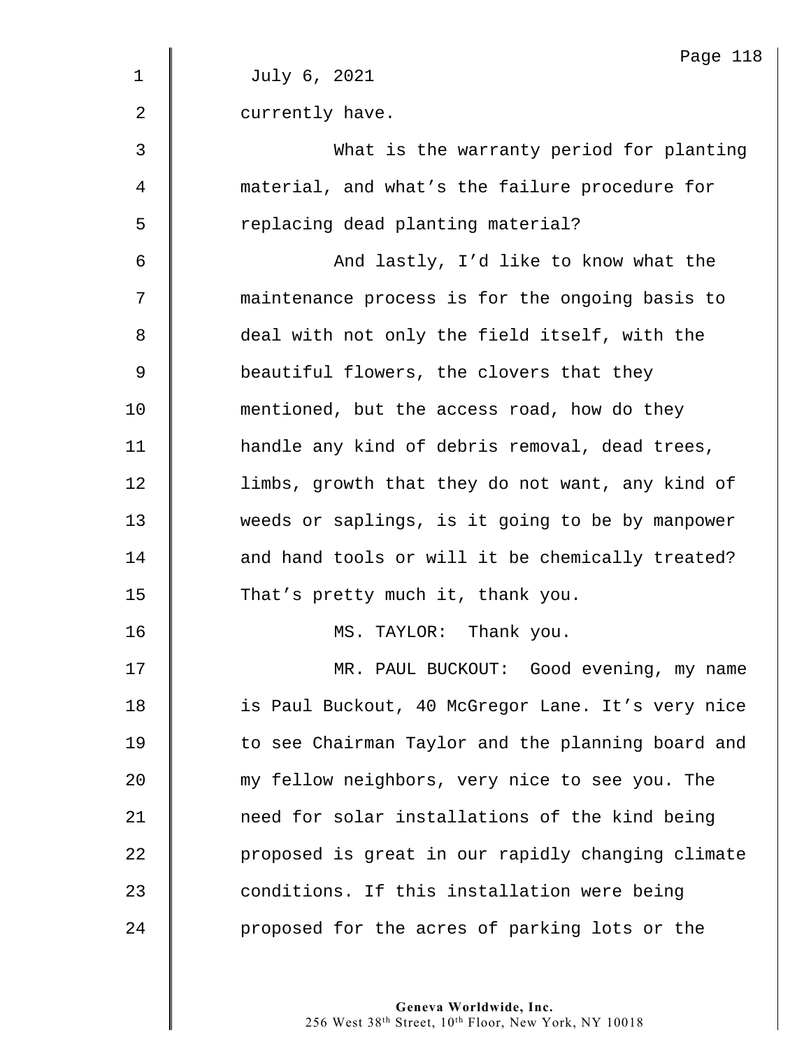July 6, 2021

currently have.

What is the warranty period for planting material, and what's the failure procedure for replacing dead planting material?

And lastly, I'd like to know what the maintenance process is for the ongoing basis to deal with not only the field itself, with the beautiful flowers, the clovers that they mentioned, but the access road, how do they handle any kind of debris removal, dead trees, limbs, growth that they do not want, any kind of weeds or saplings, is it going to be by manpower and hand tools or will it be chemically treated? That's pretty much it, thank you.

MS. TAYLOR: Thank you.

MR. PAUL BUCKOUT: Good evening, my name is Paul Buckout, 40 McGregor Lane. It's very nice to see Chairman Taylor and the planning board and my fellow neighbors, very nice to see you. The need for solar installations of the kind being proposed is great in our rapidly changing climate conditions. If this installation were being proposed for the acres of parking lots or the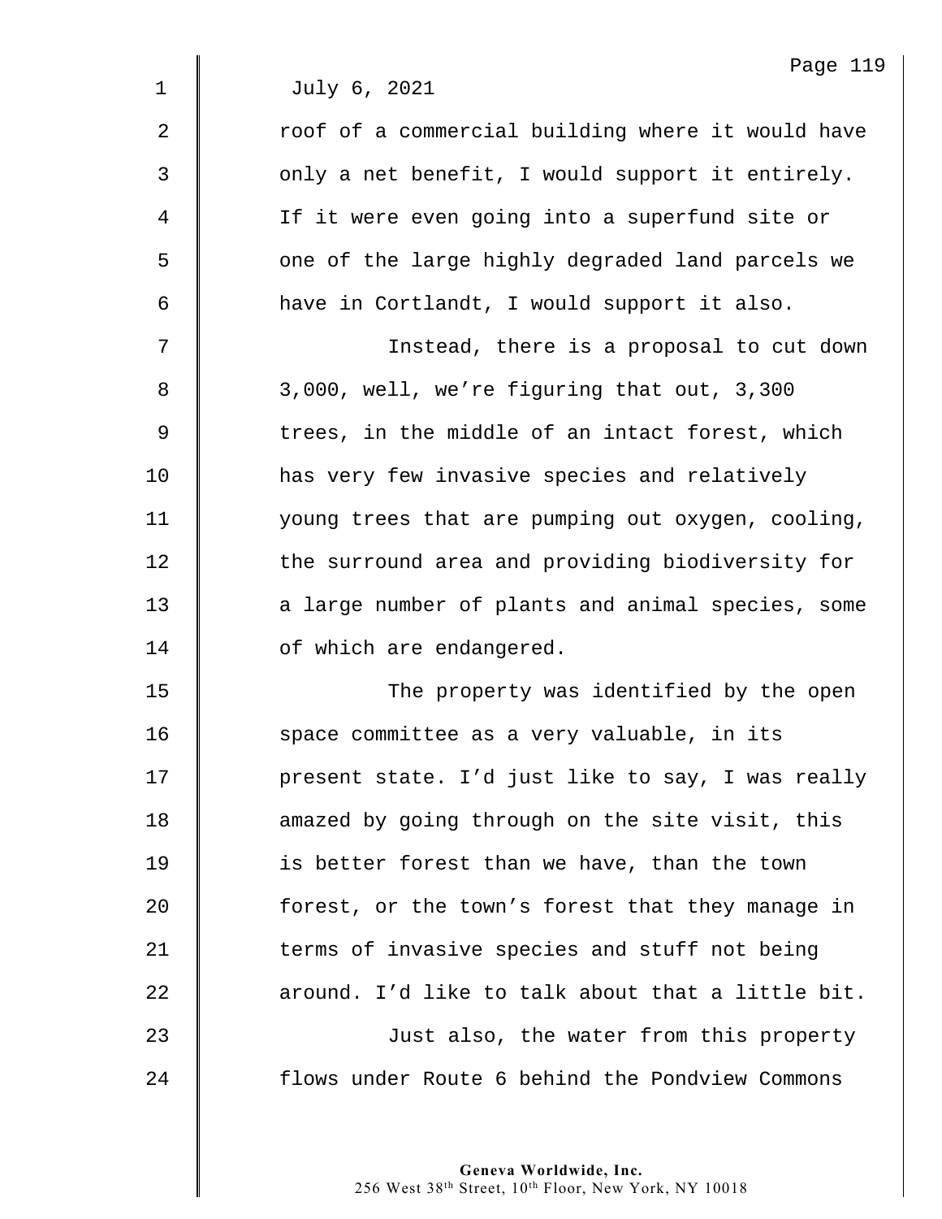July 6, 2021

roof of a commercial building where it would have only a net benefit, I would support it entirely. If it were even going into a superfund site or one of the large highly degraded land parcels we have in Cortlandt, I would support it also.

Instead, there is a proposal to cut down 3,000, well, we're figuring that out, 3,300 trees, in the middle of an intact forest, which has very few invasive species and relatively young trees that are pumping out oxygen, cooling, the surround area and providing biodiversity for a large number of plants and animal species, some of which are endangered.

The property was identified by the open space committee as a very valuable, in its present state. I'd just like to say, I was really amazed by going through on the site visit, this is better forest than we have, than the town forest, or the town's forest that they manage in terms of invasive species and stuff not being around. I'd like to talk about that a little bit.

Just also, the water from this property flows under Route 6 behind the Pondview Commons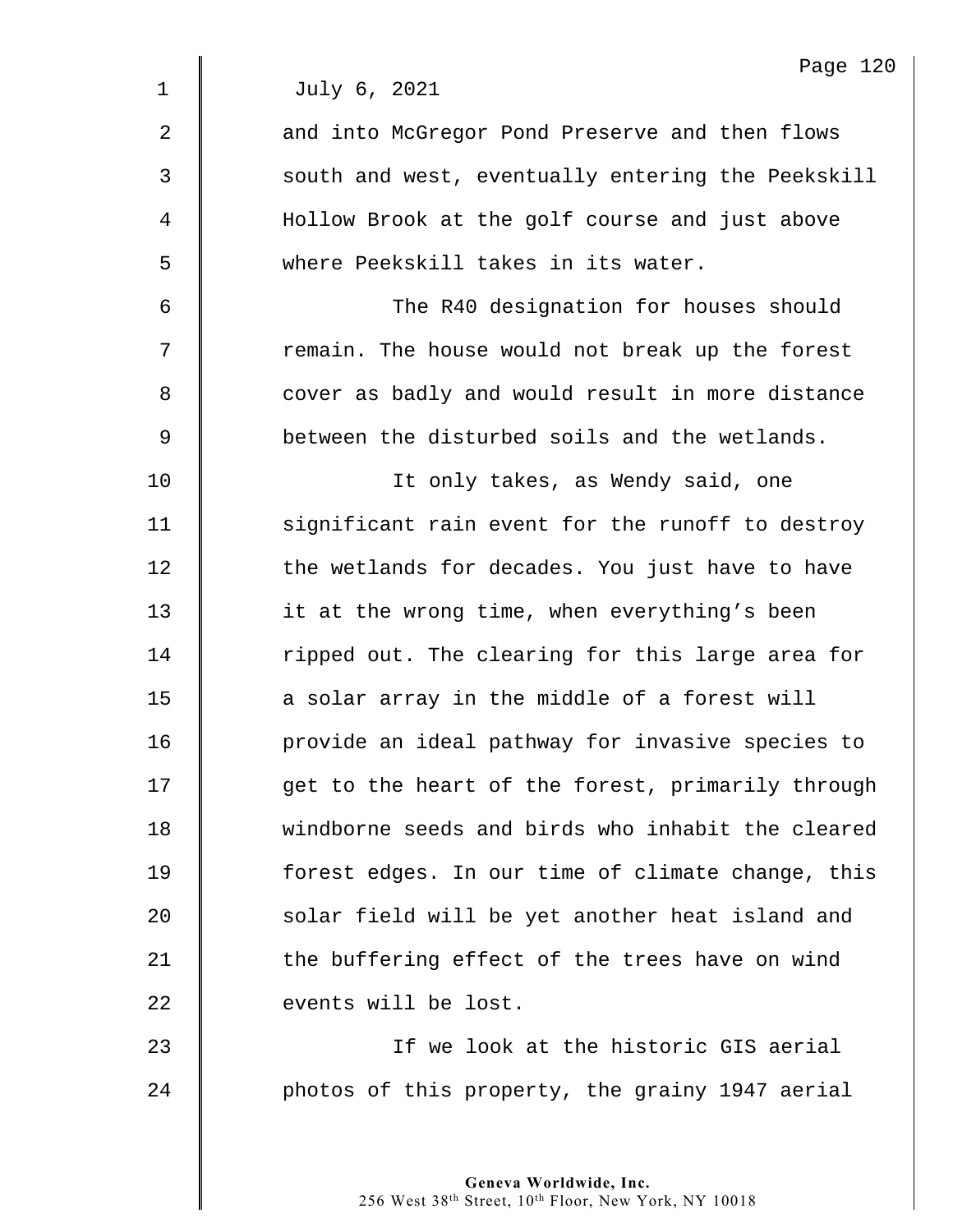July 6, 2021

and into McGregor Pond Preserve and then flows south and west, eventually entering the Peekskill Hollow Brook at the golf course and just above where Peekskill takes in its water.

The R40 designation for houses should remain. The house would not break up the forest cover as badly and would result in more distance between the disturbed soils and the wetlands.

It only takes, as Wendy said, one significant rain event for the runoff to destroy the wetlands for decades. You just have to have it at the wrong time, when everything's been ripped out. The clearing for this large area for a solar array in the middle of a forest will provide an ideal pathway for invasive species to get to the heart of the forest, primarily through windborne seeds and birds who inhabit the cleared forest edges. In our time of climate change, this solar field will be yet another heat island and the buffering effect of the trees have on wind events will be lost.

If we look at the historic GIS aerial photos of this property, the grainy 1947 aerial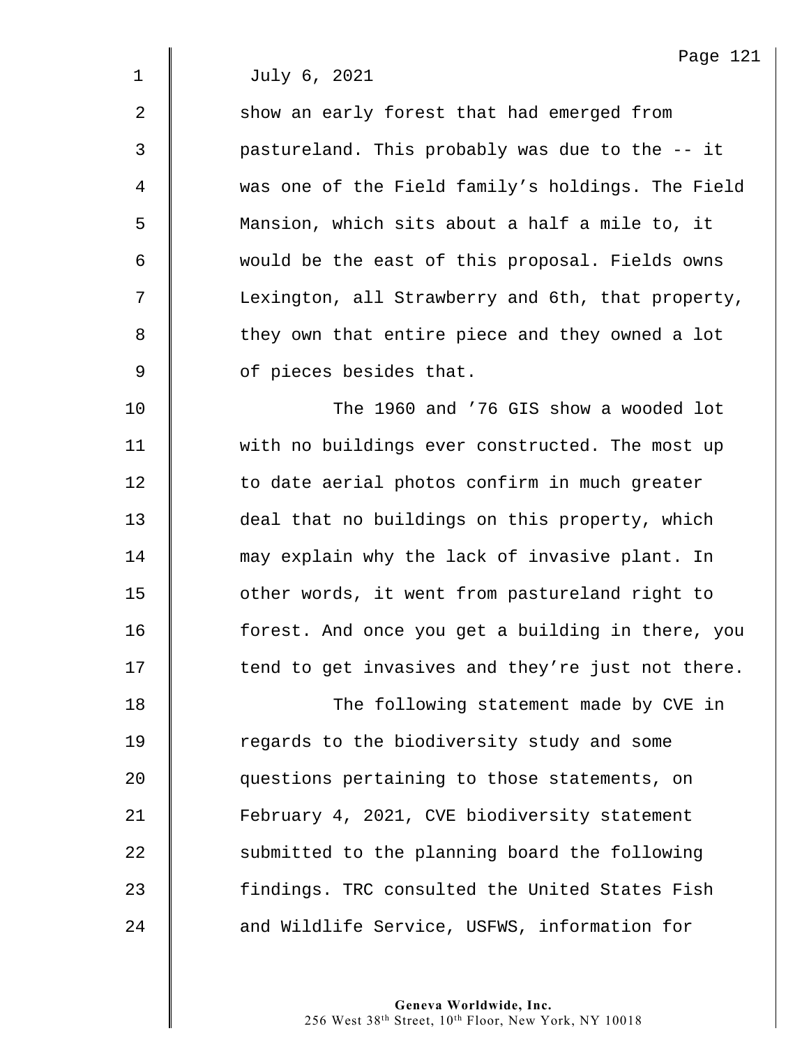July 6, 2021

show an early forest that had emerged from pastureland. This probably was due to the -- it was one of the Field family's holdings. The Field Mansion, which sits about a half a mile to, it would be the east of this proposal. Fields owns Lexington, all Strawberry and 6th, that property, they own that entire piece and they owned a lot of pieces besides that.

The 1960 and '76 GIS show a wooded lot with no buildings ever constructed. The most up to date aerial photos confirm in much greater deal that no buildings on this property, which may explain why the lack of invasive plant. In other words, it went from pastureland right to forest. And once you get a building in there, you tend to get invasives and they're just not there.

The following statement made by CVE in regards to the biodiversity study and some questions pertaining to those statements, on February 4, 2021, CVE biodiversity statement submitted to the planning board the following findings. TRC consulted the United States Fish and Wildlife Service, USFWS, information for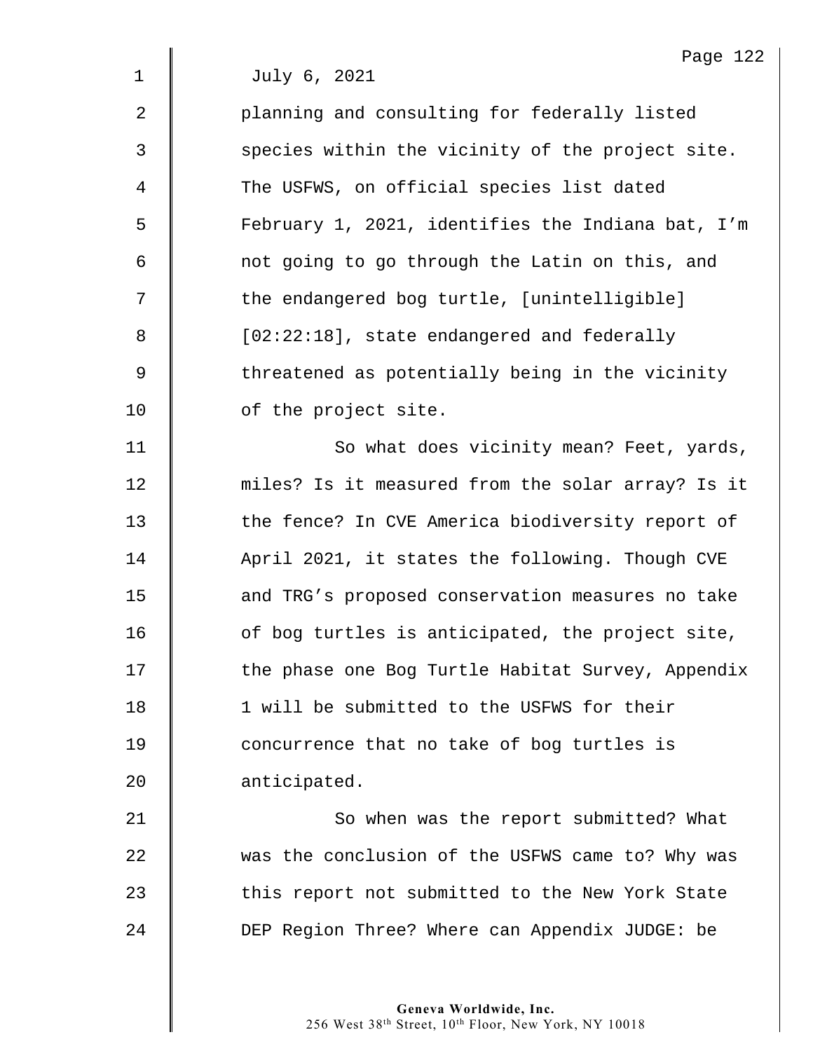July 6, 2021

planning and consulting for federally listed species within the vicinity of the project site. The USFWS, on official species list dated February 1, 2021, identifies the Indiana bat, I'm not going to go through the Latin on this, and the endangered bog turtle, [unintelligible] [02:22:18], state endangered and federally threatened as potentially being in the vicinity of the project site.

So what does vicinity mean? Feet, yards, miles? Is it measured from the solar array? Is it the fence? In CVE America biodiversity report of April 2021, it states the following. Though CVE and TRG's proposed conservation measures no take of bog turtles is anticipated, the project site, the phase one Bog Turtle Habitat Survey, Appendix 1 will be submitted to the USFWS for their concurrence that no take of bog turtles is anticipated.

So when was the report submitted? What was the conclusion of the USFWS came to? Why was this report not submitted to the New York State DEP Region Three? Where can Appendix JUDGE: be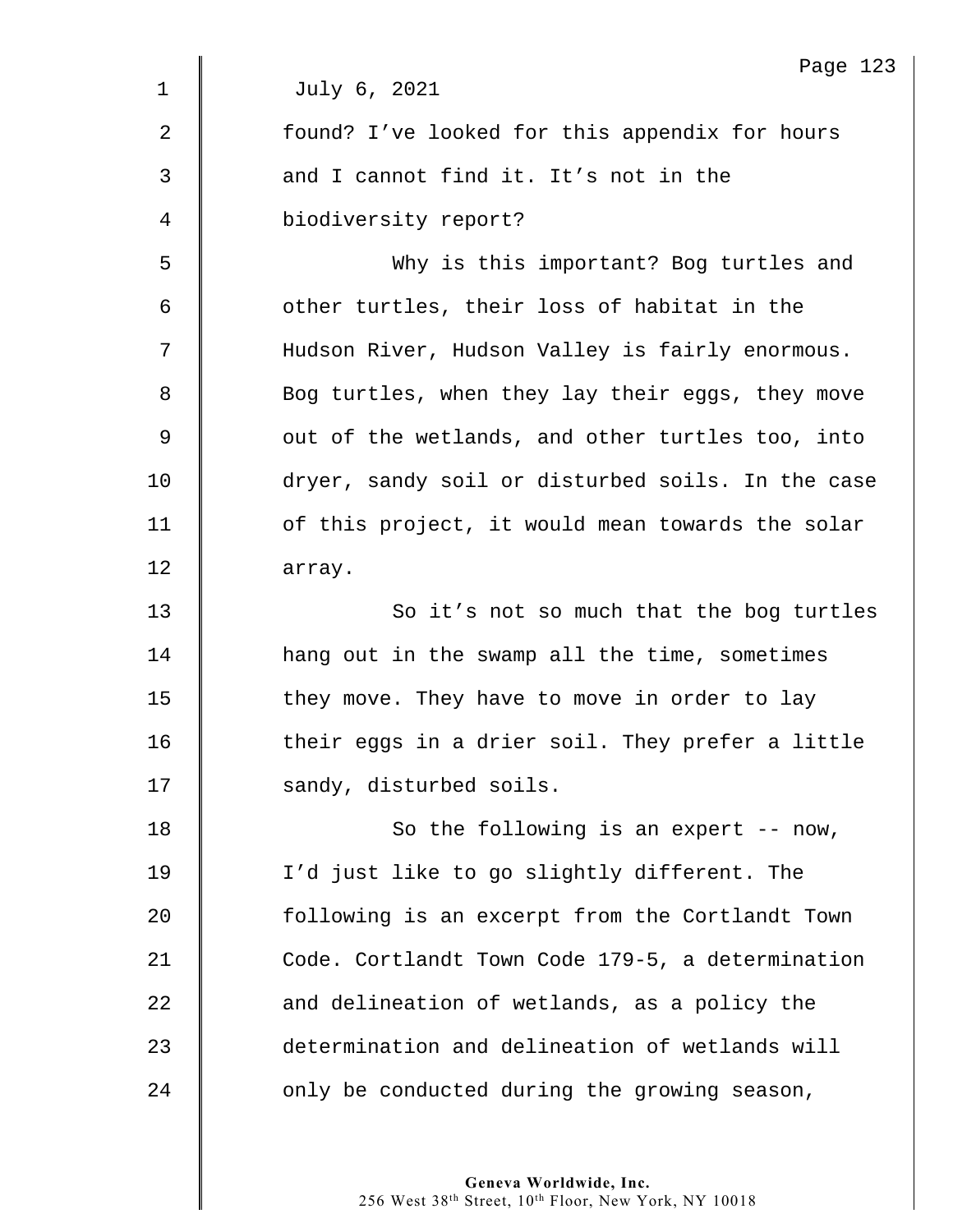July 6, 2021

found? I've looked for this appendix for hours and I cannot find it. It's not in the biodiversity report?

Why is this important? Bog turtles and other turtles, their loss of habitat in the Hudson River, Hudson Valley is fairly enormous. Bog turtles, when they lay their eggs, they move out of the wetlands, and other turtles too, into dryer, sandy soil or disturbed soils. In the case of this project, it would mean towards the solar array.

So it's not so much that the bog turtles hang out in the swamp all the time, sometimes they move. They have to move in order to lay their eggs in a drier soil. They prefer a little sandy, disturbed soils.

So the following is an expert -- now, I'd just like to go slightly different. The following is an excerpt from the Cortlandt Town Code. Cortlandt Town Code 179-5, a determination and delineation of wetlands, as a policy the determination and delineation of wetlands will only be conducted during the growing season,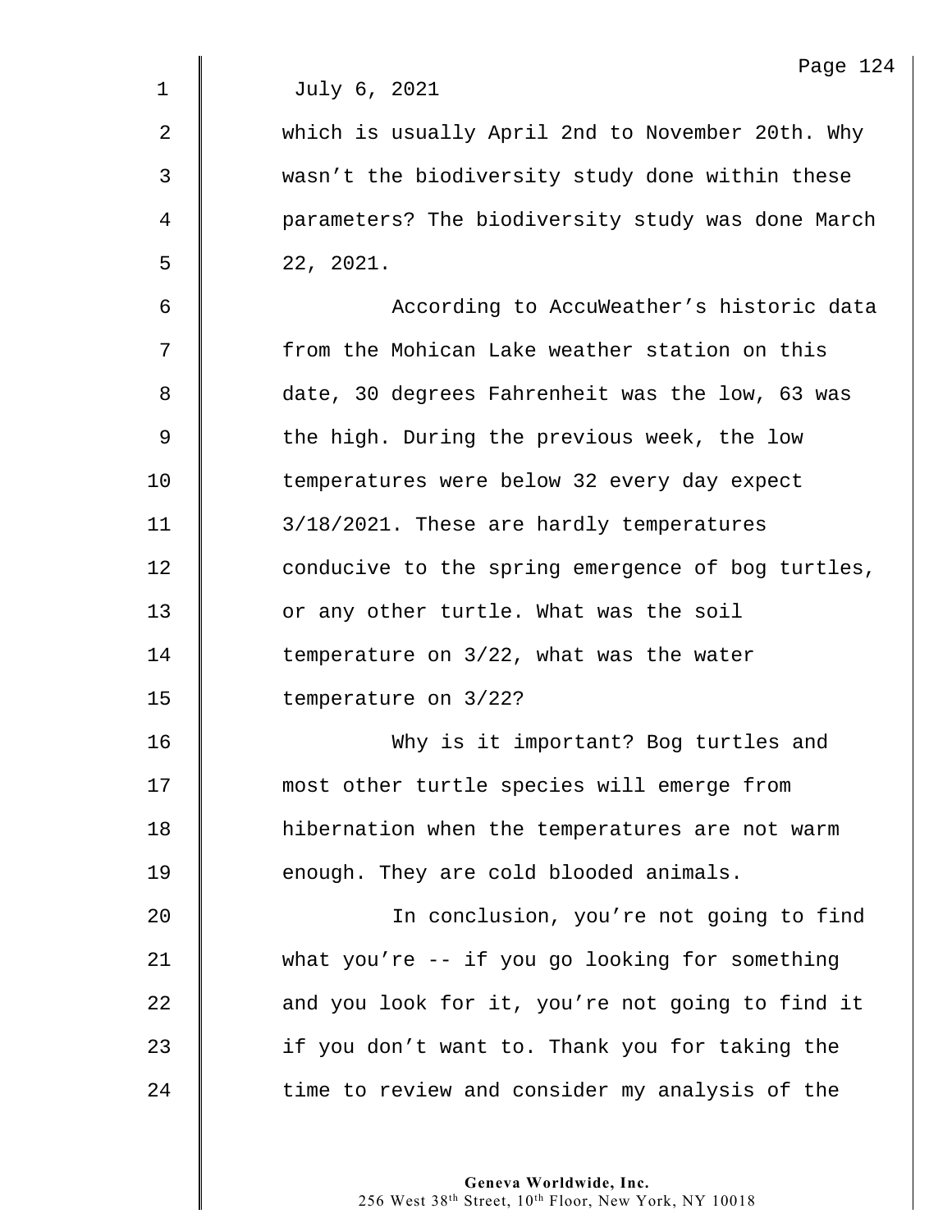July 6, 2021

which is usually April 2nd to November 20th. Why wasn't the biodiversity study done within these parameters? The biodiversity study was done March 22, 2021.

According to AccuWeather's historic data from the Mohican Lake weather station on this date, 30 degrees Fahrenheit was the low, 63 was the high. During the previous week, the low temperatures were below 32 every day expect 3/18/2021. These are hardly temperatures conducive to the spring emergence of bog turtles, or any other turtle. What was the soil temperature on 3/22, what was the water temperature on 3/22?

Why is it important? Bog turtles and most other turtle species will emerge from hibernation when the temperatures are not warm enough. They are cold blooded animals.

In conclusion, you're not going to find what you're -- if you go looking for something and you look for it, you're not going to find it if you don't want to. Thank you for taking the time to review and consider my analysis of the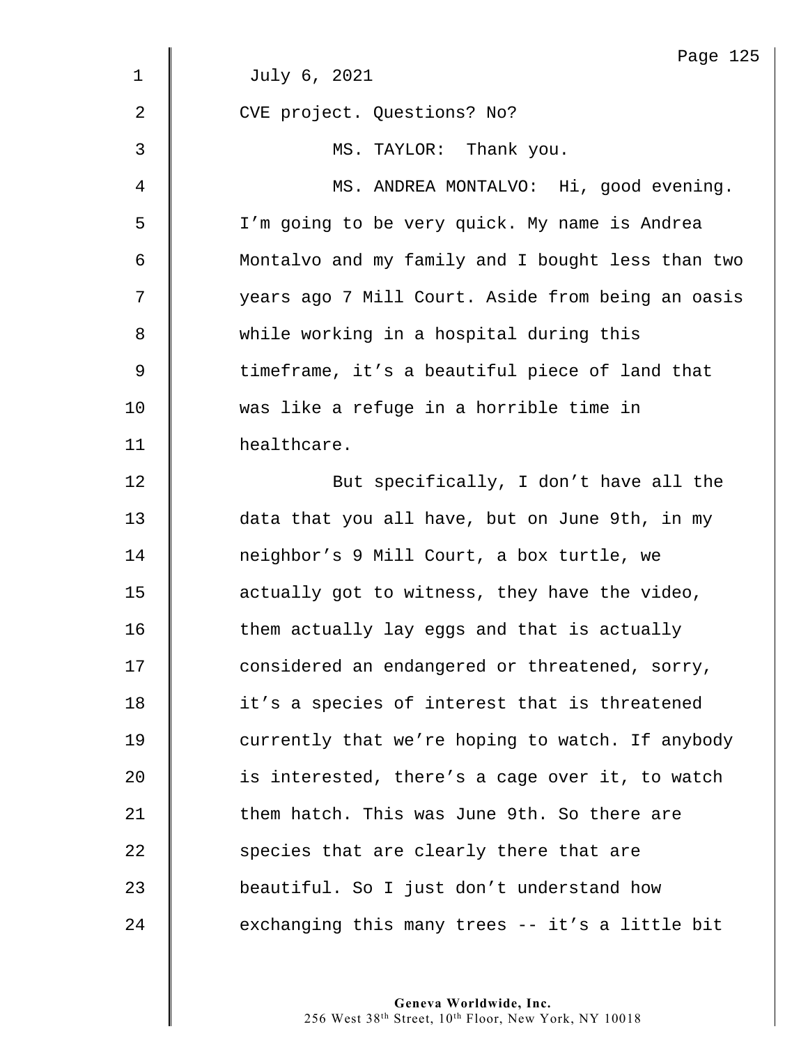July 6, 2021

CVE project. Questions? No?

MS. TAYLOR: Thank you.

MS. ANDREA MONTALVO: Hi, good evening. I'm going to be very quick. My name is Andrea Montalvo and my family and I bought less than two years ago 7 Mill Court. Aside from being an oasis while working in a hospital during this timeframe, it's a beautiful piece of land that was like a refuge in a horrible time in healthcare.

But specifically, I don't have all the data that you all have, but on June 9th, in my neighbor's 9 Mill Court, a box turtle, we actually got to witness, they have the video, them actually lay eggs and that is actually considered an endangered or threatened, sorry, it's a species of interest that is threatened currently that we're hoping to watch. If anybody is interested, there's a cage over it, to watch them hatch. This was June 9th. So there are species that are clearly there that are beautiful. So I just don't understand how exchanging this many trees -- it's a little bit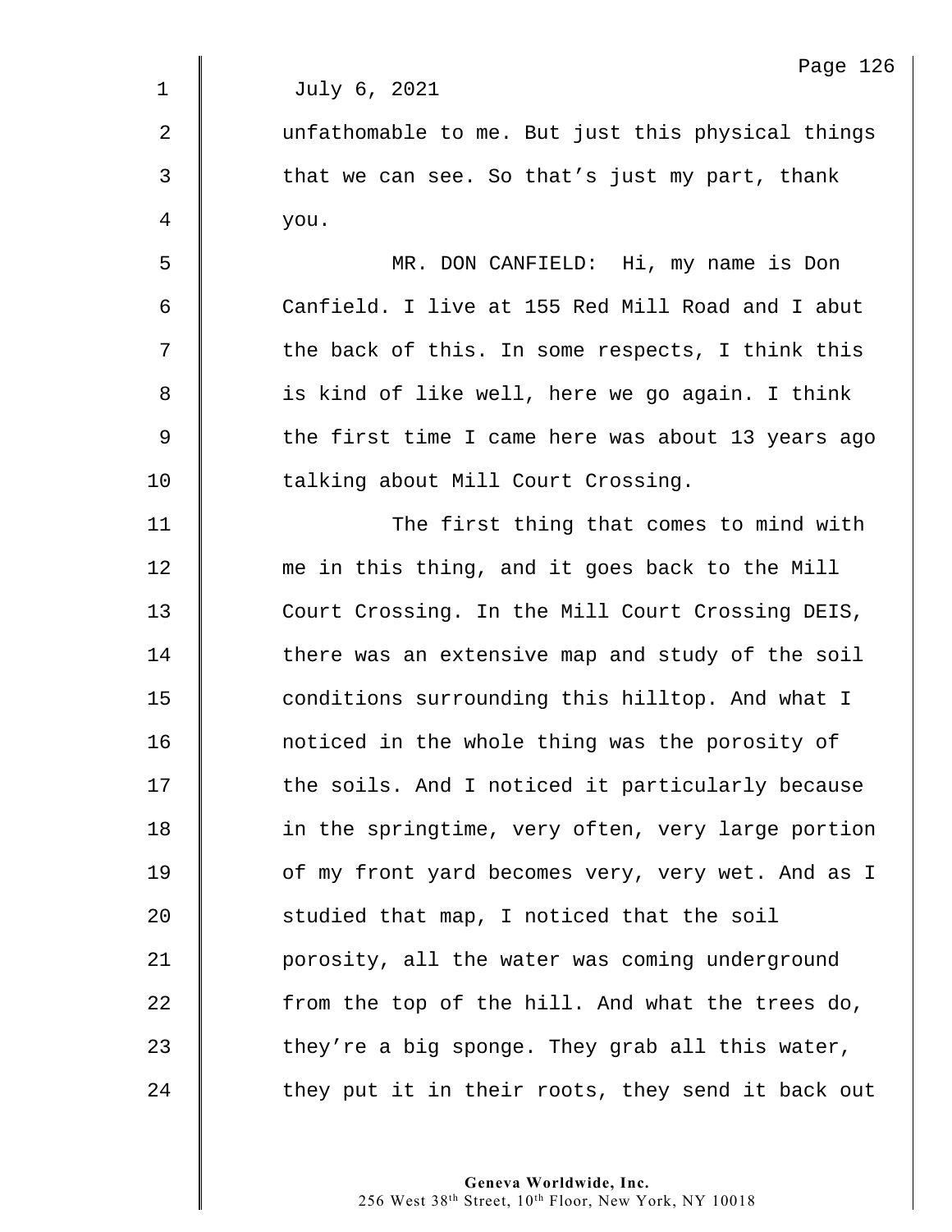July 6, 2021

unfathomable to me. But just this physical things that we can see. So that's just my part, thank you.

MR. DON CANFIELD: Hi, my name is Don Canfield. I live at 155 Red Mill Road and I abut the back of this. In some respects, I think this is kind of like well, here we go again. I think the first time I came here was about 13 years ago talking about Mill Court Crossing.

The first thing that comes to mind with me in this thing, and it goes back to the Mill Court Crossing. In the Mill Court Crossing DEIS, there was an extensive map and study of the soil conditions surrounding this hilltop. And what I noticed in the whole thing was the porosity of the soils. And I noticed it particularly because in the springtime, very often, very large portion of my front yard becomes very, very wet. And as I studied that map, I noticed that the soil porosity, all the water was coming underground from the top of the hill. And what the trees do, they're a big sponge. They grab all this water, they put it in their roots, they send it back out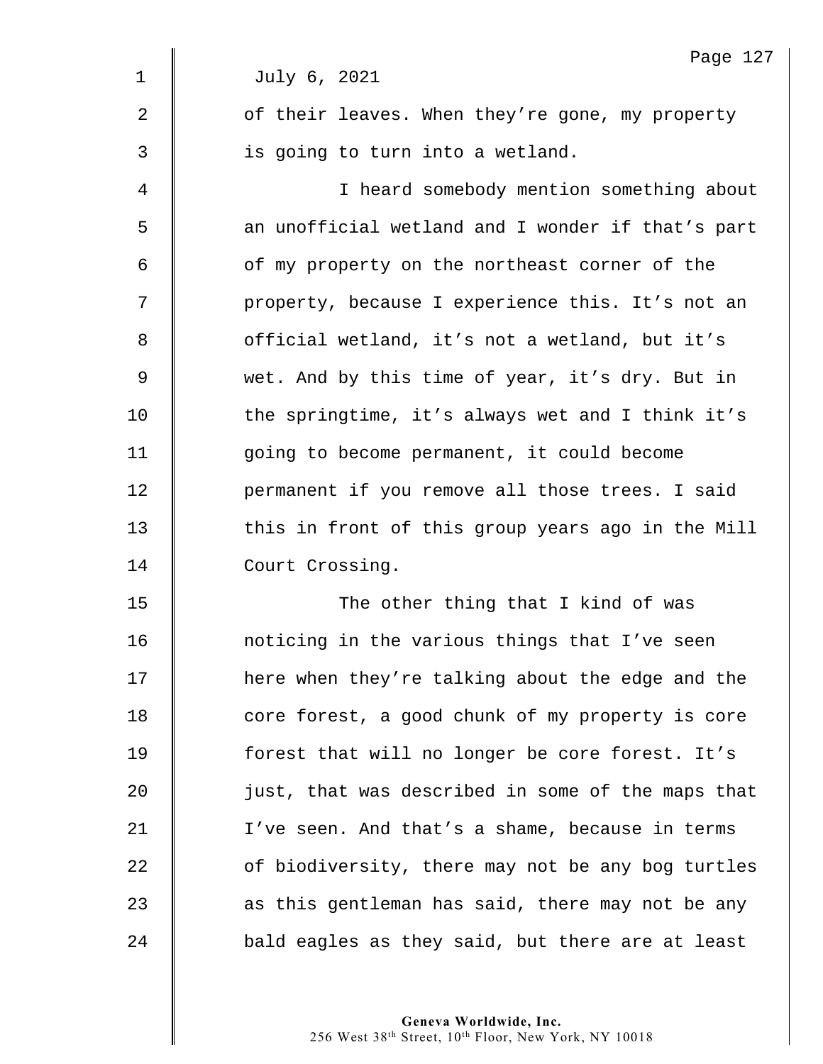July 6, 2021

of their leaves. When they're gone, my property is going to turn into a wetland.

I heard somebody mention something about an unofficial wetland and I wonder if that's part of my property on the northeast corner of the property, because I experience this. It's not an official wetland, it's not a wetland, but it's wet. And by this time of year, it's dry. But in the springtime, it's always wet and I think it's going to become permanent, it could become permanent if you remove all those trees. I said this in front of this group years ago in the Mill Court Crossing.

The other thing that I kind of was noticing in the various things that I've seen here when they're talking about the edge and the core forest, a good chunk of my property is core forest that will no longer be core forest. It's just, that was described in some of the maps that I've seen. And that's a shame, because in terms of biodiversity, there may not be any bog turtles as this gentleman has said, there may not be any bald eagles as they said, but there are at least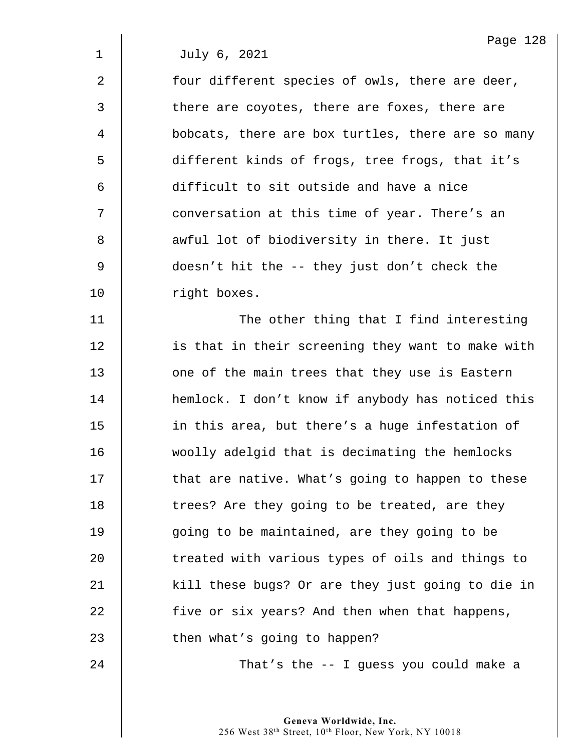July 6, 2021

four different species of owls, there are deer, there are coyotes, there are foxes, there are bobcats, there are box turtles, there are so many different kinds of frogs, tree frogs, that it's difficult to sit outside and have a nice conversation at this time of year. There's an awful lot of biodiversity in there. It just doesn't hit the -- they just don't check the right boxes.

The other thing that I find interesting is that in their screening they want to make with one of the main trees that they use is Eastern hemlock. I don't know if anybody has noticed this in this area, but there's a huge infestation of woolly adelgid that is decimating the hemlocks that are native. What's going to happen to these trees? Are they going to be treated, are they going to be maintained, are they going to be treated with various types of oils and things to kill these bugs? Or are they just going to die in five or six years? And then when that happens, then what's going to happen?

That's the -- I guess you could make a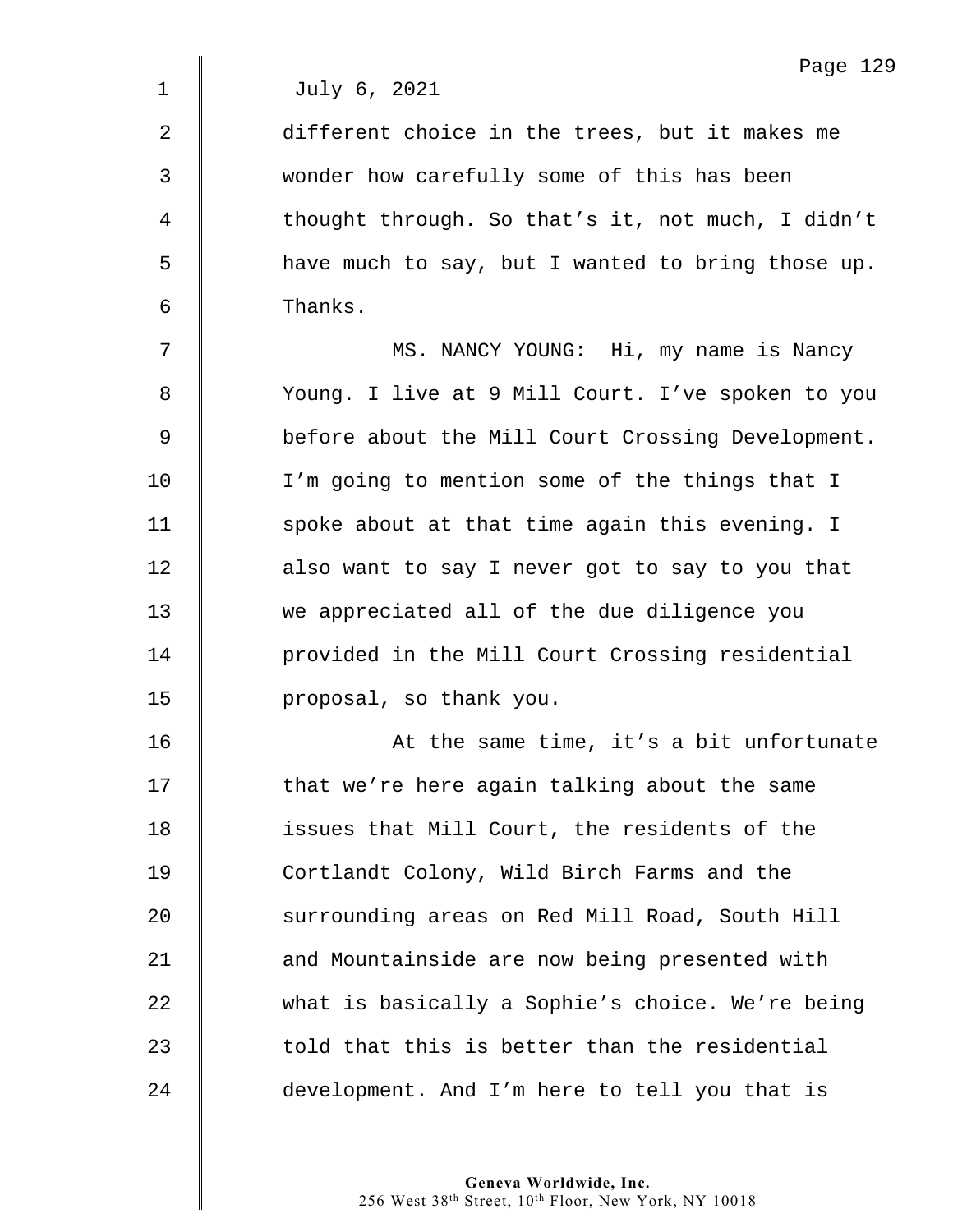July 6, 2021

different choice in the trees, but it makes me wonder how carefully some of this has been thought through. So that's it, not much, I didn't have much to say, but I wanted to bring those up. Thanks.

MS. NANCY YOUNG: Hi, my name is Nancy Young. I live at 9 Mill Court. I've spoken to you before about the Mill Court Crossing Development. I'm going to mention some of the things that I spoke about at that time again this evening. I also want to say I never got to say to you that we appreciated all of the due diligence you provided in the Mill Court Crossing residential proposal, so thank you.

At the same time, it's a bit unfortunate that we're here again talking about the same issues that Mill Court, the residents of the Cortlandt Colony, Wild Birch Farms and the surrounding areas on Red Mill Road, South Hill and Mountainside are now being presented with what is basically a Sophie's choice. We're being told that this is better than the residential development. And I'm here to tell you that is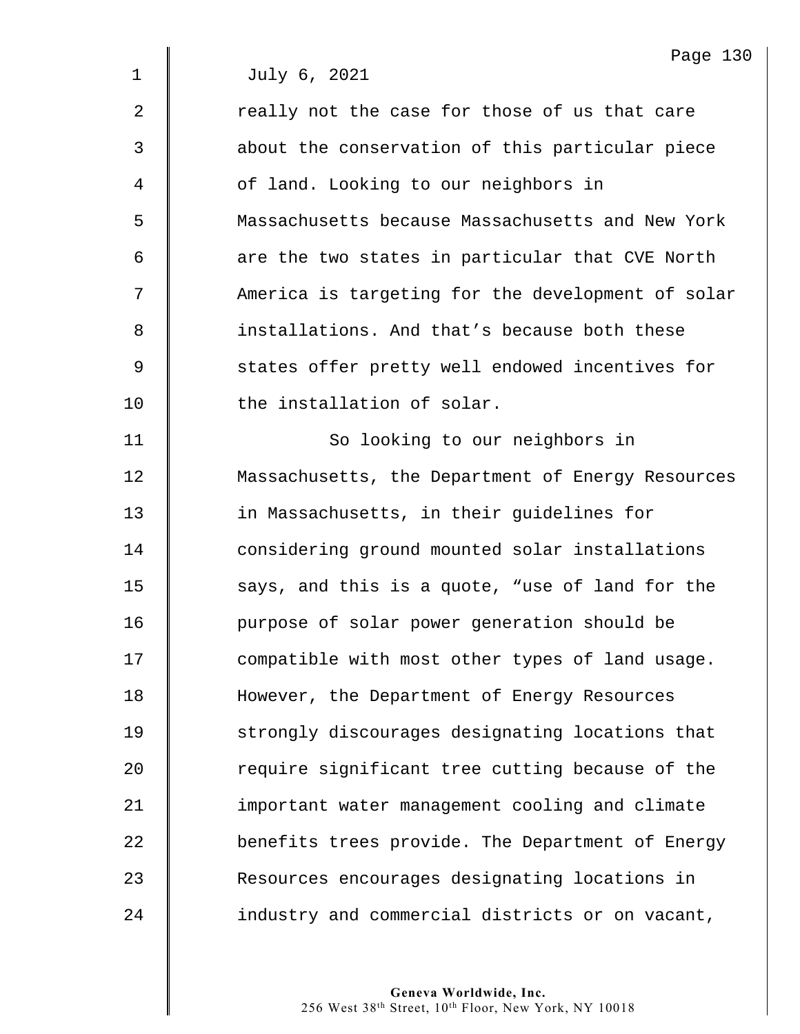July 6, 2021

really not the case for those of us that care about the conservation of this particular piece of land. Looking to our neighbors in Massachusetts because Massachusetts and New York are the two states in particular that CVE North America is targeting for the development of solar installations. And that's because both these states offer pretty well endowed incentives for the installation of solar.

So looking to our neighbors in Massachusetts, the Department of Energy Resources in Massachusetts, in their guidelines for considering ground mounted solar installations says, and this is a quote, "use of land for the purpose of solar power generation should be compatible with most other types of land usage. However, the Department of Energy Resources strongly discourages designating locations that require significant tree cutting because of the important water management cooling and climate benefits trees provide. The Department of Energy Resources encourages designating locations in industry and commercial districts or on vacant,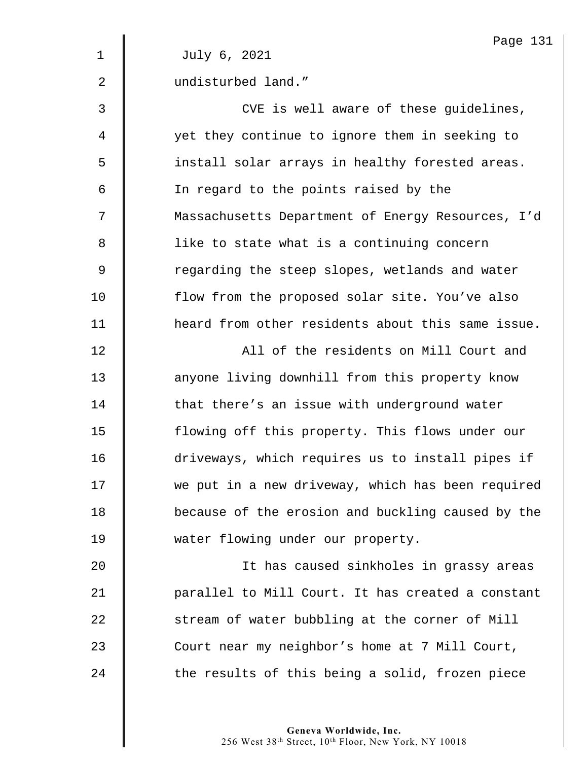July 6, 2021

undisturbed land."

CVE is well aware of these guidelines, yet they continue to ignore them in seeking to install solar arrays in healthy forested areas. In regard to the points raised by the Massachusetts Department of Energy Resources, I'd like to state what is a continuing concern regarding the steep slopes, wetlands and water flow from the proposed solar site. You've also heard from other residents about this same issue.

All of the residents on Mill Court and anyone living downhill from this property know that there's an issue with underground water flowing off this property. This flows under our driveways, which requires us to install pipes if we put in a new driveway, which has been required because of the erosion and buckling caused by the water flowing under our property.

It has caused sinkholes in grassy areas parallel to Mill Court. It has created a constant stream of water bubbling at the corner of Mill Court near my neighbor's home at 7 Mill Court, the results of this being a solid, frozen piece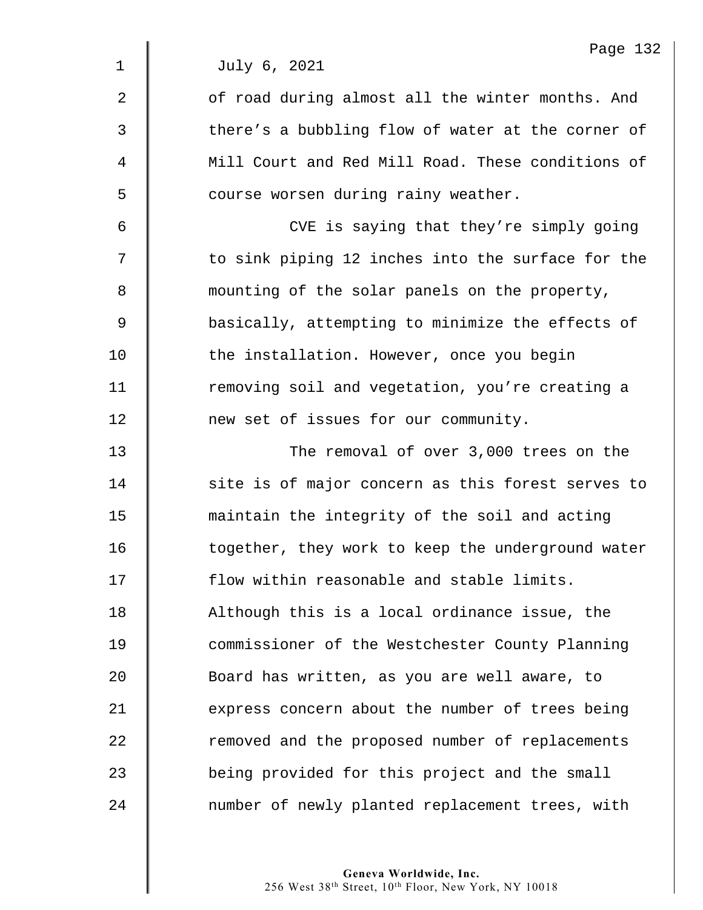July 6, 2021

of road during almost all the winter months. And there's a bubbling flow of water at the corner of Mill Court and Red Mill Road. These conditions of course worsen during rainy weather.

CVE is saying that they're simply going to sink piping 12 inches into the surface for the mounting of the solar panels on the property, basically, attempting to minimize the effects of the installation. However, once you begin removing soil and vegetation, you're creating a new set of issues for our community.

The removal of over 3,000 trees on the site is of major concern as this forest serves to maintain the integrity of the soil and acting together, they work to keep the underground water flow within reasonable and stable limits. Although this is a local ordinance issue, the commissioner of the Westchester County Planning Board has written, as you are well aware, to express concern about the number of trees being removed and the proposed number of replacements being provided for this project and the small number of newly planted replacement trees, with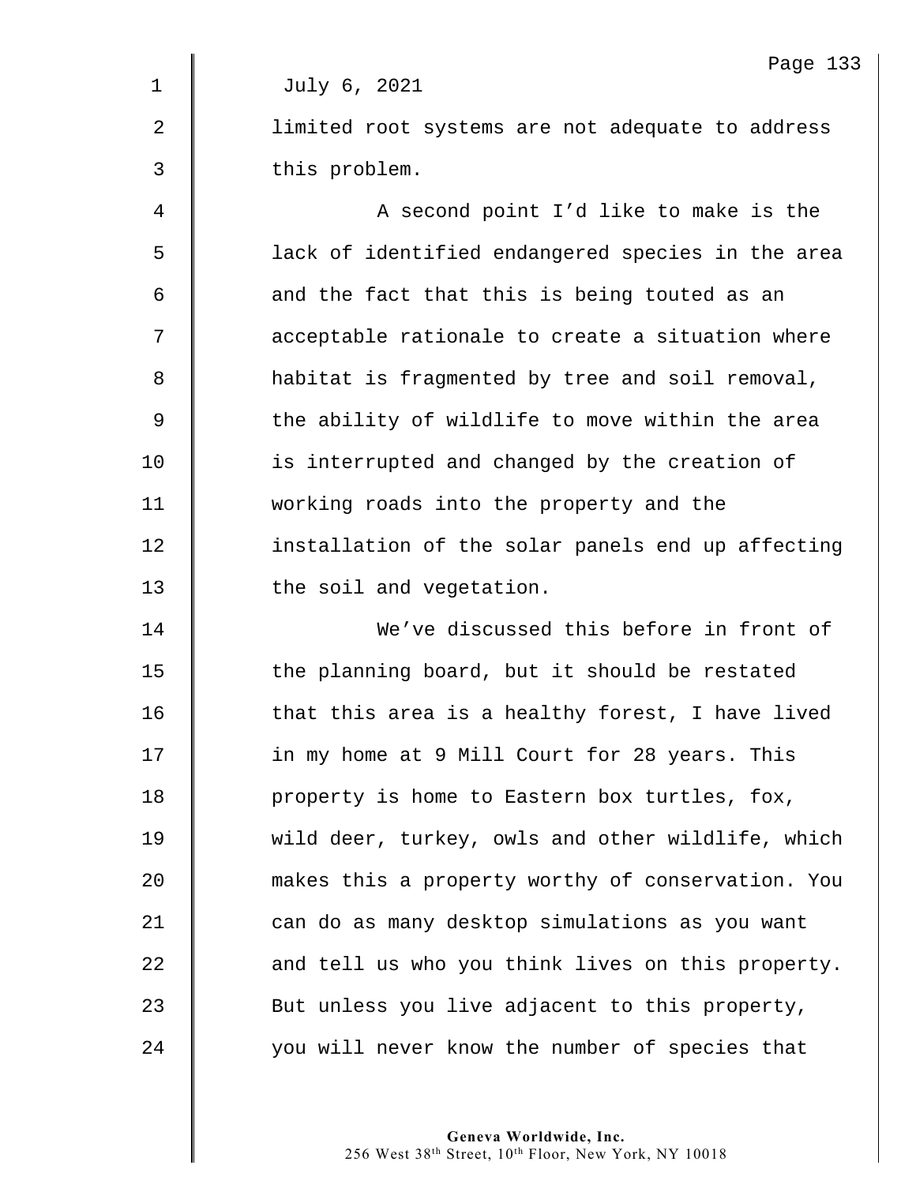July 6, 2021

limited root systems are not adequate to address this problem.

A second point I'd like to make is the lack of identified endangered species in the area and the fact that this is being touted as an acceptable rationale to create a situation where habitat is fragmented by tree and soil removal, the ability of wildlife to move within the area is interrupted and changed by the creation of working roads into the property and the installation of the solar panels end up affecting the soil and vegetation.

We've discussed this before in front of the planning board, but it should be restated that this area is a healthy forest, I have lived in my home at 9 Mill Court for 28 years. This property is home to Eastern box turtles, fox, wild deer, turkey, owls and other wildlife, which makes this a property worthy of conservation. You can do as many desktop simulations as you want and tell us who you think lives on this property. But unless you live adjacent to this property, you will never know the number of species that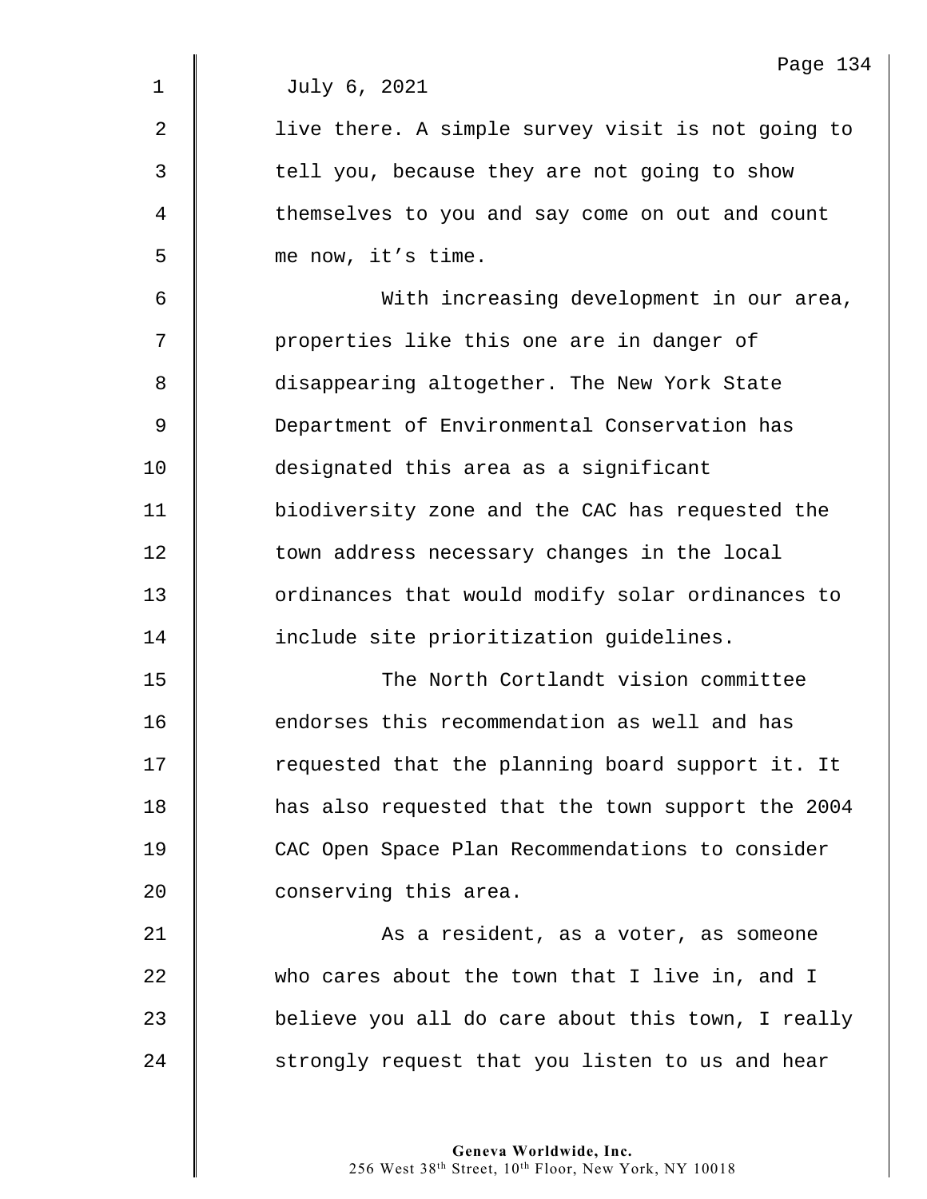July 6, 2021

live there. A simple survey visit is not going to tell you, because they are not going to show themselves to you and say come on out and count me now, it's time.

With increasing development in our area, properties like this one are in danger of disappearing altogether. The New York State Department of Environmental Conservation has designated this area as a significant biodiversity zone and the CAC has requested the town address necessary changes in the local ordinances that would modify solar ordinances to include site prioritization guidelines.

The North Cortlandt vision committee endorses this recommendation as well and has requested that the planning board support it. It has also requested that the town support the 2004 CAC Open Space Plan Recommendations to consider conserving this area.

As a resident, as a voter, as someone who cares about the town that I live in, and I believe you all do care about this town, I really strongly request that you listen to us and hear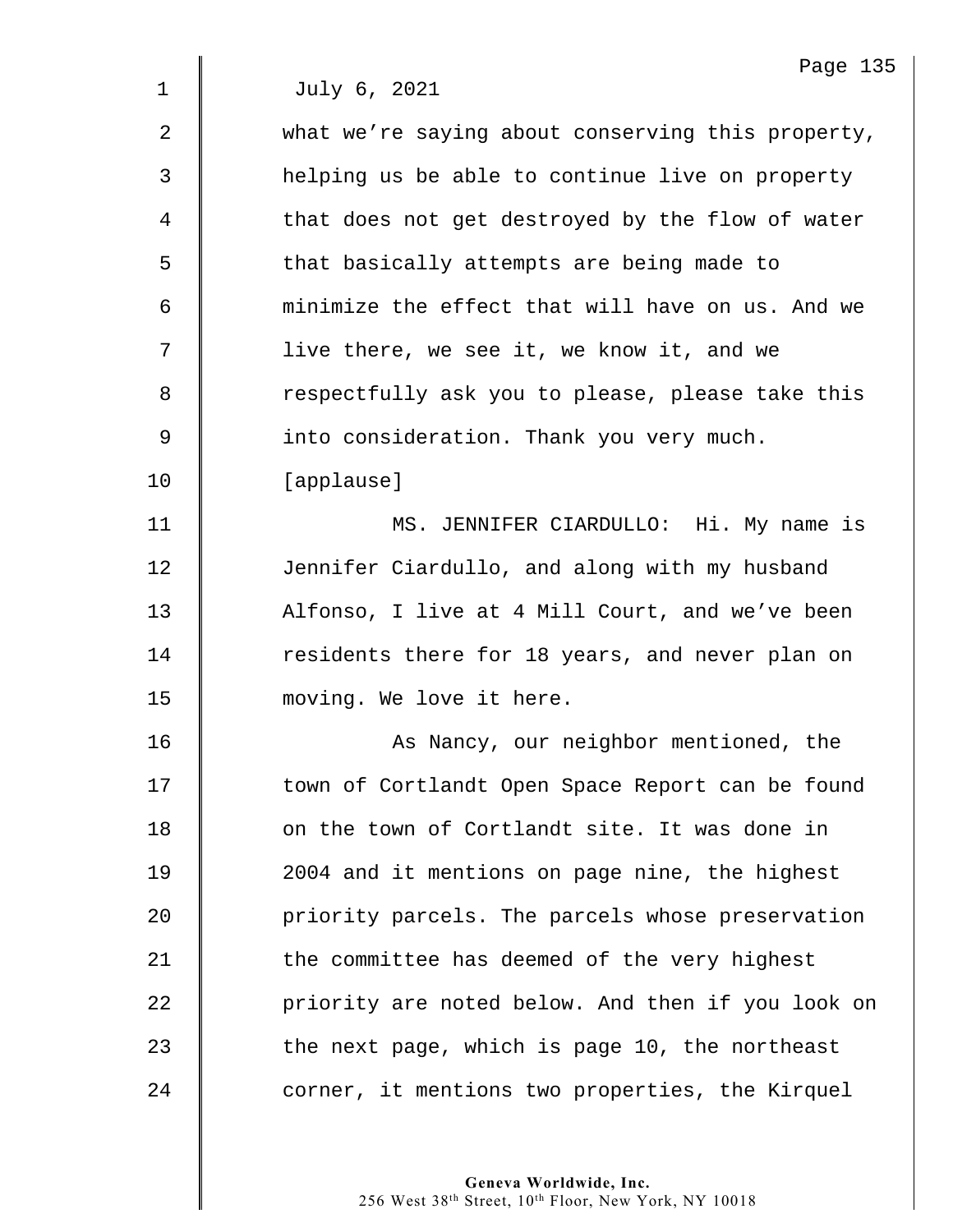July 6, 2021

what we're saying about conserving this property, helping us be able to continue live on property that does not get destroyed by the flow of water that basically attempts are being made to minimize the effect that will have on us. And we live there, we see it, we know it, and we respectfully ask you to please, please take this into consideration. Thank you very much.

[applause]

MS. JENNIFER CIARDULLO: Hi. My name is Jennifer Ciardullo, and along with my husband Alfonso, I live at 4 Mill Court, and we've been residents there for 18 years, and never plan on moving. We love it here.

As Nancy, our neighbor mentioned, the town of Cortlandt Open Space Report can be found on the town of Cortlandt site. It was done in 2004 and it mentions on page nine, the highest priority parcels. The parcels whose preservation the committee has deemed of the very highest priority are noted below. And then if you look on the next page, which is page 10, the northeast corner, it mentions two properties, the Kirquel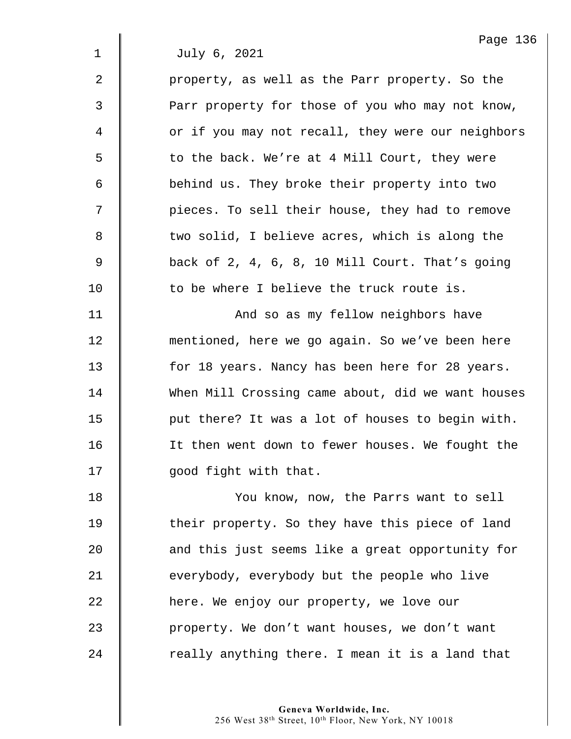July 6, 2021

property, as well as the Parr property. So the Parr property for those of you who may not know, or if you may not recall, they were our neighbors to the back. We're at 4 Mill Court, they were behind us. They broke their property into two pieces. To sell their house, they had to remove two solid, I believe acres, which is along the back of 2, 4, 6, 8, 10 Mill Court. That's going to be where I believe the truck route is.

And so as my fellow neighbors have mentioned, here we go again. So we've been here for 18 years. Nancy has been here for 28 years. When Mill Crossing came about, did we want houses put there? It was a lot of houses to begin with. It then went down to fewer houses. We fought the good fight with that.

You know, now, the Parrs want to sell their property. So they have this piece of land and this just seems like a great opportunity for everybody, everybody but the people who live here. We enjoy our property, we love our property. We don't want houses, we don't want really anything there. I mean it is a land that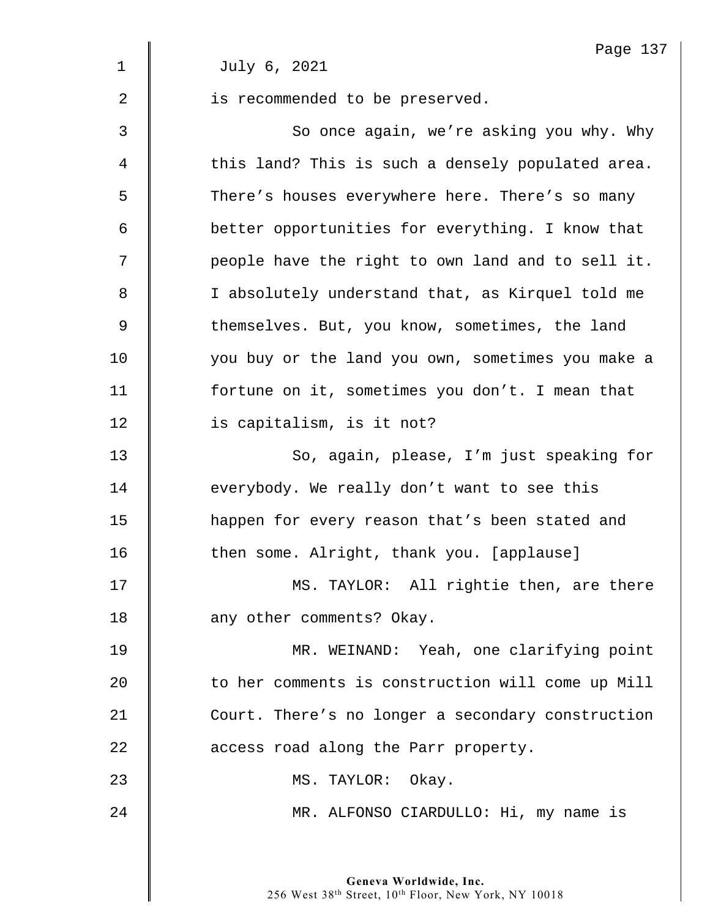July 6, 2021

is recommended to be preserved.

So once again, we're asking you why. Why this land? This is such a densely populated area. There's houses everywhere here. There's so many better opportunities for everything. I know that people have the right to own land and to sell it. I absolutely understand that, as Kirquel told me themselves. But, you know, sometimes, the land you buy or the land you own, sometimes you make a fortune on it, sometimes you don't. I mean that is capitalism, is it not?

So, again, please, I'm just speaking for everybody. We really don't want to see this happen for every reason that's been stated and then some. Alright, thank you. [applause]

MS. TAYLOR: All rightie then, are there any other comments? Okay.

MR. WEINAND: Yeah, one clarifying point to her comments is construction will come up Mill Court. There's no longer a secondary construction access road along the Parr property.

MS. TAYLOR: Okay.

MR. ALFONSO CIARDULLO: Hi, my name is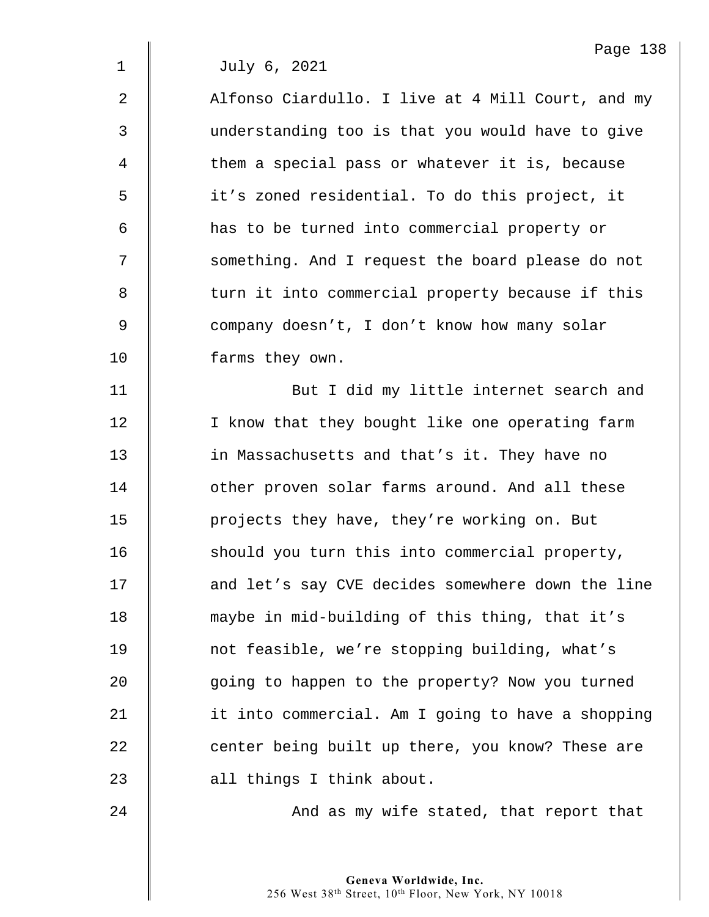July 6, 2021

Alfonso Ciardullo. I live at 4 Mill Court, and my understanding too is that you would have to give them a special pass or whatever it is, because it's zoned residential. To do this project, it has to be turned into commercial property or something. And I request the board please do not turn it into commercial property because if this company doesn't, I don't know how many solar farms they own.

But I did my little internet search and I know that they bought like one operating farm in Massachusetts and that's it. They have no other proven solar farms around. And all these projects they have, they're working on. But should you turn this into commercial property, and let's say CVE decides somewhere down the line maybe in mid-building of this thing, that it's not feasible, we're stopping building, what's going to happen to the property? Now you turned it into commercial. Am I going to have a shopping center being built up there, you know? These are all things I think about.

And as my wife stated, that report that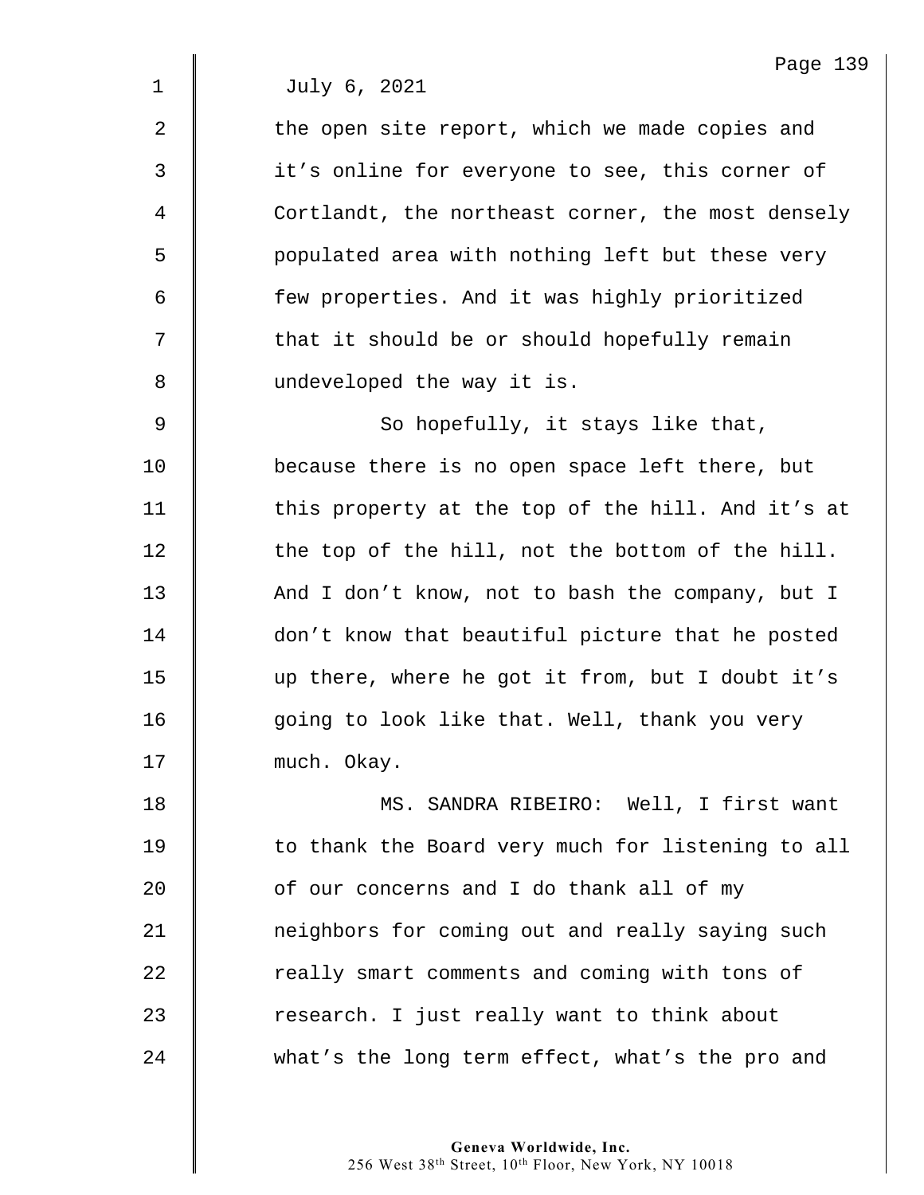July 6, 2021

the open site report, which we made copies and it's online for everyone to see, this corner of Cortlandt, the northeast corner, the most densely populated area with nothing left but these very few properties. And it was highly prioritized that it should be or should hopefully remain undeveloped the way it is.

So hopefully, it stays like that, because there is no open space left there, but this property at the top of the hill. And it's at the top of the hill, not the bottom of the hill. And I don't know, not to bash the company, but I don't know that beautiful picture that he posted up there, where he got it from, but I doubt it's going to look like that. Well, thank you very much. Okay.

MS. SANDRA RIBEIRO: Well, I first want to thank the Board very much for listening to all of our concerns and I do thank all of my neighbors for coming out and really saying such really smart comments and coming with tons of research. I just really want to think about what's the long term effect, what's the pro and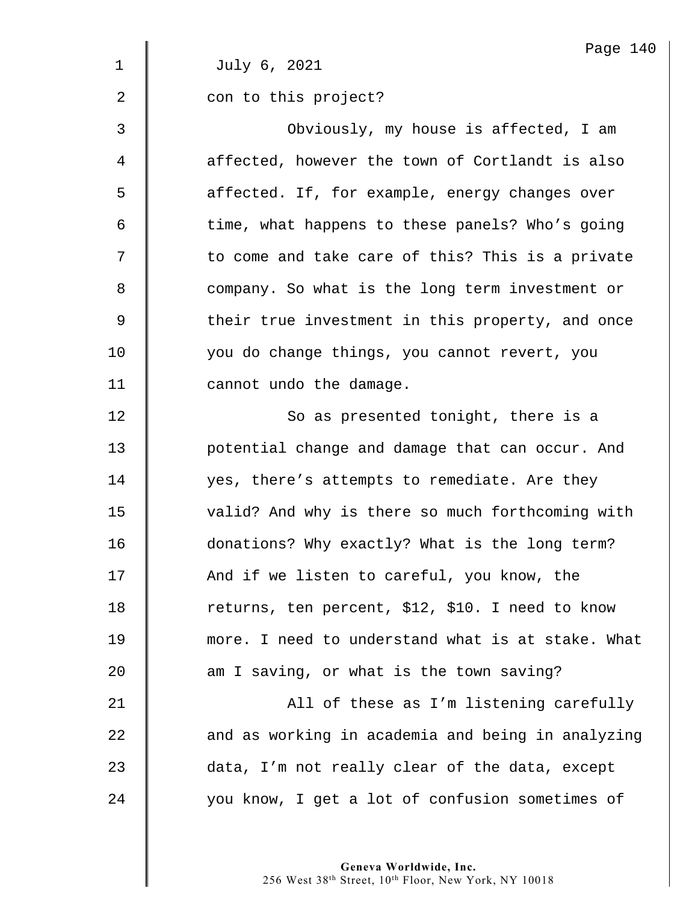July 6, 2021

con to this project?

Obviously, my house is affected, I am affected, however the town of Cortlandt is also affected. If, for example, energy changes over time, what happens to these panels? Who's going to come and take care of this? This is a private company. So what is the long term investment or their true investment in this property, and once you do change things, you cannot revert, you cannot undo the damage.

So as presented tonight, there is a potential change and damage that can occur. And yes, there's attempts to remediate. Are they valid? And why is there so much forthcoming with donations? Why exactly? What is the long term? And if we listen to careful, you know, the returns, ten percent, $12, $10. I need to know more. I need to understand what is at stake. What am I saving, or what is the town saving?

All of these as I'm listening carefully and as working in academia and being in analyzing data, I'm not really clear of the data, except you know, I get a lot of confusion sometimes of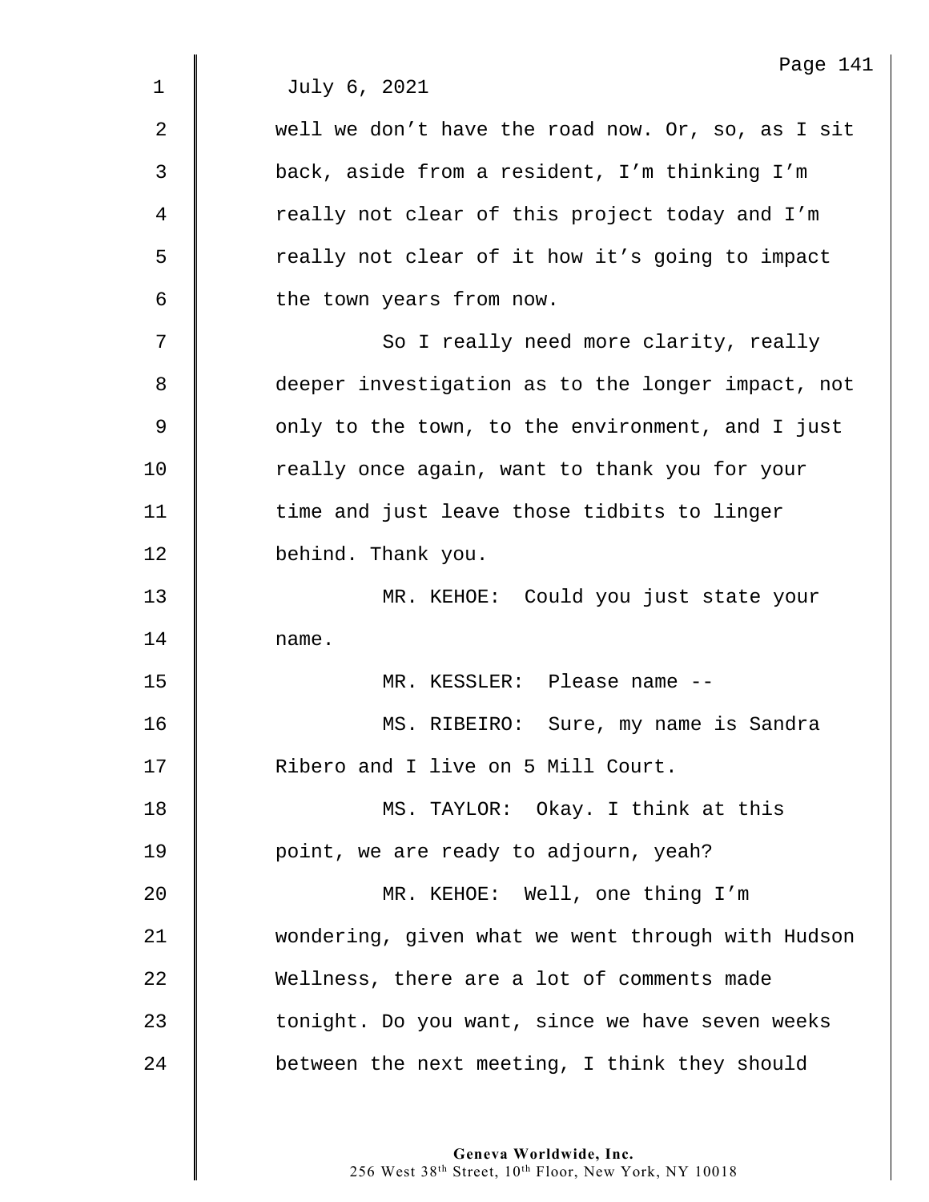July 6, 2021

well we don't have the road now. Or, so, as I sit back, aside from a resident, I'm thinking I'm really not clear of this project today and I'm really not clear of it how it's going to impact the town years from now.

So I really need more clarity, really deeper investigation as to the longer impact, not only to the town, to the environment, and I just really once again, want to thank you for your time and just leave those tidbits to linger behind. Thank you.

MR. KEHOE: Could you just state your name.

MR. KESSLER: Please name --

MS. RIBEIRO: Sure, my name is Sandra Ribero and I live on 5 Mill Court.

MS. TAYLOR: Okay. I think at this point, we are ready to adjourn, yeah?

MR. KEHOE: Well, one thing I'm wondering, given what we went through with Hudson Wellness, there are a lot of comments made tonight. Do you want, since we have seven weeks between the next meeting, I think they should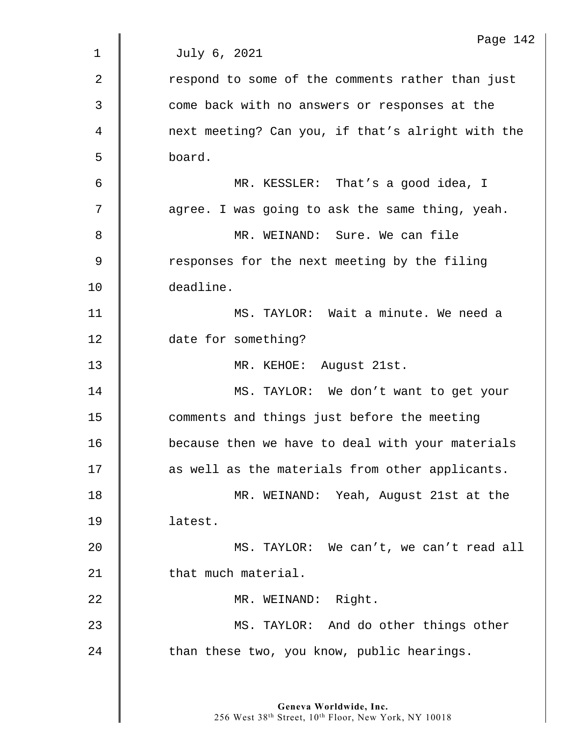July 6, 2021

respond to some of the comments rather than just come back with no answers or responses at the next meeting? Can you, if that's alright with the board.

MR. KESSLER: That's a good idea, I agree. I was going to ask the same thing, yeah.

MR. WEINAND: Sure. We can file responses for the next meeting by the filing deadline.

MS. TAYLOR: Wait a minute. We need a date for something?

MR. KEHOE: August 21st.

MS. TAYLOR: We don't want to get your comments and things just before the meeting because then we have to deal with your materials as well as the materials from other applicants.

MR. WEINAND: Yeah, August 21st at the latest.

MS. TAYLOR: We can't, we can't read all that much material.

MR. WEINAND: Right.

MS. TAYLOR: And do other things other than these two, you know, public hearings.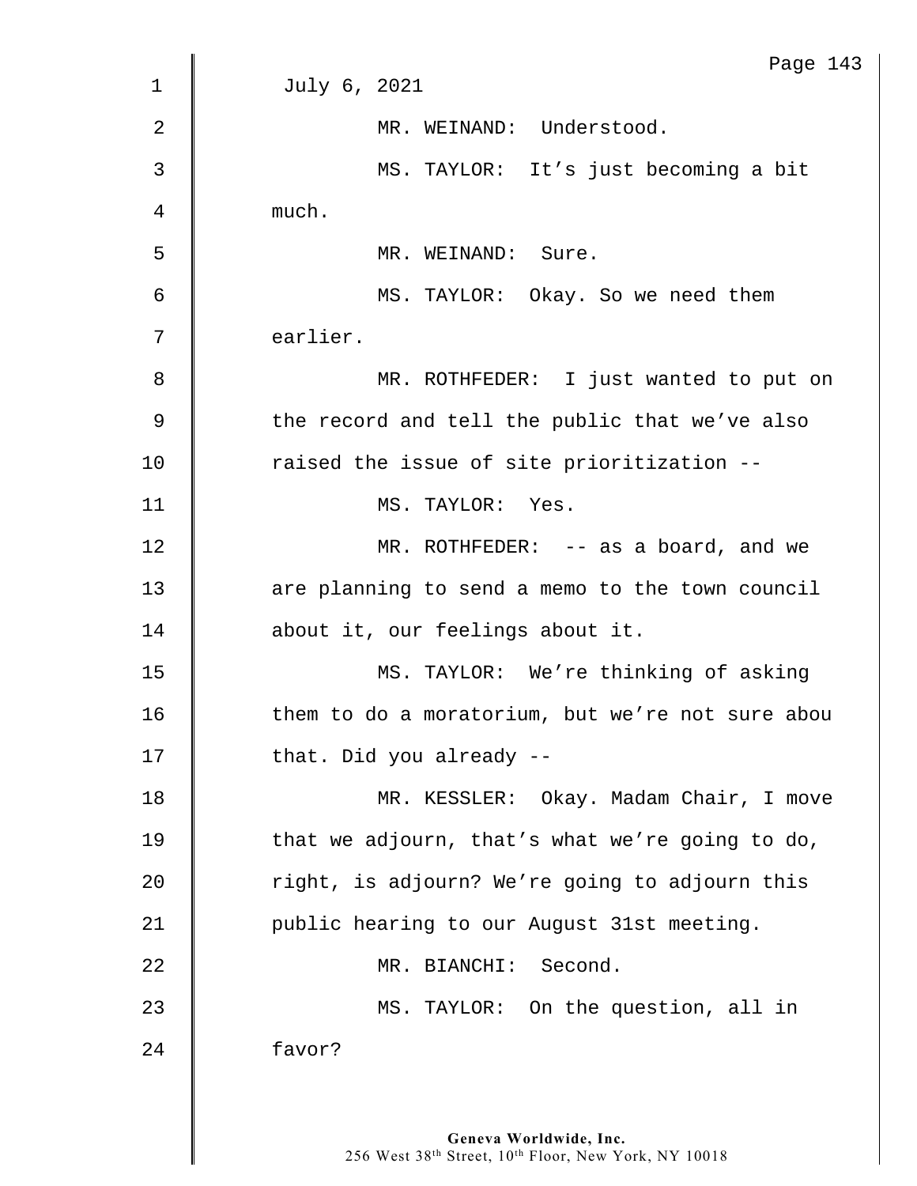July 6, 2021

MR. WEINAND: Understood.

MS. TAYLOR: It's just becoming a bit much.

MR. WEINAND: Sure.

MS. TAYLOR: Okay. So we need them earlier.

MR. ROTHFEDER: I just wanted to put on the record and tell the public that we've also raised the issue of site prioritization --

MS. TAYLOR: Yes.

MR. ROTHFEDER: -- as a board, and we are planning to send a memo to the town council about it, our feelings about it.

MS. TAYLOR: We're thinking of asking them to do a moratorium, but we're not sure abou that. Did you already --

MR. KESSLER: Okay. Madam Chair, I move that we adjourn, that's what we're going to do, right, is adjourn? We're going to adjourn this public hearing to our August 31st meeting.

MR. BIANCHI: Second.

MS. TAYLOR: On the question, all in favor?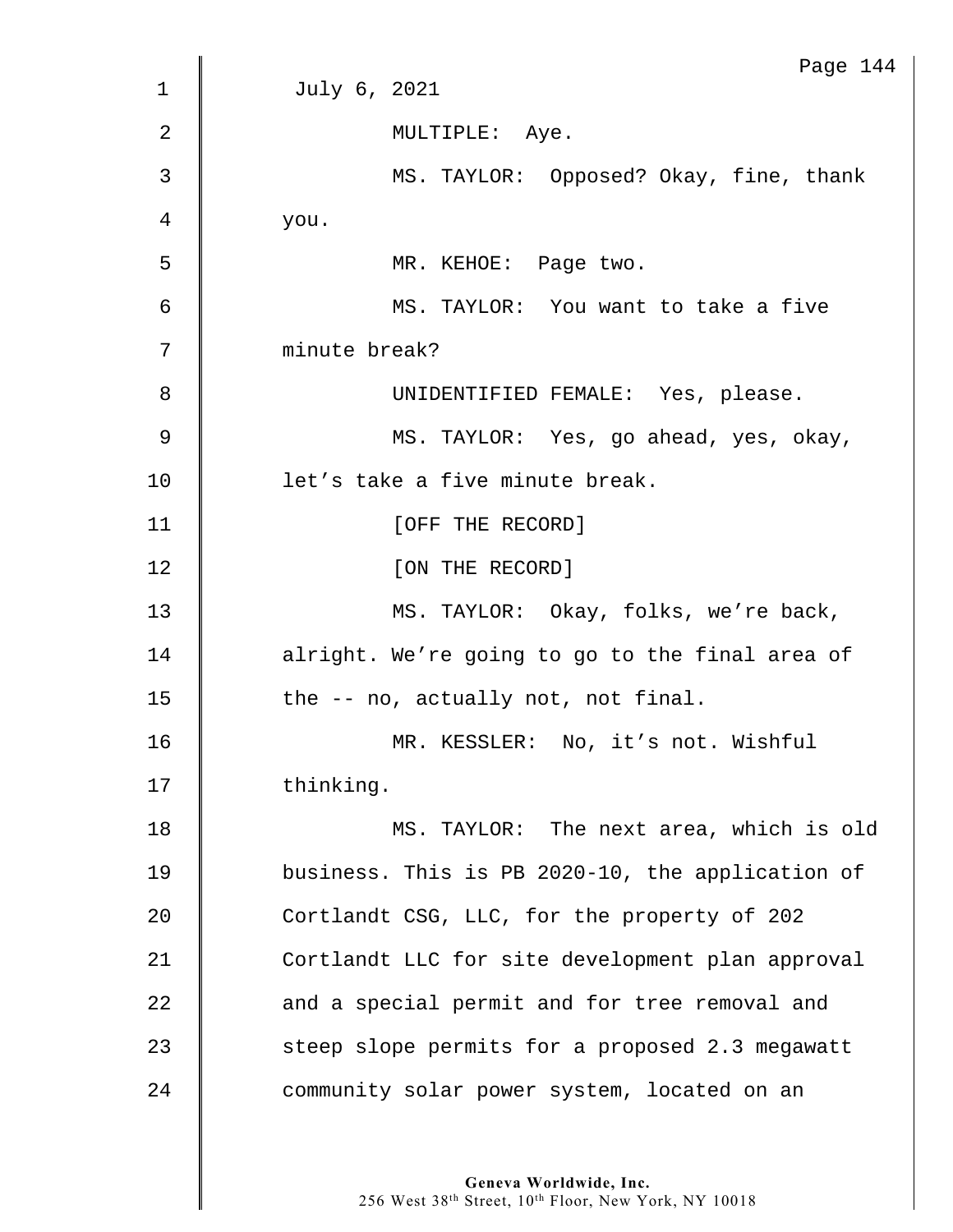July 6, 2021

MULTIPLE: Aye.

MS. TAYLOR: Opposed? Okay, fine, thank you.

MR. KEHOE: Page two.

MS. TAYLOR: You want to take a five minute break?

UNIDENTIFIED FEMALE: Yes, please.

MS. TAYLOR: Yes, go ahead, yes, okay, let’s take a five minute break.

[OFF THE RECORD]

[ON THE RECORD]

MS. TAYLOR: Okay, folks, we’re back, alright. We’re going to go to the final area of the -- no, actually not, not final.

MR. KESSLER: No, it’s not. Wishful thinking.

MS. TAYLOR: The next area, which is old business. This is PB 2020-10, the application of Cortlandt CSG, LLC, for the property of 202 Cortlandt LLC for site development plan approval and a special permit and for tree removal and steep slope permits for a proposed 2.3 megawatt community solar power system, located on an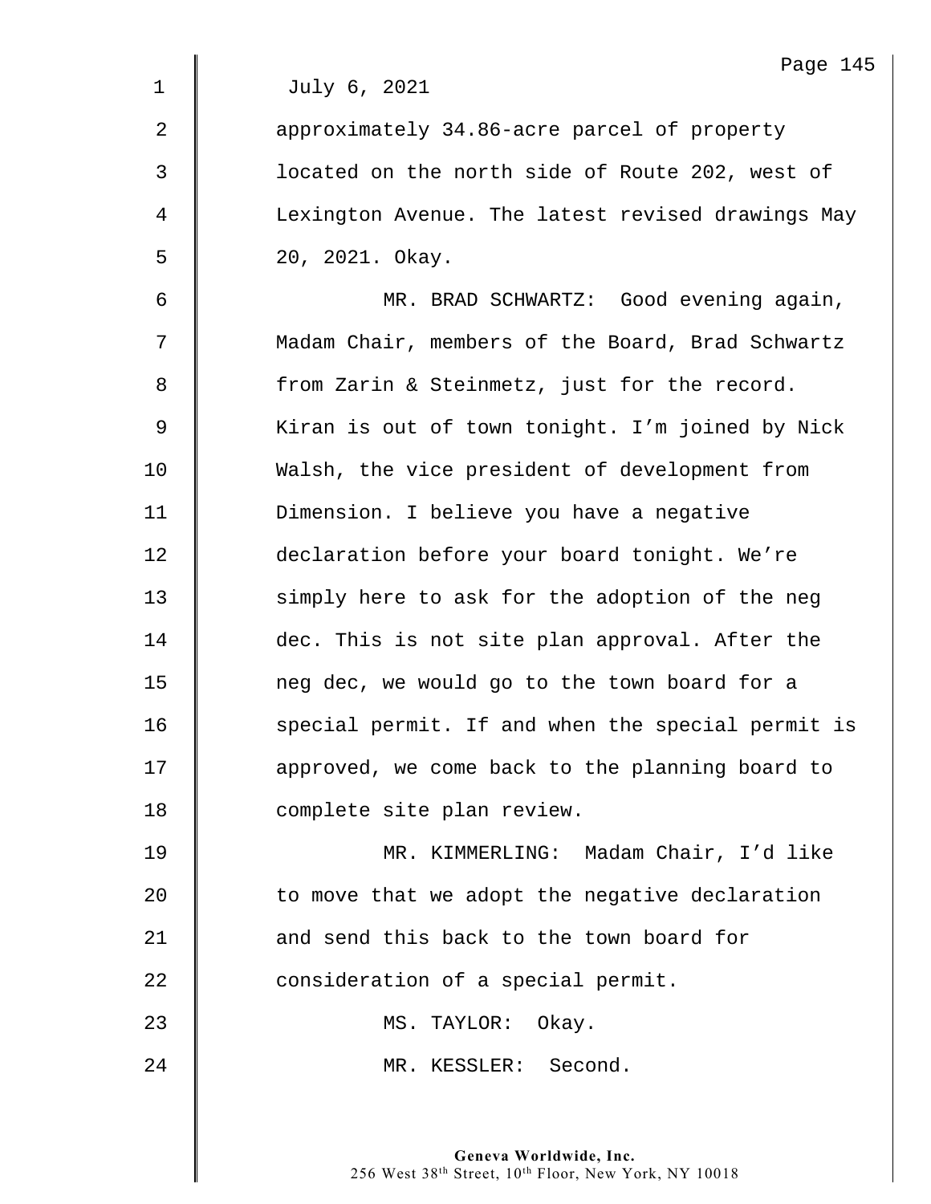July 6, 2021

approximately 34.86-acre parcel of property located on the north side of Route 202, west of Lexington Avenue. The latest revised drawings May 20, 2021. Okay.

MR. BRAD SCHWARTZ: Good evening again, Madam Chair, members of the Board, Brad Schwartz from Zarin & Steinmetz, just for the record. Kiran is out of town tonight. I'm joined by Nick Walsh, the vice president of development from Dimension. I believe you have a negative declaration before your board tonight. We're simply here to ask for the adoption of the neg dec. This is not site plan approval. After the neg dec, we would go to the town board for a special permit. If and when the special permit is approved, we come back to the planning board to complete site plan review.

MR. KIMMERLING: Madam Chair, I'd like to move that we adopt the negative declaration and send this back to the town board for consideration of a special permit.

MS. TAYLOR: Okay.

MR. KESSLER: Second.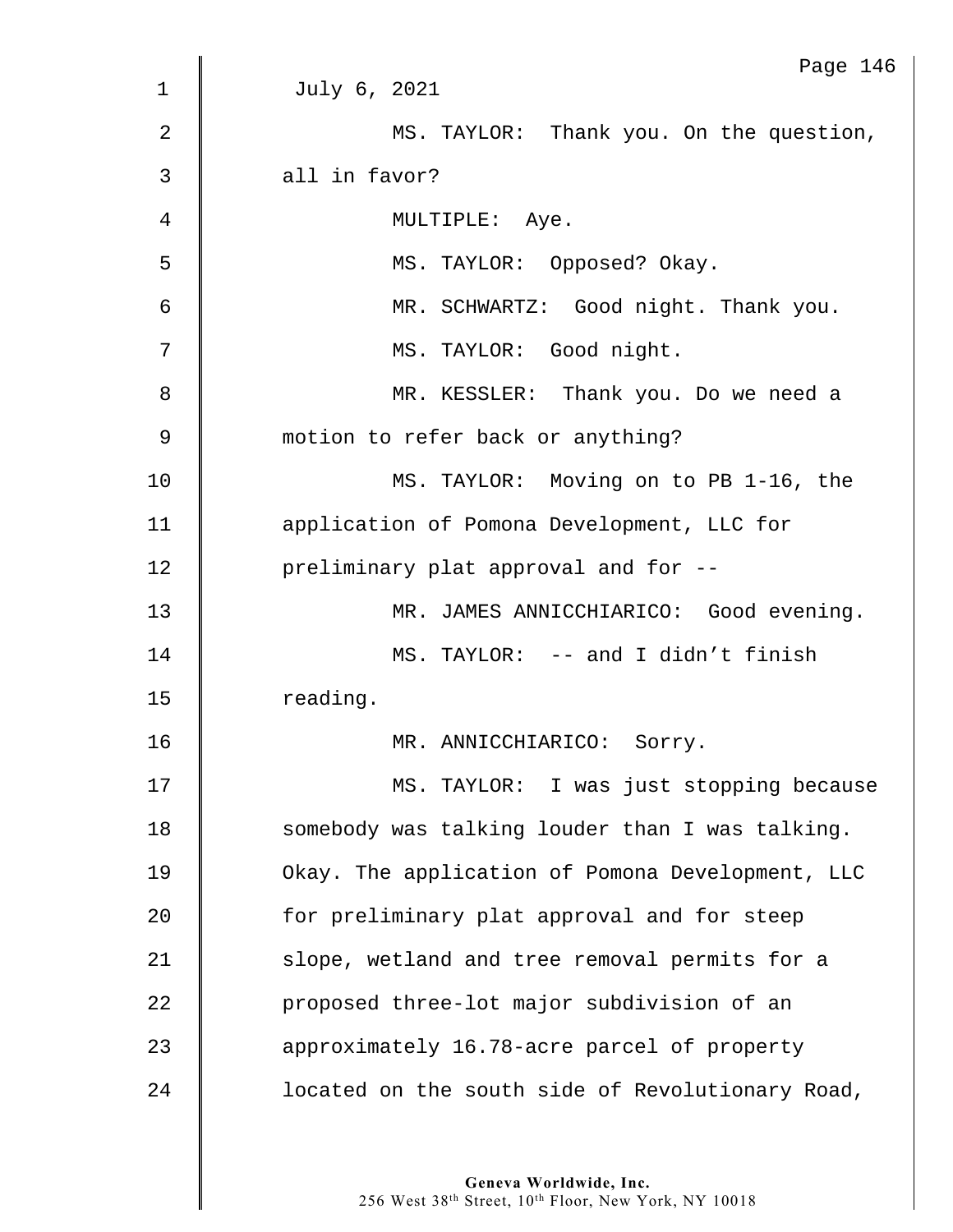July 6, 2021

MS. TAYLOR: Thank you. On the question, all in favor?

MULTIPLE: Aye.

MS. TAYLOR: Opposed? Okay.

MR. SCHWARTZ: Good night. Thank you.

MS. TAYLOR: Good night.

MR. KESSLER: Thank you. Do we need a motion to refer back or anything?

MS. TAYLOR: Moving on to PB 1-16, the application of Pomona Development, LLC for preliminary plat approval and for --

MR. JAMES ANNICCHIARICO: Good evening.

MS. TAYLOR: -- and I didn't finish reading.

MR. ANNICCHIARICO: Sorry.

MS. TAYLOR: I was just stopping because somebody was talking louder than I was talking. Okay. The application of Pomona Development, LLC for preliminary plat approval and for steep slope, wetland and tree removal permits for a proposed three-lot major subdivision of an approximately 16.78-acre parcel of property located on the south side of Revolutionary Road,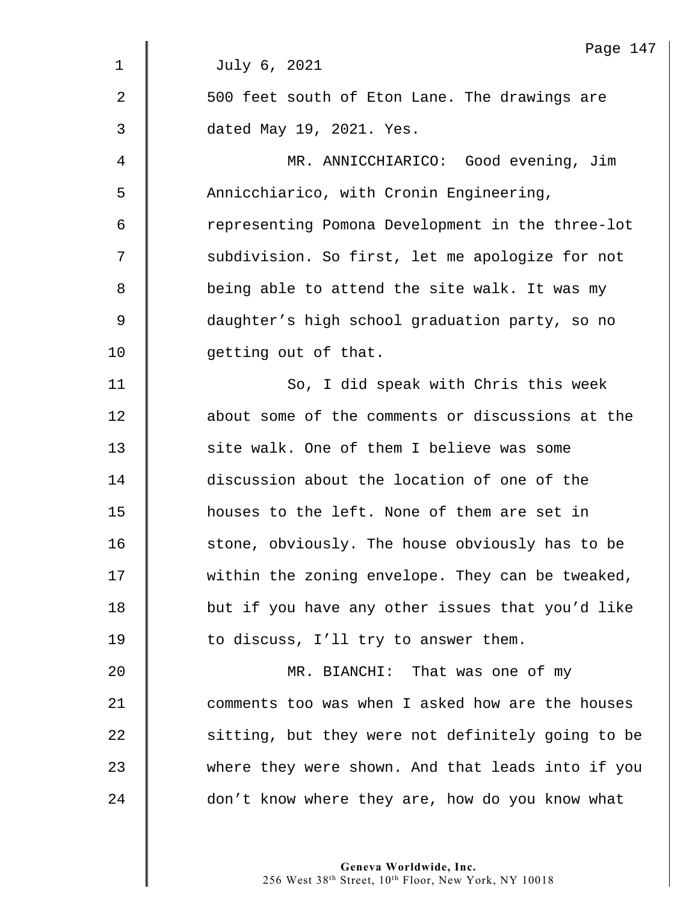July 6, 2021

500 feet south of Eton Lane. The drawings are dated May 19, 2021. Yes.

MR. ANNICCHIARICO: Good evening, Jim Annicchiarico, with Cronin Engineering, representing Pomona Development in the three-lot subdivision. So first, let me apologize for not being able to attend the site walk. It was my daughter’s high school graduation party, so no getting out of that.

So, I did speak with Chris this week about some of the comments or discussions at the site walk. One of them I believe was some discussion about the location of one of the houses to the left. None of them are set in stone, obviously. The house obviously has to be within the zoning envelope. They can be tweaked, but if you have any other issues that you’d like to discuss, I’ll try to answer them.

MR. BIANCHI: That was one of my comments too was when I asked how are the houses sitting, but they were not definitely going to be where they were shown. And that leads into if you don’t know where they are, how do you know what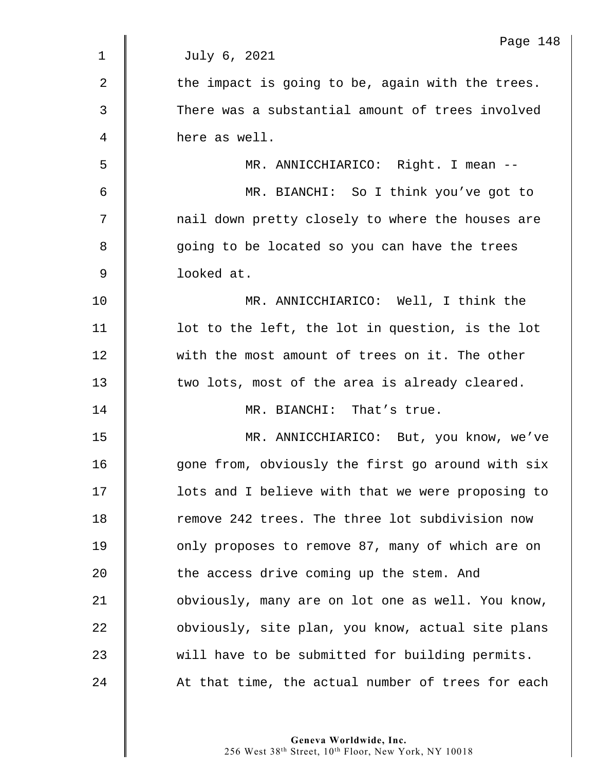July 6, 2021

the impact is going to be, again with the trees. There was a substantial amount of trees involved here as well.

MR. ANNICCHIARICO: Right. I mean --

MR. BIANCHI: So I think you've got to nail down pretty closely to where the houses are going to be located so you can have the trees looked at.

MR. ANNICCHIARICO: Well, I think the lot to the left, the lot in question, is the lot with the most amount of trees on it. The other two lots, most of the area is already cleared.

MR. BIANCHI: That's true.

MR. ANNICCHIARICO: But, you know, we've gone from, obviously the first go around with six lots and I believe with that we were proposing to remove 242 trees. The three lot subdivision now only proposes to remove 87, many of which are on the access drive coming up the stem. And obviously, many are on lot one as well. You know, obviously, site plan, you know, actual site plans will have to be submitted for building permits. At that time, the actual number of trees for each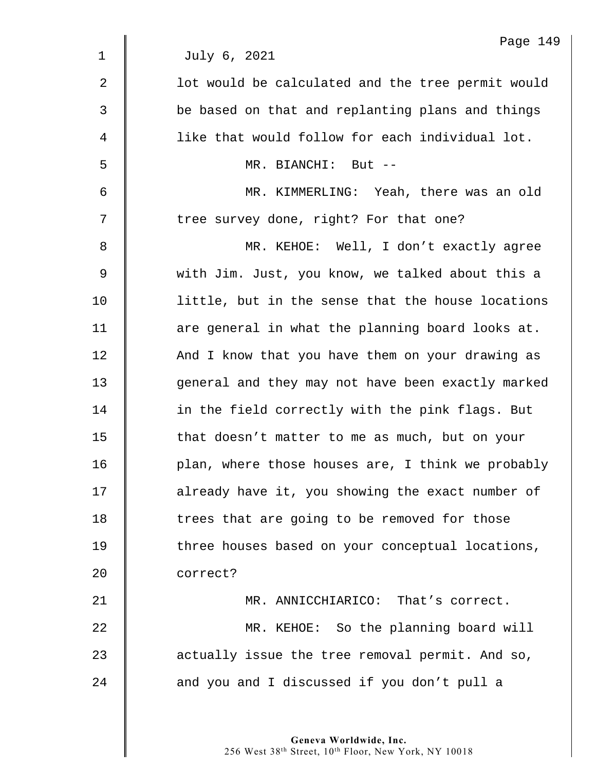July 6, 2021

lot would be calculated and the tree permit would be based on that and replanting plans and things like that would follow for each individual lot.

MR. BIANCHI: But --

MR. KIMMERLING: Yeah, there was an old tree survey done, right? For that one?

MR. KEHOE: Well, I don't exactly agree with Jim. Just, you know, we talked about this a little, but in the sense that the house locations are general in what the planning board looks at. And I know that you have them on your drawing as general and they may not have been exactly marked in the field correctly with the pink flags. But that doesn't matter to me as much, but on your plan, where those houses are, I think we probably already have it, you showing the exact number of trees that are going to be removed for those three houses based on your conceptual locations, correct?

MR. ANNICCHIARICO: That's correct.

MR. KEHOE: So the planning board will actually issue the tree removal permit. And so, and you and I discussed if you don't pull a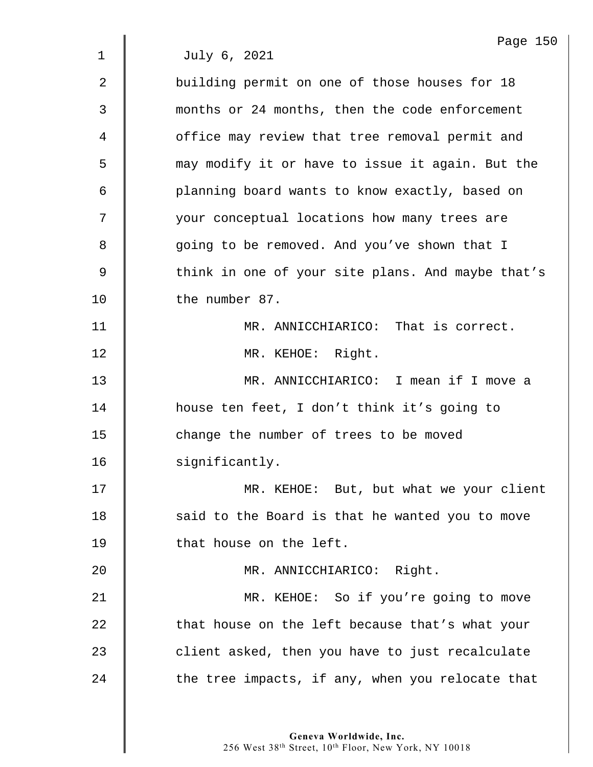July 6, 2021

building permit on one of those houses for 18 months or 24 months, then the code enforcement office may review that tree removal permit and may modify it or have to issue it again. But the planning board wants to know exactly, based on your conceptual locations how many trees are going to be removed. And you've shown that I think in one of your site plans. And maybe that's the number 87.

MR. ANNICCHIARICO: That is correct.

MR. KEHOE: Right.

MR. ANNICCHIARICO: I mean if I move a house ten feet, I don't think it's going to change the number of trees to be moved significantly.

MR. KEHOE: But, but what we your client said to the Board is that he wanted you to move that house on the left.

MR. ANNICCHIARICO: Right.

MR. KEHOE: So if you're going to move that house on the left because that's what your client asked, then you have to just recalculate the tree impacts, if any, when you relocate that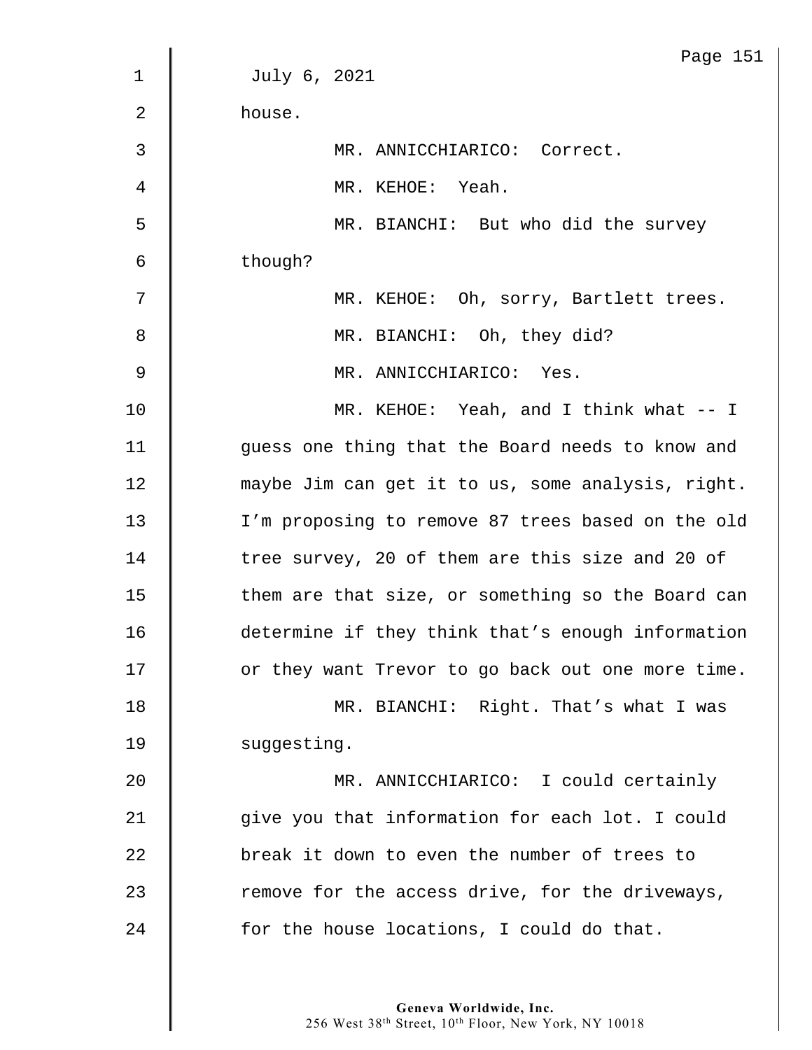July 6, 2021

house.

MR. ANNICCHIARICO: Correct.

MR. KEHOE: Yeah.

MR. BIANCHI: But who did the survey though?

MR. KEHOE: Oh, sorry, Bartlett trees.

MR. BIANCHI: Oh, they did?

MR. ANNICCHIARICO: Yes.

MR. KEHOE: Yeah, and I think what -- I guess one thing that the Board needs to know and maybe Jim can get it to us, some analysis, right. I'm proposing to remove 87 trees based on the old tree survey, 20 of them are this size and 20 of them are that size, or something so the Board can determine if they think that's enough information or they want Trevor to go back out one more time.

MR. BIANCHI: Right. That's what I was suggesting.

MR. ANNICCHIARICO: I could certainly give you that information for each lot. I could break it down to even the number of trees to remove for the access drive, for the driveways, for the house locations, I could do that.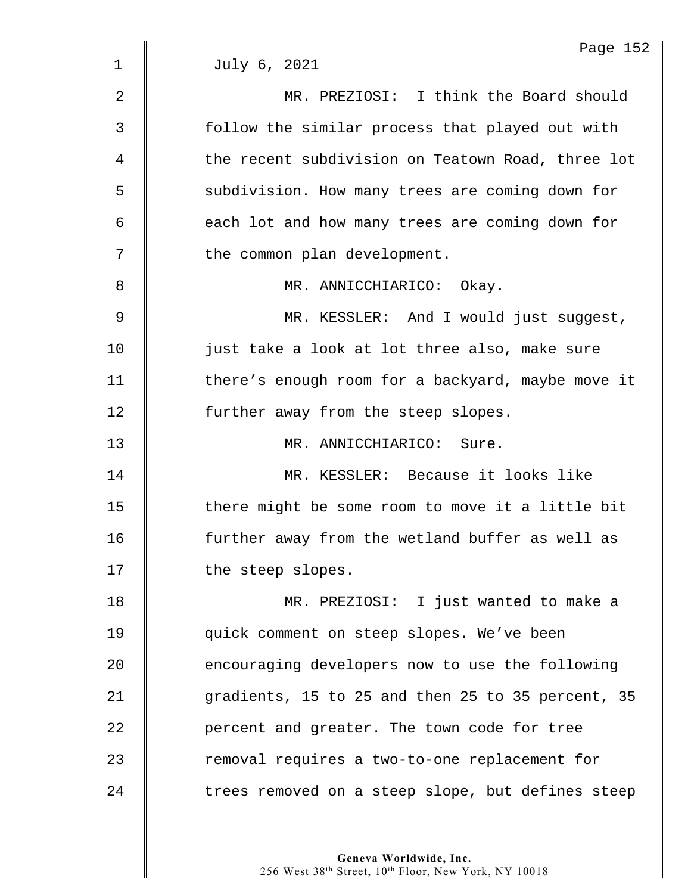July 6, 2021

MR. PREZIOSI: I think the Board should follow the similar process that played out with the recent subdivision on Teatown Road, three lot subdivision. How many trees are coming down for each lot and how many trees are coming down for the common plan development.

MR. ANNICCHIARICO: Okay.

MR. KESSLER: And I would just suggest, just take a look at lot three also, make sure there’s enough room for a backyard, maybe move it further away from the steep slopes.

MR. ANNICCHIARICO: Sure.

MR. KESSLER: Because it looks like there might be some room to move it a little bit further away from the wetland buffer as well as the steep slopes.

MR. PREZIOSI: I just wanted to make a quick comment on steep slopes. We’ve been encouraging developers now to use the following gradients, 15 to 25 and then 25 to 35 percent, 35 percent and greater. The town code for tree removal requires a two-to-one replacement for trees removed on a steep slope, but defines steep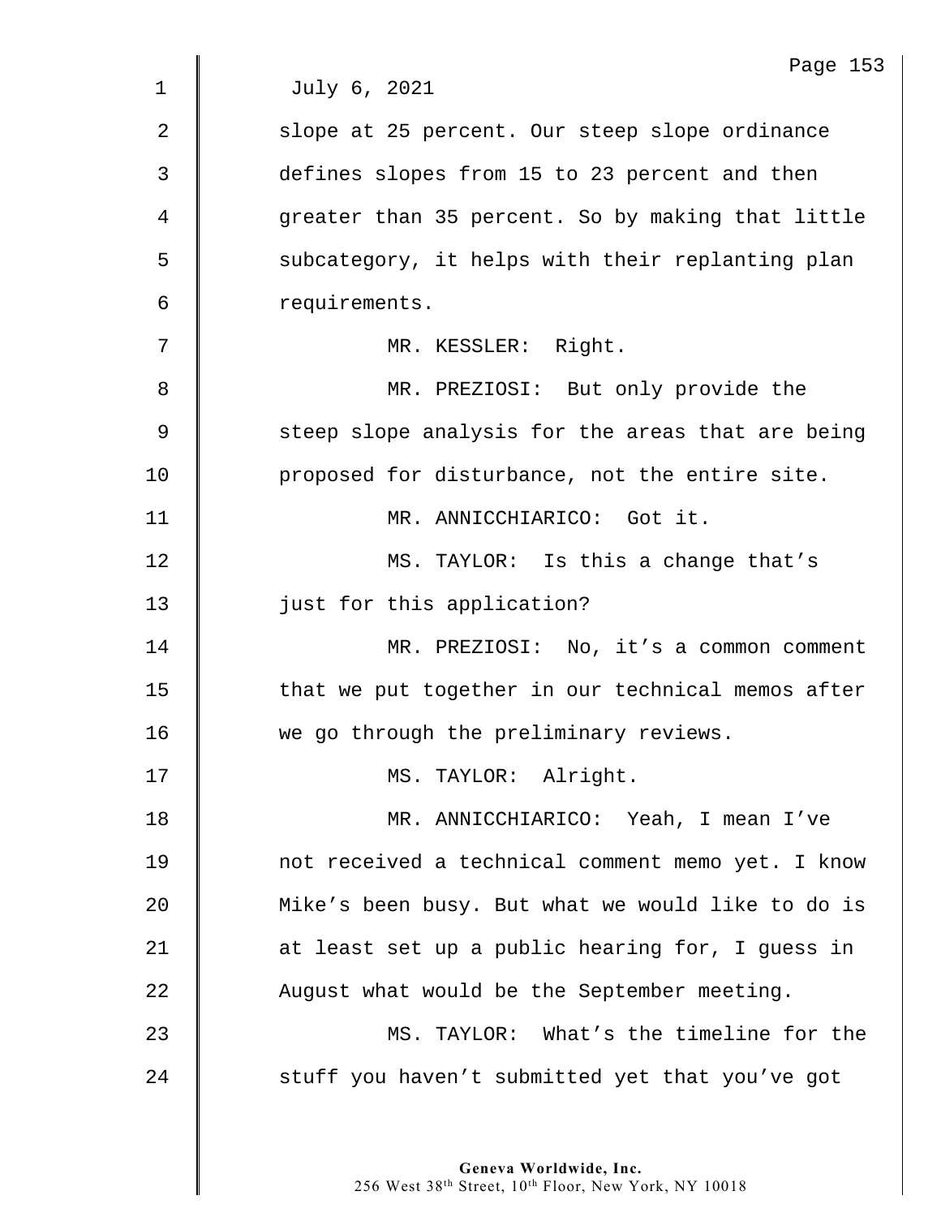July 6, 2021

slope at 25 percent. Our steep slope ordinance defines slopes from 15 to 23 percent and then greater than 35 percent. So by making that little subcategory, it helps with their replanting plan requirements.

MR. KESSLER: Right.

MR. PREZIOSI: But only provide the steep slope analysis for the areas that are being proposed for disturbance, not the entire site.

MR. ANNICCHIARICO: Got it.

MS. TAYLOR: Is this a change that's just for this application?

MR. PREZIOSI: No, it's a common comment that we put together in our technical memos after we go through the preliminary reviews.

MS. TAYLOR: Alright.

MR. ANNICCHIARICO: Yeah, I mean I've not received a technical comment memo yet. I know Mike's been busy. But what we would like to do is at least set up a public hearing for, I guess in August what would be the September meeting.

MS. TAYLOR: What's the timeline for the stuff you haven't submitted yet that you've got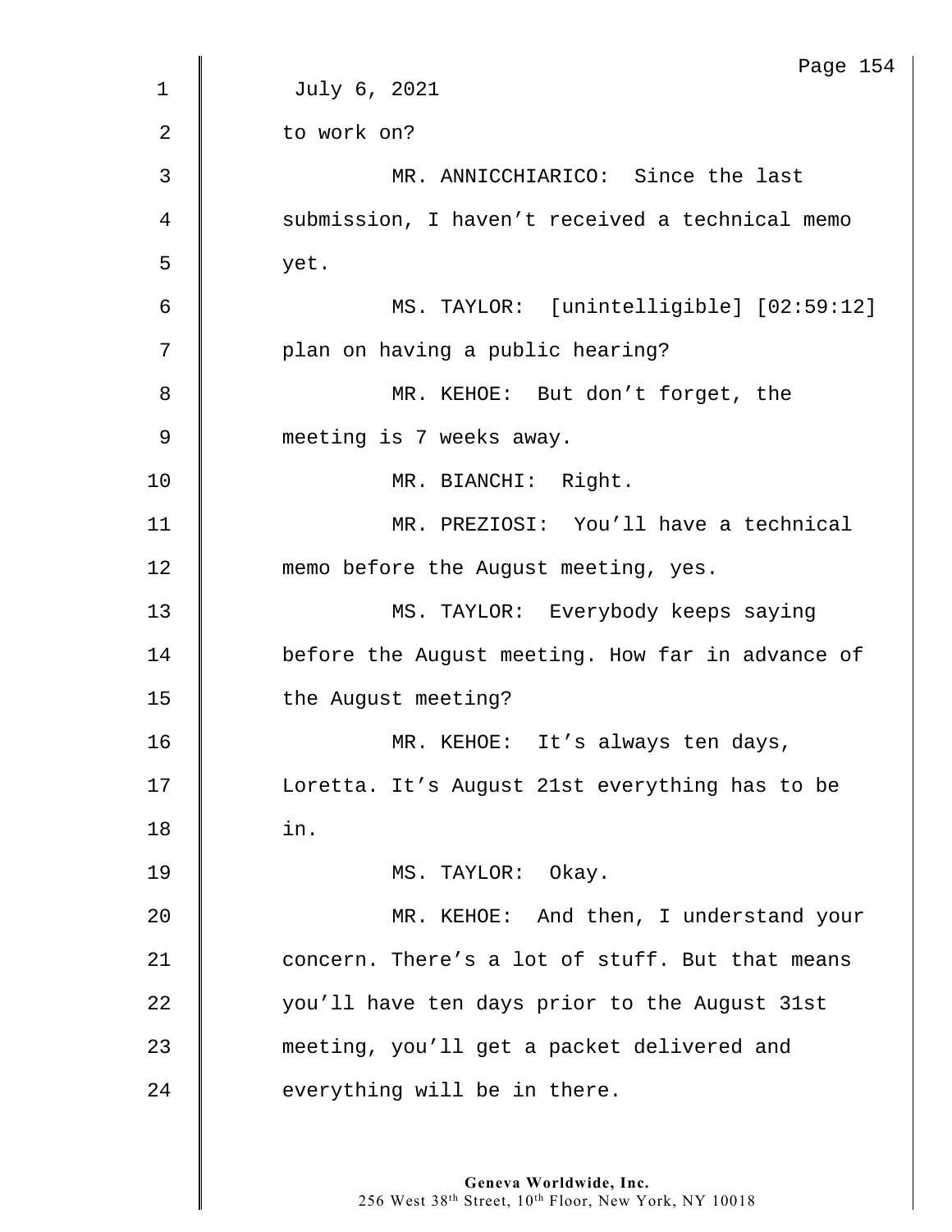July 6, 2021

to work on?

MR. ANNICCHIARICO: Since the last submission, I haven't received a technical memo yet.

MS. TAYLOR: [unintelligible] [02:59:12] plan on having a public hearing?

MR. KEHOE: But don't forget, the meeting is 7 weeks away.

MR. BIANCHI: Right.

MR. PREZIOSI: You'll have a technical memo before the August meeting, yes.

MS. TAYLOR: Everybody keeps saying before the August meeting. How far in advance of the August meeting?

MR. KEHOE: It's always ten days, Loretta. It's August 21st everything has to be in.

MS. TAYLOR: Okay.

MR. KEHOE: And then, I understand your concern. There's a lot of stuff. But that means you'll have ten days prior to the August 31st meeting, you'll get a packet delivered and everything will be in there.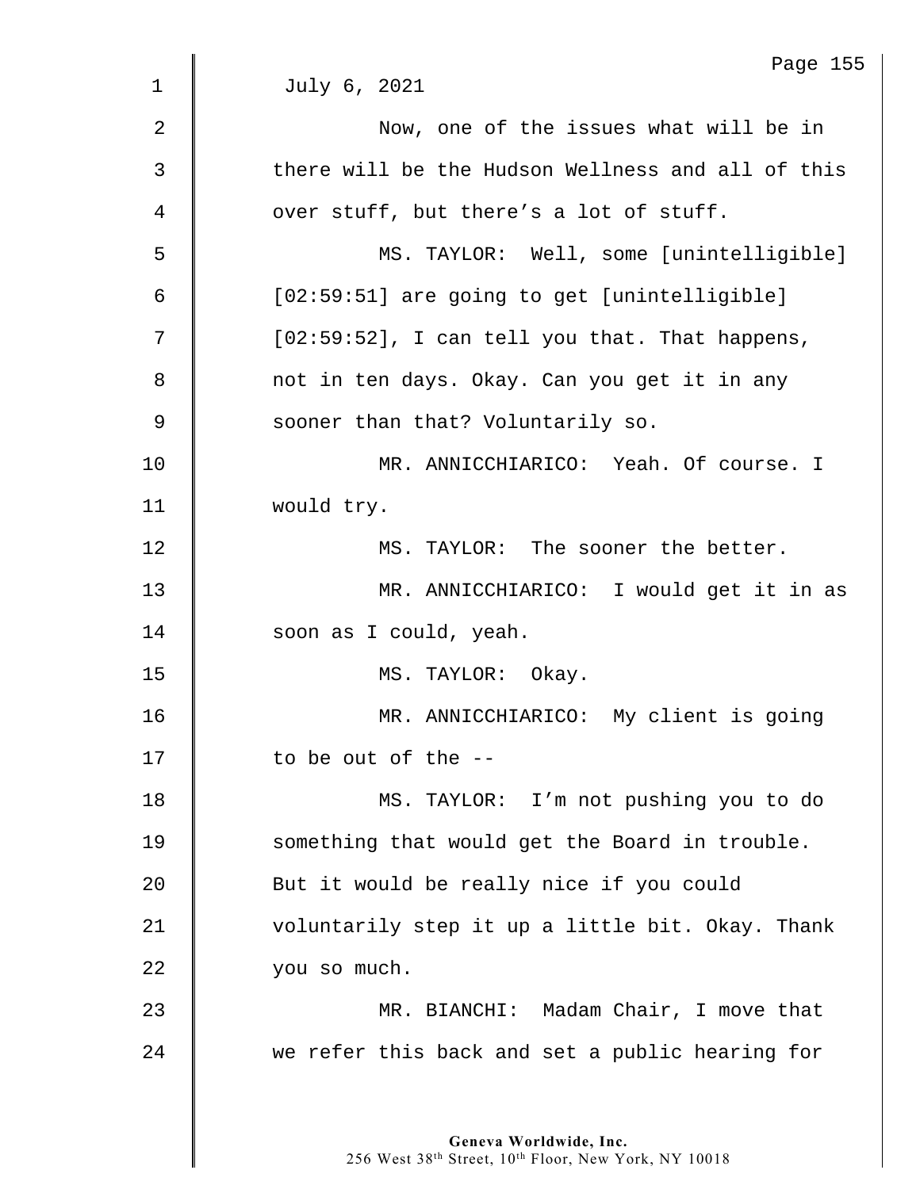July 6, 2021

Now, one of the issues what will be in there will be the Hudson Wellness and all of this over stuff, but there's a lot of stuff.

MS. TAYLOR: Well, some [unintelligible] [02:59:51] are going to get [unintelligible] [02:59:52], I can tell you that. That happens, not in ten days. Okay. Can you get it in any sooner than that? Voluntarily so.

MR. ANNICCHIARICO: Yeah. Of course. I would try.

MS. TAYLOR: The sooner the better.

MR. ANNICCHIARICO: I would get it in as soon as I could, yeah.

MS. TAYLOR: Okay.

MR. ANNICCHIARICO: My client is going to be out of the --

MS. TAYLOR: I'm not pushing you to do something that would get the Board in trouble. But it would be really nice if you could voluntarily step it up a little bit. Okay. Thank you so much.

MR. BIANCHI: Madam Chair, I move that we refer this back and set a public hearing for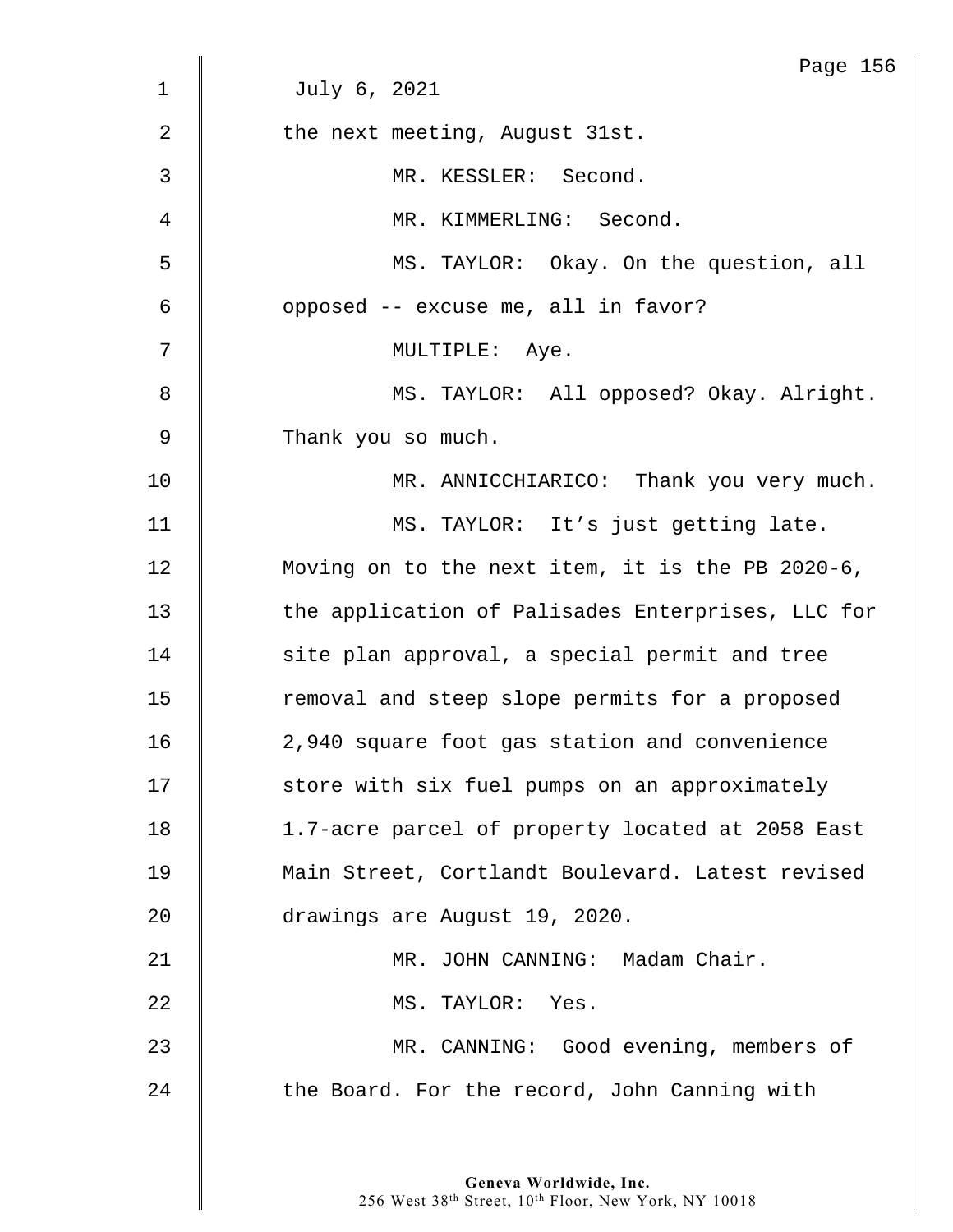July 6, 2021

the next meeting, August 31st.

MR. KESSLER: Second.

MR. KIMMERLING: Second.

MS. TAYLOR: Okay. On the question, all opposed -- excuse me, all in favor?

MULTIPLE: Aye.

MS. TAYLOR: All opposed? Okay. Alright. Thank you so much.

MR. ANNICCHIARICO: Thank you very much.

MS. TAYLOR: It's just getting late. Moving on to the next item, it is the PB 2020-6, the application of Palisades Enterprises, LLC for site plan approval, a special permit and tree removal and steep slope permits for a proposed 2,940 square foot gas station and convenience store with six fuel pumps on an approximately 1.7-acre parcel of property located at 2058 East Main Street, Cortlandt Boulevard. Latest revised drawings are August 19, 2020.

MR. JOHN CANNING: Madam Chair.

MS. TAYLOR: Yes.

MR. CANNING: Good evening, members of the Board. For the record, John Canning with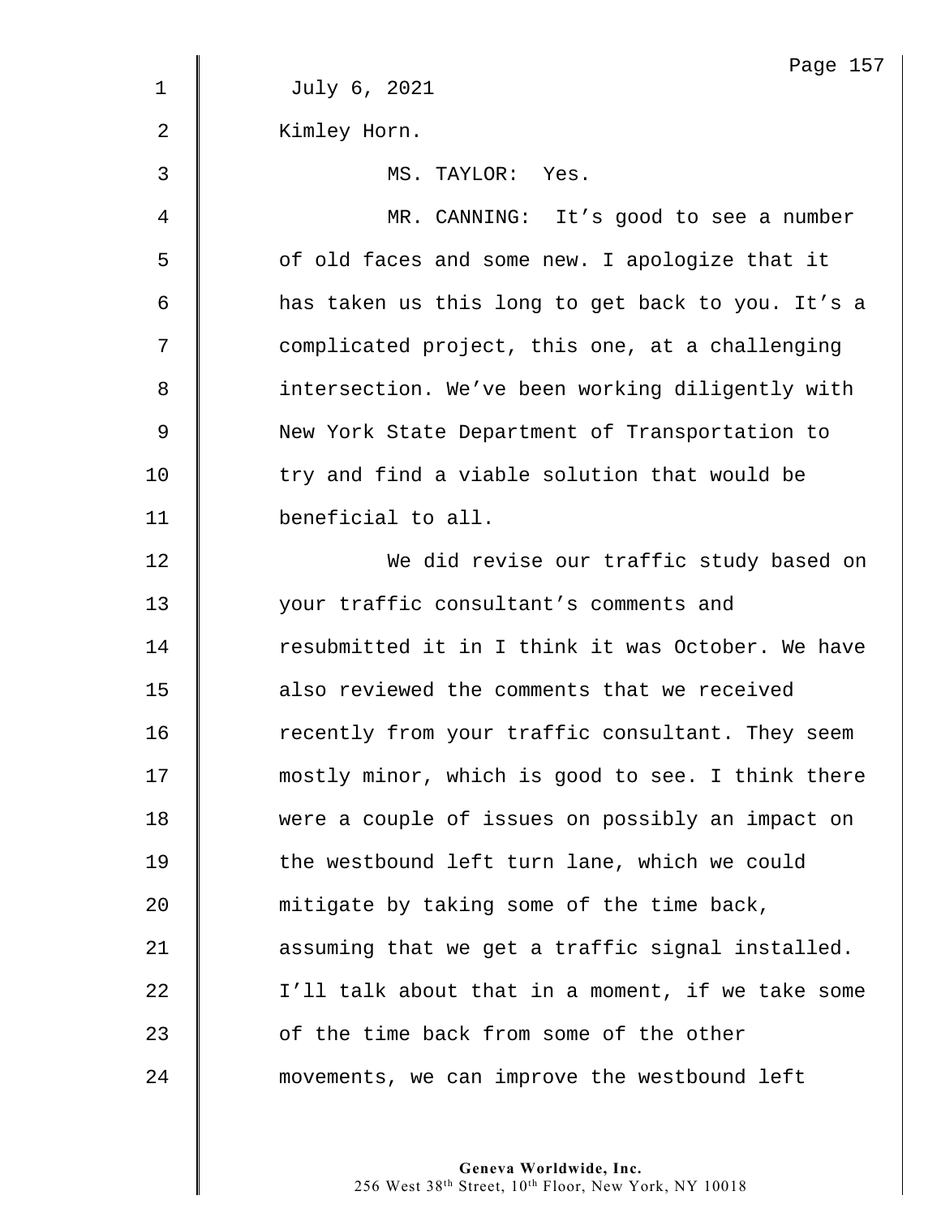July 6, 2021

Kimley Horn.

MS. TAYLOR: Yes.

MR. CANNING: It's good to see a number of old faces and some new. I apologize that it has taken us this long to get back to you. It's a complicated project, this one, at a challenging intersection. We've been working diligently with New York State Department of Transportation to try and find a viable solution that would be beneficial to all.

We did revise our traffic study based on your traffic consultant's comments and resubmitted it in I think it was October. We have also reviewed the comments that we received recently from your traffic consultant. They seem mostly minor, which is good to see. I think there were a couple of issues on possibly an impact on the westbound left turn lane, which we could mitigate by taking some of the time back, assuming that we get a traffic signal installed. I'll talk about that in a moment, if we take some of the time back from some of the other movements, we can improve the westbound left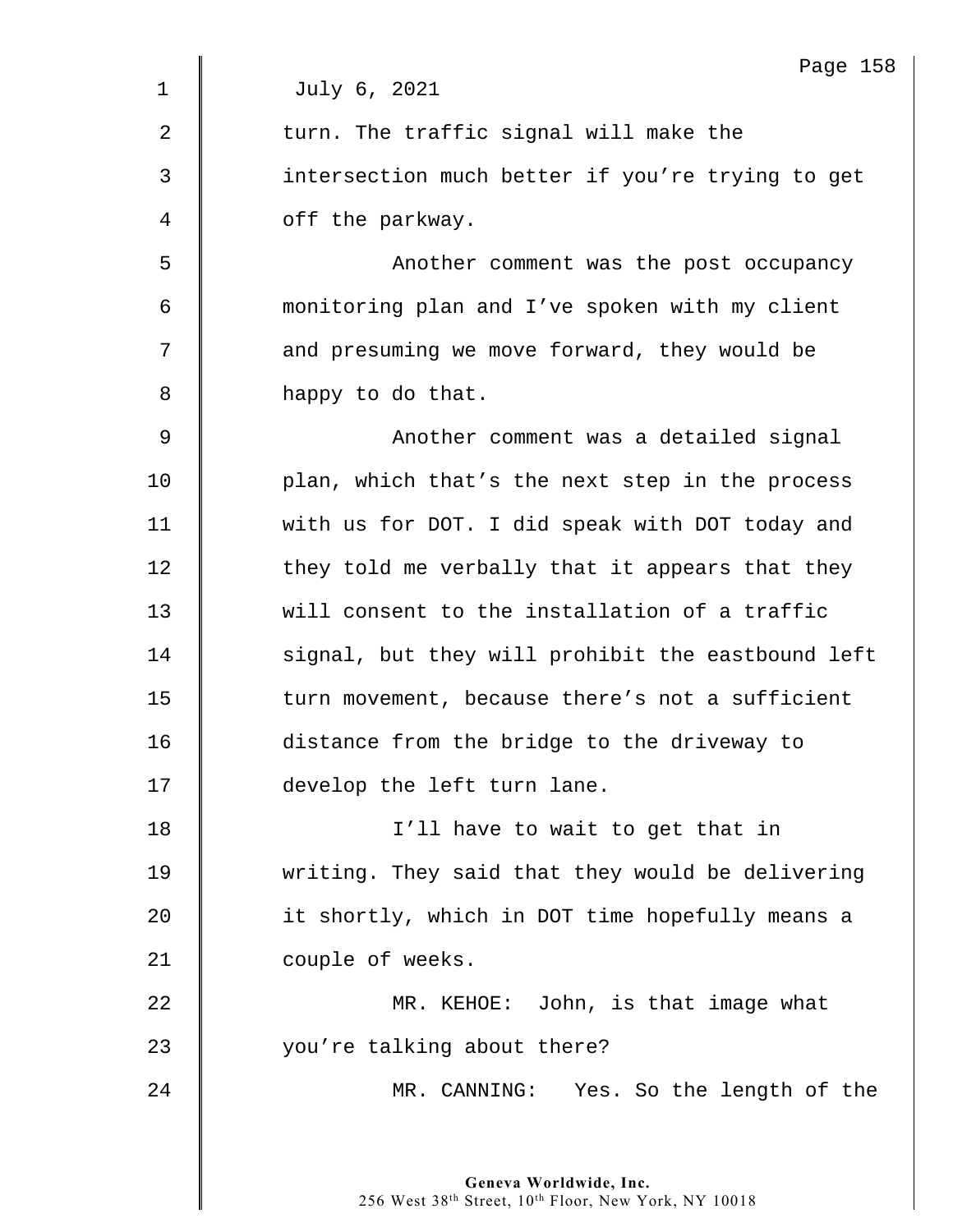July 6, 2021

turn. The traffic signal will make the intersection much better if you're trying to get off the parkway.

Another comment was the post occupancy monitoring plan and I've spoken with my client and presuming we move forward, they would be happy to do that.

Another comment was a detailed signal plan, which that's the next step in the process with us for DOT. I did speak with DOT today and they told me verbally that it appears that they will consent to the installation of a traffic signal, but they will prohibit the eastbound left turn movement, because there's not a sufficient distance from the bridge to the driveway to develop the left turn lane.

I'll have to wait to get that in writing. They said that they would be delivering it shortly, which in DOT time hopefully means a couple of weeks.

MR. KEHOE: John, is that image what you're talking about there?

MR. CANNING: Yes. So the length of the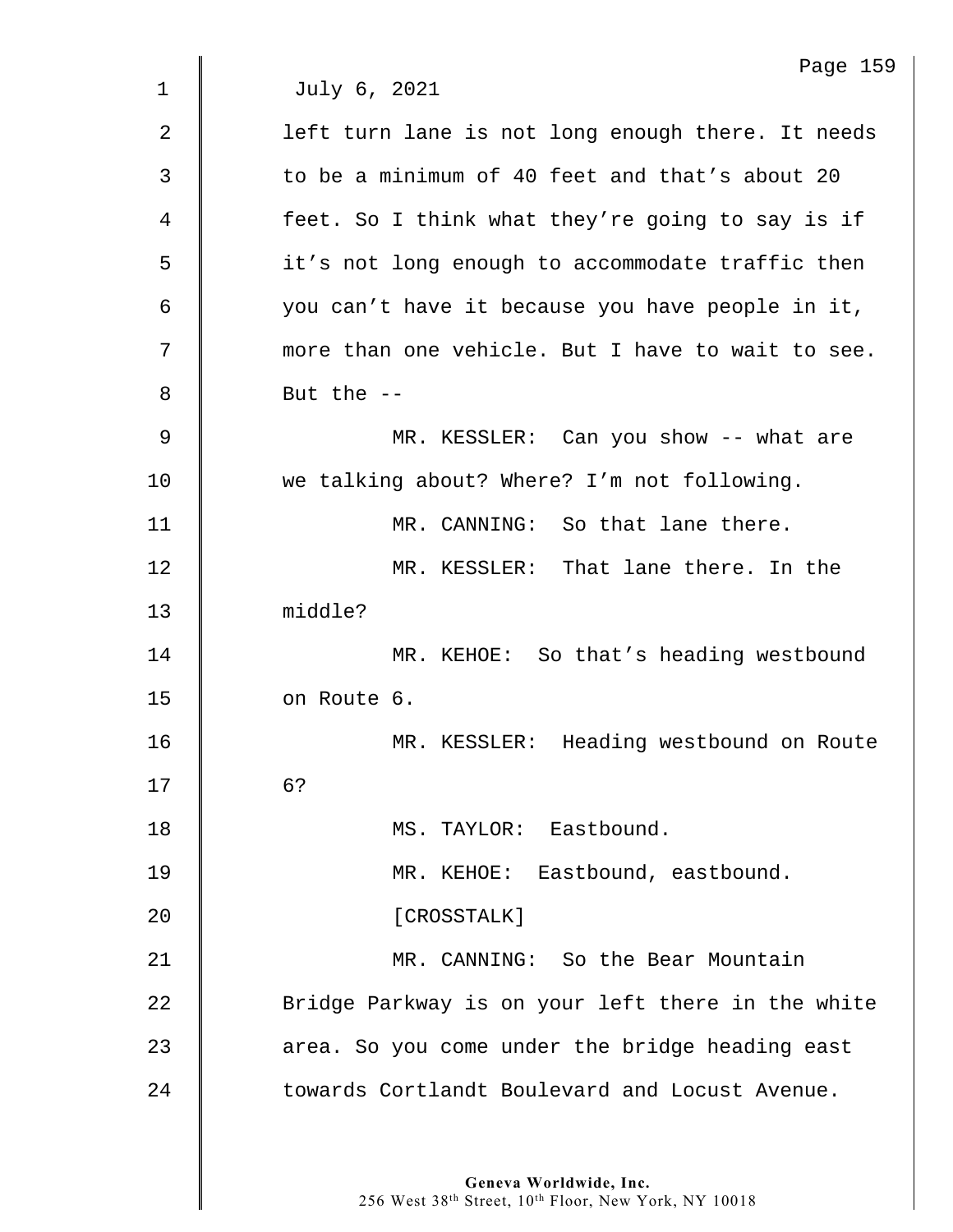July 6, 2021

left turn lane is not long enough there. It needs to be a minimum of 40 feet and that's about 20 feet. So I think what they're going to say is if it's not long enough to accommodate traffic then you can't have it because you have people in it, more than one vehicle. But I have to wait to see. But the --

MR. KESSLER: Can you show -- what are we talking about? Where? I'm not following.

MR. CANNING: So that lane there.

MR. KESSLER: That lane there. In the middle?

MR. KEHOE: So that's heading westbound on Route 6.

MR. KESSLER: Heading westbound on Route 6?

MS. TAYLOR: Eastbound.

MR. KEHOE: Eastbound, eastbound.

[CROSSTALK]

MR. CANNING: So the Bear Mountain Bridge Parkway is on your left there in the white area. So you come under the bridge heading east towards Cortlandt Boulevard and Locust Avenue.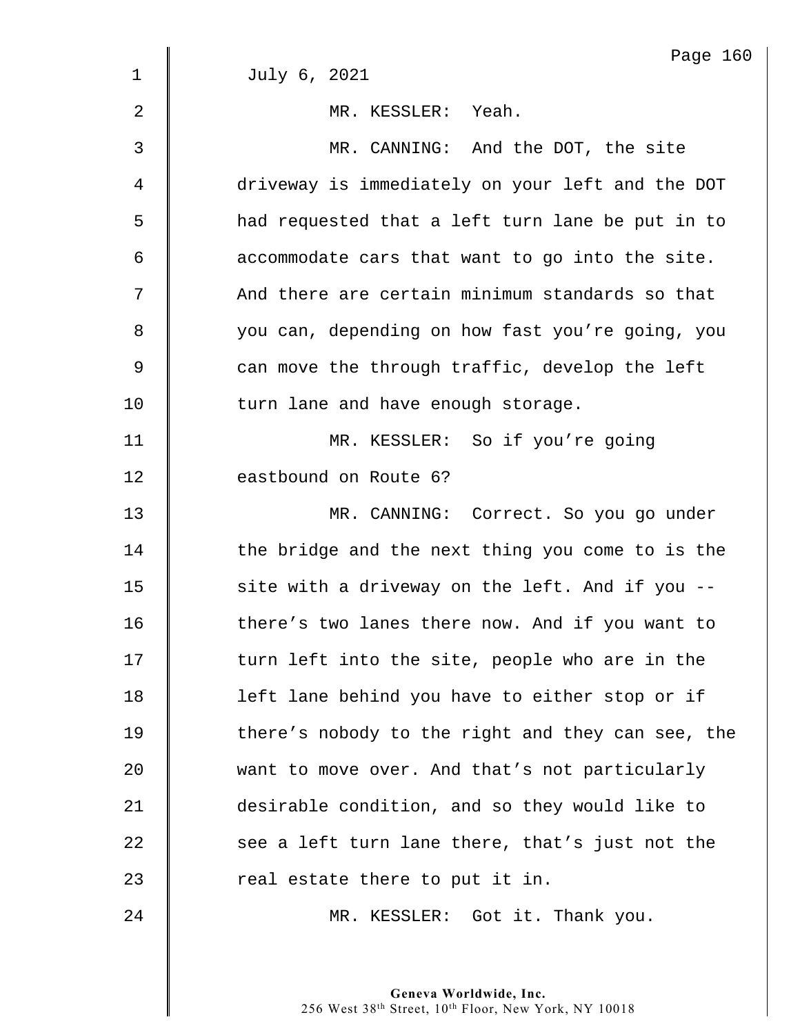July 6, 2021

MR. KESSLER: Yeah.

MR. CANNING: And the DOT, the site driveway is immediately on your left and the DOT had requested that a left turn lane be put in to accommodate cars that want to go into the site. And there are certain minimum standards so that you can, depending on how fast you're going, you can move the through traffic, develop the left turn lane and have enough storage.

MR. KESSLER: So if you're going eastbound on Route 6?

MR. CANNING: Correct. So you go under the bridge and the next thing you come to is the site with a driveway on the left. And if you -- there's two lanes there now. And if you want to turn left into the site, people who are in the left lane behind you have to either stop or if there's nobody to the right and they can see, the want to move over. And that's not particularly desirable condition, and so they would like to see a left turn lane there, that's just not the real estate there to put it in.

MR. KESSLER: Got it. Thank you.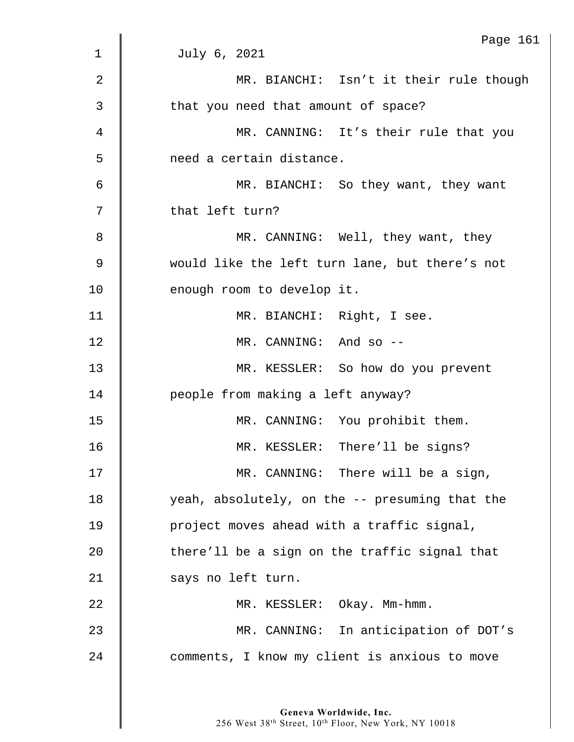July 6, 2021

MR. BIANCHI: Isn't it their rule though that you need that amount of space?

MR. CANNING: It's their rule that you need a certain distance.

MR. BIANCHI: So they want, they want that left turn?

MR. CANNING: Well, they want, they would like the left turn lane, but there's not enough room to develop it.

MR. BIANCHI: Right, I see.

MR. CANNING: And so --

MR. KESSLER: So how do you prevent people from making a left anyway?

MR. CANNING: You prohibit them.

MR. KESSLER: There'll be signs?

MR. CANNING: There will be a sign, yeah, absolutely, on the -- presuming that the project moves ahead with a traffic signal, there'll be a sign on the traffic signal that says no left turn.

MR. KESSLER: Okay. Mm-hmm.

MR. CANNING: In anticipation of DOT's comments, I know my client is anxious to move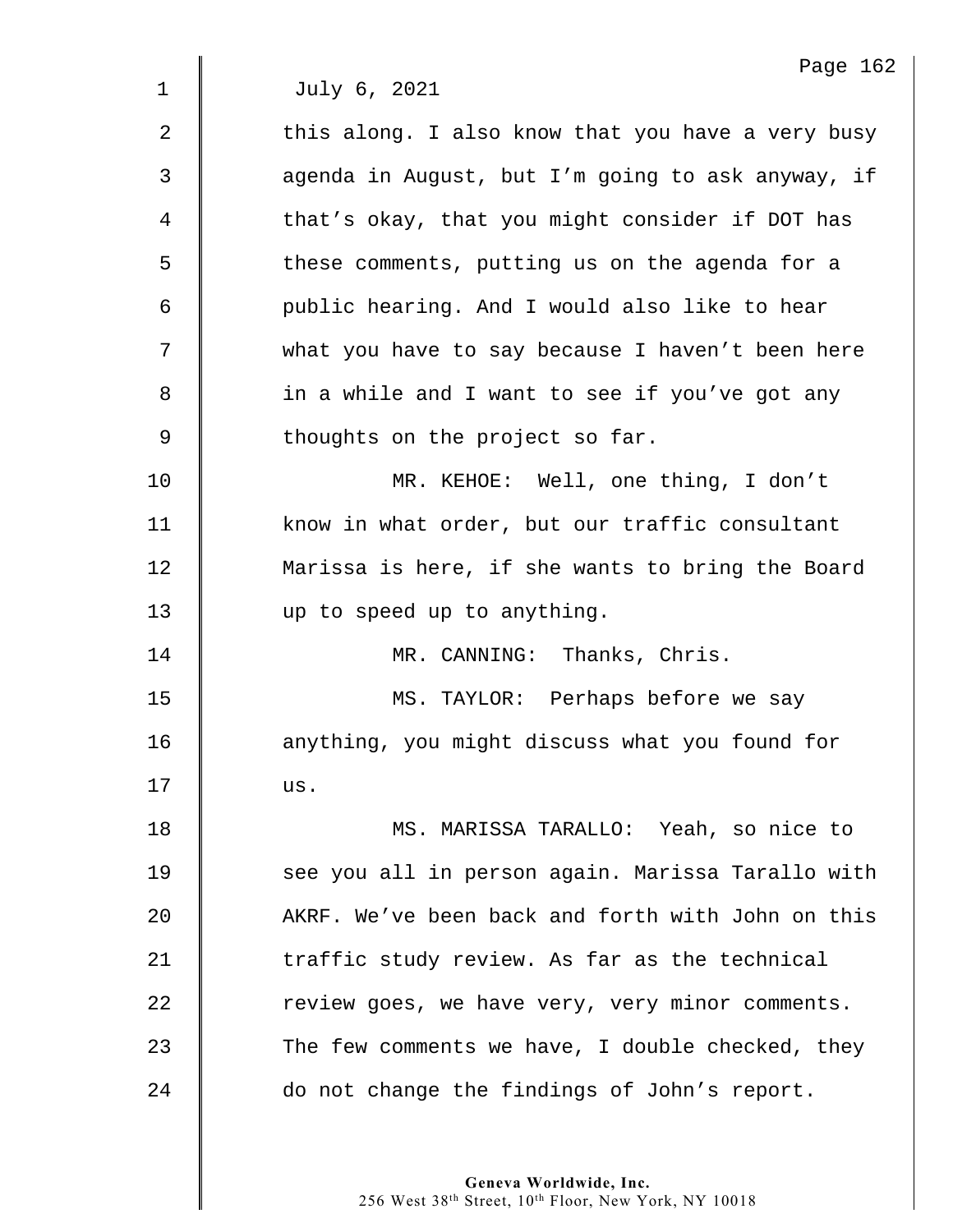July 6, 2021

this along. I also know that you have a very busy agenda in August, but I'm going to ask anyway, if that's okay, that you might consider if DOT has these comments, putting us on the agenda for a public hearing. And I would also like to hear what you have to say because I haven't been here in a while and I want to see if you've got any thoughts on the project so far.

MR. KEHOE: Well, one thing, I don't know in what order, but our traffic consultant Marissa is here, if she wants to bring the Board up to speed up to anything.

MR. CANNING: Thanks, Chris.

MS. TAYLOR: Perhaps before we say anything, you might discuss what you found for us.

MS. MARISSA TARALLO: Yeah, so nice to see you all in person again. Marissa Tarallo with AKRF. We've been back and forth with John on this traffic study review. As far as the technical review goes, we have very, very minor comments. The few comments we have, I double checked, they do not change the findings of John's report.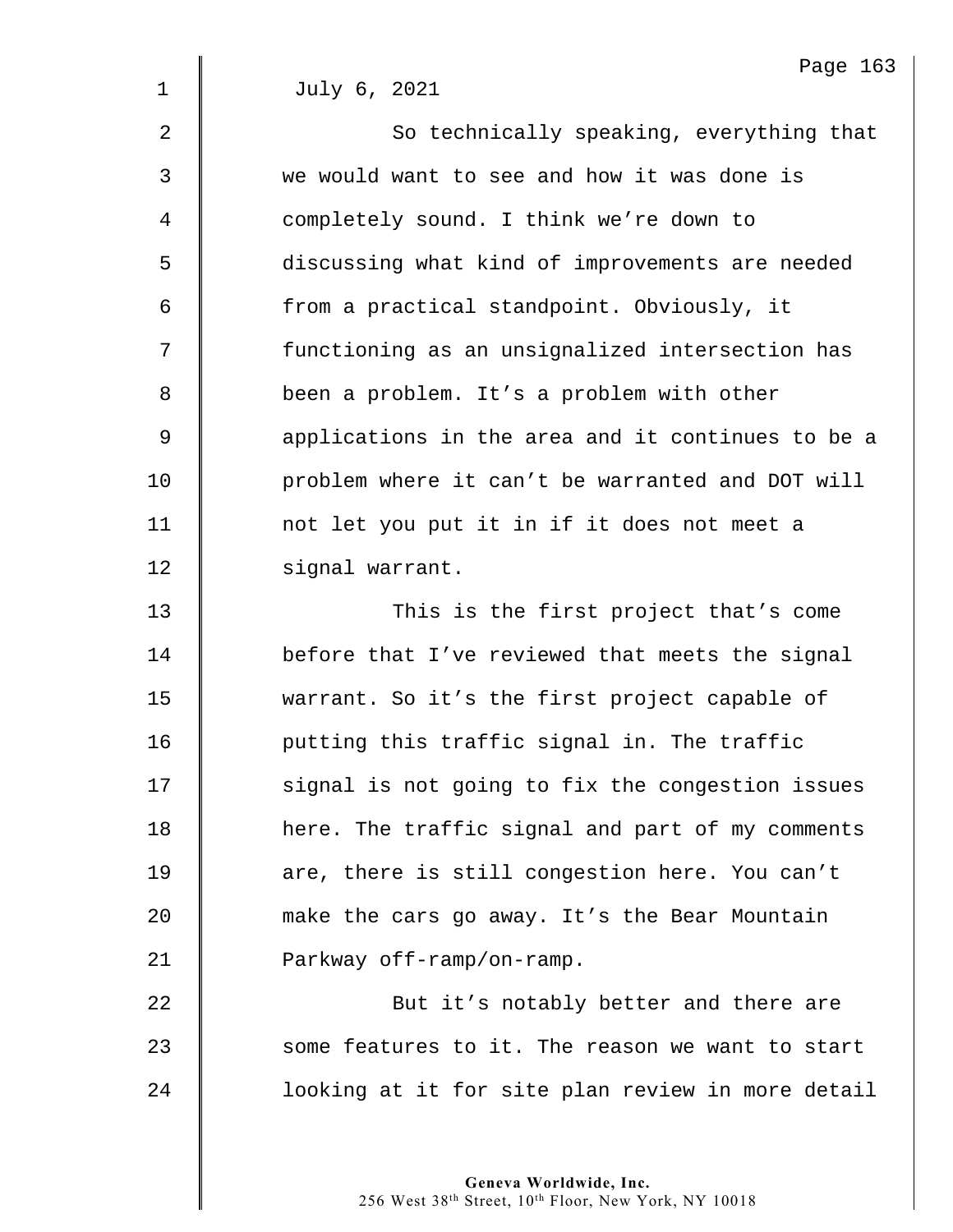July 6, 2021

So technically speaking, everything that we would want to see and how it was done is completely sound. I think we're down to discussing what kind of improvements are needed from a practical standpoint. Obviously, it functioning as an unsignalized intersection has been a problem. It's a problem with other applications in the area and it continues to be a problem where it can't be warranted and DOT will not let you put it in if it does not meet a signal warrant.

This is the first project that's come before that I've reviewed that meets the signal warrant. So it's the first project capable of putting this traffic signal in. The traffic signal is not going to fix the congestion issues here. The traffic signal and part of my comments are, there is still congestion here. You can't make the cars go away. It's the Bear Mountain Parkway off-ramp/on-ramp.

But it's notably better and there are some features to it. The reason we want to start looking at it for site plan review in more detail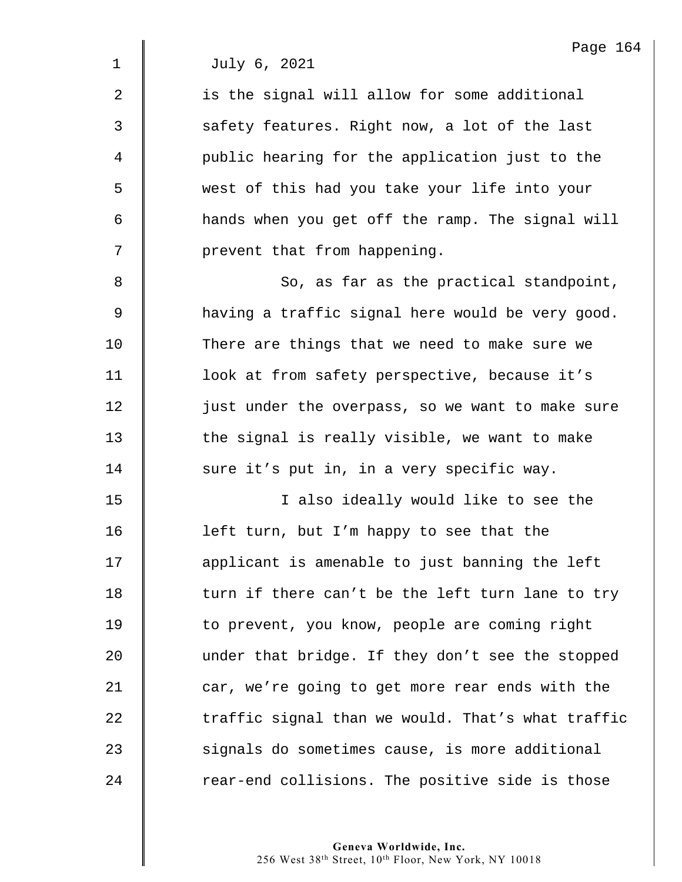July 6, 2021

is the signal will allow for some additional safety features. Right now, a lot of the last public hearing for the application just to the west of this had you take your life into your hands when you get off the ramp. The signal will prevent that from happening.

So, as far as the practical standpoint, having a traffic signal here would be very good. There are things that we need to make sure we look at from safety perspective, because it's just under the overpass, so we want to make sure the signal is really visible, we want to make sure it's put in, in a very specific way.

I also ideally would like to see the left turn, but I'm happy to see that the applicant is amenable to just banning the left turn if there can't be the left turn lane to try to prevent, you know, people are coming right under that bridge. If they don't see the stopped car, we're going to get more rear ends with the traffic signal than we would. That's what traffic signals do sometimes cause, is more additional rear-end collisions. The positive side is those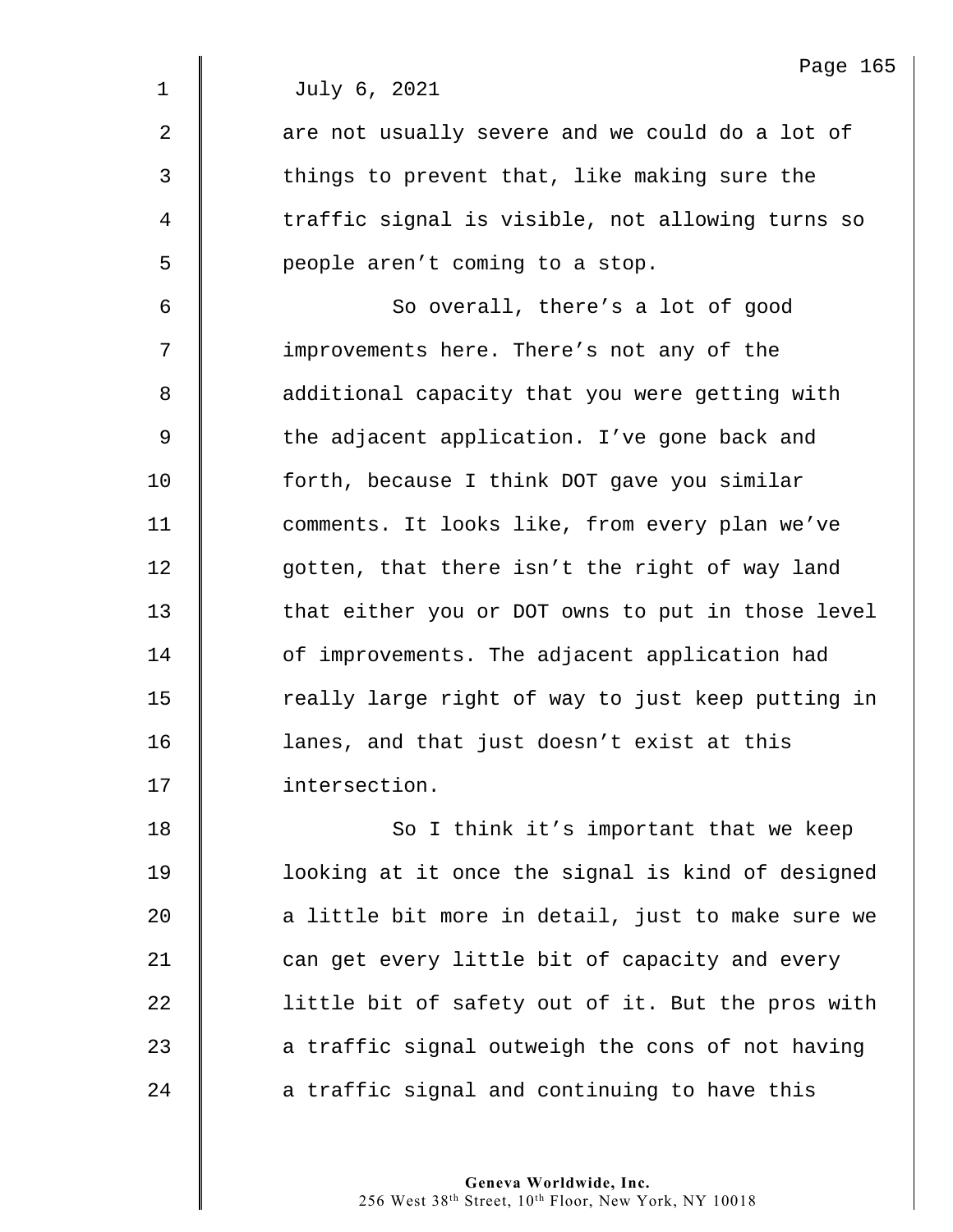July 6, 2021

are not usually severe and we could do a lot of things to prevent that, like making sure the traffic signal is visible, not allowing turns so people aren't coming to a stop.

So overall, there's a lot of good improvements here. There's not any of the additional capacity that you were getting with the adjacent application. I've gone back and forth, because I think DOT gave you similar comments. It looks like, from every plan we've gotten, that there isn't the right of way land that either you or DOT owns to put in those level of improvements. The adjacent application had really large right of way to just keep putting in lanes, and that just doesn't exist at this intersection.

So I think it's important that we keep looking at it once the signal is kind of designed a little bit more in detail, just to make sure we can get every little bit of capacity and every little bit of safety out of it. But the pros with a traffic signal outweigh the cons of not having a traffic signal and continuing to have this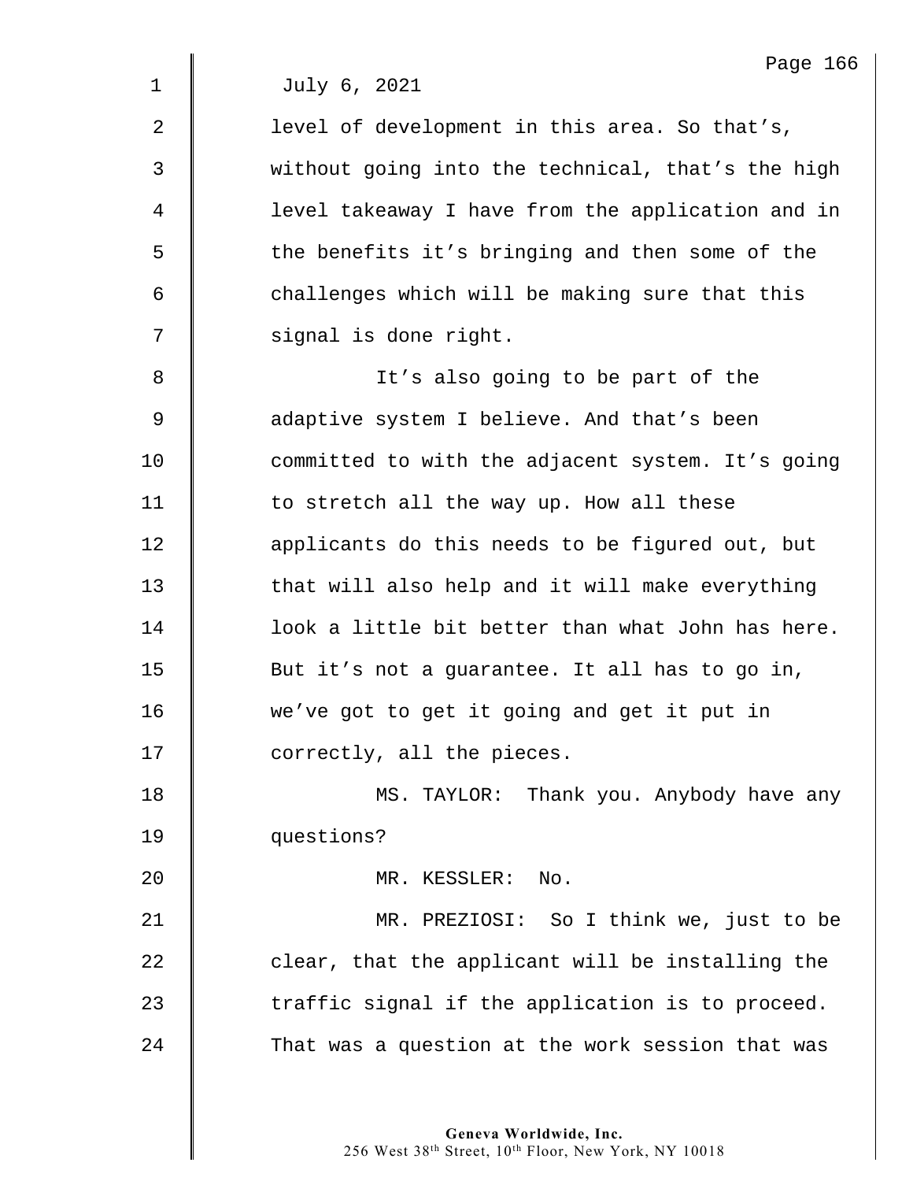July 6, 2021

level of development in this area. So that's, without going into the technical, that's the high level takeaway I have from the application and in the benefits it's bringing and then some of the challenges which will be making sure that this signal is done right.

It's also going to be part of the adaptive system I believe. And that's been committed to with the adjacent system. It's going to stretch all the way up. How all these applicants do this needs to be figured out, but that will also help and it will make everything look a little bit better than what John has here. But it's not a guarantee. It all has to go in, we've got to get it going and get it put in correctly, all the pieces.

MS. TAYLOR: Thank you. Anybody have any questions?

MR. KESSLER: No.

MR. PREZIOSI: So I think we, just to be clear, that the applicant will be installing the traffic signal if the application is to proceed. That was a question at the work session that was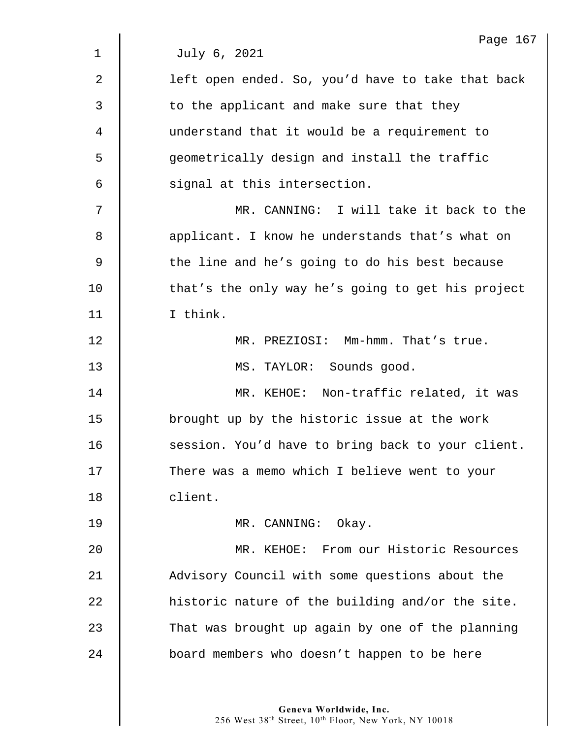July 6, 2021

left open ended. So, you'd have to take that back to the applicant and make sure that they understand that it would be a requirement to geometrically design and install the traffic signal at this intersection.

MR. CANNING: I will take it back to the applicant. I know he understands that's what on the line and he's going to do his best because that's the only way he's going to get his project I think.

MR. PREZIOSI: Mm-hmm. That's true.

MS. TAYLOR: Sounds good.

MR. KEHOE: Non-traffic related, it was brought up by the historic issue at the work session. You'd have to bring back to your client. There was a memo which I believe went to your client.

MR. CANNING: Okay.

MR. KEHOE: From our Historic Resources Advisory Council with some questions about the historic nature of the building and/or the site. That was brought up again by one of the planning board members who doesn't happen to be here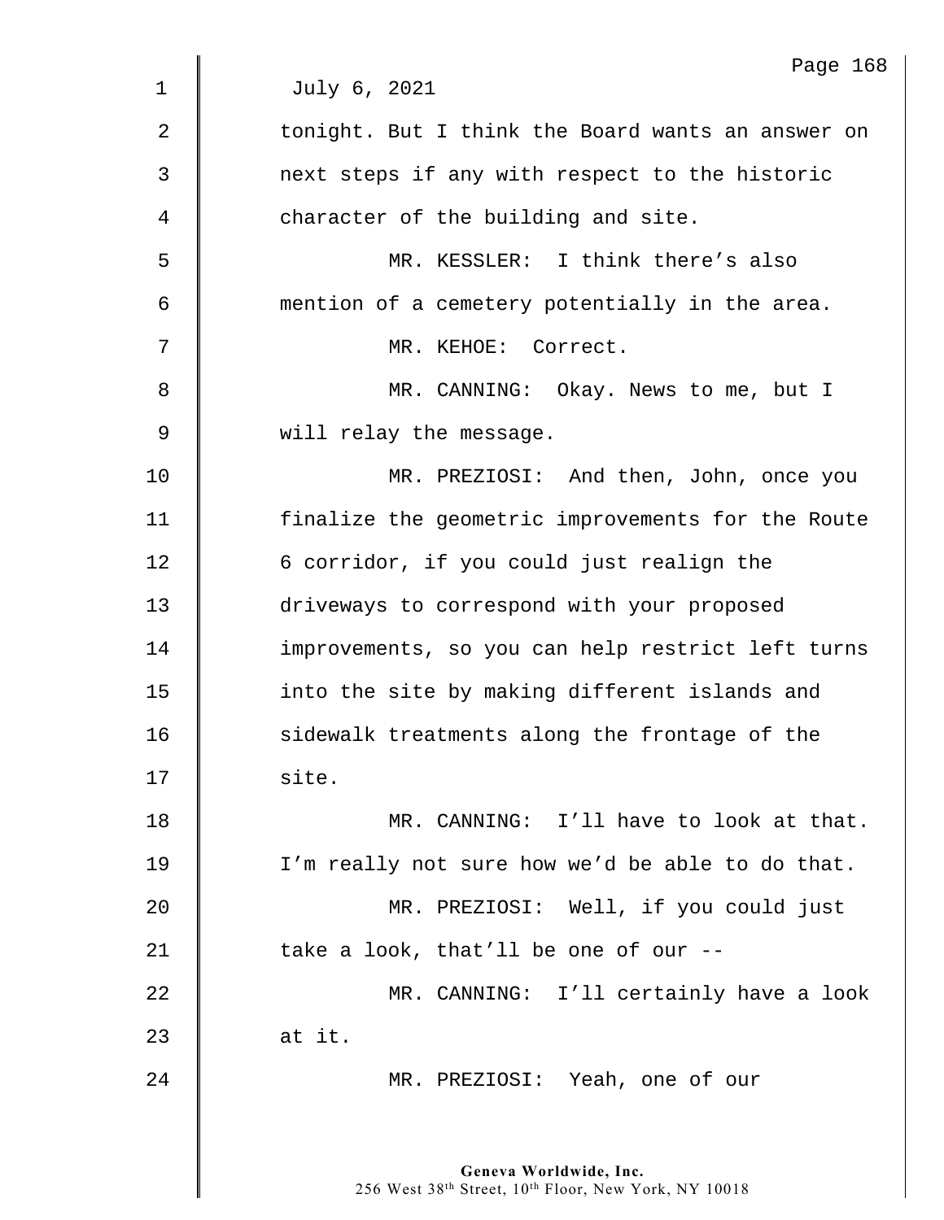July 6, 2021

tonight. But I think the Board wants an answer on next steps if any with respect to the historic character of the building and site.

MR. KESSLER: I think there's also mention of a cemetery potentially in the area.

MR. KEHOE: Correct.

MR. CANNING: Okay. News to me, but I will relay the message.

MR. PREZIOSI: And then, John, once you finalize the geometric improvements for the Route 6 corridor, if you could just realign the driveways to correspond with your proposed improvements, so you can help restrict left turns into the site by making different islands and sidewalk treatments along the frontage of the site.

MR. CANNING: I'll have to look at that. I'm really not sure how we'd be able to do that.

MR. PREZIOSI: Well, if you could just take a look, that'll be one of our --

MR. CANNING: I'll certainly have a look at it.

MR. PREZIOSI: Yeah, one of our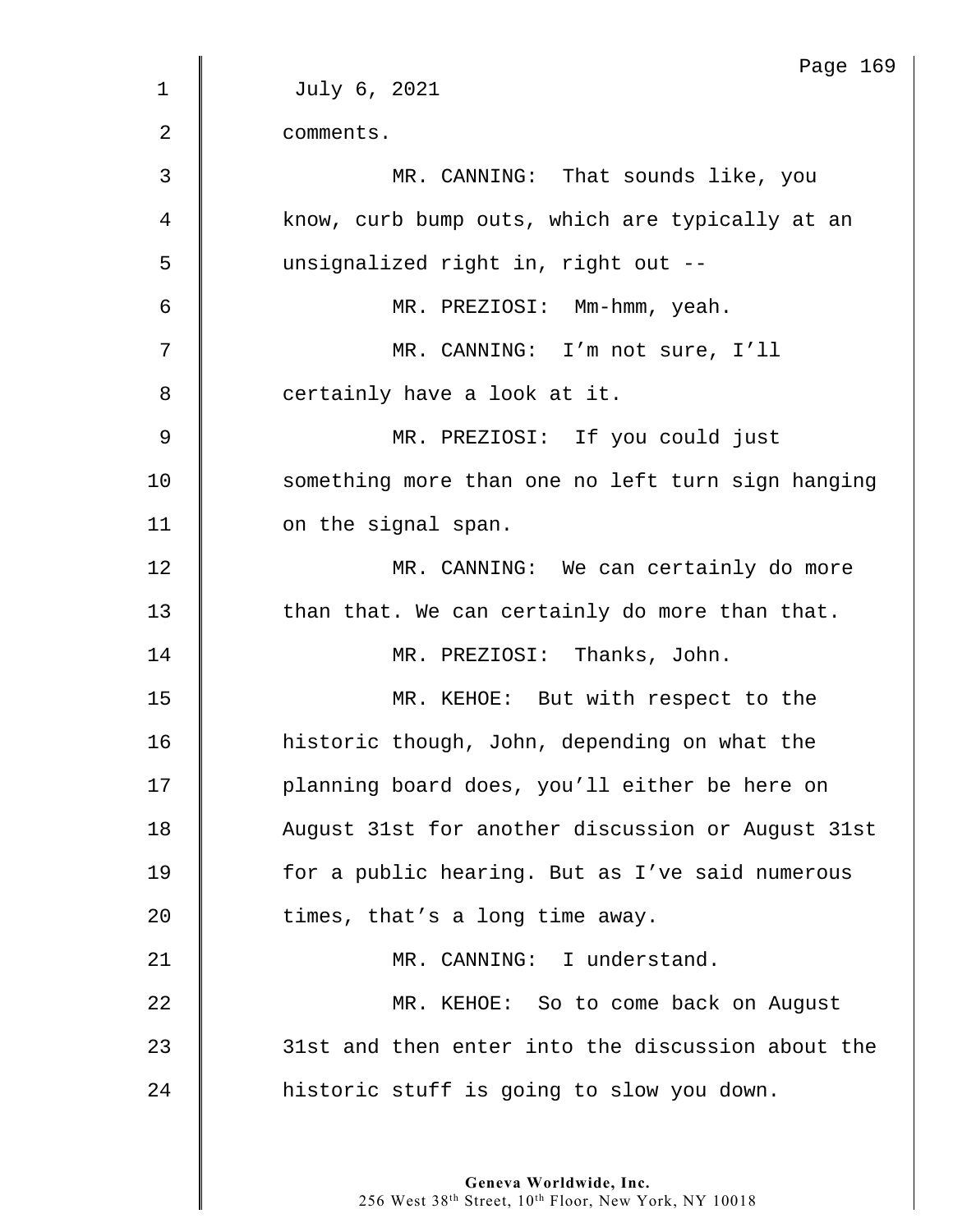July 6, 2021

comments.

MR. CANNING: That sounds like, you know, curb bump outs, which are typically at an unsignalized right in, right out --

MR. PREZIOSI: Mm-hmm, yeah.

MR. CANNING: I'm not sure, I'll certainly have a look at it.

MR. PREZIOSI: If you could just something more than one no left turn sign hanging on the signal span.

MR. CANNING: We can certainly do more than that. We can certainly do more than that.

MR. PREZIOSI: Thanks, John.

MR. KEHOE: But with respect to the historic though, John, depending on what the planning board does, you'll either be here on August 31st for another discussion or August 31st for a public hearing. But as I've said numerous times, that's a long time away.

MR. CANNING: I understand.

MR. KEHOE: So to come back on August 31st and then enter into the discussion about the historic stuff is going to slow you down.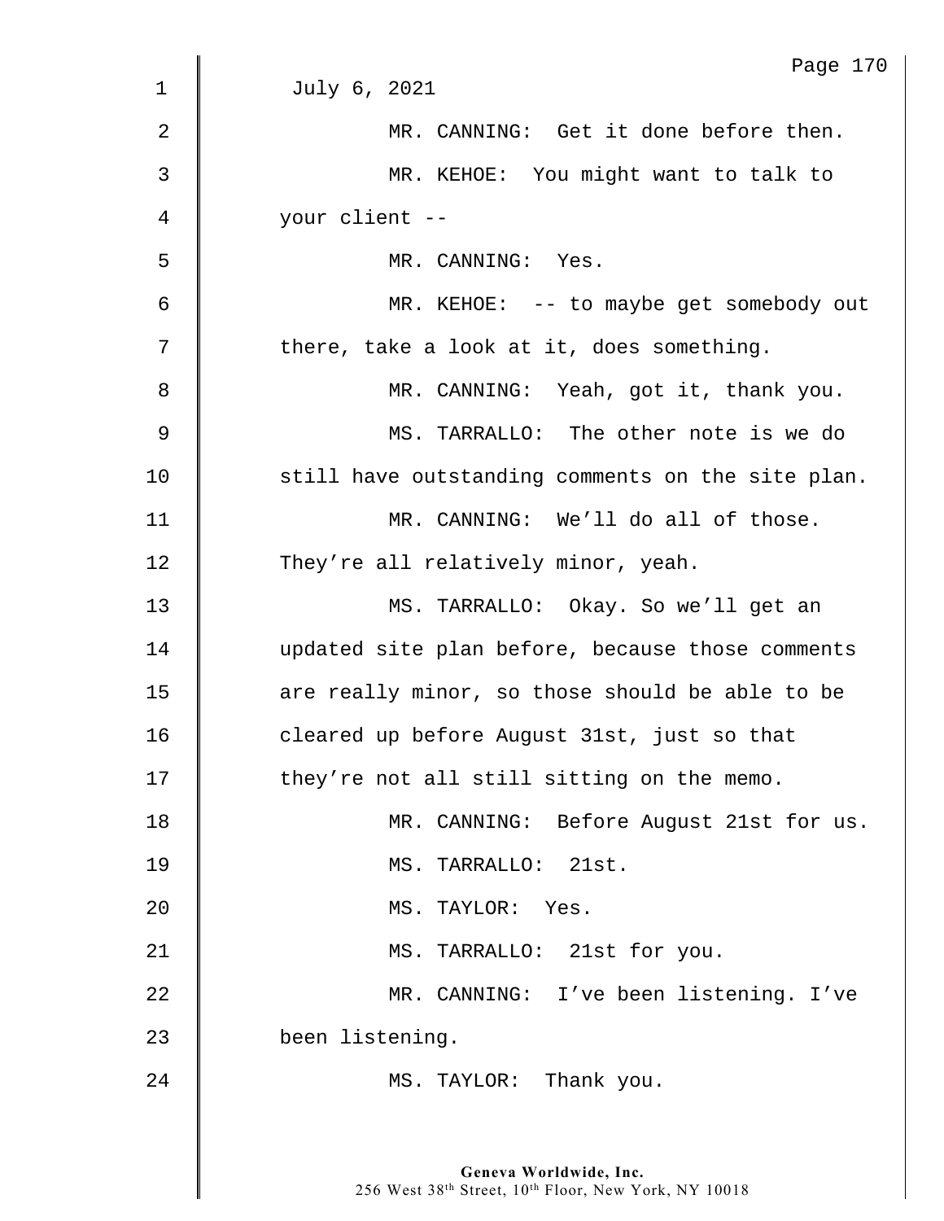July 6, 2021

MR. CANNING: Get it done before then.

MR. KEHOE: You might want to talk to your client --

MR. CANNING: Yes.

MR. KEHOE: -- to maybe get somebody out there, take a look at it, does something.

MR. CANNING: Yeah, got it, thank you.

MS. TARRALLO: The other note is we do still have outstanding comments on the site plan.

MR. CANNING: We'll do all of those. They're all relatively minor, yeah.

MS. TARRALLO: Okay. So we'll get an updated site plan before, because those comments are really minor, so those should be able to be cleared up before August 31st, just so that they're not all still sitting on the memo.

MR. CANNING: Before August 21st for us.

MS. TARRALLO: 21st.

MS. TAYLOR: Yes.

MS. TARRALLO: 21st for you.

MR. CANNING: I've been listening. I've been listening.

MS. TAYLOR: Thank you.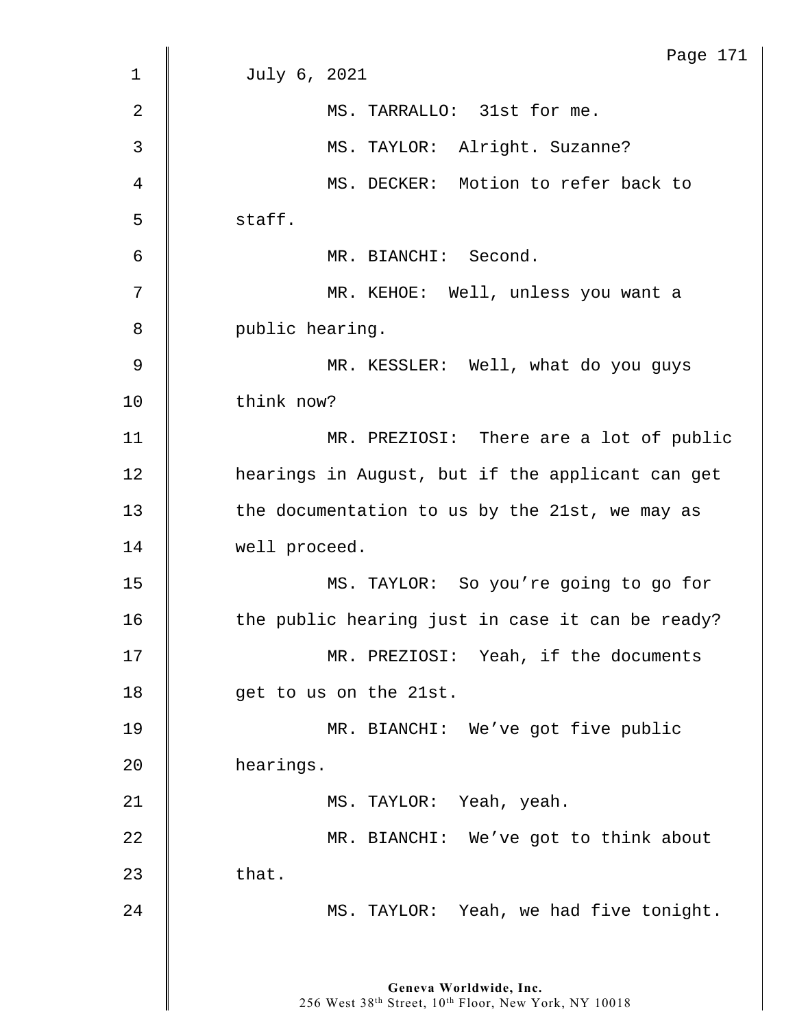July 6, 2021

MS. TARRALLO: 31st for me.

MS. TAYLOR: Alright. Suzanne?

MS. DECKER: Motion to refer back to staff.

MR. BIANCHI: Second.

MR. KEHOE: Well, unless you want a public hearing.

MR. KESSLER: Well, what do you guys think now?

MR. PREZIOSI: There are a lot of public hearings in August, but if the applicant can get the documentation to us by the 21st, we may as well proceed.

MS. TAYLOR: So you're going to go for the public hearing just in case it can be ready?

MR. PREZIOSI: Yeah, if the documents get to us on the 21st.

MR. BIANCHI: We've got five public hearings.

MS. TAYLOR: Yeah, yeah.

MR. BIANCHI: We've got to think about that.

MS. TAYLOR: Yeah, we had five tonight.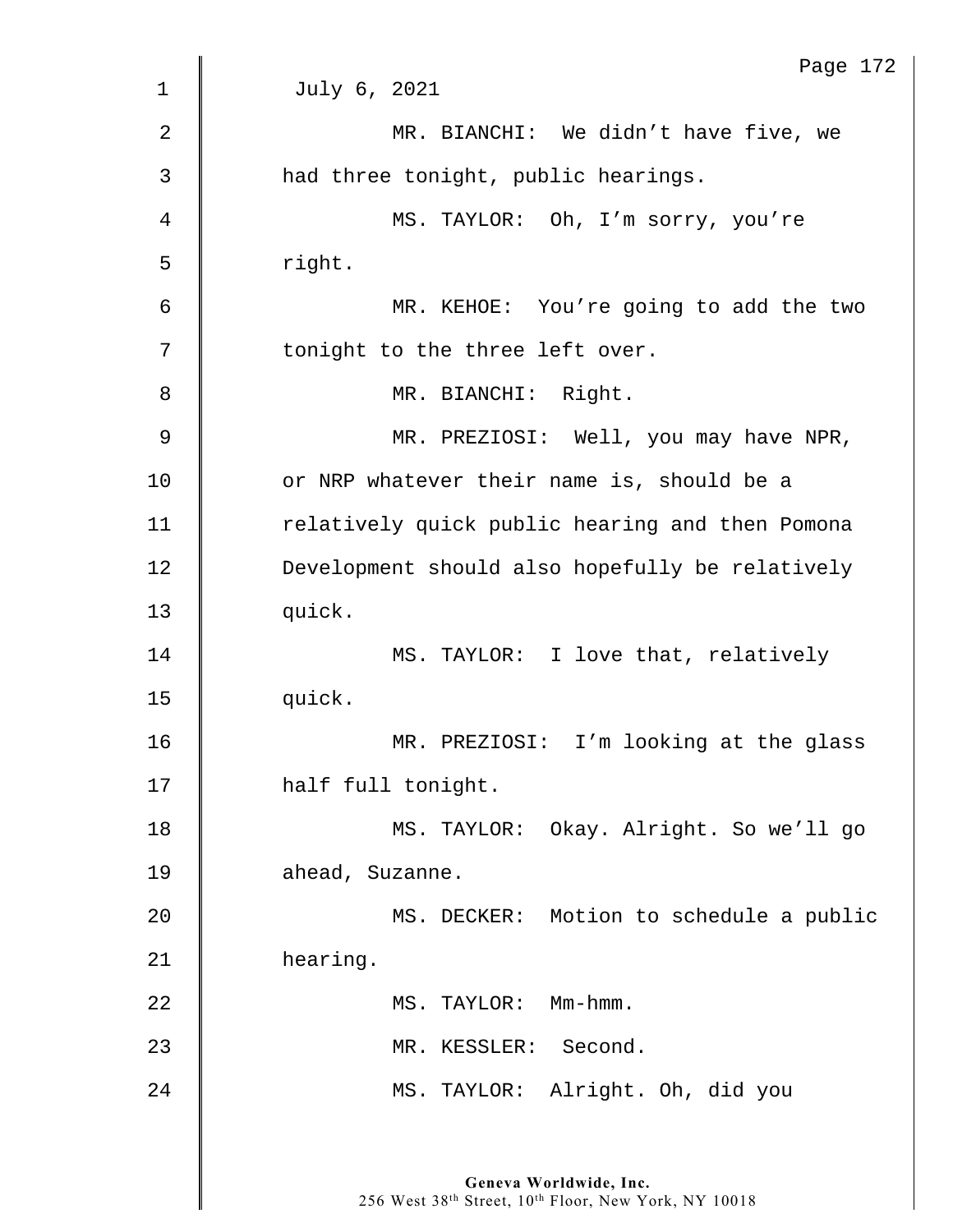July 6, 2021

MR. BIANCHI: We didn't have five, we had three tonight, public hearings.

MS. TAYLOR: Oh, I'm sorry, you're right.

MR. KEHOE: You're going to add the two tonight to the three left over.

MR. BIANCHI: Right.

MR. PREZIOSI: Well, you may have NPR, or NRP whatever their name is, should be a relatively quick public hearing and then Pomona Development should also hopefully be relatively quick.

MS. TAYLOR: I love that, relatively quick.

MR. PREZIOSI: I'm looking at the glass half full tonight.

MS. TAYLOR: Okay. Alright. So we'll go ahead, Suzanne.

MS. DECKER: Motion to schedule a public hearing.

MS. TAYLOR: Mm-hmm.

MR. KESSLER: Second.

MS. TAYLOR: Alright. Oh, did you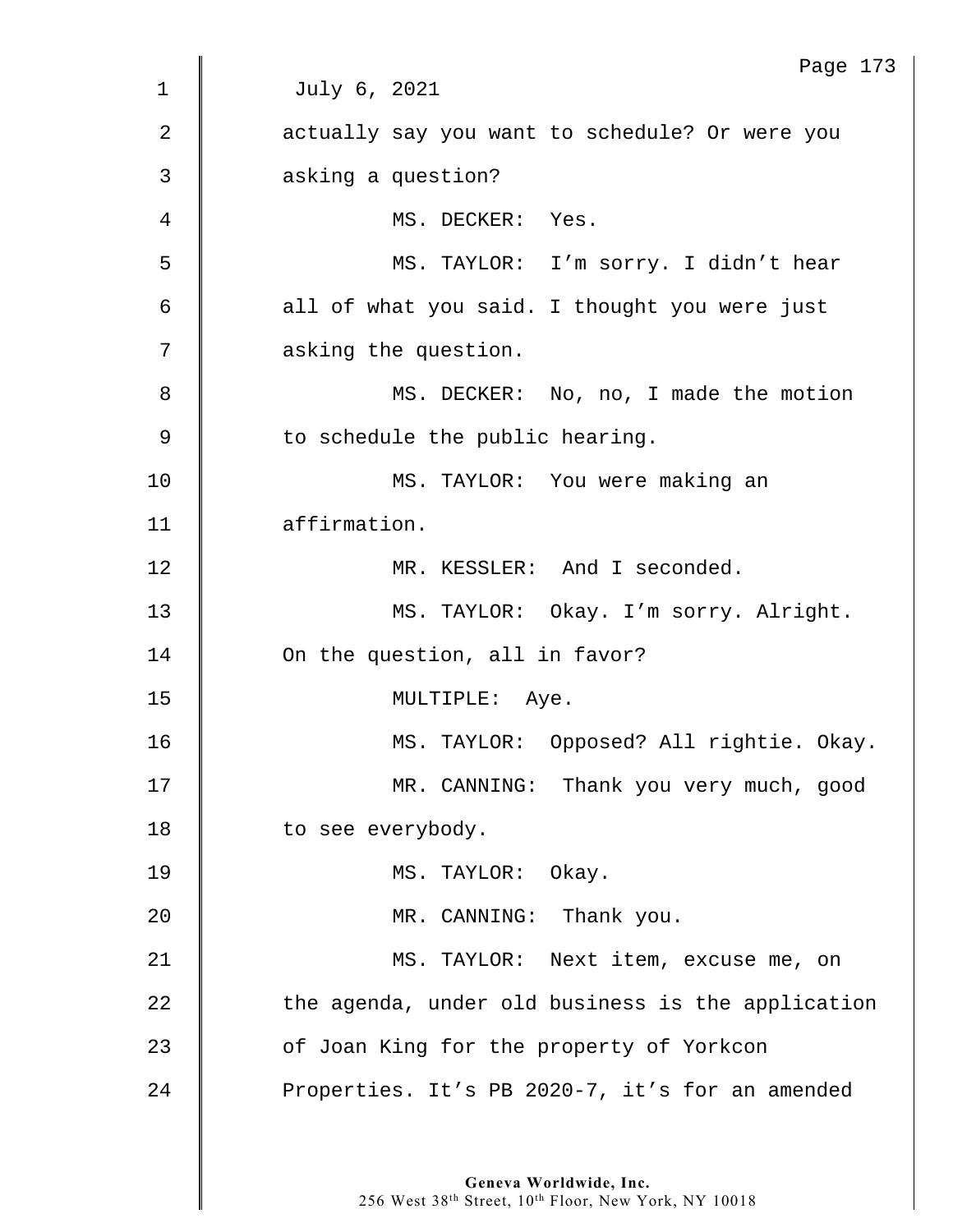July 6, 2021

actually say you want to schedule? Or were you asking a question?

MS. DECKER: Yes.

MS. TAYLOR: I'm sorry. I didn't hear all of what you said. I thought you were just asking the question.

MS. DECKER: No, no, I made the motion to schedule the public hearing.

MS. TAYLOR: You were making an affirmation.

MR. KESSLER: And I seconded.

MS. TAYLOR: Okay. I'm sorry. Alright. On the question, all in favor?

MULTIPLE: Aye.

MS. TAYLOR: Opposed? All rightie. Okay.

MR. CANNING: Thank you very much, good to see everybody.

MS. TAYLOR: Okay.

MR. CANNING: Thank you.

MS. TAYLOR: Next item, excuse me, on the agenda, under old business is the application of Joan King for the property of Yorkcon Properties. It's PB 2020-7, it's for an amended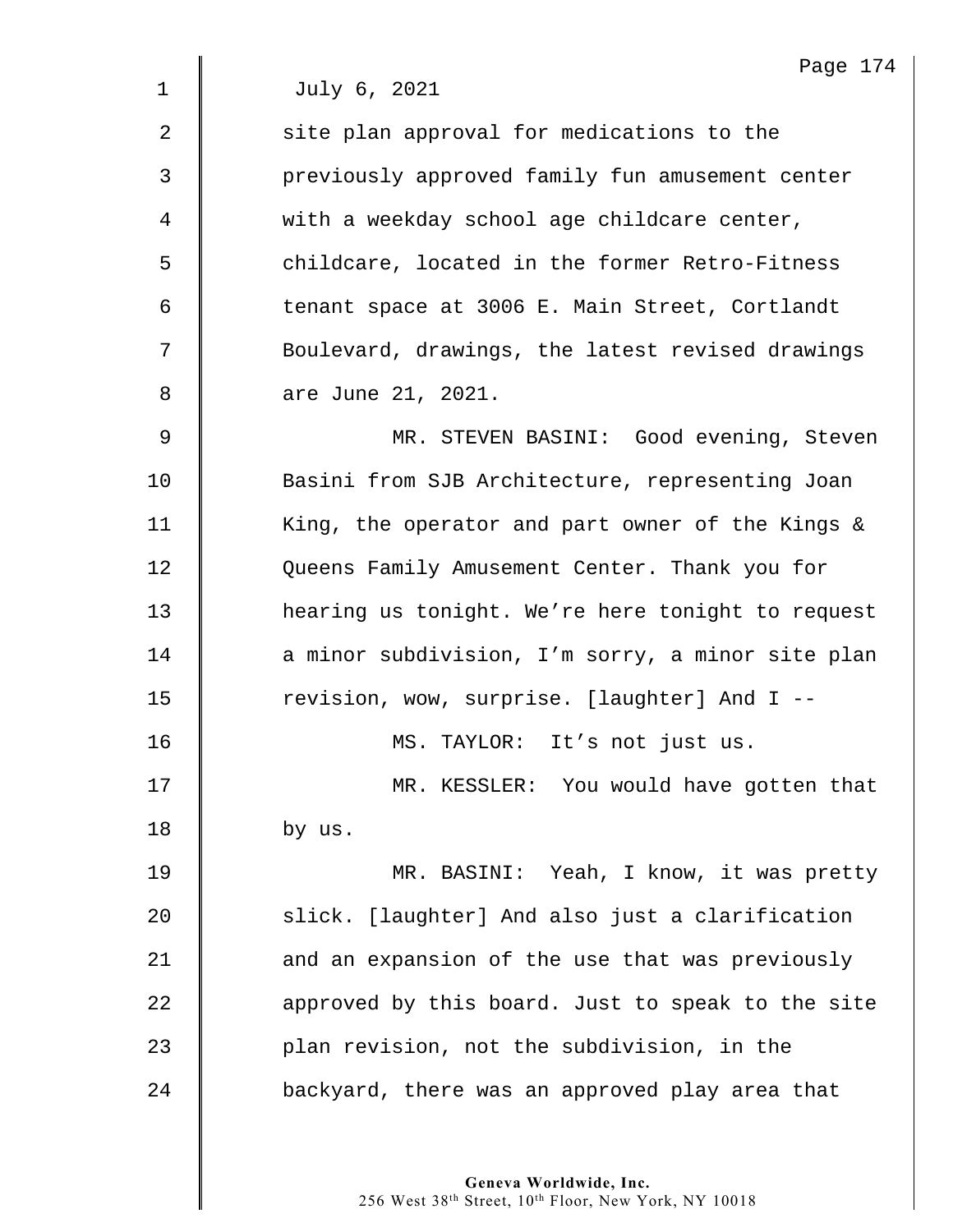July 6, 2021

site plan approval for medications to the previously approved family fun amusement center with a weekday school age childcare center, childcare, located in the former Retro-Fitness tenant space at 3006 E. Main Street, Cortlandt Boulevard, drawings, the latest revised drawings are June 21, 2021.

MR. STEVEN BASINI: Good evening, Steven Basini from SJB Architecture, representing Joan King, the operator and part owner of the Kings & Queens Family Amusement Center. Thank you for hearing us tonight. We're here tonight to request a minor subdivision, I'm sorry, a minor site plan revision, wow, surprise. [laughter] And I --

MS. TAYLOR: It's not just us.

MR. KESSLER: You would have gotten that by us.

MR. BASINI: Yeah, I know, it was pretty slick. [laughter] And also just a clarification and an expansion of the use that was previously approved by this board. Just to speak to the site plan revision, not the subdivision, in the backyard, there was an approved play area that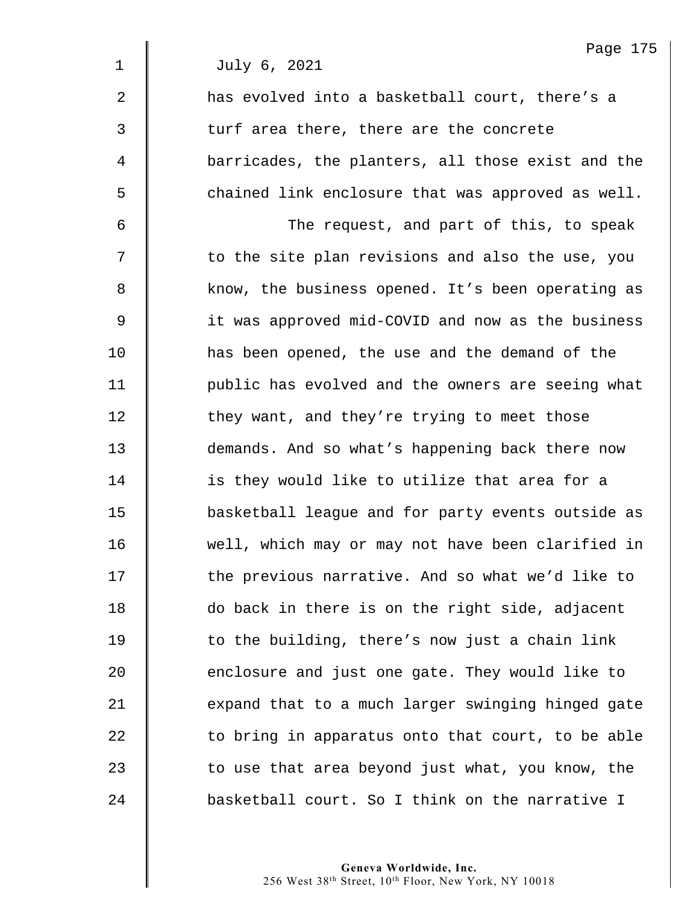July 6, 2021

has evolved into a basketball court, there's a turf area there, there are the concrete barricades, the planters, all those exist and the chained link enclosure that was approved as well.

The request, and part of this, to speak to the site plan revisions and also the use, you know, the business opened. It's been operating as it was approved mid-COVID and now as the business has been opened, the use and the demand of the public has evolved and the owners are seeing what they want, and they're trying to meet those demands. And so what's happening back there now is they would like to utilize that area for a basketball league and for party events outside as well, which may or may not have been clarified in the previous narrative. And so what we'd like to do back in there is on the right side, adjacent to the building, there's now just a chain link enclosure and just one gate. They would like to expand that to a much larger swinging hinged gate to bring in apparatus onto that court, to be able to use that area beyond just what, you know, the basketball court. So I think on the narrative I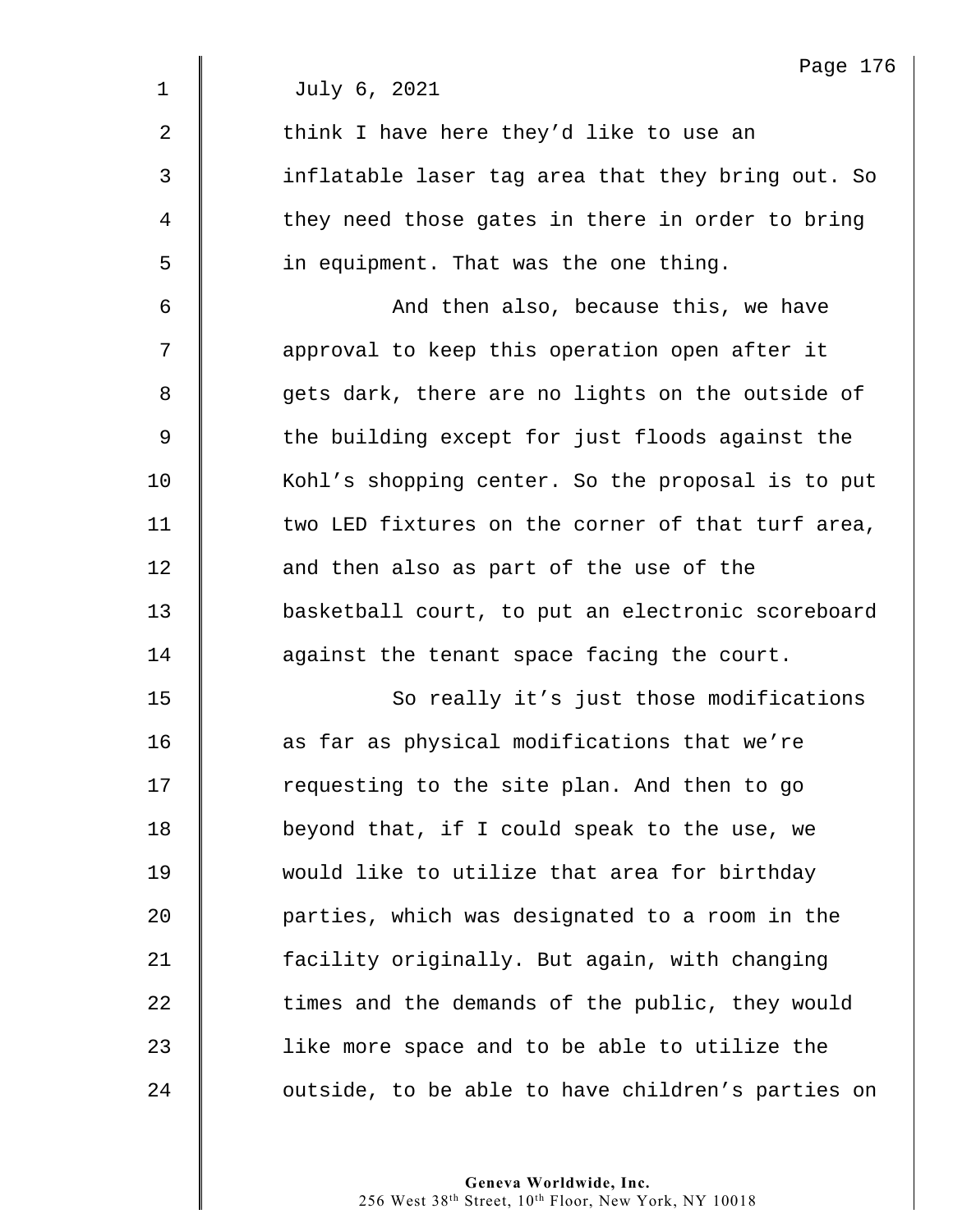July 6, 2021

think I have here they'd like to use an inflatable laser tag area that they bring out. So they need those gates in there in order to bring in equipment. That was the one thing.

And then also, because this, we have approval to keep this operation open after it gets dark, there are no lights on the outside of the building except for just floods against the Kohl's shopping center. So the proposal is to put two LED fixtures on the corner of that turf area, and then also as part of the use of the basketball court, to put an electronic scoreboard against the tenant space facing the court.

So really it's just those modifications as far as physical modifications that we're requesting to the site plan. And then to go beyond that, if I could speak to the use, we would like to utilize that area for birthday parties, which was designated to a room in the facility originally. But again, with changing times and the demands of the public, they would like more space and to be able to utilize the outside, to be able to have children's parties on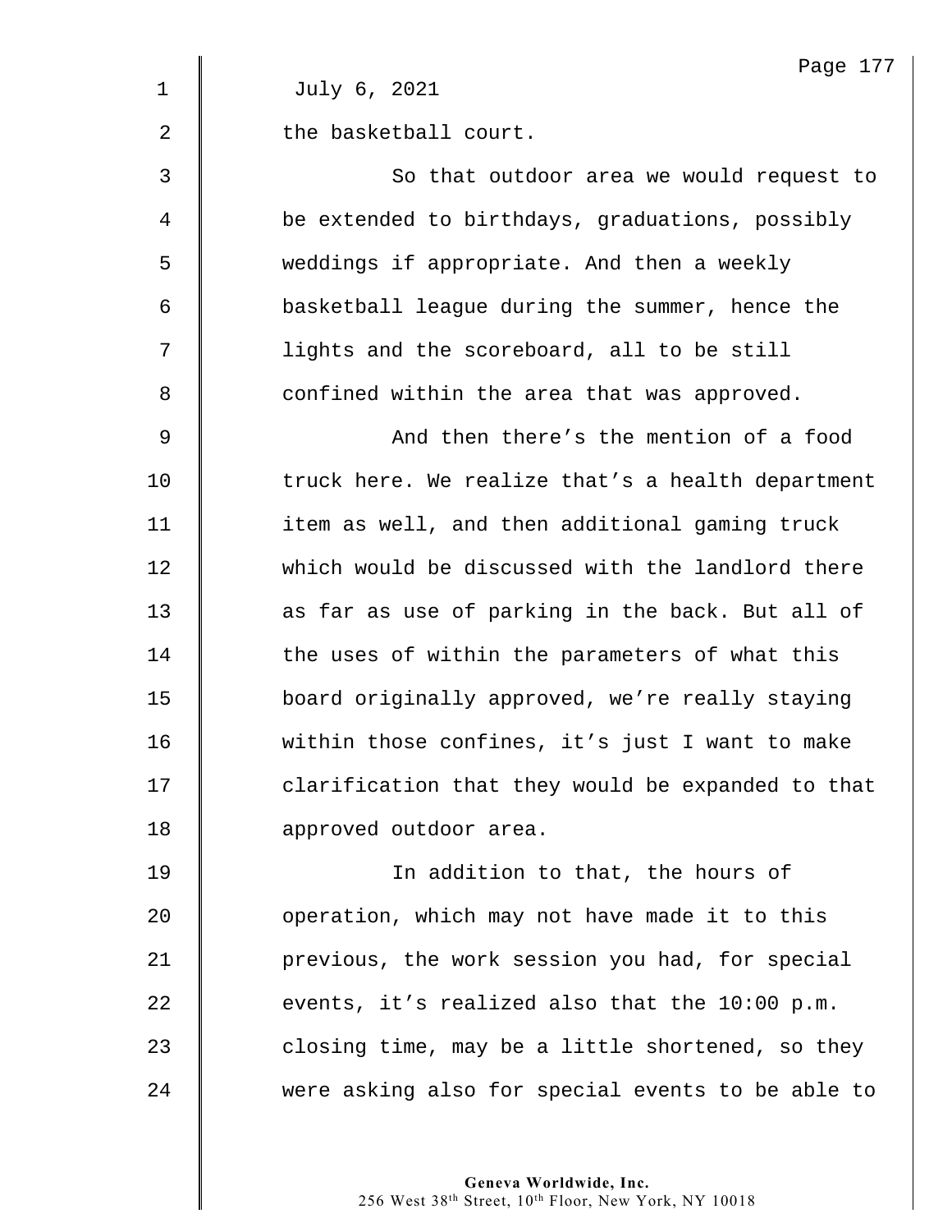July 6, 2021

the basketball court.

So that outdoor area we would request to be extended to birthdays, graduations, possibly weddings if appropriate. And then a weekly basketball league during the summer, hence the lights and the scoreboard, all to be still confined within the area that was approved.

And then there's the mention of a food truck here. We realize that's a health department item as well, and then additional gaming truck which would be discussed with the landlord there as far as use of parking in the back. But all of the uses of within the parameters of what this board originally approved, we're really staying within those confines, it's just I want to make clarification that they would be expanded to that approved outdoor area.

In addition to that, the hours of operation, which may not have made it to this previous, the work session you had, for special events, it's realized also that the 10:00 p.m. closing time, may be a little shortened, so they were asking also for special events to be able to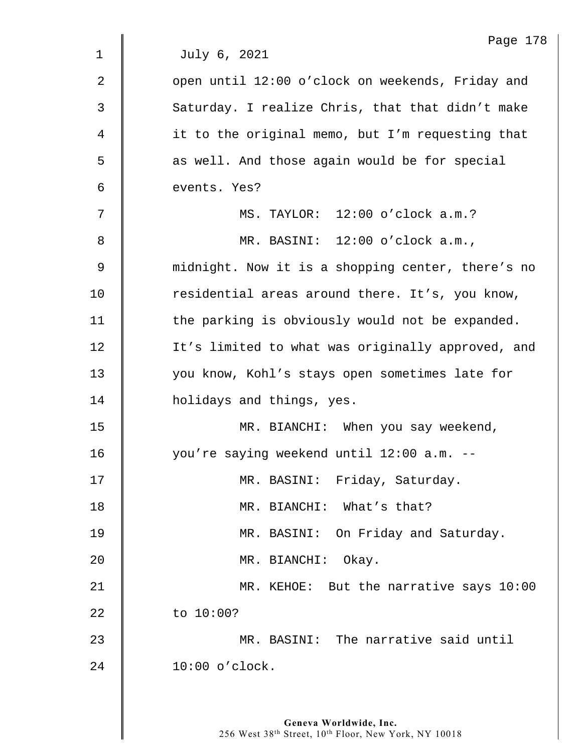July 6, 2021

open until 12:00 o'clock on weekends, Friday and Saturday. I realize Chris, that that didn't make it to the original memo, but I'm requesting that as well. And those again would be for special events. Yes?

MS. TAYLOR: 12:00 o'clock a.m.?

MR. BASINI: 12:00 o'clock a.m., midnight. Now it is a shopping center, there's no residential areas around there. It's, you know, the parking is obviously would not be expanded. It's limited to what was originally approved, and you know, Kohl's stays open sometimes late for holidays and things, yes.

MR. BIANCHI: When you say weekend, you're saying weekend until 12:00 a.m. --

MR. BASINI: Friday, Saturday.

MR. BIANCHI: What's that?

MR. BASINI: On Friday and Saturday.

MR. BIANCHI: Okay.

MR. KEHOE: But the narrative says 10:00 to 10:00?

MR. BASINI: The narrative said until 10:00 o'clock.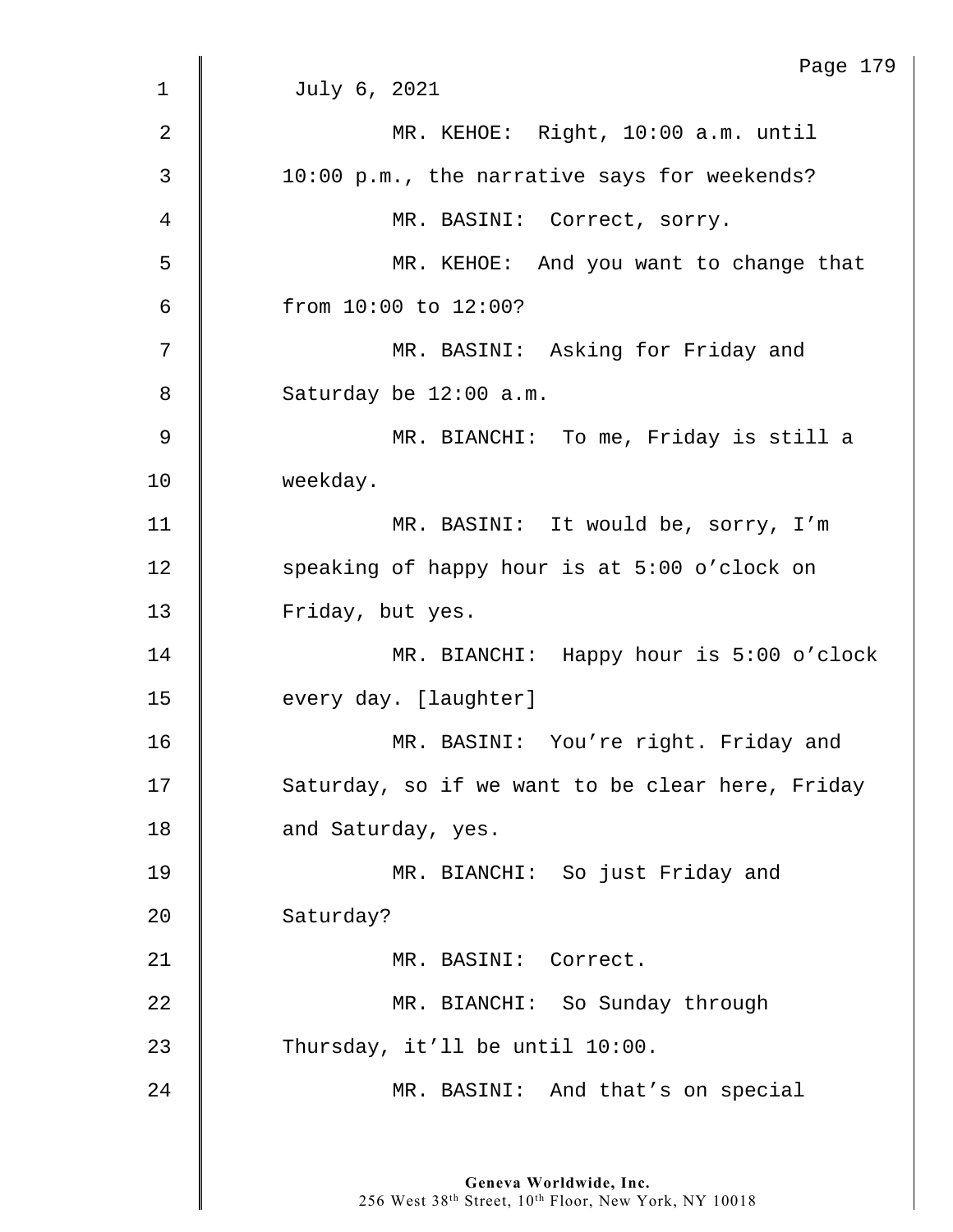July 6, 2021

MR. KEHOE: Right, 10:00 a.m. until 10:00 p.m., the narrative says for weekends?

MR. BASINI: Correct, sorry.

MR. KEHOE: And you want to change that from 10:00 to 12:00?

MR. BASINI: Asking for Friday and Saturday be 12:00 a.m.

MR. BIANCHI: To me, Friday is still a weekday.

MR. BASINI: It would be, sorry, I'm speaking of happy hour is at 5:00 o'clock on Friday, but yes.

MR. BIANCHI: Happy hour is 5:00 o'clock every day. [laughter]

MR. BASINI: You're right. Friday and Saturday, so if we want to be clear here, Friday and Saturday, yes.

MR. BIANCHI: So just Friday and Saturday?

MR. BASINI: Correct.

MR. BIANCHI: So Sunday through Thursday, it'll be until 10:00.

MR. BASINI: And that's on special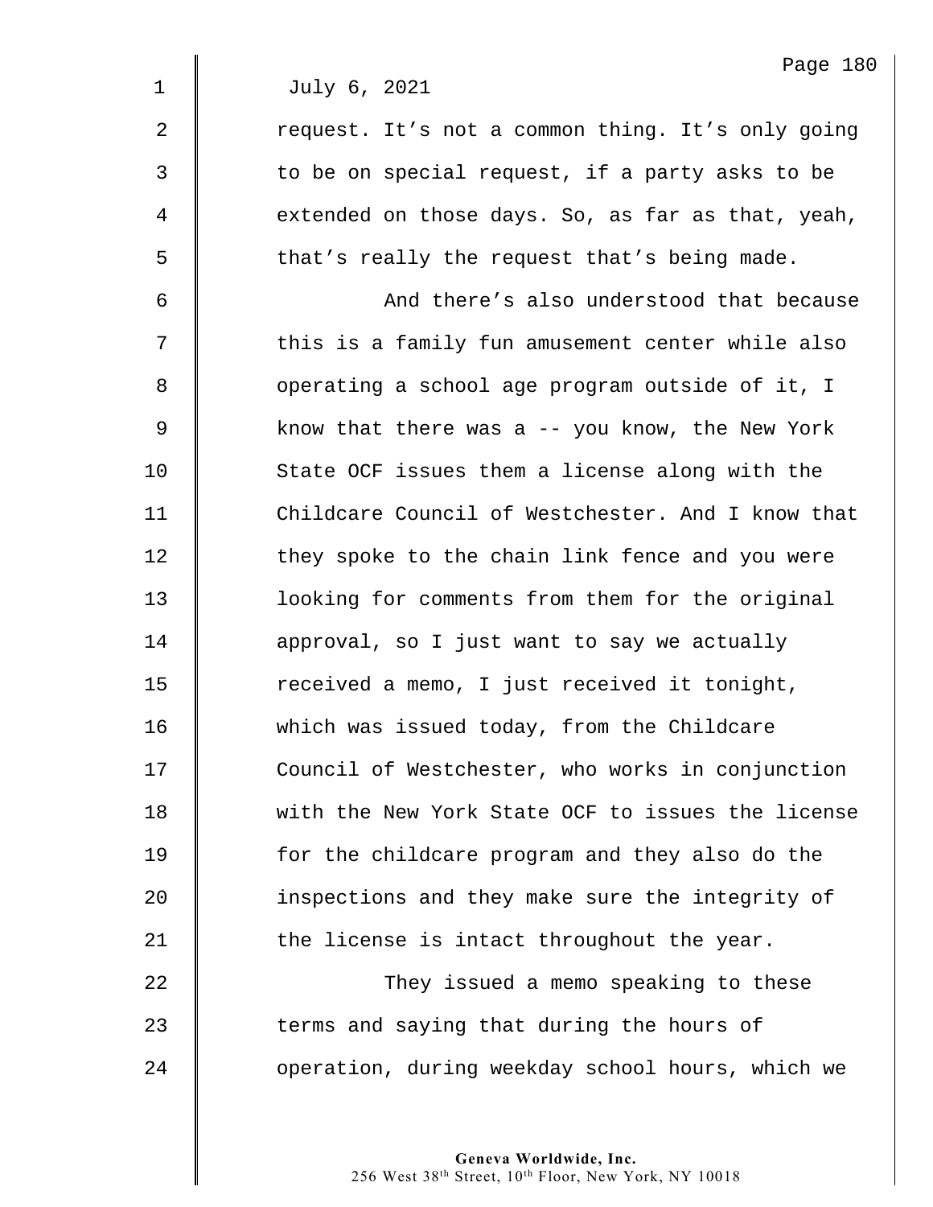July 6, 2021

request. It's not a common thing. It's only going to be on special request, if a party asks to be extended on those days. So, as far as that, yeah, that's really the request that's being made.

And there's also understood that because this is a family fun amusement center while also operating a school age program outside of it, I know that there was a -- you know, the New York State OCF issues them a license along with the Childcare Council of Westchester. And I know that they spoke to the chain link fence and you were looking for comments from them for the original approval, so I just want to say we actually received a memo, I just received it tonight, which was issued today, from the Childcare Council of Westchester, who works in conjunction with the New York State OCF to issues the license for the childcare program and they also do the inspections and they make sure the integrity of the license is intact throughout the year.

They issued a memo speaking to these terms and saying that during the hours of operation, during weekday school hours, which we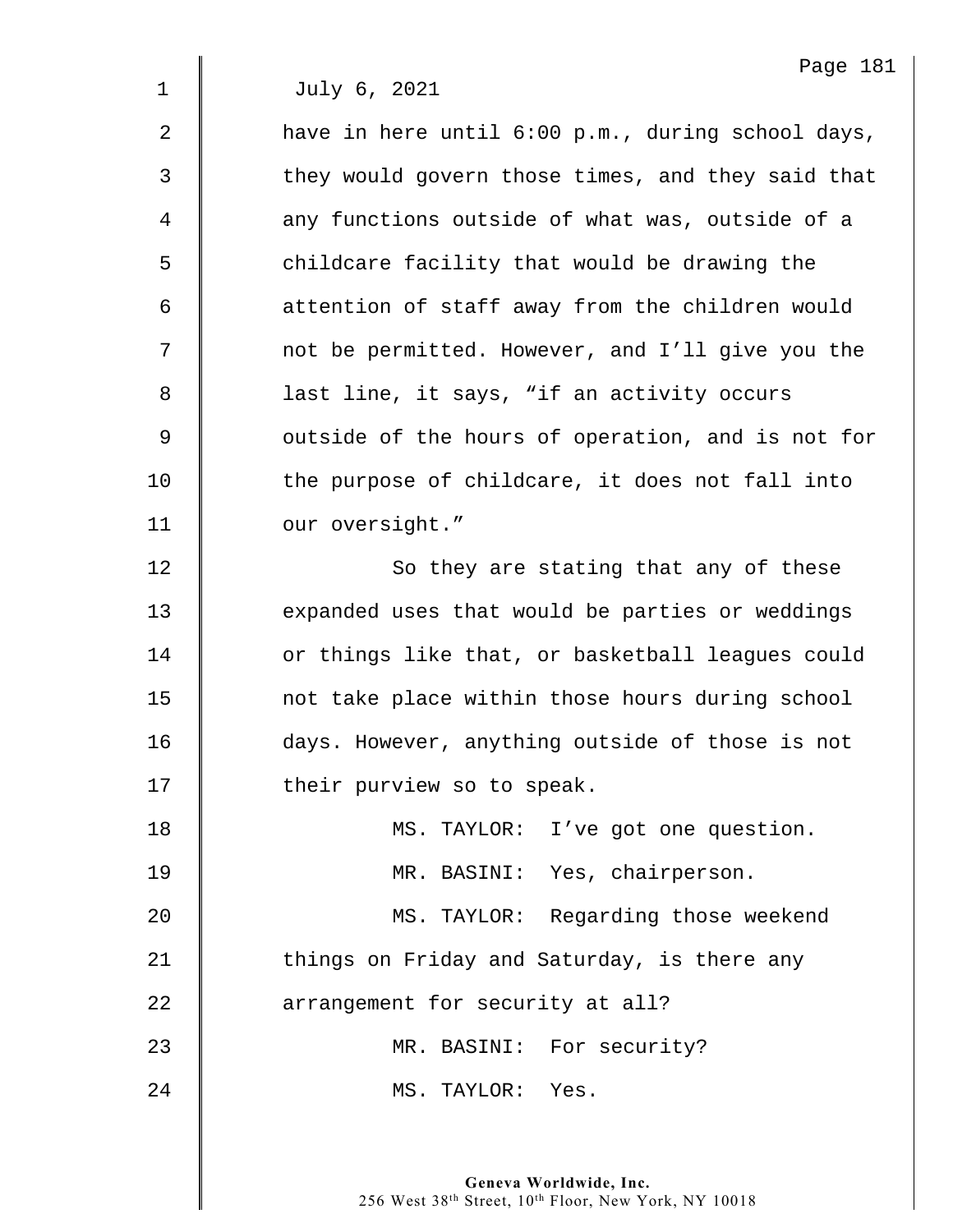July 6, 2021

have in here until 6:00 p.m., during school days, they would govern those times, and they said that any functions outside of what was, outside of a childcare facility that would be drawing the attention of staff away from the children would not be permitted. However, and I'll give you the last line, it says, "if an activity occurs outside of the hours of operation, and is not for the purpose of childcare, it does not fall into our oversight."

So they are stating that any of these expanded uses that would be parties or weddings or things like that, or basketball leagues could not take place within those hours during school days. However, anything outside of those is not their purview so to speak.

MS. TAYLOR: I've got one question.

MR. BASINI: Yes, chairperson.

MS. TAYLOR: Regarding those weekend things on Friday and Saturday, is there any arrangement for security at all?

MR. BASINI: For security?

MS. TAYLOR: Yes.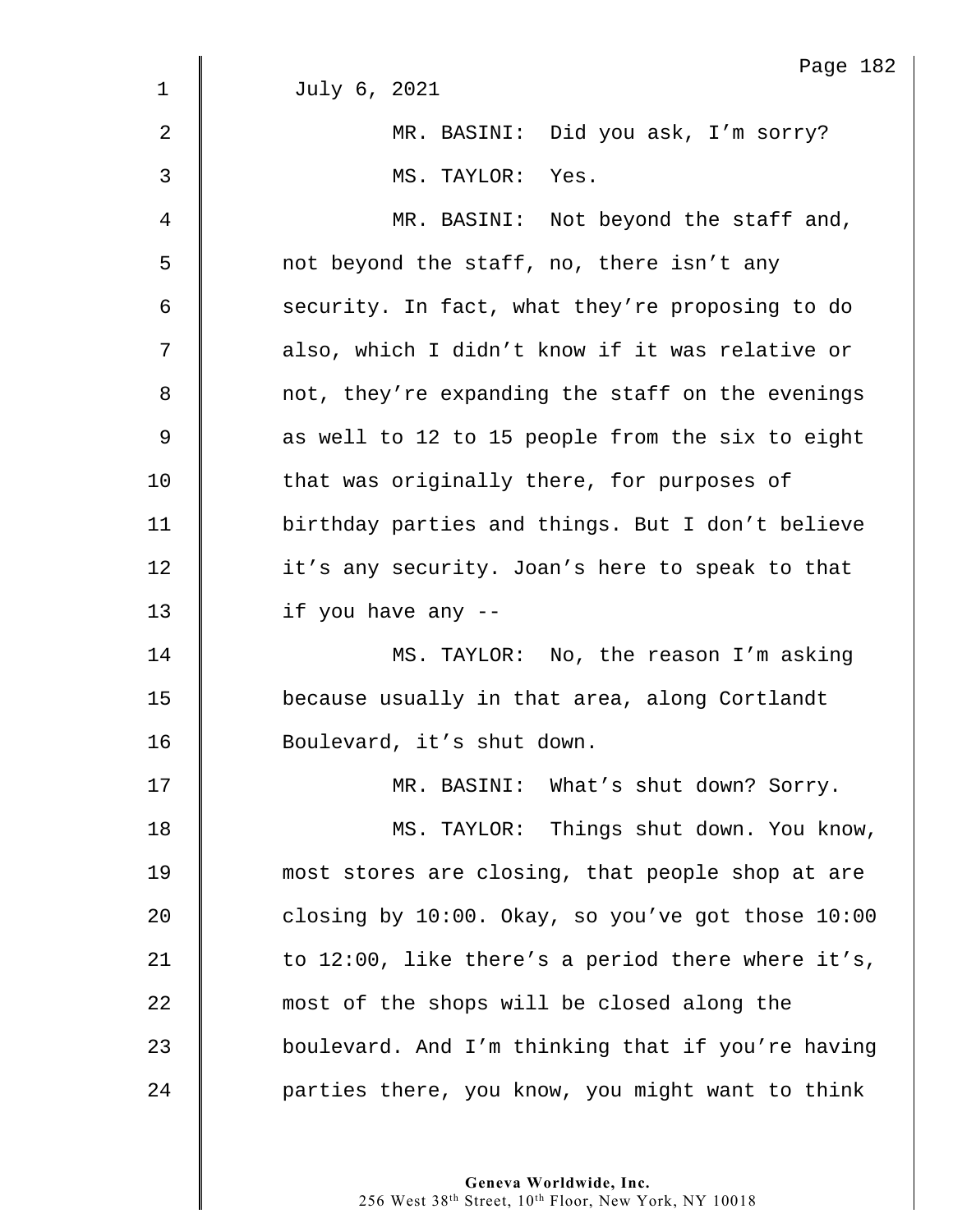July 6, 2021

MR. BASINI: Did you ask, I'm sorry?

MS. TAYLOR: Yes.

MR. BASINI: Not beyond the staff and, not beyond the staff, no, there isn't any security. In fact, what they're proposing to do also, which I didn't know if it was relative or not, they're expanding the staff on the evenings as well to 12 to 15 people from the six to eight that was originally there, for purposes of birthday parties and things. But I don't believe it's any security. Joan's here to speak to that if you have any --

MS. TAYLOR: No, the reason I'm asking because usually in that area, along Cortlandt Boulevard, it's shut down.

MR. BASINI: What's shut down? Sorry.

MS. TAYLOR: Things shut down. You know, most stores are closing, that people shop at are closing by 10:00. Okay, so you've got those 10:00 to 12:00, like there's a period there where it's, most of the shops will be closed along the boulevard. And I'm thinking that if you're having parties there, you know, you might want to think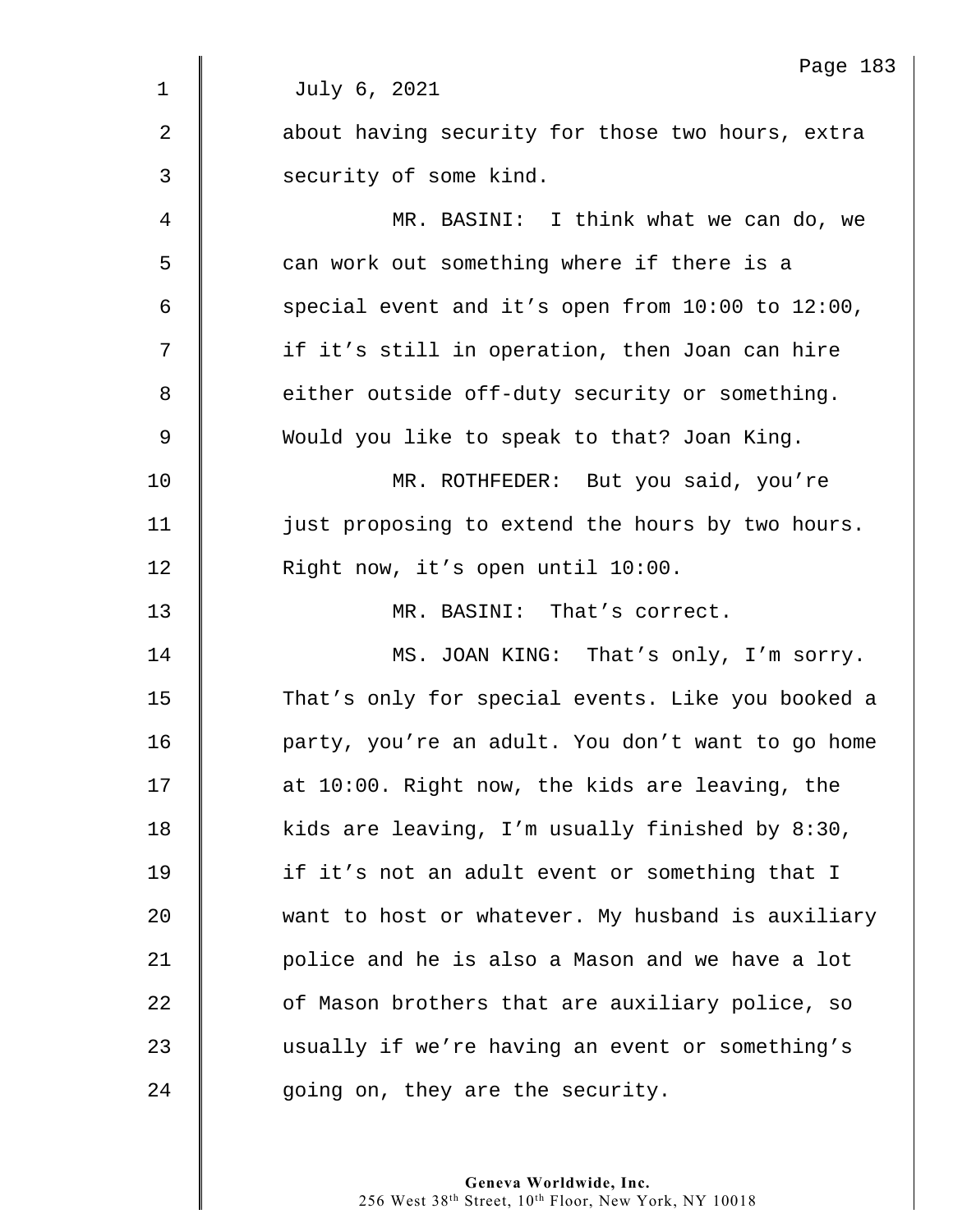July 6, 2021

about having security for those two hours, extra security of some kind.

MR. BASINI: I think what we can do, we can work out something where if there is a special event and it's open from 10:00 to 12:00, if it's still in operation, then Joan can hire either outside off-duty security or something. Would you like to speak to that? Joan King.

MR. ROTHFEDER: But you said, you're just proposing to extend the hours by two hours. Right now, it's open until 10:00.

MR. BASINI: That's correct.

MS. JOAN KING: That's only, I'm sorry. That's only for special events. Like you booked a party, you're an adult. You don't want to go home at 10:00. Right now, the kids are leaving, the kids are leaving, I'm usually finished by 8:30, if it's not an adult event or something that I want to host or whatever. My husband is auxiliary police and he is also a Mason and we have a lot of Mason brothers that are auxiliary police, so usually if we're having an event or something's going on, they are the security.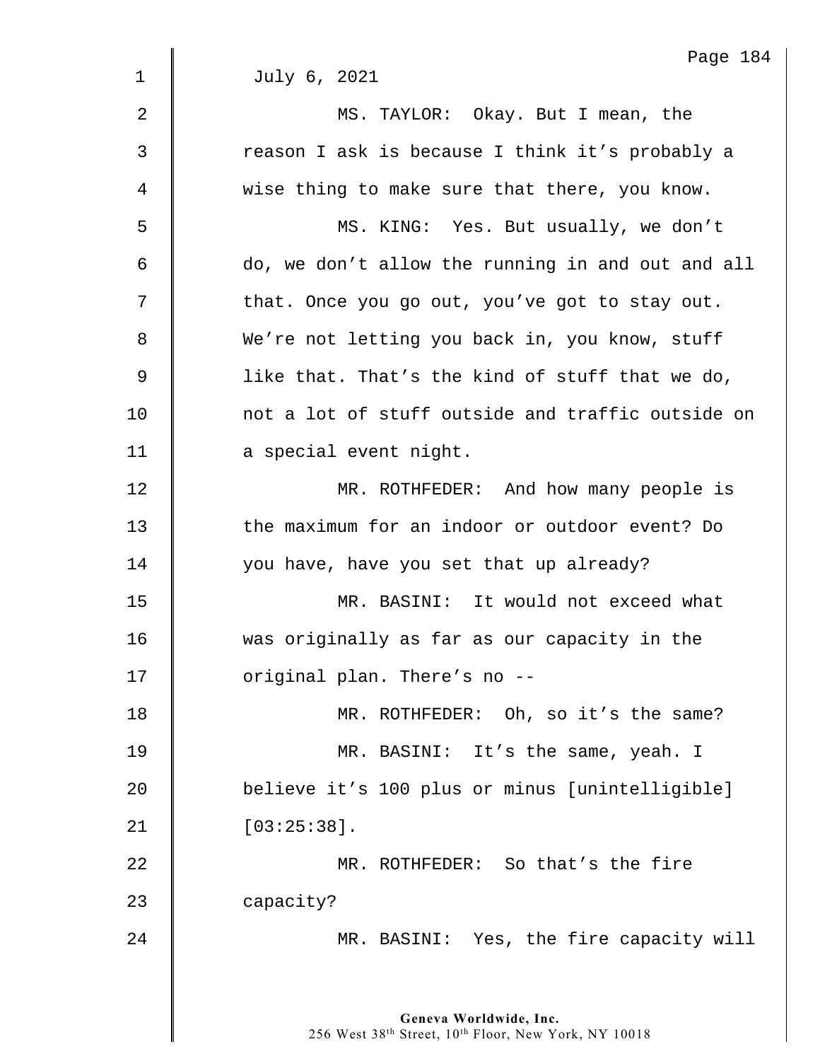July 6, 2021

MS. TAYLOR: Okay. But I mean, the reason I ask is because I think it's probably a wise thing to make sure that there, you know.

MS. KING: Yes. But usually, we don't do, we don't allow the running in and out and all that. Once you go out, you've got to stay out. We're not letting you back in, you know, stuff like that. That's the kind of stuff that we do, not a lot of stuff outside and traffic outside on a special event night.

MR. ROTHFEDER: And how many people is the maximum for an indoor or outdoor event? Do you have, have you set that up already?

MR. BASINI: It would not exceed what was originally as far as our capacity in the original plan. There's no --

MR. ROTHFEDER: Oh, so it's the same?

MR. BASINI: It's the same, yeah. I believe it's 100 plus or minus [unintelligible] [03:25:38].

MR. ROTHFEDER: So that's the fire capacity?

MR. BASINI: Yes, the fire capacity will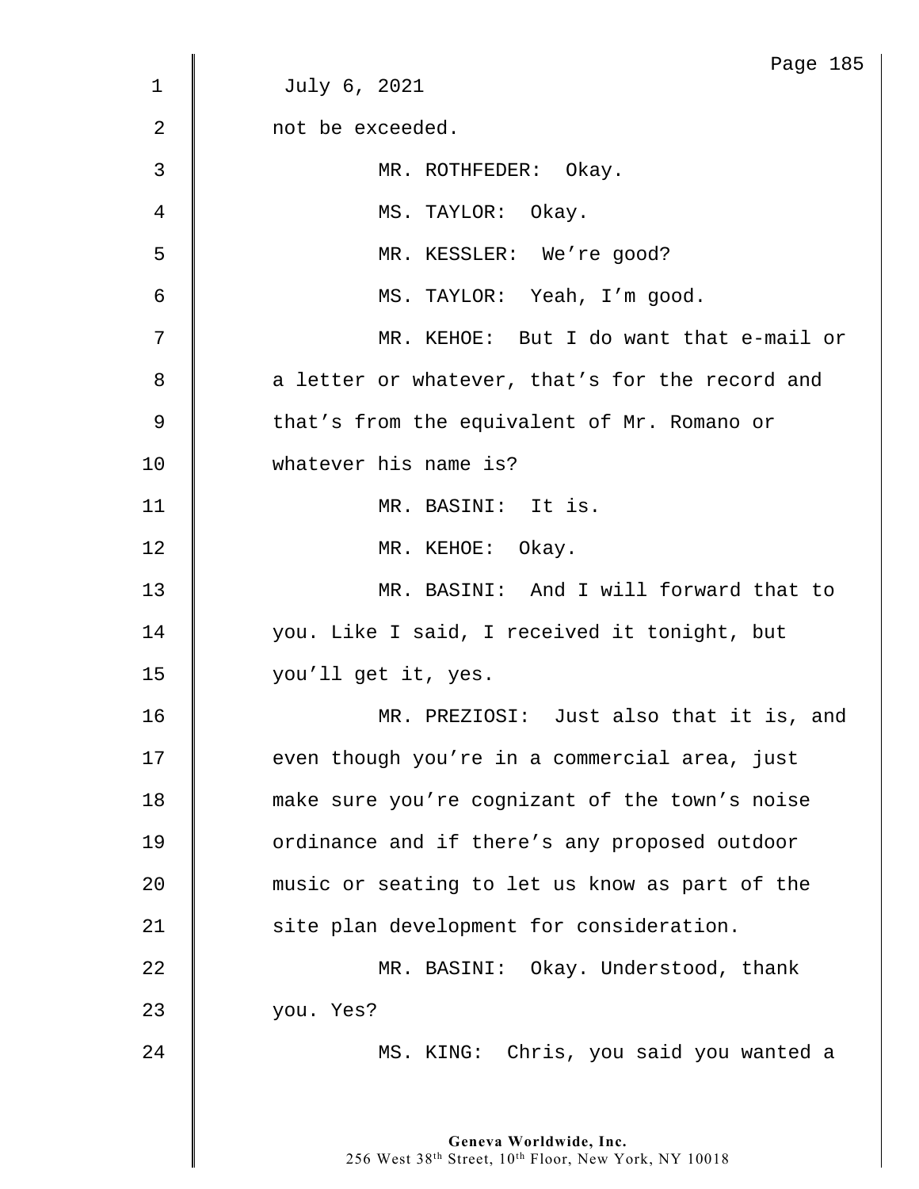July 6, 2021

not be exceeded.

MR. ROTHFEDER: Okay.

MS. TAYLOR: Okay.

MR. KESSLER: We're good?

MS. TAYLOR: Yeah, I'm good.

MR. KEHOE: But I do want that e-mail or a letter or whatever, that's for the record and that's from the equivalent of Mr. Romano or whatever his name is?

MR. BASINI: It is.

MR. KEHOE: Okay.

MR. BASINI: And I will forward that to you. Like I said, I received it tonight, but you'll get it, yes.

MR. PREZIOSI: Just also that it is, and even though you're in a commercial area, just make sure you're cognizant of the town's noise ordinance and if there's any proposed outdoor music or seating to let us know as part of the site plan development for consideration.

MR. BASINI: Okay. Understood, thank you. Yes?

MS. KING: Chris, you said you wanted a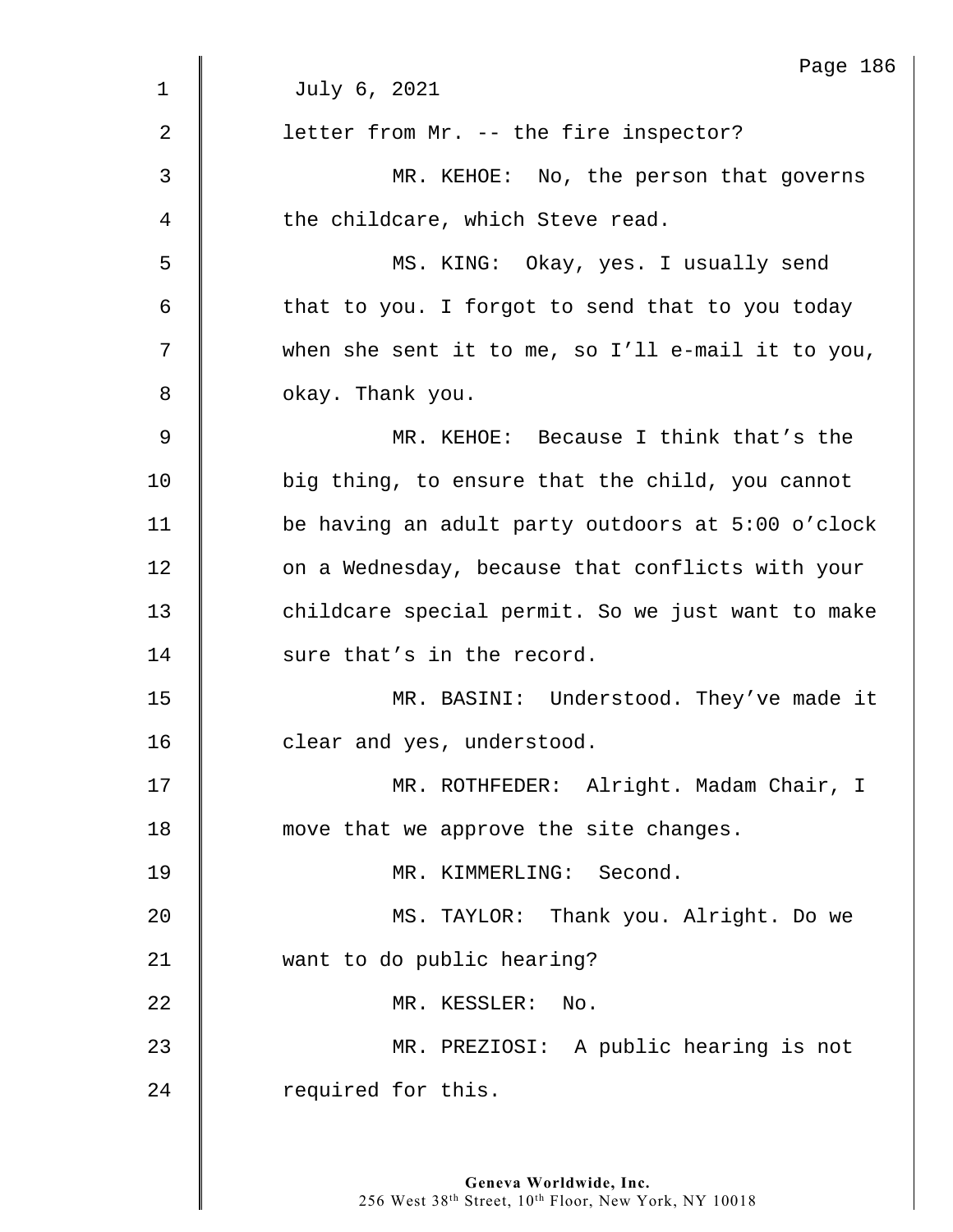July 6, 2021

letter from Mr. -- the fire inspector?

MR. KEHOE: No, the person that governs the childcare, which Steve read.

MS. KING: Okay, yes. I usually send that to you. I forgot to send that to you today when she sent it to me, so I'll e-mail it to you, okay. Thank you.

MR. KEHOE: Because I think that's the big thing, to ensure that the child, you cannot be having an adult party outdoors at 5:00 o'clock on a Wednesday, because that conflicts with your childcare special permit. So we just want to make sure that's in the record.

MR. BASINI: Understood. They've made it clear and yes, understood.

MR. ROTHFEDER: Alright. Madam Chair, I move that we approve the site changes.

MR. KIMMERLING: Second.

MS. TAYLOR: Thank you. Alright. Do we want to do public hearing?

MR. KESSLER: No.

MR. PREZIOSI: A public hearing is not required for this.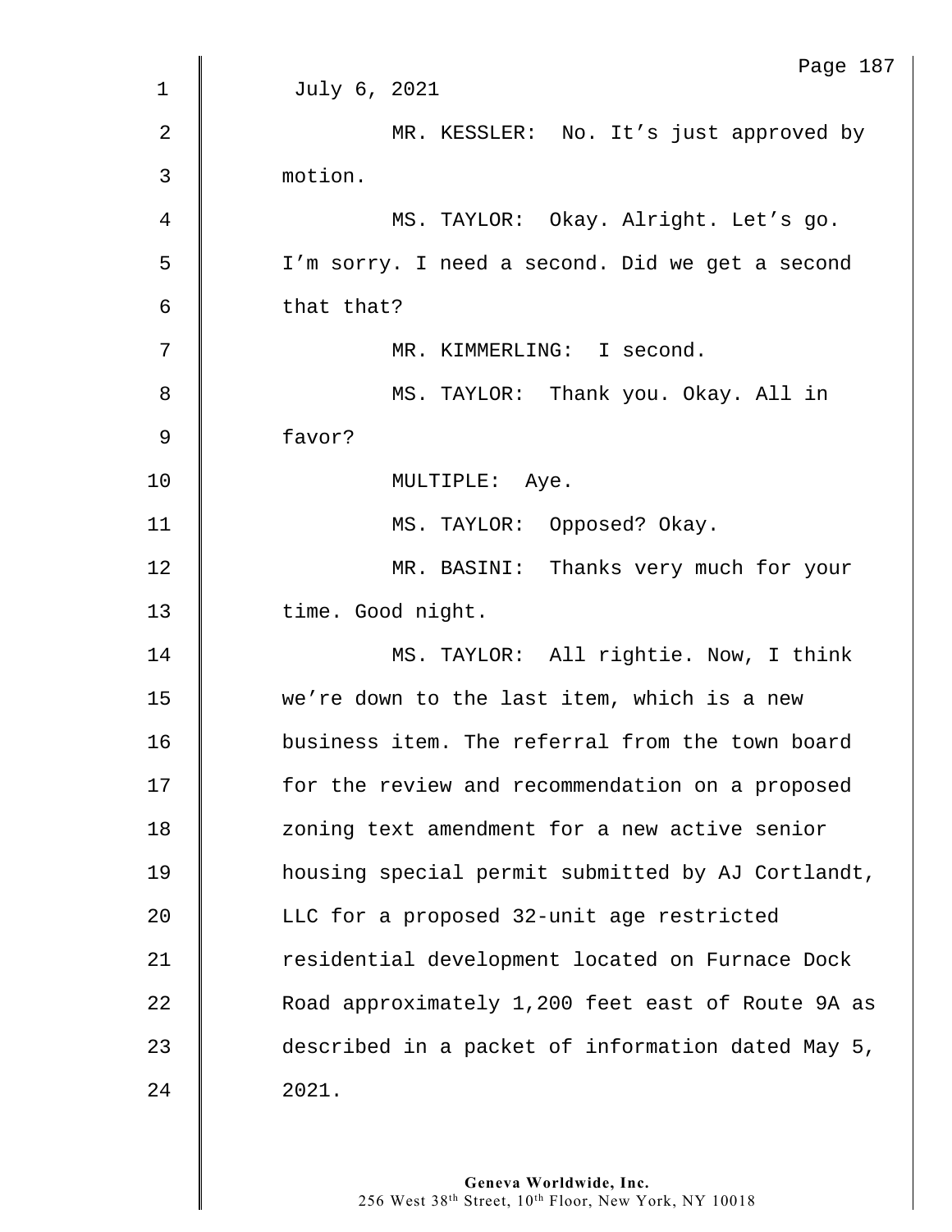July 6, 2021

MR. KESSLER: No. It's just approved by motion.

MS. TAYLOR: Okay. Alright. Let's go. I'm sorry. I need a second. Did we get a second that that?

MR. KIMMERLING: I second.

MS. TAYLOR: Thank you. Okay. All in favor?

MULTIPLE: Aye.

MS. TAYLOR: Opposed? Okay.

MR. BASINI: Thanks very much for your time. Good night.

MS. TAYLOR: All rightie. Now, I think we're down to the last item, which is a new business item. The referral from the town board for the review and recommendation on a proposed zoning text amendment for a new active senior housing special permit submitted by AJ Cortlandt, LLC for a proposed 32-unit age restricted residential development located on Furnace Dock Road approximately 1,200 feet east of Route 9A as described in a packet of information dated May 5, 2021.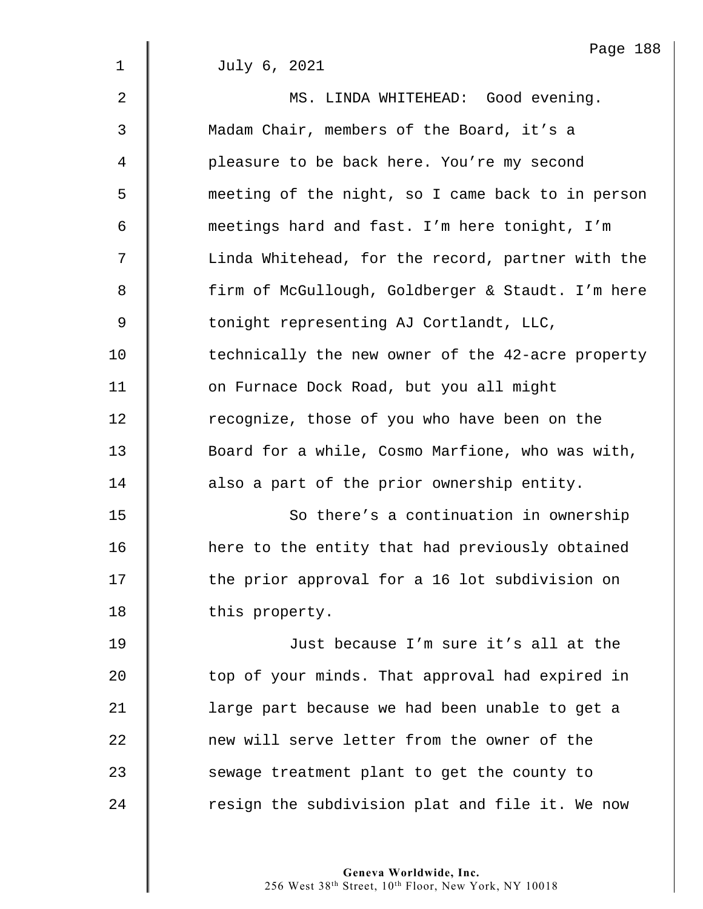July 6, 2021

MS. LINDA WHITEHEAD: Good evening. Madam Chair, members of the Board, it's a pleasure to be back here. You're my second meeting of the night, so I came back to in person meetings hard and fast. I'm here tonight, I'm Linda Whitehead, for the record, partner with the firm of McGullough, Goldberger & Staudt. I'm here tonight representing AJ Cortlandt, LLC, technically the new owner of the 42-acre property on Furnace Dock Road, but you all might recognize, those of you who have been on the Board for a while, Cosmo Marfione, who was with, also a part of the prior ownership entity.

So there's a continuation in ownership here to the entity that had previously obtained the prior approval for a 16 lot subdivision on this property.

Just because I'm sure it's all at the top of your minds. That approval had expired in large part because we had been unable to get a new will serve letter from the owner of the sewage treatment plant to get the county to resign the subdivision plat and file it. We now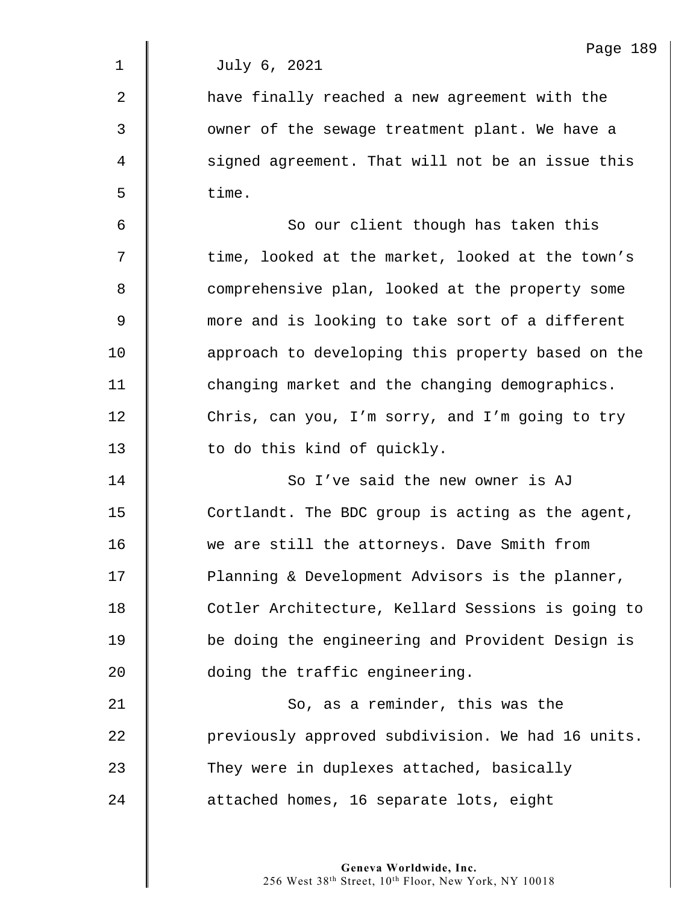July 6, 2021

have finally reached a new agreement with the owner of the sewage treatment plant. We have a signed agreement. That will not be an issue this time.

So our client though has taken this time, looked at the market, looked at the town's comprehensive plan, looked at the property some more and is looking to take sort of a different approach to developing this property based on the changing market and the changing demographics. Chris, can you, I'm sorry, and I'm going to try to do this kind of quickly.

So I've said the new owner is AJ Cortlandt. The BDC group is acting as the agent, we are still the attorneys. Dave Smith from Planning & Development Advisors is the planner, Cotler Architecture, Kellard Sessions is going to be doing the engineering and Provident Design is doing the traffic engineering.

So, as a reminder, this was the previously approved subdivision. We had 16 units. They were in duplexes attached, basically attached homes, 16 separate lots, eight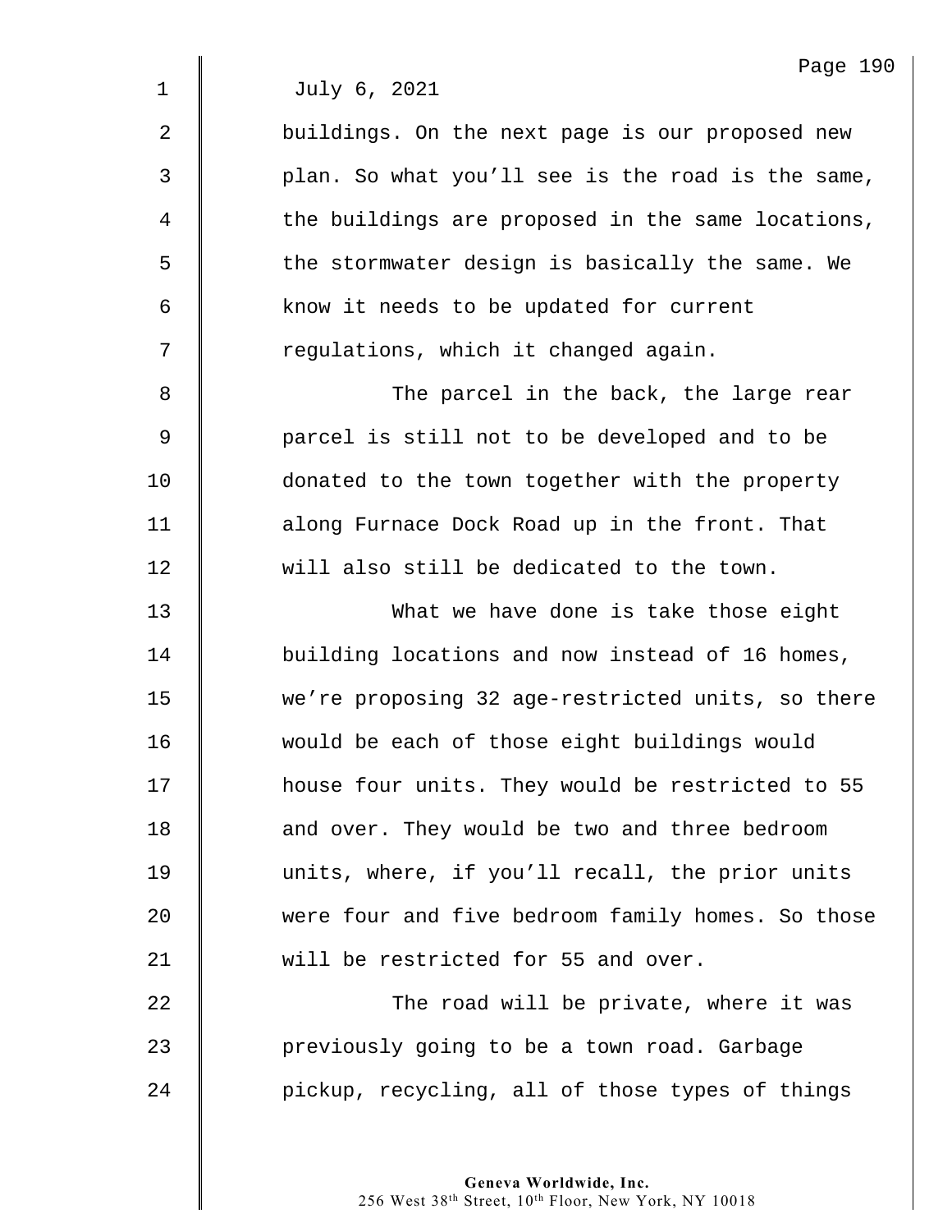July 6, 2021

buildings. On the next page is our proposed new plan. So what you'll see is the road is the same, the buildings are proposed in the same locations, the stormwater design is basically the same. We know it needs to be updated for current regulations, which it changed again.

The parcel in the back, the large rear parcel is still not to be developed and to be donated to the town together with the property along Furnace Dock Road up in the front. That will also still be dedicated to the town.

What we have done is take those eight building locations and now instead of 16 homes, we're proposing 32 age-restricted units, so there would be each of those eight buildings would house four units. They would be restricted to 55 and over. They would be two and three bedroom units, where, if you'll recall, the prior units were four and five bedroom family homes. So those will be restricted for 55 and over.

The road will be private, where it was previously going to be a town road. Garbage pickup, recycling, all of those types of things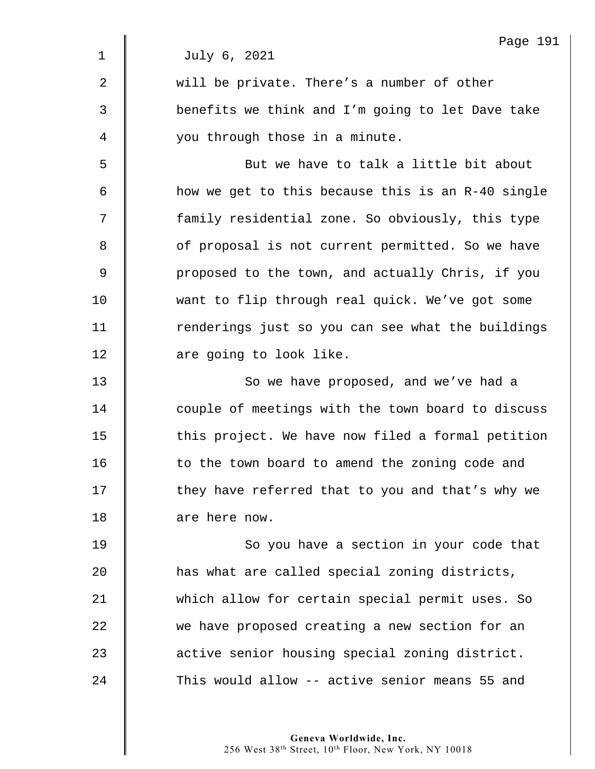July 6, 2021

will be private. There's a number of other benefits we think and I'm going to let Dave take you through those in a minute.

But we have to talk a little bit about how we get to this because this is an R-40 single family residential zone. So obviously, this type of proposal is not current permitted. So we have proposed to the town, and actually Chris, if you want to flip through real quick. We've got some renderings just so you can see what the buildings are going to look like.

So we have proposed, and we've had a couple of meetings with the town board to discuss this project. We have now filed a formal petition to the town board to amend the zoning code and they have referred that to you and that's why we are here now.

So you have a section in your code that has what are called special zoning districts, which allow for certain special permit uses. So we have proposed creating a new section for an active senior housing special zoning district. This would allow -- active senior means 55 and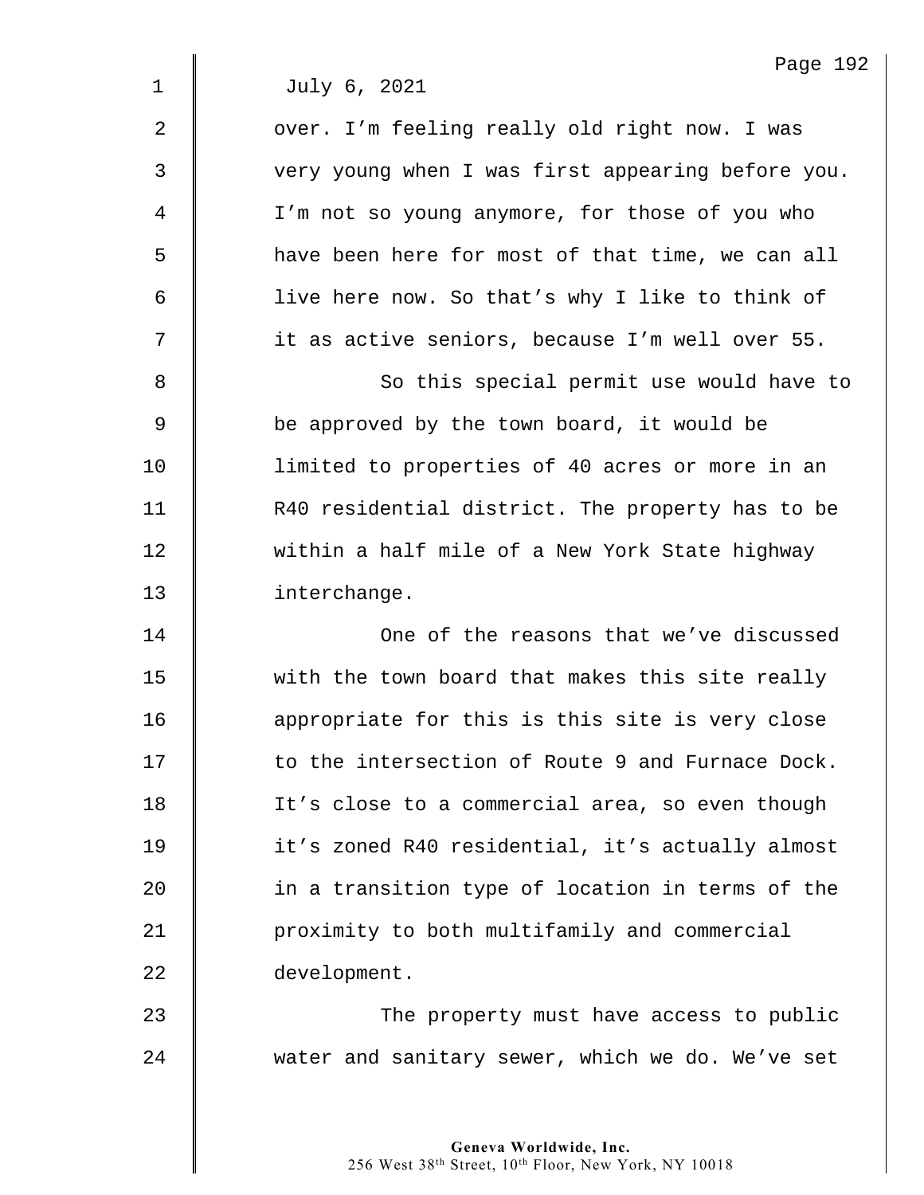July 6, 2021

over. I'm feeling really old right now. I was very young when I was first appearing before you. I'm not so young anymore, for those of you who have been here for most of that time, we can all live here now. So that's why I like to think of it as active seniors, because I'm well over 55.

So this special permit use would have to be approved by the town board, it would be limited to properties of 40 acres or more in an R40 residential district. The property has to be within a half mile of a New York State highway interchange.

One of the reasons that we've discussed with the town board that makes this site really appropriate for this is this site is very close to the intersection of Route 9 and Furnace Dock. It's close to a commercial area, so even though it's zoned R40 residential, it's actually almost in a transition type of location in terms of the proximity to both multifamily and commercial development.

The property must have access to public water and sanitary sewer, which we do. We've set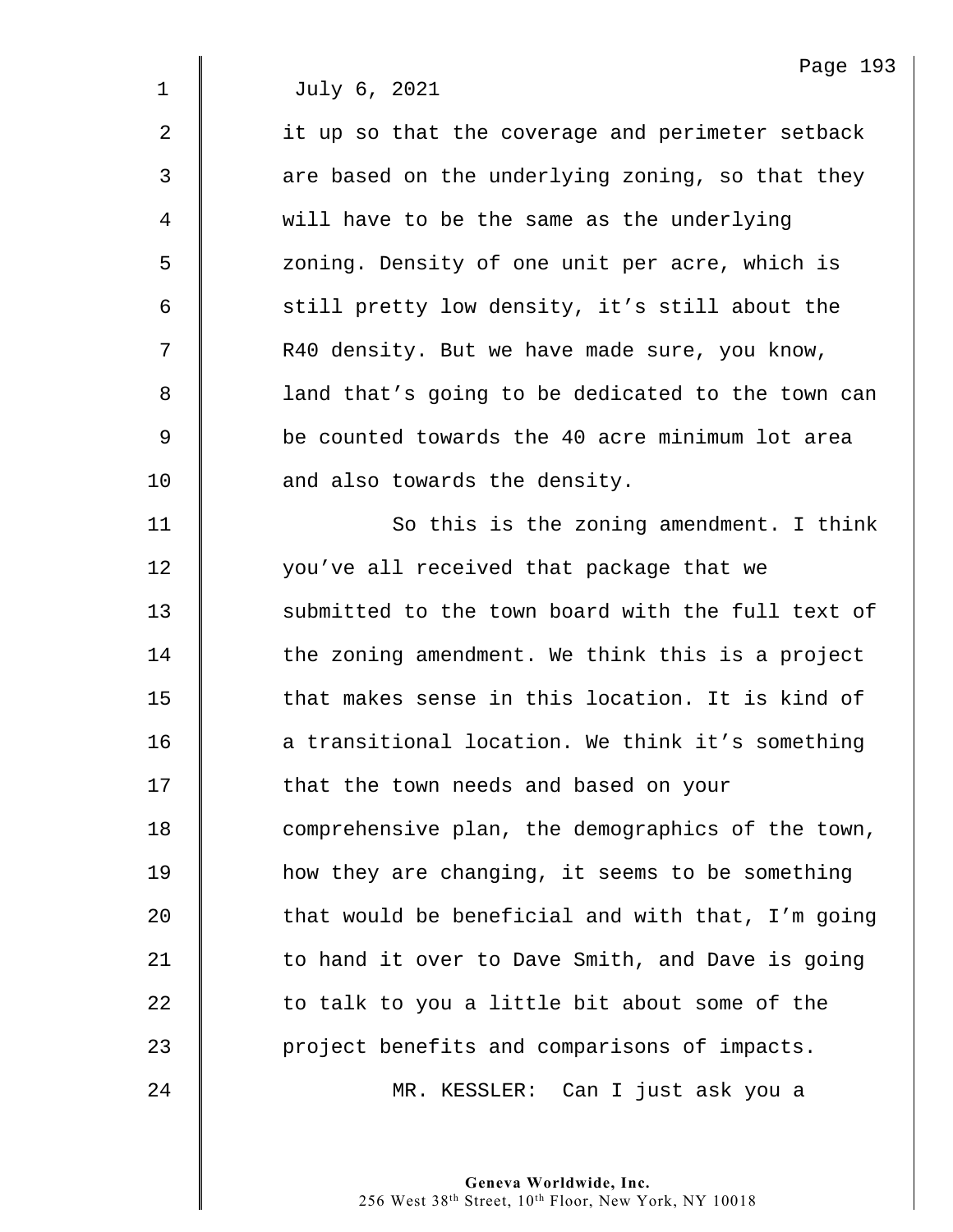July 6, 2021

it up so that the coverage and perimeter setback are based on the underlying zoning, so that they will have to be the same as the underlying zoning. Density of one unit per acre, which is still pretty low density, it's still about the R40 density. But we have made sure, you know, land that's going to be dedicated to the town can be counted towards the 40 acre minimum lot area and also towards the density.

So this is the zoning amendment. I think you've all received that package that we submitted to the town board with the full text of the zoning amendment. We think this is a project that makes sense in this location. It is kind of a transitional location. We think it's something that the town needs and based on your comprehensive plan, the demographics of the town, how they are changing, it seems to be something that would be beneficial and with that, I'm going to hand it over to Dave Smith, and Dave is going to talk to you a little bit about some of the project benefits and comparisons of impacts.

MR. KESSLER: Can I just ask you a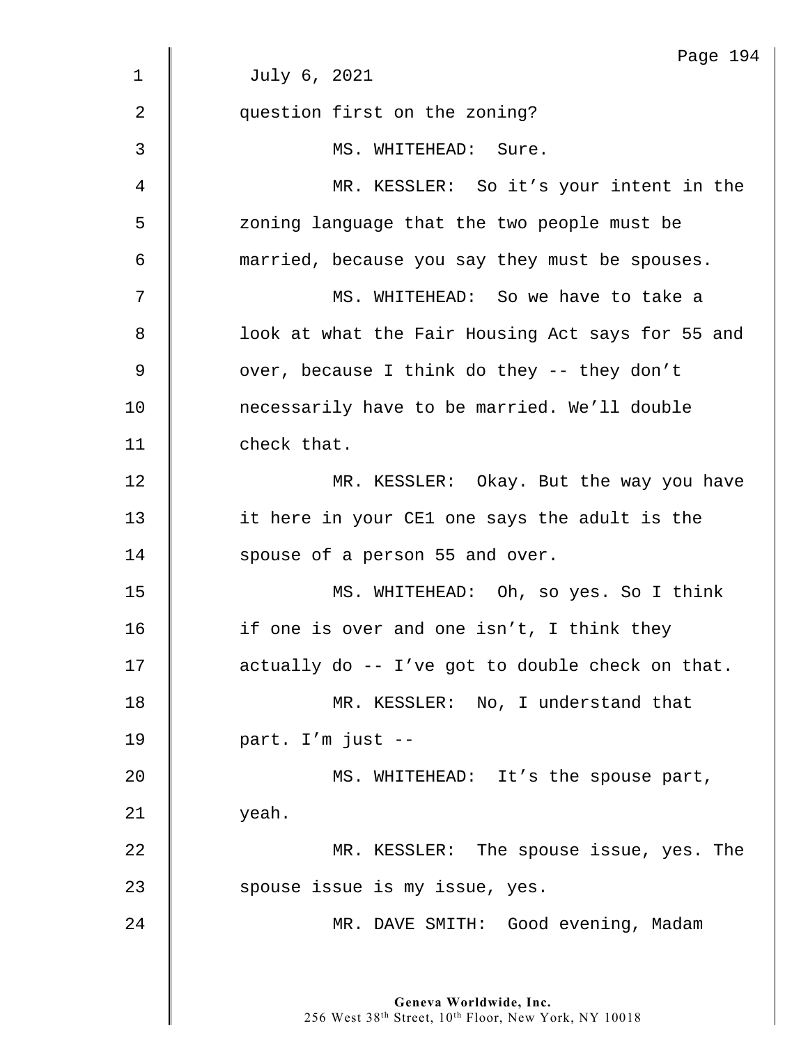July 6, 2021

question first on the zoning?

MS. WHITEHEAD: Sure.

MR. KESSLER: So it's your intent in the zoning language that the two people must be married, because you say they must be spouses.

MS. WHITEHEAD: So we have to take a look at what the Fair Housing Act says for 55 and over, because I think do they -- they don't necessarily have to be married. We'll double check that.

MR. KESSLER: Okay. But the way you have it here in your CE1 one says the adult is the spouse of a person 55 and over.

MS. WHITEHEAD: Oh, so yes. So I think if one is over and one isn't, I think they actually do -- I've got to double check on that.

MR. KESSLER: No, I understand that part. I'm just --

MS. WHITEHEAD: It's the spouse part, yeah.

MR. KESSLER: The spouse issue, yes. The spouse issue is my issue, yes.

MR. DAVE SMITH: Good evening, Madam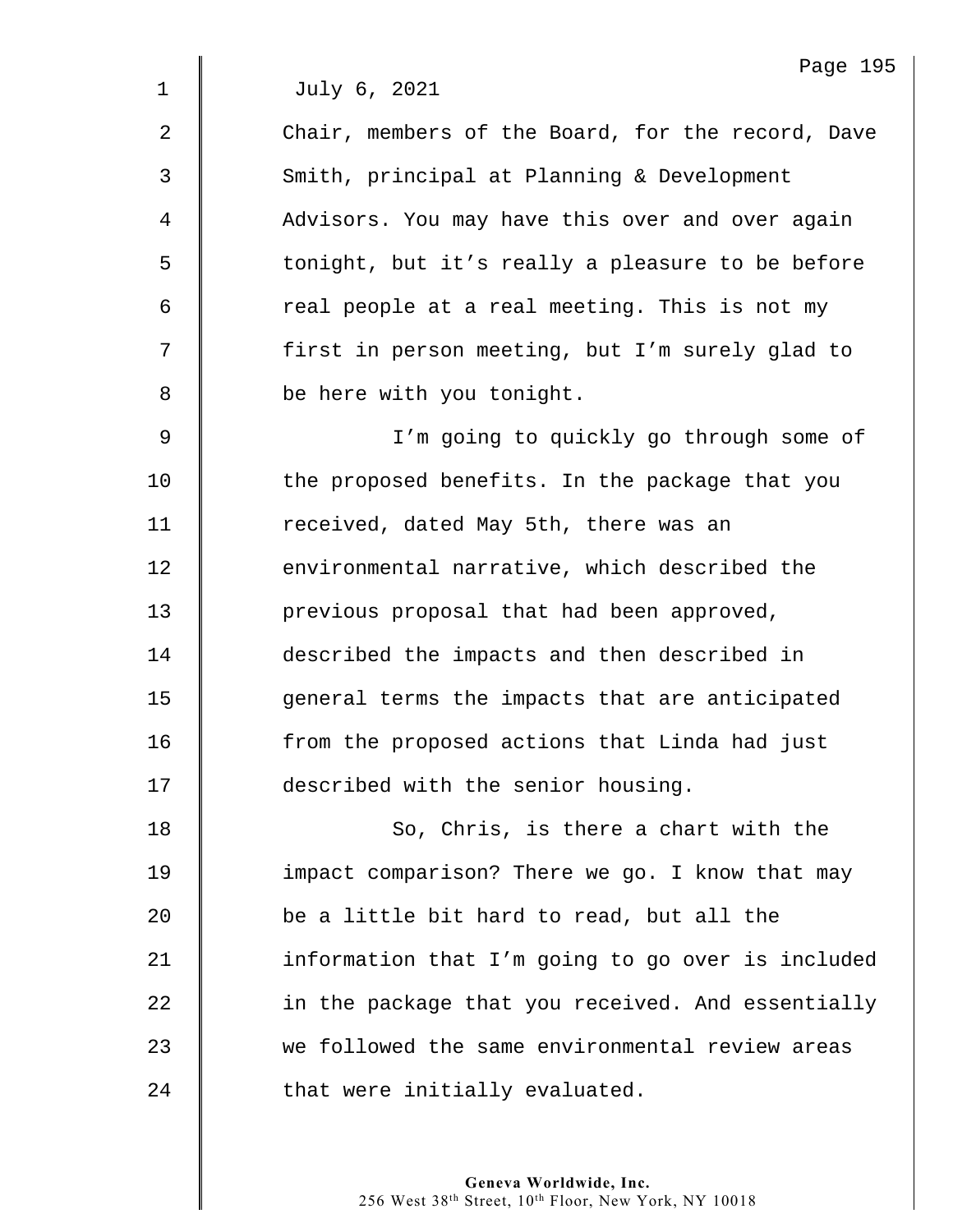July 6, 2021

Chair, members of the Board, for the record, Dave Smith, principal at Planning & Development Advisors. You may have this over and over again tonight, but it's really a pleasure to be before real people at a real meeting. This is not my first in person meeting, but I'm surely glad to be here with you tonight.

I'm going to quickly go through some of the proposed benefits. In the package that you received, dated May 5th, there was an environmental narrative, which described the previous proposal that had been approved, described the impacts and then described in general terms the impacts that are anticipated from the proposed actions that Linda had just described with the senior housing.

So, Chris, is there a chart with the impact comparison? There we go. I know that may be a little bit hard to read, but all the information that I'm going to go over is included in the package that you received. And essentially we followed the same environmental review areas that were initially evaluated.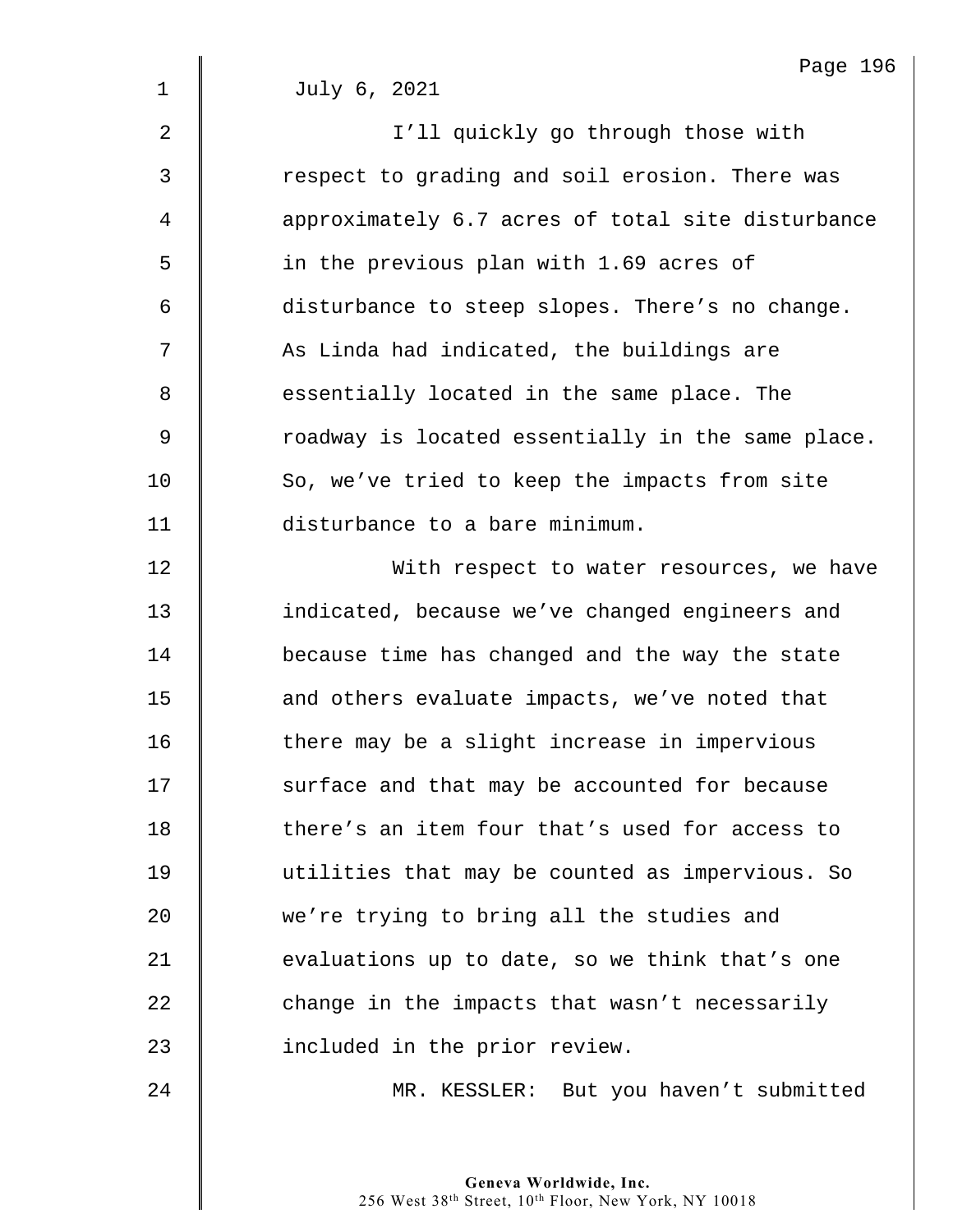July 6, 2021

I'll quickly go through those with respect to grading and soil erosion. There was approximately 6.7 acres of total site disturbance in the previous plan with 1.69 acres of disturbance to steep slopes. There's no change. As Linda had indicated, the buildings are essentially located in the same place. The roadway is located essentially in the same place. So, we've tried to keep the impacts from site disturbance to a bare minimum.

With respect to water resources, we have indicated, because we've changed engineers and because time has changed and the way the state and others evaluate impacts, we've noted that there may be a slight increase in impervious surface and that may be accounted for because there's an item four that's used for access to utilities that may be counted as impervious. So we're trying to bring all the studies and evaluations up to date, so we think that's one change in the impacts that wasn't necessarily included in the prior review.

MR. KESSLER: But you haven't submitted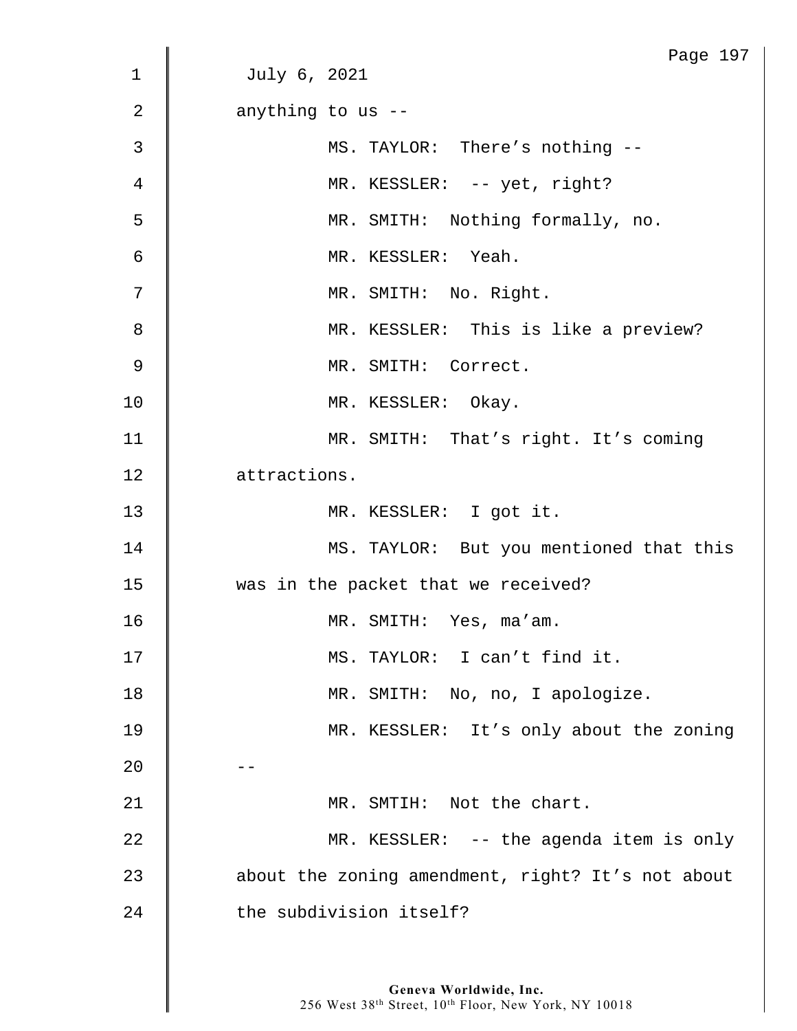July 6, 2021

anything to us --

MS. TAYLOR: There's nothing --

MR. KESSLER: -- yet, right?

MR. SMITH: Nothing formally, no.

MR. KESSLER: Yeah.

MR. SMITH: No. Right.

MR. KESSLER: This is like a preview?

MR. SMITH: Correct.

MR. KESSLER: Okay.

MR. SMITH: That's right. It's coming attractions.

MR. KESSLER: I got it.

MS. TAYLOR: But you mentioned that this was in the packet that we received?

MR. SMITH: Yes, ma'am.

MS. TAYLOR: I can't find it.

MR. SMITH: No, no, I apologize.

MR. KESSLER: It's only about the zoning --

MR. SMTIH: Not the chart.

MR. KESSLER: -- the agenda item is only about the zoning amendment, right? It's not about the subdivision itself?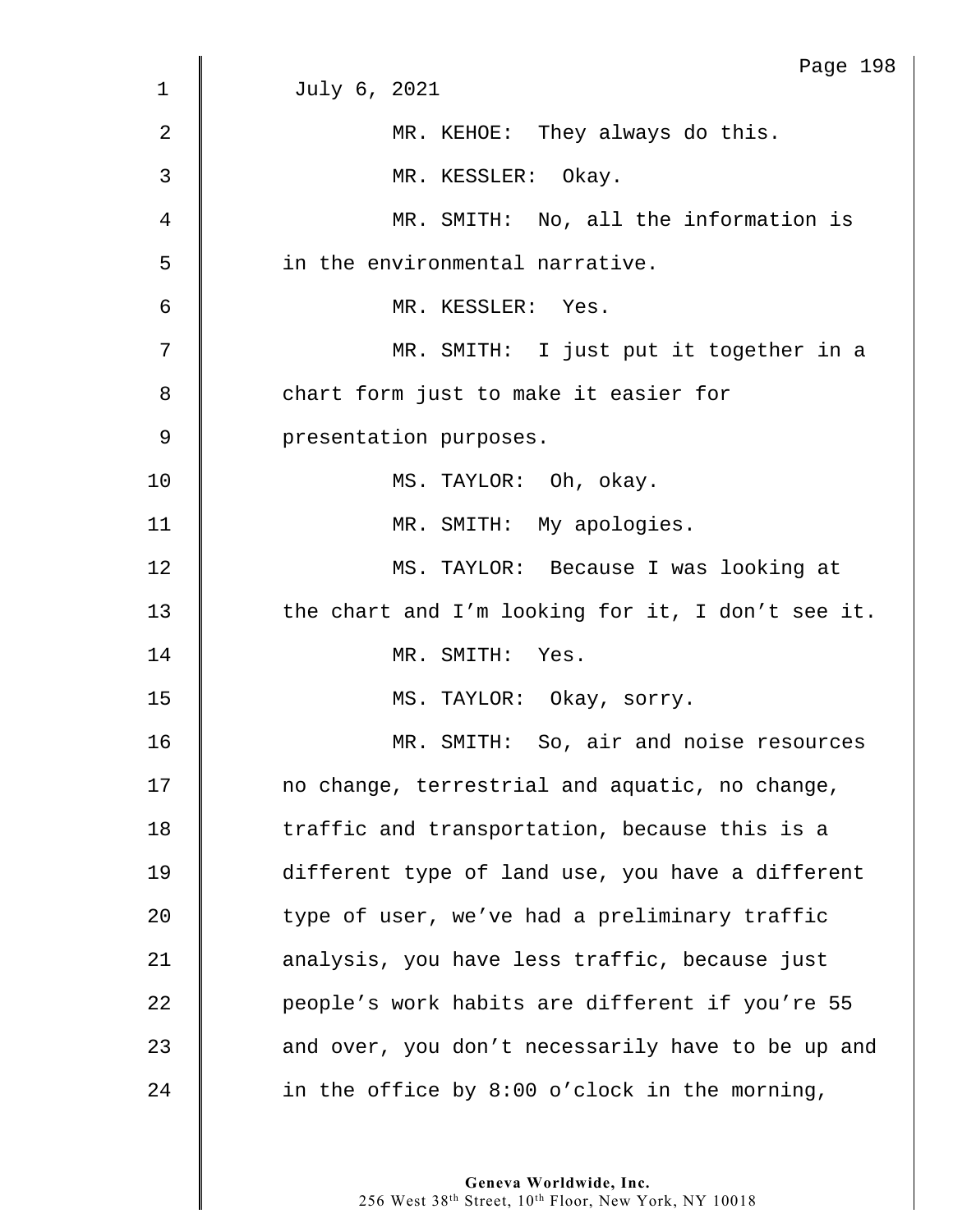July 6, 2021

MR. KEHOE: They always do this.

MR. KESSLER: Okay.

MR. SMITH: No, all the information is in the environmental narrative.

MR. KESSLER: Yes.

MR. SMITH: I just put it together in a chart form just to make it easier for presentation purposes.

MS. TAYLOR: Oh, okay.

MR. SMITH: My apologies.

MS. TAYLOR: Because I was looking at the chart and I'm looking for it, I don't see it.

MR. SMITH: Yes.

MS. TAYLOR: Okay, sorry.

MR. SMITH: So, air and noise resources no change, terrestrial and aquatic, no change, traffic and transportation, because this is a different type of land use, you have a different type of user, we've had a preliminary traffic analysis, you have less traffic, because just people's work habits are different if you're 55 and over, you don't necessarily have to be up and in the office by 8:00 o'clock in the morning,

**Geneva Worldwide, Inc.**
256 West 38th Street, 10th Floor, New York, NY 10018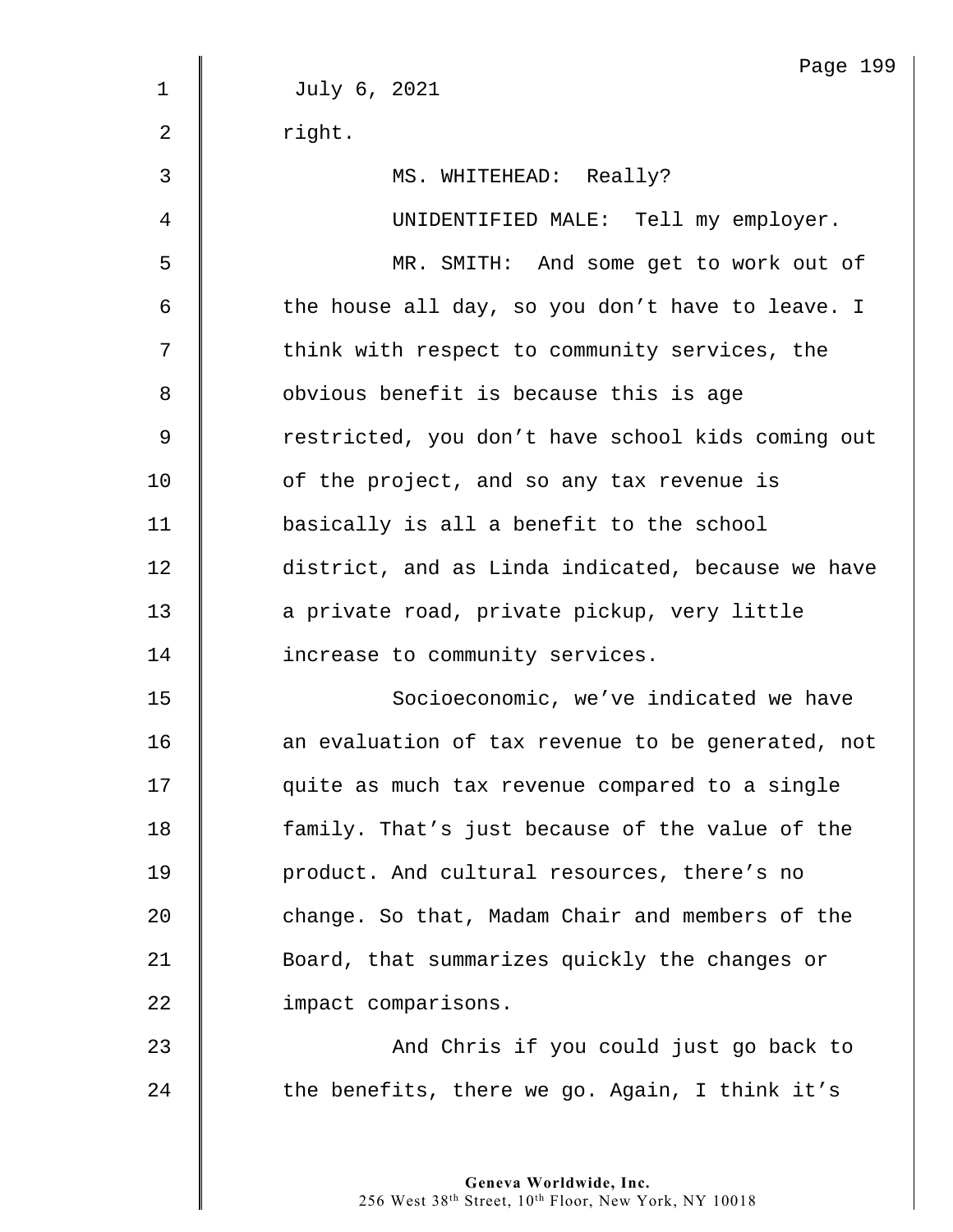July 6, 2021

right.

MS. WHITEHEAD: Really?

UNIDENTIFIED MALE: Tell my employer.

MR. SMITH: And some get to work out of the house all day, so you don't have to leave. I think with respect to community services, the obvious benefit is because this is age restricted, you don't have school kids coming out of the project, and so any tax revenue is basically is all a benefit to the school district, and as Linda indicated, because we have a private road, private pickup, very little increase to community services.

Socioeconomic, we've indicated we have an evaluation of tax revenue to be generated, not quite as much tax revenue compared to a single family. That's just because of the value of the product. And cultural resources, there's no change. So that, Madam Chair and members of the Board, that summarizes quickly the changes or impact comparisons.

And Chris if you could just go back to the benefits, there we go. Again, I think it's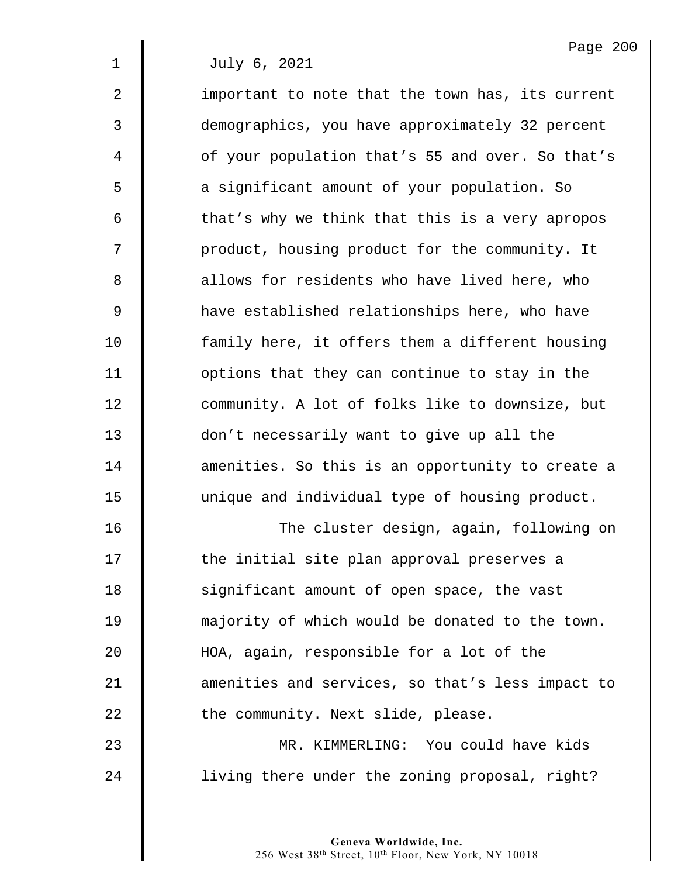July 6, 2021

important to note that the town has, its current demographics, you have approximately 32 percent of your population that's 55 and over. So that's a significant amount of your population. So that's why we think that this is a very apropos product, housing product for the community. It allows for residents who have lived here, who have established relationships here, who have family here, it offers them a different housing options that they can continue to stay in the community. A lot of folks like to downsize, but don't necessarily want to give up all the amenities. So this is an opportunity to create a unique and individual type of housing product.

The cluster design, again, following on the initial site plan approval preserves a significant amount of open space, the vast majority of which would be donated to the town. HOA, again, responsible for a lot of the amenities and services, so that's less impact to the community. Next slide, please.

MR. KIMMERLING: You could have kids living there under the zoning proposal, right?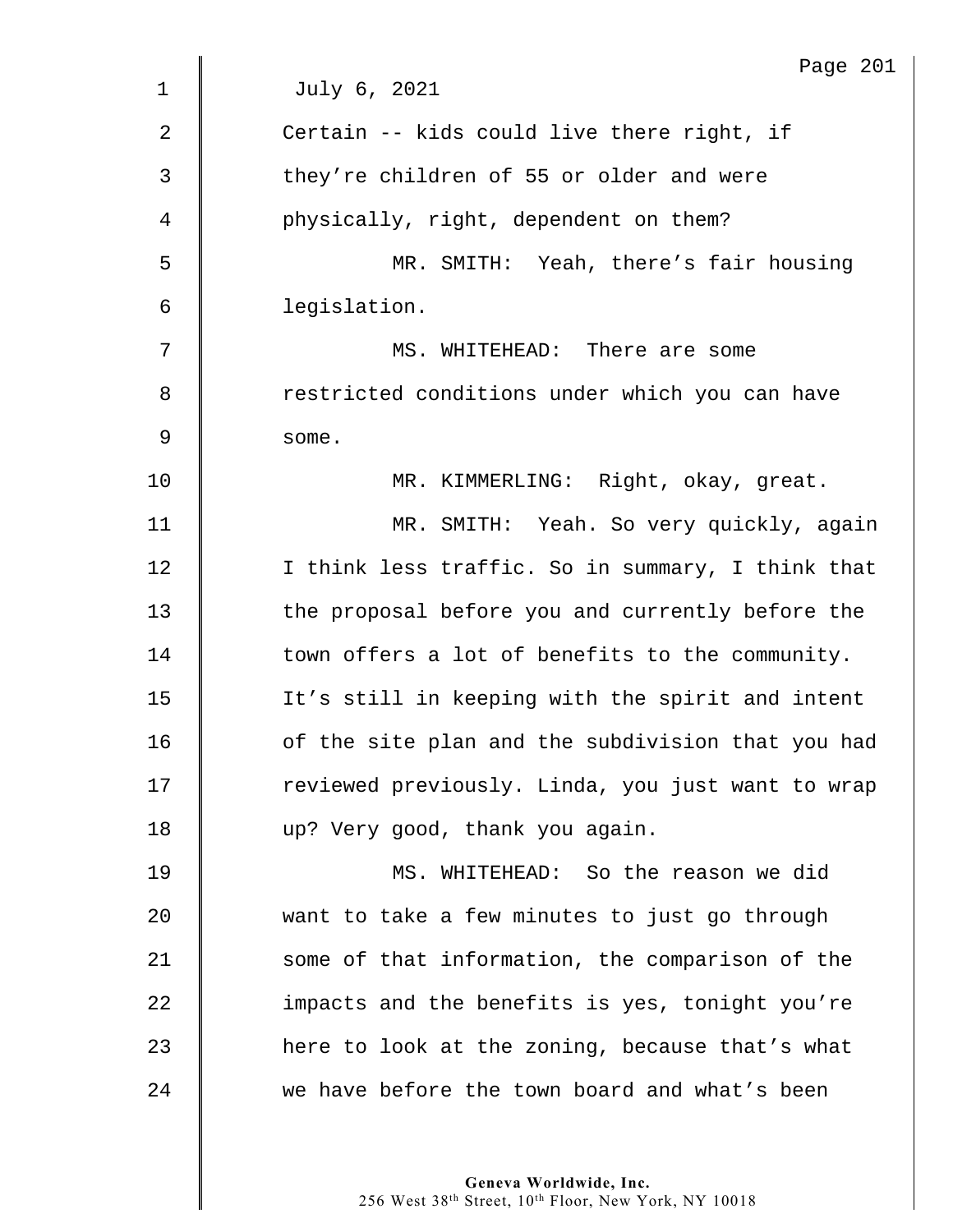July 6, 2021

Certain -- kids could live there right, if they're children of 55 or older and were physically, right, dependent on them?

MR. SMITH: Yeah, there's fair housing legislation.

MS. WHITEHEAD: There are some restricted conditions under which you can have some.

MR. KIMMERLING: Right, okay, great.

MR. SMITH: Yeah. So very quickly, again I think less traffic. So in summary, I think that the proposal before you and currently before the town offers a lot of benefits to the community. It's still in keeping with the spirit and intent of the site plan and the subdivision that you had reviewed previously. Linda, you just want to wrap up? Very good, thank you again.

MS. WHITEHEAD: So the reason we did want to take a few minutes to just go through some of that information, the comparison of the impacts and the benefits is yes, tonight you're here to look at the zoning, because that's what we have before the town board and what's been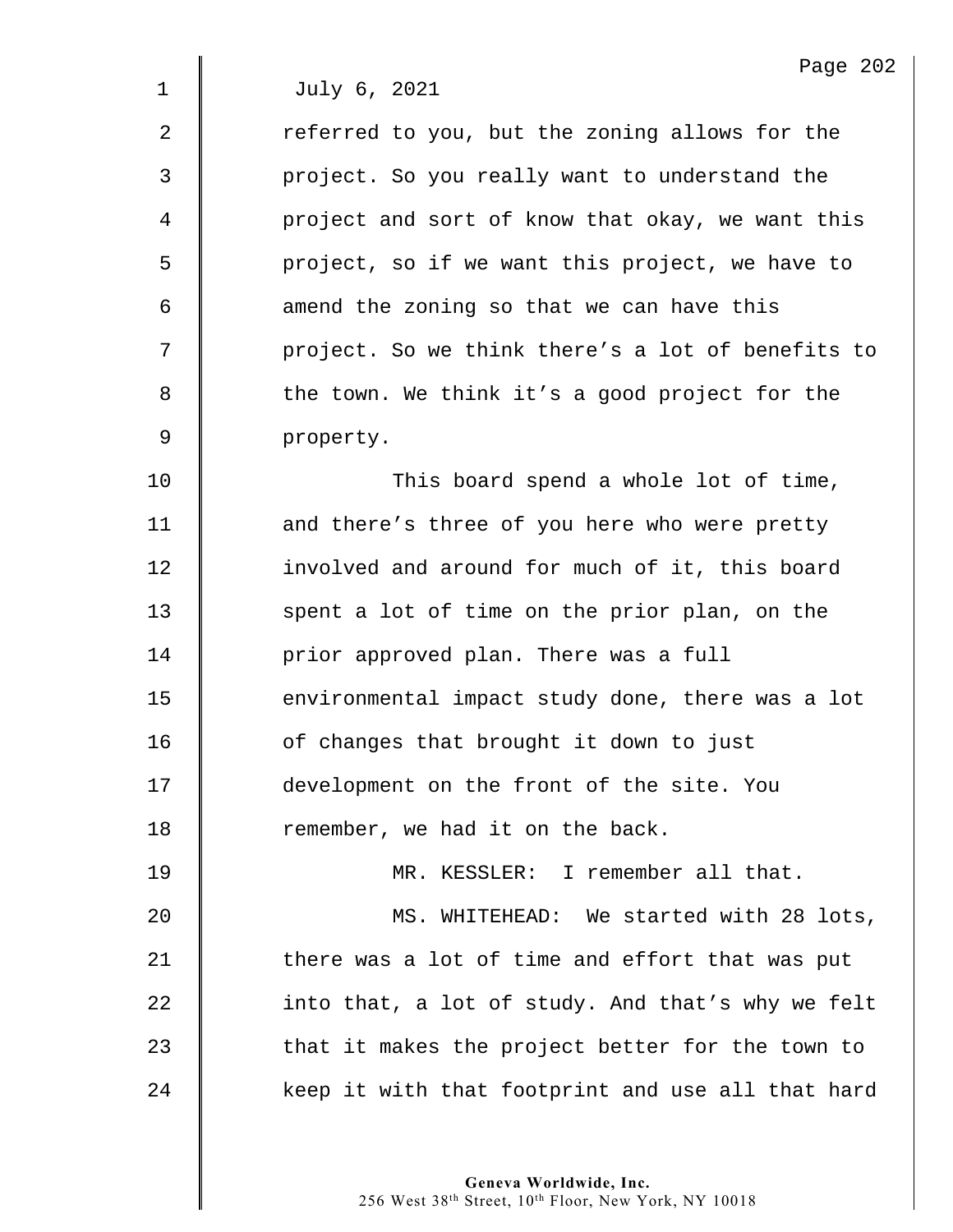July 6, 2021

referred to you, but the zoning allows for the project. So you really want to understand the project and sort of know that okay, we want this project, so if we want this project, we have to amend the zoning so that we can have this project. So we think there's a lot of benefits to the town. We think it's a good project for the property.

This board spend a whole lot of time, and there's three of you here who were pretty involved and around for much of it, this board spent a lot of time on the prior plan, on the prior approved plan. There was a full environmental impact study done, there was a lot of changes that brought it down to just development on the front of the site. You remember, we had it on the back.

MR. KESSLER: I remember all that.

MS. WHITEHEAD: We started with 28 lots, there was a lot of time and effort that was put into that, a lot of study. And that's why we felt that it makes the project better for the town to keep it with that footprint and use all that hard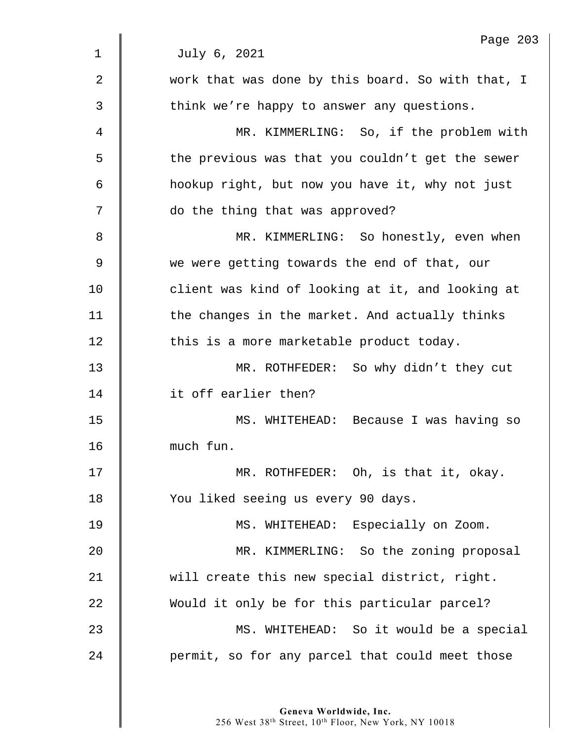July 6, 2021

work that was done by this board. So with that, I think we're happy to answer any questions.

MR. KIMMERLING: So, if the problem with the previous was that you couldn't get the sewer hookup right, but now you have it, why not just do the thing that was approved?

MR. KIMMERLING: So honestly, even when we were getting towards the end of that, our client was kind of looking at it, and looking at the changes in the market. And actually thinks this is a more marketable product today.

MR. ROTHFEDER: So why didn't they cut it off earlier then?

MS. WHITEHEAD: Because I was having so much fun.

MR. ROTHFEDER: Oh, is that it, okay. You liked seeing us every 90 days.

MS. WHITEHEAD: Especially on Zoom.

MR. KIMMERLING: So the zoning proposal will create this new special district, right. Would it only be for this particular parcel?

MS. WHITEHEAD: So it would be a special permit, so for any parcel that could meet those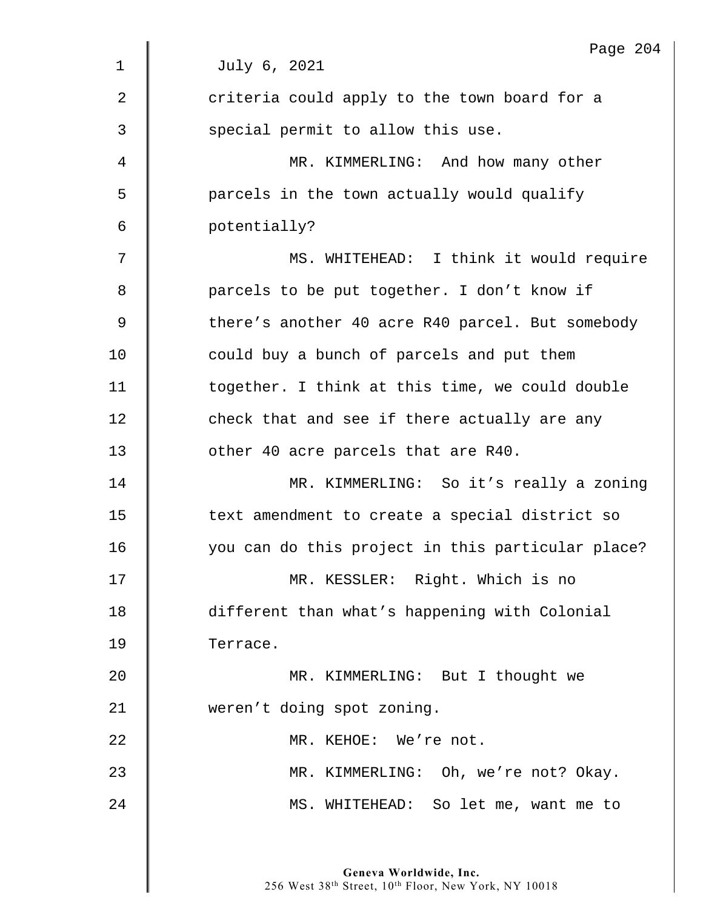July 6, 2021

criteria could apply to the town board for a special permit to allow this use.

MR. KIMMERLING: And how many other parcels in the town actually would qualify potentially?

MS. WHITEHEAD: I think it would require parcels to be put together. I don't know if there's another 40 acre R40 parcel. But somebody could buy a bunch of parcels and put them together. I think at this time, we could double check that and see if there actually are any other 40 acre parcels that are R40.

MR. KIMMERLING: So it's really a zoning text amendment to create a special district so you can do this project in this particular place?

MR. KESSLER: Right. Which is no different than what's happening with Colonial Terrace.

MR. KIMMERLING: But I thought we weren't doing spot zoning.

MR. KEHOE: We're not.

MR. KIMMERLING: Oh, we're not? Okay.

MS. WHITEHEAD: So let me, want me to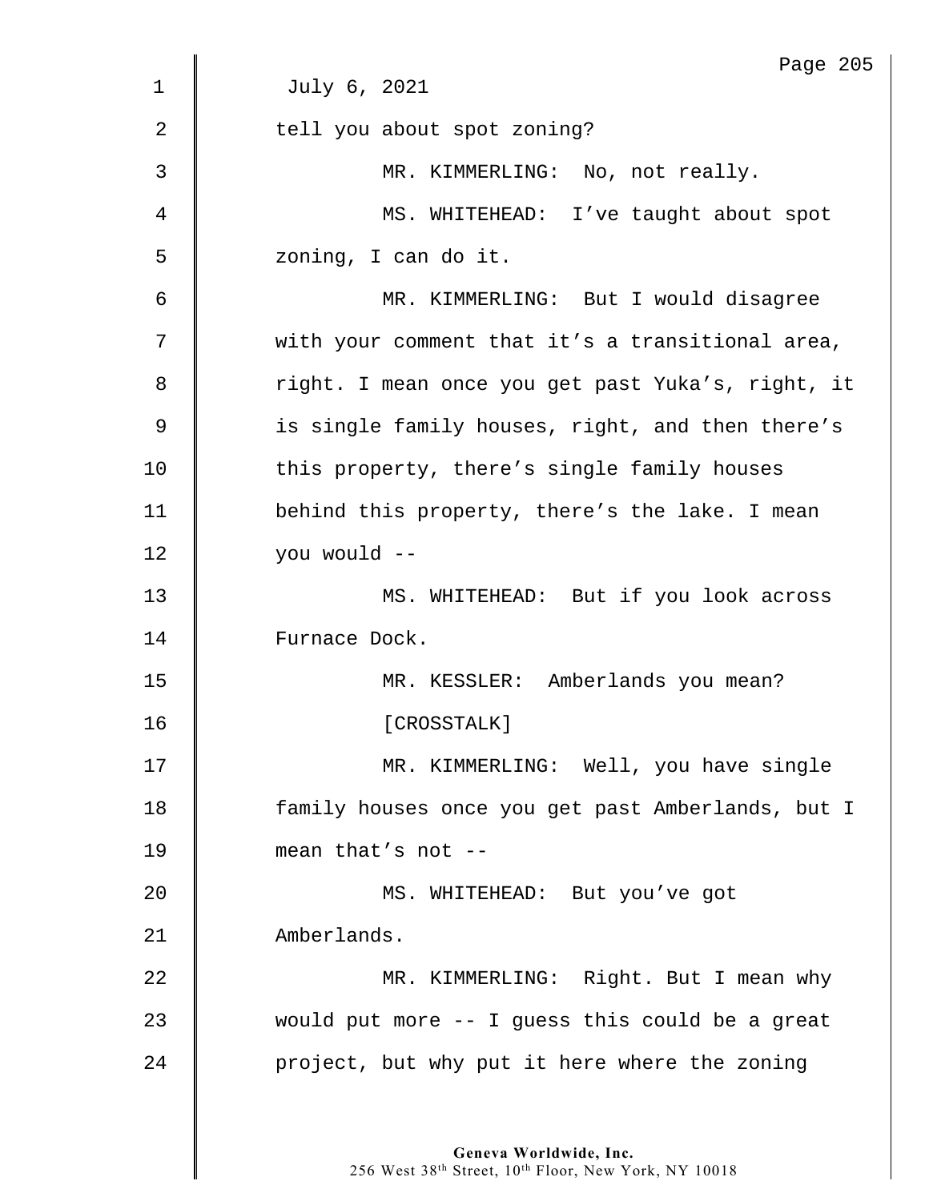July 6, 2021

tell you about spot zoning?

MR. KIMMERLING: No, not really.

MS. WHITEHEAD: I've taught about spot zoning, I can do it.

MR. KIMMERLING: But I would disagree with your comment that it's a transitional area, right. I mean once you get past Yuka's, right, it is single family houses, right, and then there's this property, there's single family houses behind this property, there's the lake. I mean you would --

MS. WHITEHEAD: But if you look across Furnace Dock.

MR. KESSLER: Amberlands you mean?

[CROSSTALK]

MR. KIMMERLING: Well, you have single family houses once you get past Amberlands, but I mean that's not --

MS. WHITEHEAD: But you've got Amberlands.

MR. KIMMERLING: Right. But I mean why would put more -- I guess this could be a great project, but why put it here where the zoning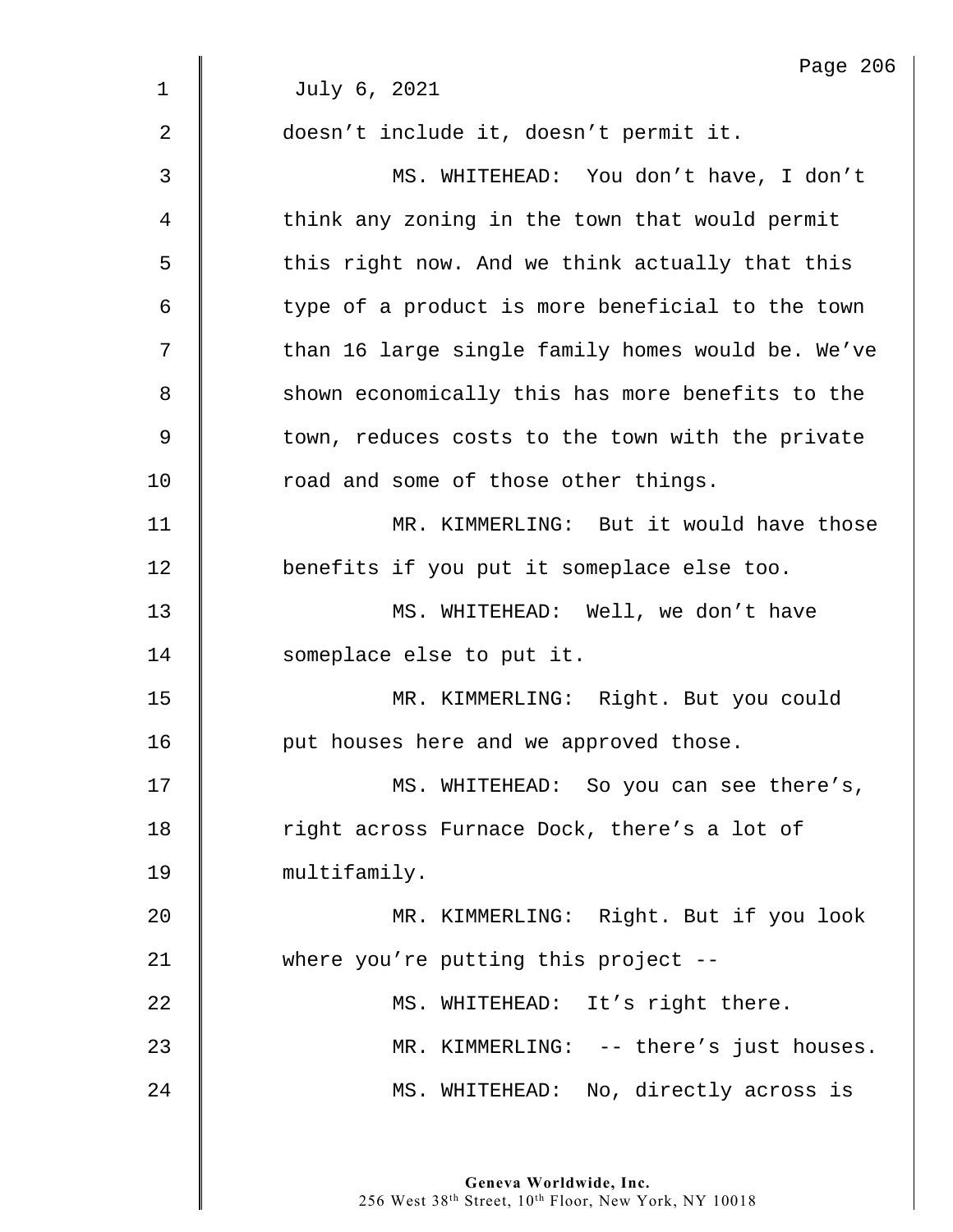July 6, 2021

doesn't include it, doesn't permit it.

MS. WHITEHEAD: You don't have, I don't think any zoning in the town that would permit this right now. And we think actually that this type of a product is more beneficial to the town than 16 large single family homes would be. We've shown economically this has more benefits to the town, reduces costs to the town with the private road and some of those other things.

MR. KIMMERLING: But it would have those benefits if you put it someplace else too.

MS. WHITEHEAD: Well, we don't have someplace else to put it.

MR. KIMMERLING: Right. But you could put houses here and we approved those.

MS. WHITEHEAD: So you can see there's, right across Furnace Dock, there's a lot of multifamily.

MR. KIMMERLING: Right. But if you look where you're putting this project --

MS. WHITEHEAD: It's right there.

MR. KIMMERLING: -- there's just houses.

MS. WHITEHEAD: No, directly across is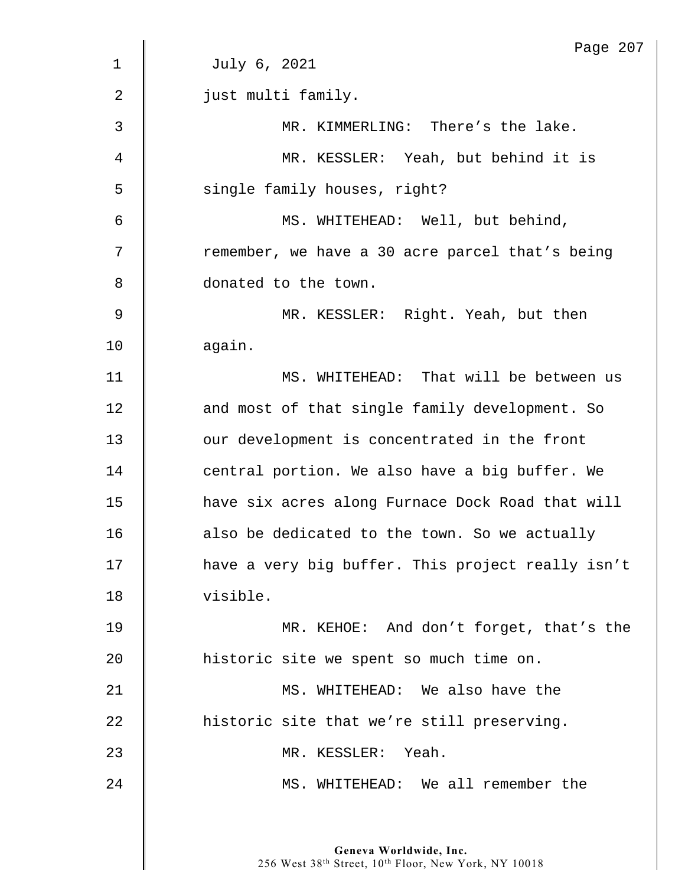July 6, 2021

just multi family.

MR. KIMMERLING: There's the lake.

MR. KESSLER: Yeah, but behind it is single family houses, right?

MS. WHITEHEAD: Well, but behind, remember, we have a 30 acre parcel that's being donated to the town.

MR. KESSLER: Right. Yeah, but then again.

MS. WHITEHEAD: That will be between us and most of that single family development. So our development is concentrated in the front central portion. We also have a big buffer. We have six acres along Furnace Dock Road that will also be dedicated to the town. So we actually have a very big buffer. This project really isn't visible.

MR. KEHOE: And don't forget, that's the historic site we spent so much time on.

MS. WHITEHEAD: We also have the historic site that we're still preserving.

MR. KESSLER: Yeah.

MS. WHITEHEAD: We all remember the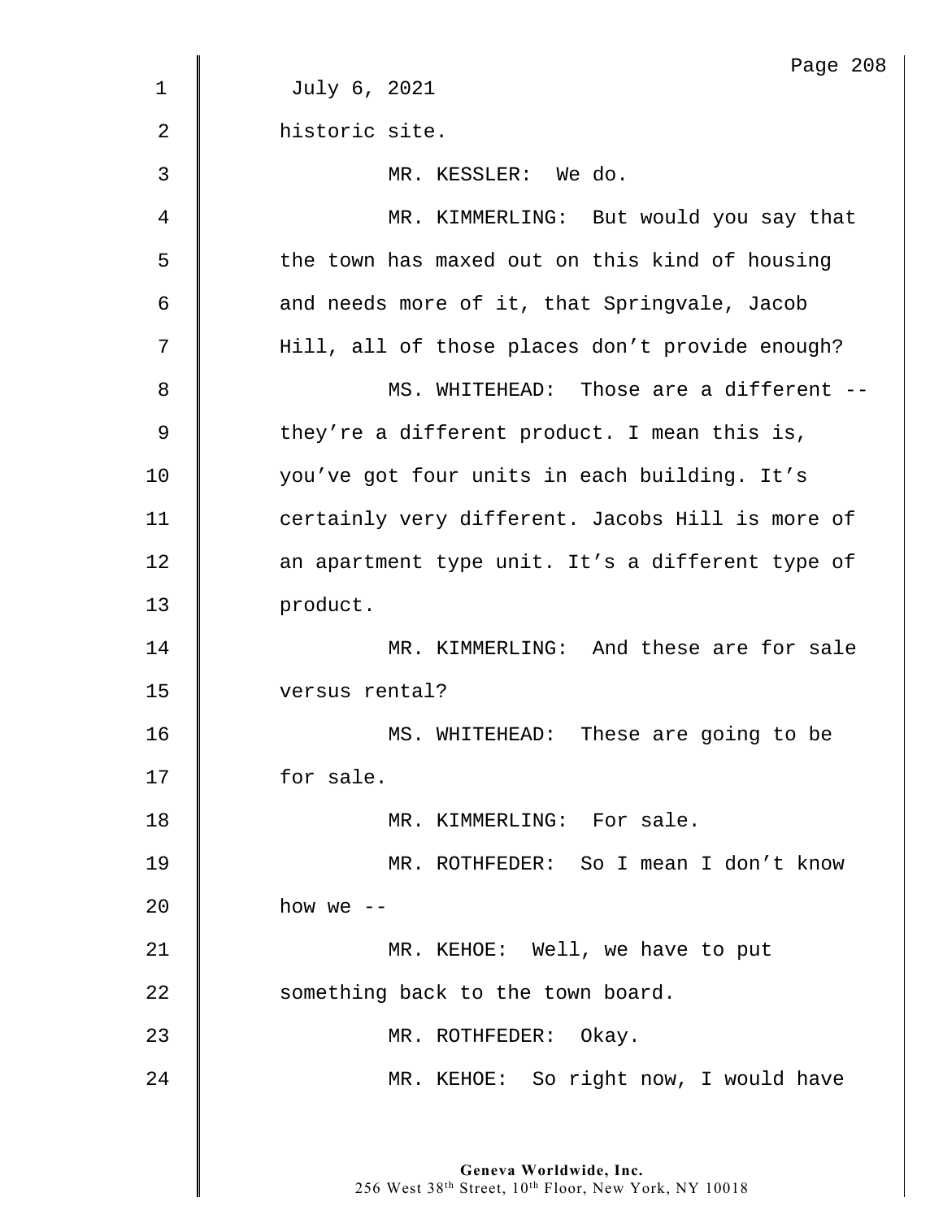July 6, 2021

historic site.

MR. KESSLER: We do.

MR. KIMMERLING: But would you say that the town has maxed out on this kind of housing and needs more of it, that Springvale, Jacob Hill, all of those places don't provide enough?

MS. WHITEHEAD: Those are a different -- they're a different product. I mean this is, you've got four units in each building. It's certainly very different. Jacobs Hill is more of an apartment type unit. It's a different type of product.

MR. KIMMERLING: And these are for sale versus rental?

MS. WHITEHEAD: These are going to be for sale.

MR. KIMMERLING: For sale.

MR. ROTHFEDER: So I mean I don't know how we --

MR. KEHOE: Well, we have to put something back to the town board.

MR. ROTHFEDER: Okay.

MR. KEHOE: So right now, I would have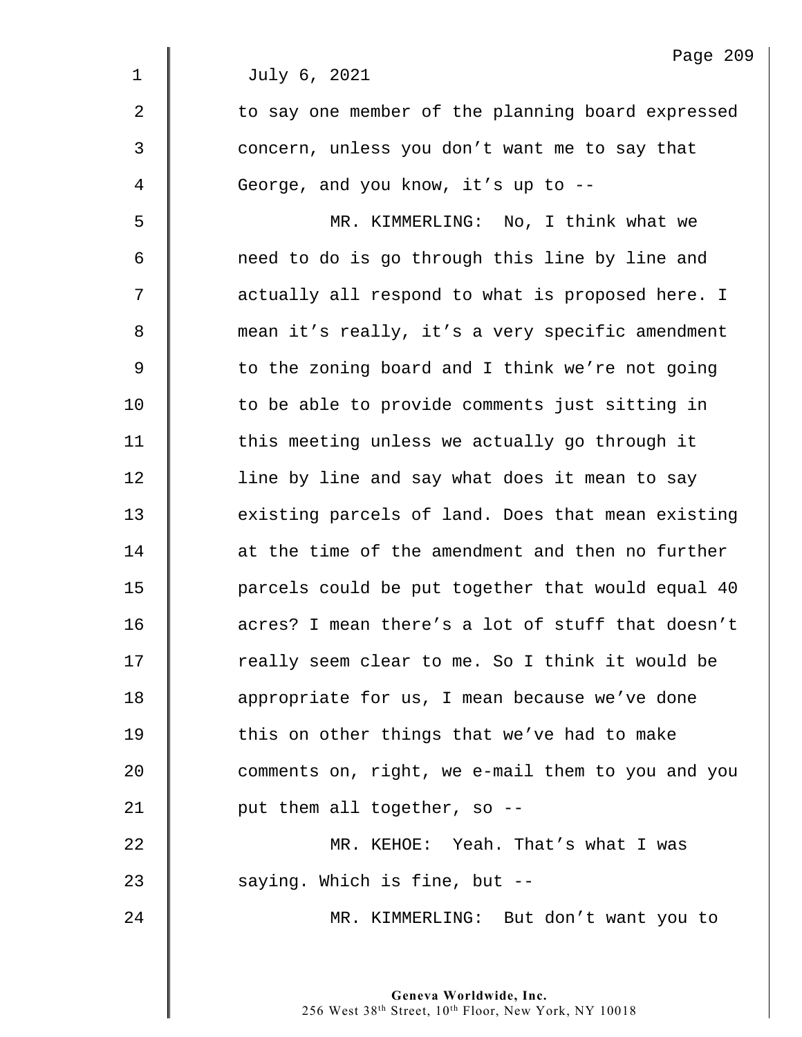July 6, 2021

to say one member of the planning board expressed concern, unless you don't want me to say that George, and you know, it's up to --

MR. KIMMERLING: No, I think what we need to do is go through this line by line and actually all respond to what is proposed here. I mean it's really, it's a very specific amendment to the zoning board and I think we're not going to be able to provide comments just sitting in this meeting unless we actually go through it line by line and say what does it mean to say existing parcels of land. Does that mean existing at the time of the amendment and then no further parcels could be put together that would equal 40 acres? I mean there's a lot of stuff that doesn't really seem clear to me. So I think it would be appropriate for us, I mean because we've done this on other things that we've had to make comments on, right, we e-mail them to you and you put them all together, so --

MR. KEHOE: Yeah. That's what I was saying. Which is fine, but --

MR. KIMMERLING: But don't want you to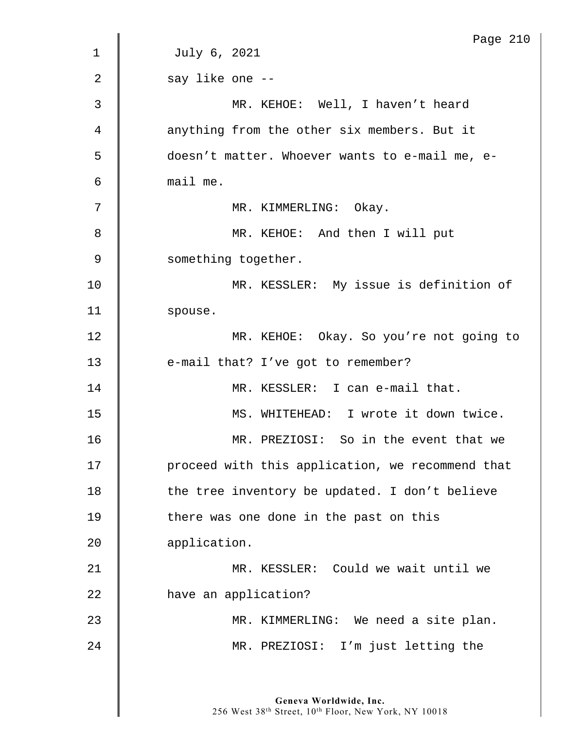July 6, 2021

say like one --

MR. KEHOE: Well, I haven't heard anything from the other six members. But it doesn't matter. Whoever wants to e-mail me, e-mail me.

MR. KIMMERLING: Okay.

MR. KEHOE: And then I will put something together.

MR. KESSLER: My issue is definition of spouse.

MR. KEHOE: Okay. So you're not going to e-mail that? I've got to remember?

MR. KESSLER: I can e-mail that.

MS. WHITEHEAD: I wrote it down twice.

MR. PREZIOSI: So in the event that we proceed with this application, we recommend that the tree inventory be updated. I don't believe there was one done in the past on this application.

MR. KESSLER: Could we wait until we have an application?

MR. KIMMERLING: We need a site plan.

MR. PREZIOSI: I'm just letting the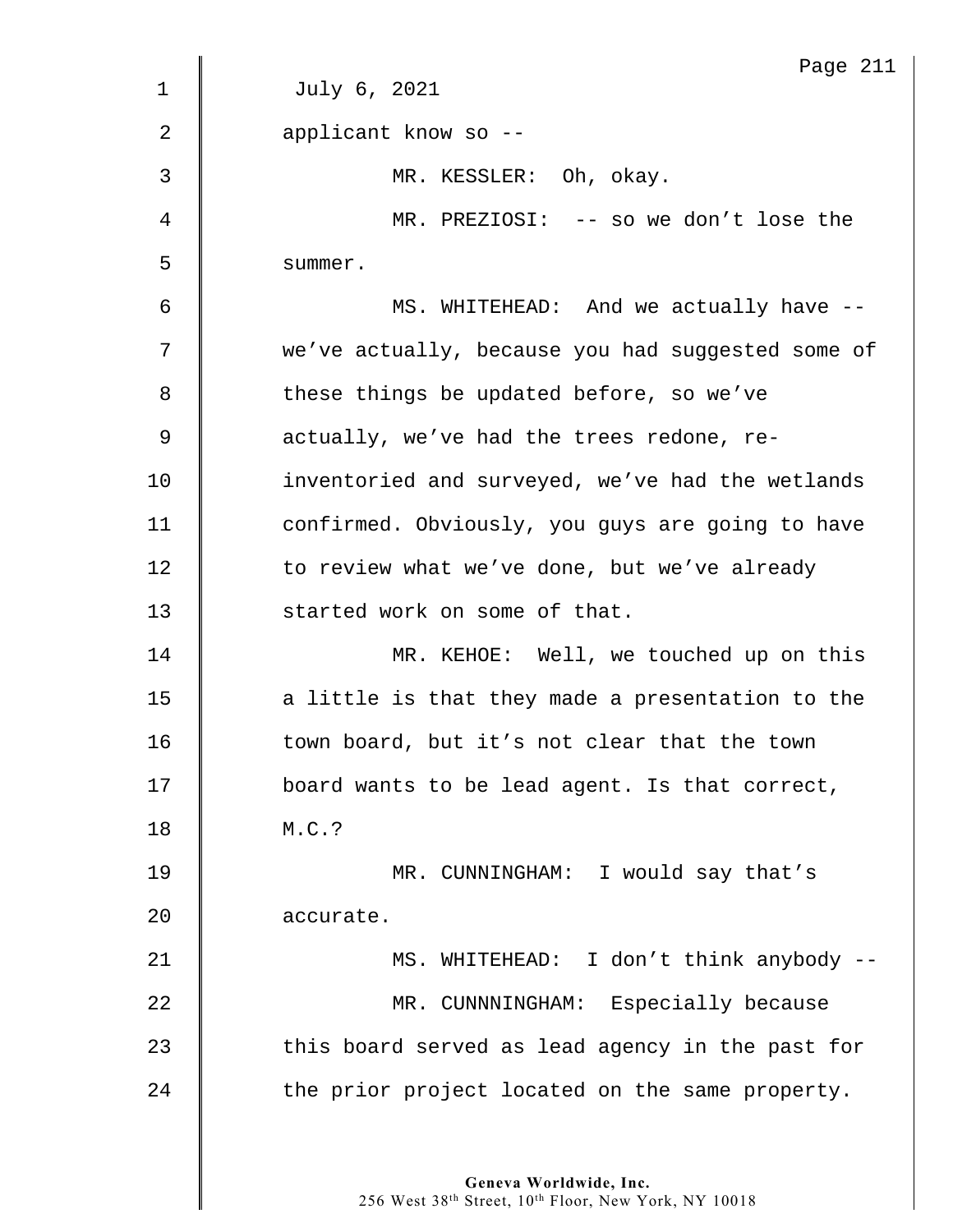July 6, 2021

applicant know so --

MR. KESSLER: Oh, okay.

MR. PREZIOSI: -- so we don't lose the summer.

MS. WHITEHEAD: And we actually have -- we've actually, because you had suggested some of these things be updated before, so we've actually, we've had the trees redone, re-inventoried and surveyed, we've had the wetlands confirmed. Obviously, you guys are going to have to review what we've done, but we've already started work on some of that.

MR. KEHOE: Well, we touched up on this a little is that they made a presentation to the town board, but it's not clear that the town board wants to be lead agent. Is that correct, M.C.?

MR. CUNNINGHAM: I would say that's accurate.

MS. WHITEHEAD: I don't think anybody --

MR. CUNNNINGHAM: Especially because this board served as lead agency in the past for the prior project located on the same property.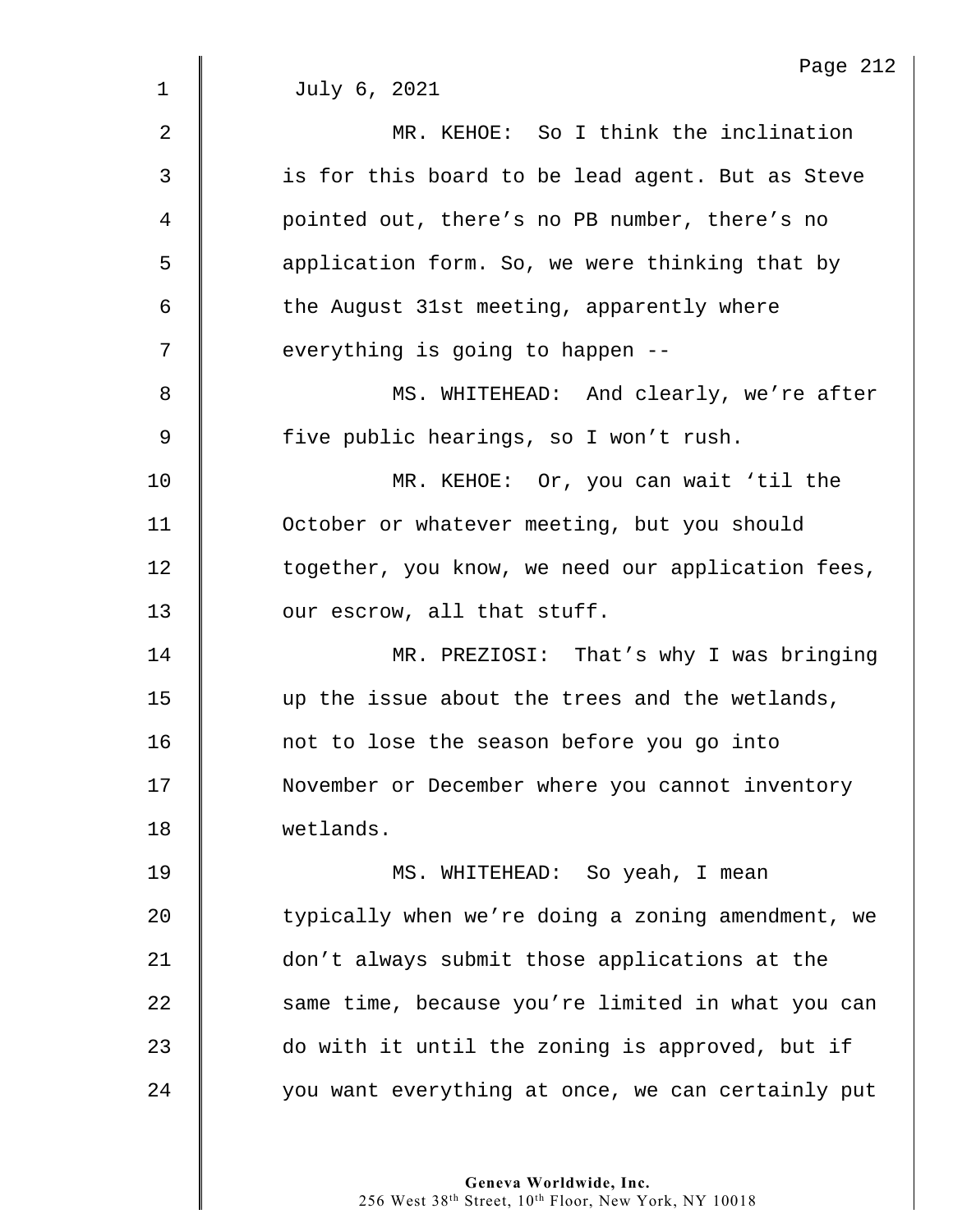July 6, 2021

MR. KEHOE: So I think the inclination is for this board to be lead agent. But as Steve pointed out, there's no PB number, there's no application form. So, we were thinking that by the August 31st meeting, apparently where everything is going to happen --

MS. WHITEHEAD: And clearly, we're after five public hearings, so I won't rush.

MR. KEHOE: Or, you can wait 'til the October or whatever meeting, but you should together, you know, we need our application fees, our escrow, all that stuff.

MR. PREZIOSI: That's why I was bringing up the issue about the trees and the wetlands, not to lose the season before you go into November or December where you cannot inventory wetlands.

MS. WHITEHEAD: So yeah, I mean typically when we're doing a zoning amendment, we don't always submit those applications at the same time, because you're limited in what you can do with it until the zoning is approved, but if you want everything at once, we can certainly put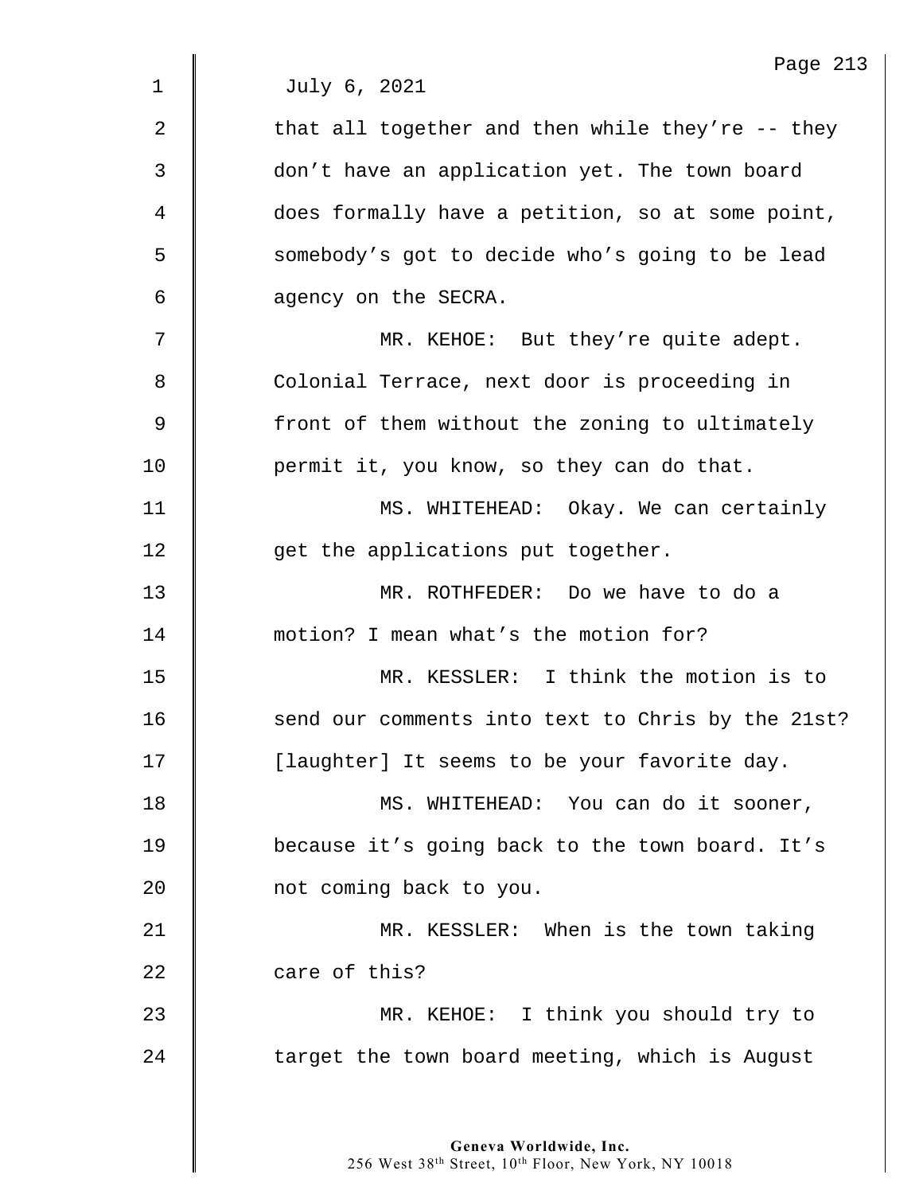July 6, 2021

that all together and then while they're -- they don't have an application yet. The town board does formally have a petition, so at some point, somebody's got to decide who's going to be lead agency on the SECRA.

MR. KEHOE: But they're quite adept. Colonial Terrace, next door is proceeding in front of them without the zoning to ultimately permit it, you know, so they can do that.

MS. WHITEHEAD: Okay. We can certainly get the applications put together.

MR. ROTHFEDER: Do we have to do a motion? I mean what's the motion for?

MR. KESSLER: I think the motion is to send our comments into text to Chris by the 21st? [laughter] It seems to be your favorite day.

MS. WHITEHEAD: You can do it sooner, because it's going back to the town board. It's not coming back to you.

MR. KESSLER: When is the town taking care of this?

MR. KEHOE: I think you should try to target the town board meeting, which is August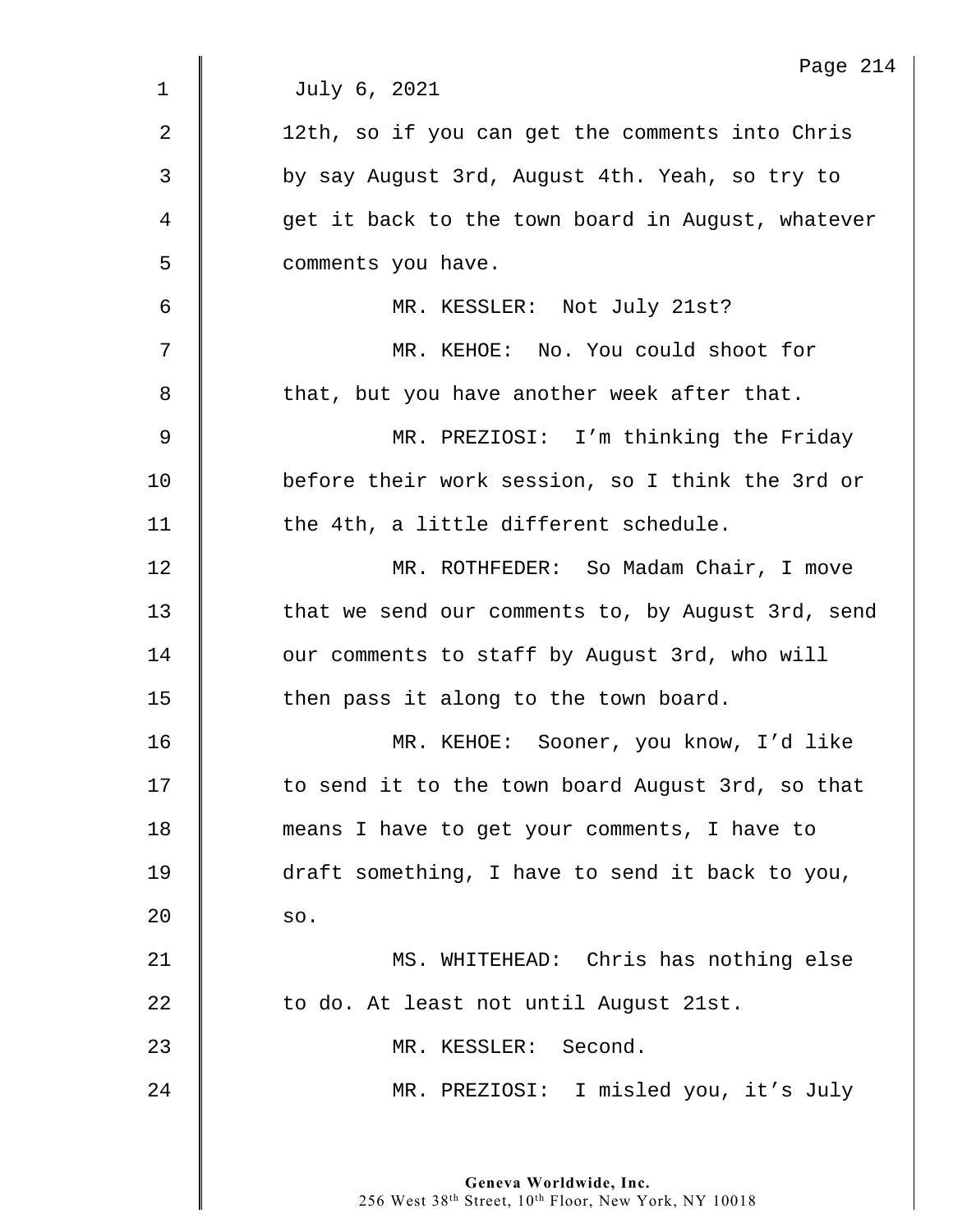July 6, 2021

12th, so if you can get the comments into Chris by say August 3rd, August 4th. Yeah, so try to get it back to the town board in August, whatever comments you have.

MR. KESSLER: Not July 21st?

MR. KEHOE: No. You could shoot for that, but you have another week after that.

MR. PREZIOSI: I'm thinking the Friday before their work session, so I think the 3rd or the 4th, a little different schedule.

MR. ROTHFEDER: So Madam Chair, I move that we send our comments to, by August 3rd, send our comments to staff by August 3rd, who will then pass it along to the town board.

MR. KEHOE: Sooner, you know, I'd like to send it to the town board August 3rd, so that means I have to get your comments, I have to draft something, I have to send it back to you, so.

MS. WHITEHEAD: Chris has nothing else to do. At least not until August 21st.

MR. KESSLER: Second.

MR. PREZIOSI: I misled you, it's July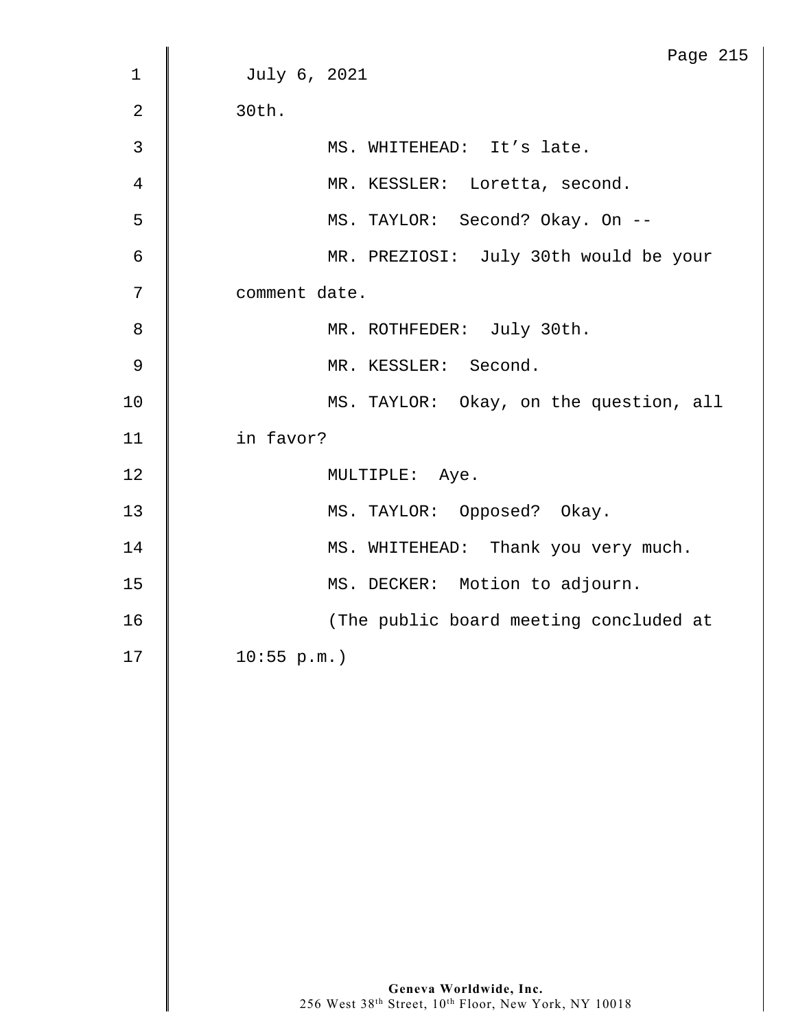July 6, 2021

30th.

MS. WHITEHEAD: It's late.

MR. KESSLER: Loretta, second.

MS. TAYLOR: Second? Okay. On --

MR. PREZIOSI: July 30th would be your comment date.

MR. ROTHFEDER: July 30th.

MR. KESSLER: Second.

MS. TAYLOR: Okay, on the question, all in favor?

MULTIPLE: Aye.

MS. TAYLOR: Opposed? Okay.

MS. WHITEHEAD: Thank you very much.

MS. DECKER: Motion to adjourn.

(The public board meeting concluded at 10:55 p.m.)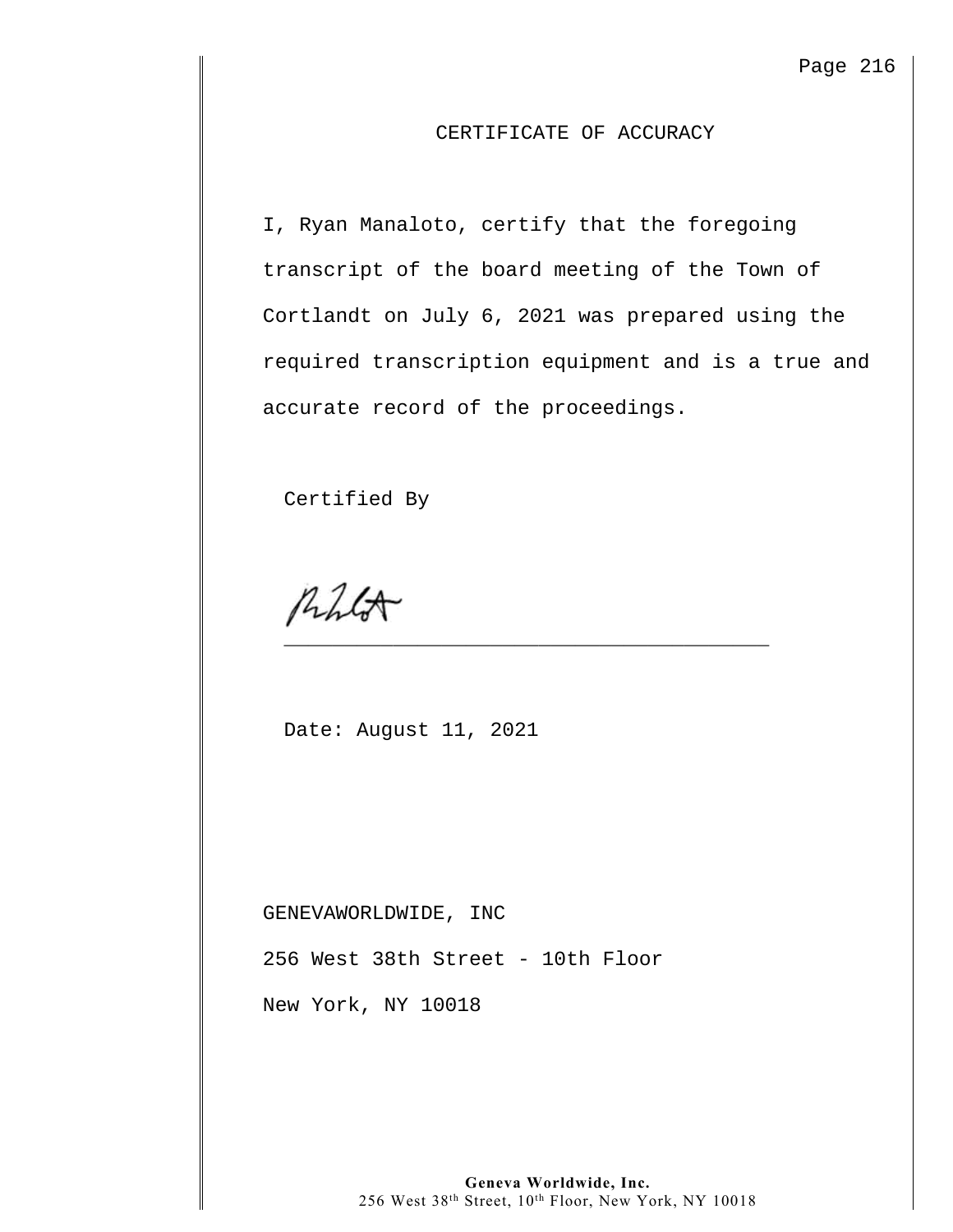## CERTIFICATE OF ACCURACY

I, Ryan Manaloto, certify that the foregoing transcript of the board meeting of the Town of Cortlandt on July 6, 2021 was prepared using the required transcription equipment and is a true and accurate record of the proceedings.

Certified By

_________________________________________

Date: August 11, 2021

GENEVAWORLDWIDE, INC

256 West 38th Street - 10th Floor

New York, NY 10018